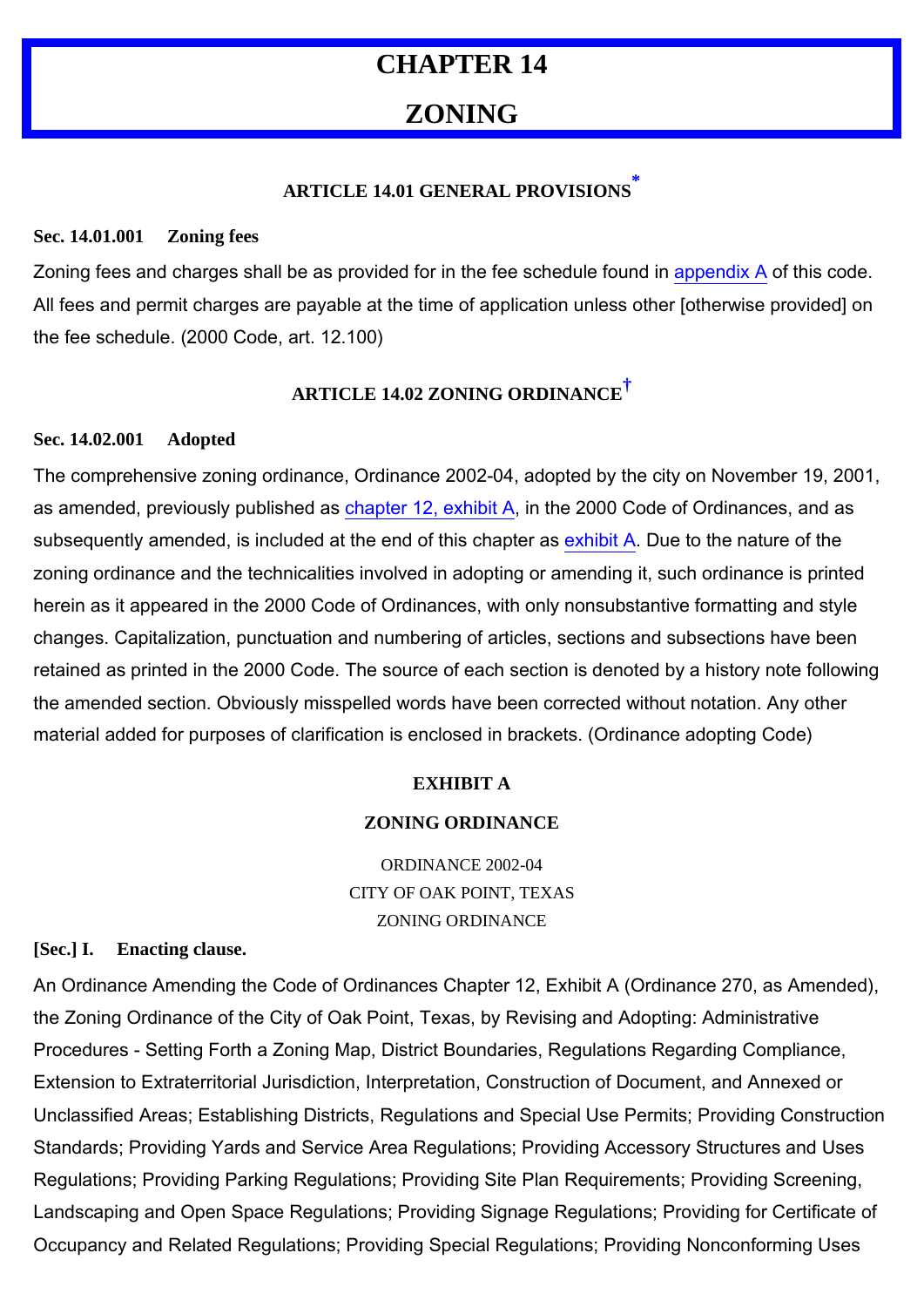# CHAPTER 14

# ZONING

## ARTICLE 14.01 GENERAL PROVISIONS*

**Sec. 14.01.001 Zoning fees**

Zoning fees and charges shall be as provided for in the fee schedule found in appendix A of this code. All fees and permit charges are payable at the time of application unless other [otherwise provided] on the fee schedule. (2000 Code, art. 12.100)

## ARTICLE 14.02 ZONING ORDINANCE†

**Sec. 14.02.001 Adopted**

The comprehensive zoning ordinance, Ordinance 2002-04, adopted by the city on November 19, 2001, as amended, previously published as chapter 12, exhibit A, in the 2000 Code of Ordinances, and as subsequently amended, is included at the end of this chapter as exhibit A. Due to the nature of the zoning ordinance and the technicalities involved in adopting or amending it, such ordinance is printed herein as it appeared in the 2000 Code of Ordinances, with only nonsubstantive formatting and style changes. Capitalization, punctuation and numbering of articles, sections and subsections have been retained as printed in the 2000 Code. The source of each section is denoted by a history note following the amended section. Obviously misspelled words have been corrected without notation. Any other material added for purposes of clarification is enclosed in brackets. (Ordinance adopting Code)

### EXHIBIT A

### ZONING ORDINANCE

ORDINANCE 2002-04
CITY OF OAK POINT, TEXAS
ZONING ORDINANCE

**[Sec.] I. Enacting clause.**

An Ordinance Amending the Code of Ordinances Chapter 12, Exhibit A (Ordinance 270, as Amended), the Zoning Ordinance of the City of Oak Point, Texas, by Revising and Adopting: Administrative Procedures - Setting Forth a Zoning Map, District Boundaries, Regulations Regarding Compliance, Extension to Extraterritorial Jurisdiction, Interpretation, Construction of Document, and Annexed or Unclassified Areas; Establishing Districts, Regulations and Special Use Permits; Providing Construction Standards; Providing Yards and Service Area Regulations; Providing Accessory Structures and Uses Regulations; Providing Parking Regulations; Providing Site Plan Requirements; Providing Screening, Landscaping and Open Space Regulations; Providing Signage Regulations; Providing for Certificate of Occupancy and Related Regulations; Providing Special Regulations; Providing Nonconforming Uses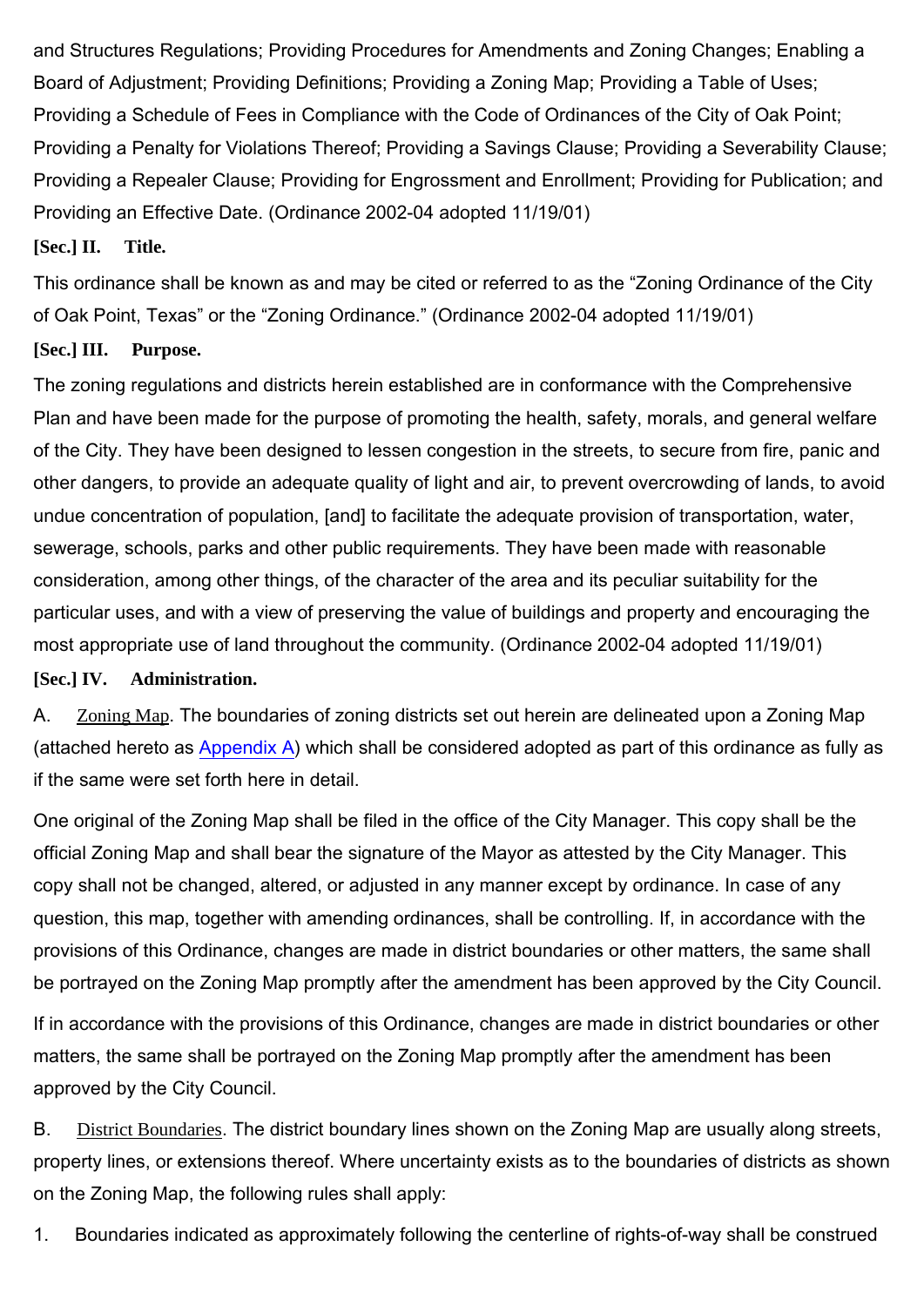and Structures Regulations; Providing Procedures for Amendments and Zoning Changes; Enabling a Board of Adjustment; Providing Definitions; Providing a Zoning Map; Providing a Table of Uses; Providing a Schedule of Fees in Compliance with the Code of Ordinances of the City of Oak Point; Providing a Penalty for Violations Thereof; Providing a Savings Clause; Providing a Severability Clause; Providing a Repealer Clause; Providing for Engrossment and Enrollment; Providing for Publication; and Providing an Effective Date. (Ordinance 2002-04 adopted 11/19/01)

### [Sec.] II. Title.

This ordinance shall be known as and may be cited or referred to as the "Zoning Ordinance of the City of Oak Point, Texas" or the "Zoning Ordinance." (Ordinance 2002-04 adopted 11/19/01)

### [Sec.] III. Purpose.

The zoning regulations and districts herein established are in conformance with the Comprehensive Plan and have been made for the purpose of promoting the health, safety, morals, and general welfare of the City. They have been designed to lessen congestion in the streets, to secure from fire, panic and other dangers, to provide an adequate quality of light and air, to prevent overcrowding of lands, to avoid undue concentration of population, [and] to facilitate the adequate provision of transportation, water, sewerage, schools, parks and other public requirements. They have been made with reasonable consideration, among other things, of the character of the area and its peculiar suitability for the particular uses, and with a view of preserving the value of buildings and property and encouraging the most appropriate use of land throughout the community. (Ordinance 2002-04 adopted 11/19/01)

### [Sec.] IV. Administration.

A. Zoning Map. The boundaries of zoning districts set out herein are delineated upon a Zoning Map (attached hereto as Appendix A) which shall be considered adopted as part of this ordinance as fully as if the same were set forth here in detail.

One original of the Zoning Map shall be filed in the office of the City Manager. This copy shall be the official Zoning Map and shall bear the signature of the Mayor as attested by the City Manager. This copy shall not be changed, altered, or adjusted in any manner except by ordinance. In case of any question, this map, together with amending ordinances, shall be controlling. If, in accordance with the provisions of this Ordinance, changes are made in district boundaries or other matters, the same shall be portrayed on the Zoning Map promptly after the amendment has been approved by the City Council.

If in accordance with the provisions of this Ordinance, changes are made in district boundaries or other matters, the same shall be portrayed on the Zoning Map promptly after the amendment has been approved by the City Council.

B. District Boundaries. The district boundary lines shown on the Zoning Map are usually along streets, property lines, or extensions thereof. Where uncertainty exists as to the boundaries of districts as shown on the Zoning Map, the following rules shall apply:

1. Boundaries indicated as approximately following the centerline of rights-of-way shall be construed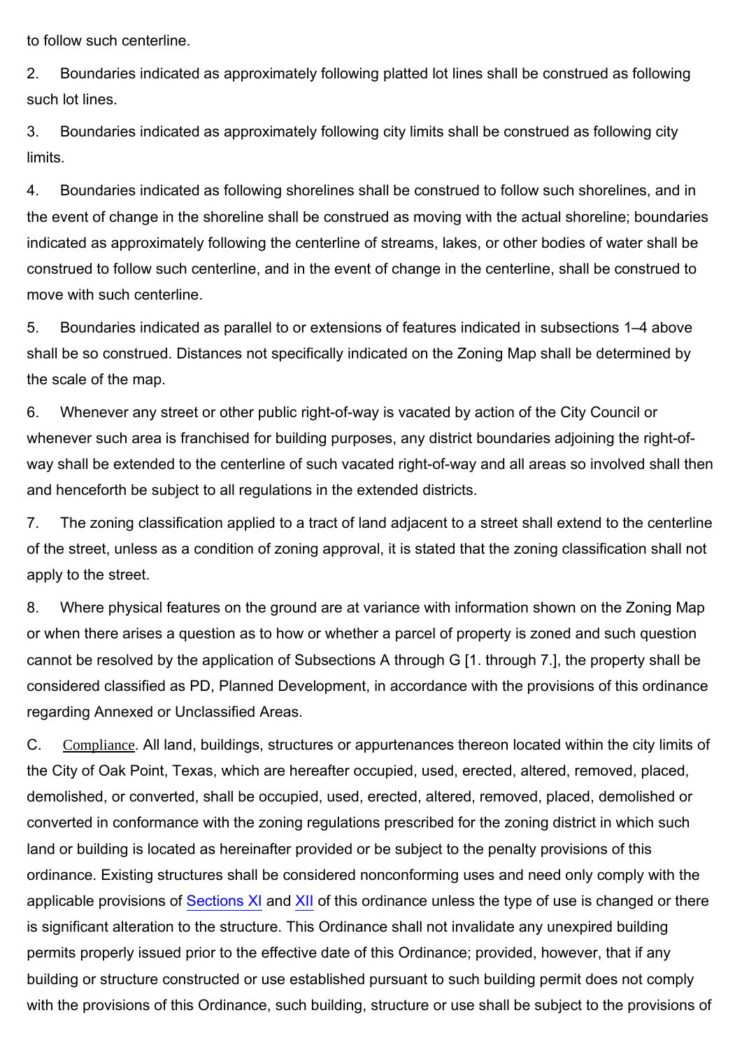to follow such centerline.

2. Boundaries indicated as approximately following platted lot lines shall be construed as following such lot lines.

3. Boundaries indicated as approximately following city limits shall be construed as following city limits.

4. Boundaries indicated as following shorelines shall be construed to follow such shorelines, and in the event of change in the shoreline shall be construed as moving with the actual shoreline; boundaries indicated as approximately following the centerline of streams, lakes, or other bodies of water shall be construed to follow such centerline, and in the event of change in the centerline, shall be construed to move with such centerline.

5. Boundaries indicated as parallel to or extensions of features indicated in subsections 1–4 above shall be so construed. Distances not specifically indicated on the Zoning Map shall be determined by the scale of the map.

6. Whenever any street or other public right-of-way is vacated by action of the City Council or whenever such area is franchised for building purposes, any district boundaries adjoining the right-of-way shall be extended to the centerline of such vacated right-of-way and all areas so involved shall then and henceforth be subject to all regulations in the extended districts.

7. The zoning classification applied to a tract of land adjacent to a street shall extend to the centerline of the street, unless as a condition of zoning approval, it is stated that the zoning classification shall not apply to the street.

8. Where physical features on the ground are at variance with information shown on the Zoning Map or when there arises a question as to how or whether a parcel of property is zoned and such question cannot be resolved by the application of Subsections A through G [1. through 7.], the property shall be considered classified as PD, Planned Development, in accordance with the provisions of this ordinance regarding Annexed or Unclassified Areas.

C. Compliance. All land, buildings, structures or appurtenances thereon located within the city limits of the City of Oak Point, Texas, which are hereafter occupied, used, erected, altered, removed, placed, demolished, or converted, shall be occupied, used, erected, altered, removed, placed, demolished or converted in conformance with the zoning regulations prescribed for the zoning district in which such land or building is located as hereinafter provided or be subject to the penalty provisions of this ordinance. Existing structures shall be considered nonconforming uses and need only comply with the applicable provisions of Sections XI and XII of this ordinance unless the type of use is changed or there is significant alteration to the structure. This Ordinance shall not invalidate any unexpired building permits properly issued prior to the effective date of this Ordinance; provided, however, that if any building or structure constructed or use established pursuant to such building permit does not comply with the provisions of this Ordinance, such building, structure or use shall be subject to the provisions of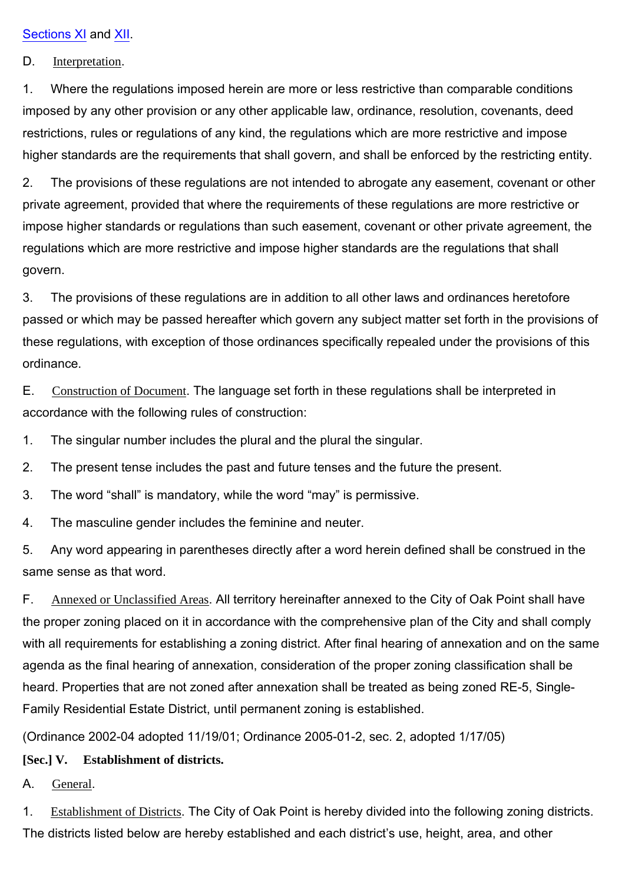Sections XI and XII.

D. Interpretation.

1. Where the regulations imposed herein are more or less restrictive than comparable conditions imposed by any other provision or any other applicable law, ordinance, resolution, covenants, deed restrictions, rules or regulations of any kind, the regulations which are more restrictive and impose higher standards are the requirements that shall govern, and shall be enforced by the restricting entity.

2. The provisions of these regulations are not intended to abrogate any easement, covenant or other private agreement, provided that where the requirements of these regulations are more restrictive or impose higher standards or regulations than such easement, covenant or other private agreement, the regulations which are more restrictive and impose higher standards are the regulations that shall govern.

3. The provisions of these regulations are in addition to all other laws and ordinances heretofore passed or which may be passed hereafter which govern any subject matter set forth in the provisions of these regulations, with exception of those ordinances specifically repealed under the provisions of this ordinance.

E. Construction of Document. The language set forth in these regulations shall be interpreted in accordance with the following rules of construction:

1. The singular number includes the plural and the plural the singular.

2. The present tense includes the past and future tenses and the future the present.

3. The word "shall" is mandatory, while the word "may" is permissive.

4. The masculine gender includes the feminine and neuter.

5. Any word appearing in parentheses directly after a word herein defined shall be construed in the same sense as that word.

F. Annexed or Unclassified Areas. All territory hereinafter annexed to the City of Oak Point shall have the proper zoning placed on it in accordance with the comprehensive plan of the City and shall comply with all requirements for establishing a zoning district. After final hearing of annexation and on the same agenda as the final hearing of annexation, consideration of the proper zoning classification shall be heard. Properties that are not zoned after annexation shall be treated as being zoned RE-5, Single-Family Residential Estate District, until permanent zoning is established.

(Ordinance 2002-04 adopted 11/19/01; Ordinance 2005-01-2, sec. 2, adopted 1/17/05)

**[Sec.] V. Establishment of districts.**

A. General.

1. Establishment of Districts. The City of Oak Point is hereby divided into the following zoning districts. The districts listed below are hereby established and each district's use, height, area, and other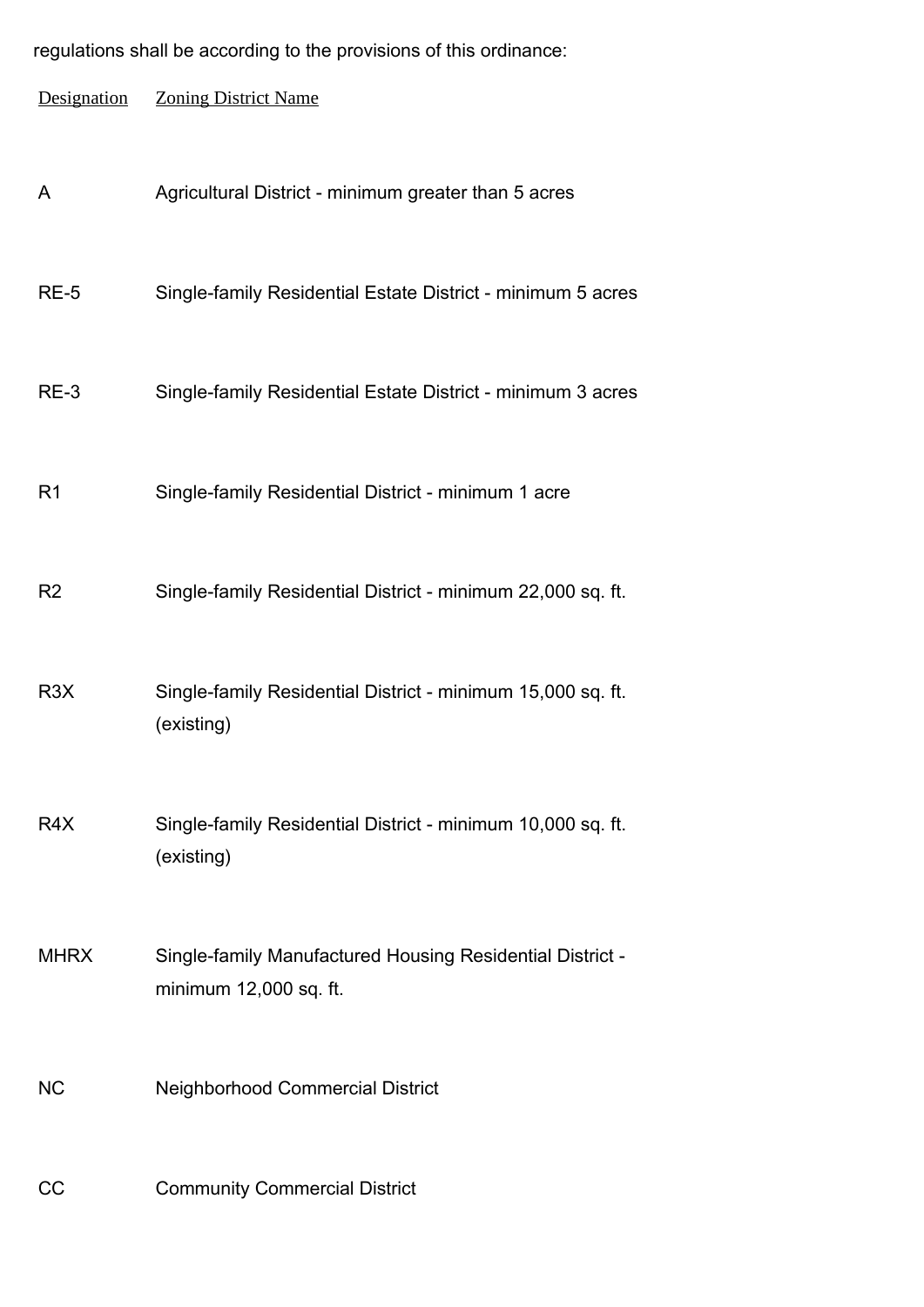regulations shall be according to the provisions of this ordinance:

| Designation | Zoning District Name |
| --- | --- |
| A | Agricultural District - minimum greater than 5 acres |
| RE-5 | Single-family Residential Estate District - minimum 5 acres |
| RE-3 | Single-family Residential Estate District - minimum 3 acres |
| R1 | Single-family Residential District - minimum 1 acre |
| R2 | Single-family Residential District - minimum 22,000 sq. ft. |
| R3X | Single-family Residential District - minimum 15,000 sq. ft. (existing) |
| R4X | Single-family Residential District - minimum 10,000 sq. ft. (existing) |
| MHRX | Single-family Manufactured Housing Residential District - minimum 12,000 sq. ft. |
| NC | Neighborhood Commercial District |
| CC | Community Commercial District |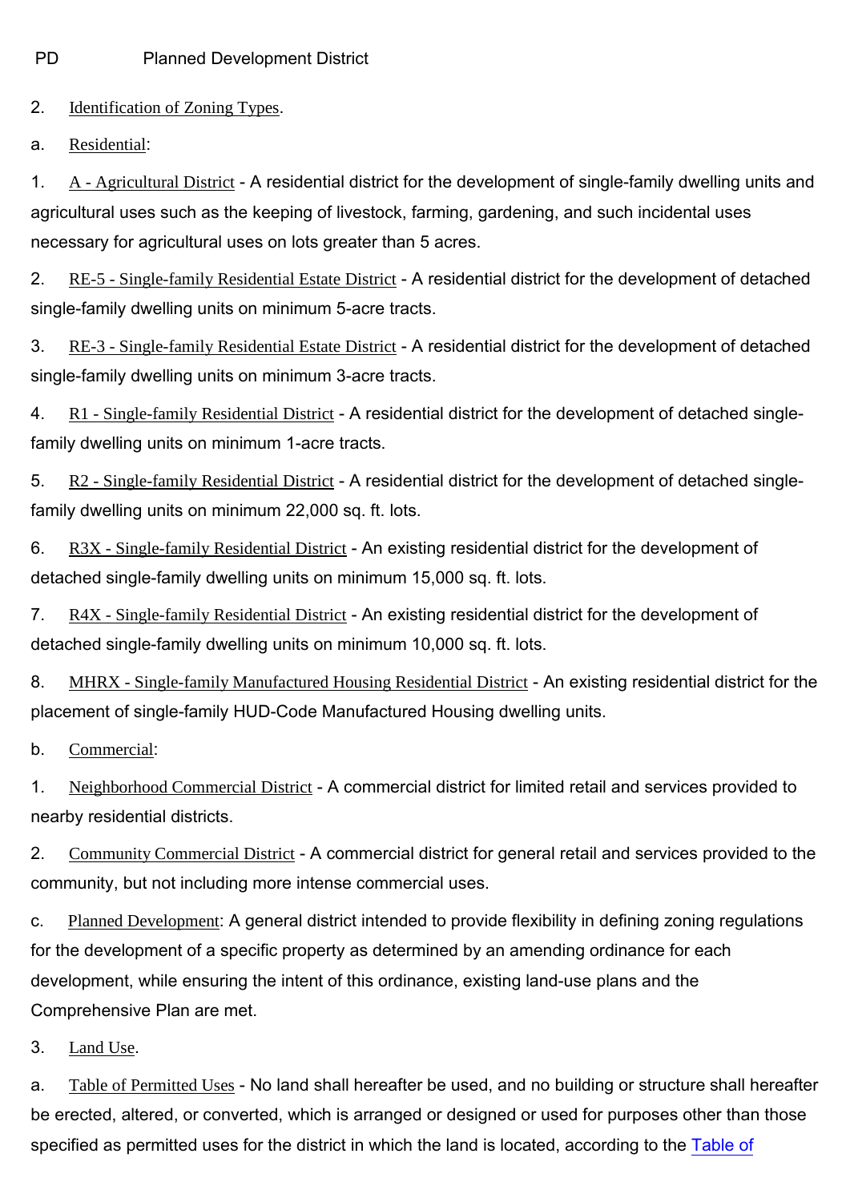PD Planned Development District

2. Identification of Zoning Types.

a. Residential:

1. A - Agricultural District - A residential district for the development of single-family dwelling units and agricultural uses such as the keeping of livestock, farming, gardening, and such incidental uses necessary for agricultural uses on lots greater than 5 acres.

2. RE-5 - Single-family Residential Estate District - A residential district for the development of detached single-family dwelling units on minimum 5-acre tracts.

3. RE-3 - Single-family Residential Estate District - A residential district for the development of detached single-family dwelling units on minimum 3-acre tracts.

4. R1 - Single-family Residential District - A residential district for the development of detached single-family dwelling units on minimum 1-acre tracts.

5. R2 - Single-family Residential District - A residential district for the development of detached single-family dwelling units on minimum 22,000 sq. ft. lots.

6. R3X - Single-family Residential District - An existing residential district for the development of detached single-family dwelling units on minimum 15,000 sq. ft. lots.

7. R4X - Single-family Residential District - An existing residential district for the development of detached single-family dwelling units on minimum 10,000 sq. ft. lots.

8. MHRX - Single-family Manufactured Housing Residential District - An existing residential district for the placement of single-family HUD-Code Manufactured Housing dwelling units.

b. Commercial:

1. Neighborhood Commercial District - A commercial district for limited retail and services provided to nearby residential districts.

2. Community Commercial District - A commercial district for general retail and services provided to the community, but not including more intense commercial uses.

c. Planned Development: A general district intended to provide flexibility in defining zoning regulations for the development of a specific property as determined by an amending ordinance for each development, while ensuring the intent of this ordinance, existing land-use plans and the Comprehensive Plan are met.

3. Land Use.

a. Table of Permitted Uses - No land shall hereafter be used, and no building or structure shall hereafter be erected, altered, or converted, which is arranged or designed or used for purposes other than those specified as permitted uses for the district in which the land is located, according to the Table of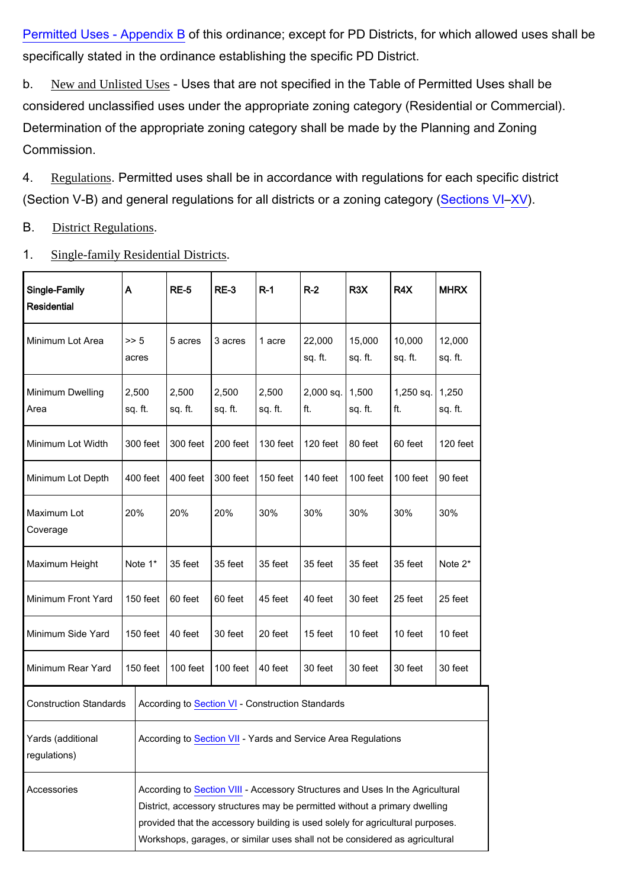Permitted Uses - Appendix B of this ordinance; except for PD Districts, for which allowed uses shall be specifically stated in the ordinance establishing the specific PD District.

b. New and Unlisted Uses - Uses that are not specified in the Table of Permitted Uses shall be considered unclassified uses under the appropriate zoning category (Residential or Commercial). Determination of the appropriate zoning category shall be made by the Planning and Zoning Commission.

4. Regulations. Permitted uses shall be in accordance with regulations for each specific district (Section V-B) and general regulations for all districts or a zoning category (Sections VI–XV).

B. District Regulations.

1. Single-family Residential Districts.

| **Single-Family Residential** | **A** | **RE-5** | **RE-3** | **R-1** | **R-2** | **R3X** | **R4X** | **MHRX** |
|---|---|---|---|---|---|---|---|---|
| Minimum Lot Area | >> 5 acres | 5 acres | 3 acres | 1 acre | 22,000 sq. ft. | 15,000 sq. ft. | 10,000 sq. ft. | 12,000 sq. ft. |
| Minimum Dwelling Area | 2,500 sq. ft. | 2,500 sq. ft. | 2,500 sq. ft. | 2,500 sq. ft. | 2,000 sq. ft. | 1,500 sq. ft. | 1,250 sq. ft. | 1,250 sq. ft. |
| Minimum Lot Width | 300 feet | 300 feet | 200 feet | 130 feet | 120 feet | 80 feet | 60 feet | 120 feet |
| Minimum Lot Depth | 400 feet | 400 feet | 300 feet | 150 feet | 140 feet | 100 feet | 100 feet | 90 feet |
| Maximum Lot Coverage | 20% | 20% | 20% | 30% | 30% | 30% | 30% | 30% |
| Maximum Height | Note 1* | 35 feet | 35 feet | 35 feet | 35 feet | 35 feet | 35 feet | Note 2* |
| Minimum Front Yard | 150 feet | 60 feet | 60 feet | 45 feet | 40 feet | 30 feet | 25 feet | 25 feet |
| Minimum Side Yard | 150 feet | 40 feet | 30 feet | 20 feet | 15 feet | 10 feet | 10 feet | 10 feet |
| Minimum Rear Yard | 150 feet | 100 feet | 100 feet | 40 feet | 30 feet | 30 feet | 30 feet | 30 feet |

| | |
|---|---|
| Construction Standards | According to Section VI - Construction Standards |
| Yards (additional regulations) | According to Section VII - Yards and Service Area Regulations |
| Accessories | According to Section VIII - Accessory Structures and Uses In the Agricultural District, accessory structures may be permitted without a primary dwelling provided that the accessory building is used solely for agricultural purposes. Workshops, garages, or similar uses shall not be considered as agricultural |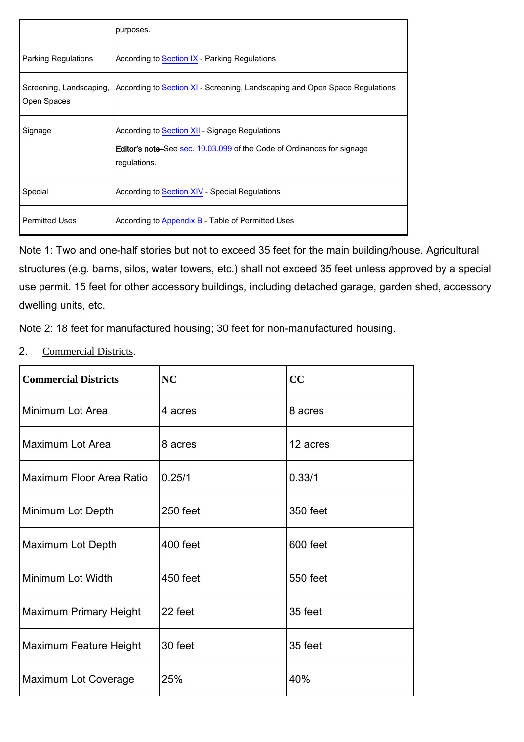|  |  |
|---|---|
|  | purposes. |
| Parking Regulations | According to Section IX - Parking Regulations |
| Screening, Landscaping, Open Spaces | According to Section XI - Screening, Landscaping and Open Space Regulations |
| Signage | According to Section XII - Signage Regulations<br>**Editor's note**—See sec. 10.03.099 of the Code of Ordinances for signage regulations. |
| Special | According to Section XIV - Special Regulations |
| Permitted Uses | According to Appendix B - Table of Permitted Uses |

Note 1: Two and one-half stories but not to exceed 35 feet for the main building/house. Agricultural structures (e.g. barns, silos, water towers, etc.) shall not exceed 35 feet unless approved by a special use permit. 15 feet for other accessory buildings, including detached garage, garden shed, accessory dwelling units, etc.

Note 2: 18 feet for manufactured housing; 30 feet for non-manufactured housing.

2. Commercial Districts.

| **Commercial Districts** | **NC** | **CC** |
|---|---|---|
| Minimum Lot Area | 4 acres | 8 acres |
| Maximum Lot Area | 8 acres | 12 acres |
| Maximum Floor Area Ratio | 0.25/1 | 0.33/1 |
| Minimum Lot Depth | 250 feet | 350 feet |
| Maximum Lot Depth | 400 feet | 600 feet |
| Minimum Lot Width | 450 feet | 550 feet |
| Maximum Primary Height | 22 feet | 35 feet |
| Maximum Feature Height | 30 feet | 35 feet |
| Maximum Lot Coverage | 25% | 40% |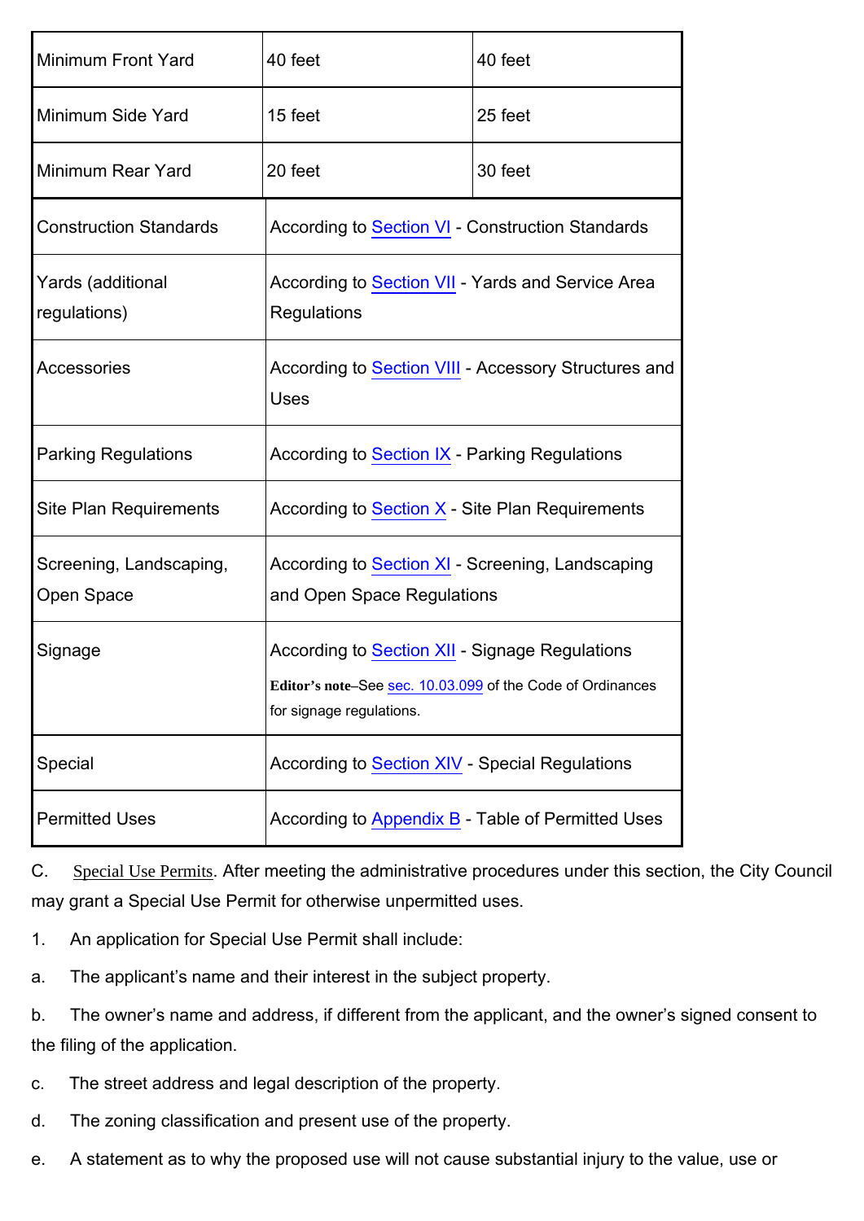| | | |
|---|---|---|
| Minimum Front Yard | 40 feet | 40 feet |
| Minimum Side Yard | 15 feet | 25 feet |
| Minimum Rear Yard | 20 feet | 30 feet |
| Construction Standards | According to Section VI - Construction Standards | |
| Yards (additional regulations) | According to Section VII - Yards and Service Area Regulations | |
| Accessories | According to Section VIII - Accessory Structures and Uses | |
| Parking Regulations | According to Section IX - Parking Regulations | |
| Site Plan Requirements | According to Section X - Site Plan Requirements | |
| Screening, Landscaping, Open Space | According to Section XI - Screening, Landscaping and Open Space Regulations | |
| Signage | According to Section XII - Signage Regulations<br>**Editor's note**–See sec. 10.03.099 of the Code of Ordinances for signage regulations. | |
| Special | According to Section XIV - Special Regulations | |
| Permitted Uses | According to Appendix B - Table of Permitted Uses | |

C. Special Use Permits. After meeting the administrative procedures under this section, the City Council may grant a Special Use Permit for otherwise unpermitted uses.

1. An application for Special Use Permit shall include:

a. The applicant's name and their interest in the subject property.

b. The owner's name and address, if different from the applicant, and the owner's signed consent to the filing of the application.

c. The street address and legal description of the property.

d. The zoning classification and present use of the property.

e. A statement as to why the proposed use will not cause substantial injury to the value, use or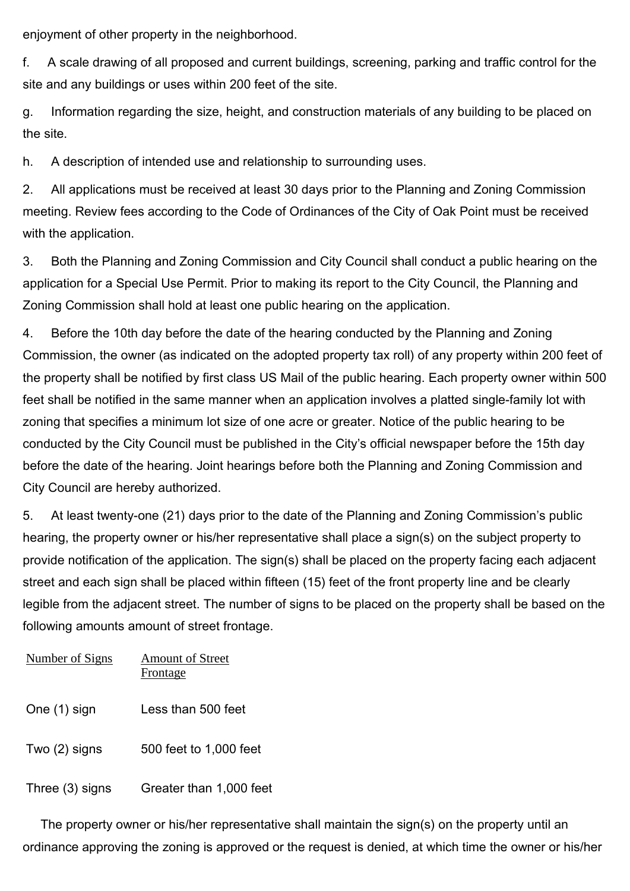enjoyment of other property in the neighborhood.

f. A scale drawing of all proposed and current buildings, screening, parking and traffic control for the site and any buildings or uses within 200 feet of the site.

g. Information regarding the size, height, and construction materials of any building to be placed on the site.

h. A description of intended use and relationship to surrounding uses.

2. All applications must be received at least 30 days prior to the Planning and Zoning Commission meeting. Review fees according to the Code of Ordinances of the City of Oak Point must be received with the application.

3. Both the Planning and Zoning Commission and City Council shall conduct a public hearing on the application for a Special Use Permit. Prior to making its report to the City Council, the Planning and Zoning Commission shall hold at least one public hearing on the application.

4. Before the 10th day before the date of the hearing conducted by the Planning and Zoning Commission, the owner (as indicated on the adopted property tax roll) of any property within 200 feet of the property shall be notified by first class US Mail of the public hearing. Each property owner within 500 feet shall be notified in the same manner when an application involves a platted single-family lot with zoning that specifies a minimum lot size of one acre or greater. Notice of the public hearing to be conducted by the City Council must be published in the City's official newspaper before the 15th day before the date of the hearing. Joint hearings before both the Planning and Zoning Commission and City Council are hereby authorized.

5. At least twenty-one (21) days prior to the date of the Planning and Zoning Commission's public hearing, the property owner or his/her representative shall place a sign(s) on the subject property to provide notification of the application. The sign(s) shall be placed on the property facing each adjacent street and each sign shall be placed within fifteen (15) feet of the front property line and be clearly legible from the adjacent street. The number of signs to be placed on the property shall be based on the following amounts amount of street frontage.

| Number of Signs | Amount of Street Frontage |
|---|---|
| One (1) sign | Less than 500 feet |
| Two (2) signs | 500 feet to 1,000 feet |
| Three (3) signs | Greater than 1,000 feet |

The property owner or his/her representative shall maintain the sign(s) on the property until an ordinance approving the zoning is approved or the request is denied, at which time the owner or his/her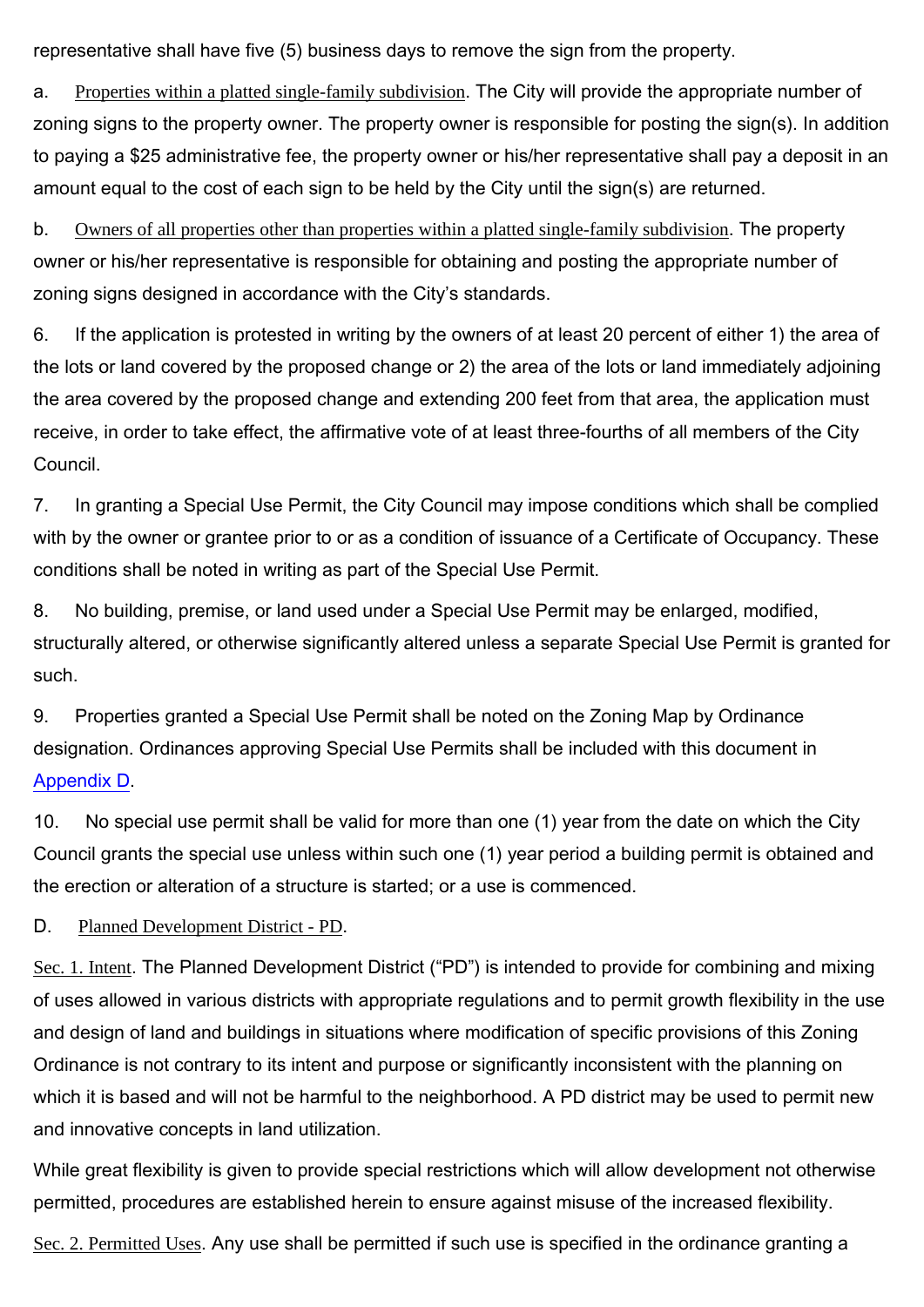representative shall have five (5) business days to remove the sign from the property.

a. Properties within a platted single-family subdivision. The City will provide the appropriate number of zoning signs to the property owner. The property owner is responsible for posting the sign(s). In addition to paying a $25 administrative fee, the property owner or his/her representative shall pay a deposit in an amount equal to the cost of each sign to be held by the City until the sign(s) are returned.

b. Owners of all properties other than properties within a platted single-family subdivision. The property owner or his/her representative is responsible for obtaining and posting the appropriate number of zoning signs designed in accordance with the City's standards.

6. If the application is protested in writing by the owners of at least 20 percent of either 1) the area of the lots or land covered by the proposed change or 2) the area of the lots or land immediately adjoining the area covered by the proposed change and extending 200 feet from that area, the application must receive, in order to take effect, the affirmative vote of at least three-fourths of all members of the City Council.

7. In granting a Special Use Permit, the City Council may impose conditions which shall be complied with by the owner or grantee prior to or as a condition of issuance of a Certificate of Occupancy. These conditions shall be noted in writing as part of the Special Use Permit.

8. No building, premise, or land used under a Special Use Permit may be enlarged, modified, structurally altered, or otherwise significantly altered unless a separate Special Use Permit is granted for such.

9. Properties granted a Special Use Permit shall be noted on the Zoning Map by Ordinance designation. Ordinances approving Special Use Permits shall be included with this document in Appendix D.

10. No special use permit shall be valid for more than one (1) year from the date on which the City Council grants the special use unless within such one (1) year period a building permit is obtained and the erection or alteration of a structure is started; or a use is commenced.

D. Planned Development District - PD.

Sec. 1. Intent. The Planned Development District ("PD") is intended to provide for combining and mixing of uses allowed in various districts with appropriate regulations and to permit growth flexibility in the use and design of land and buildings in situations where modification of specific provisions of this Zoning Ordinance is not contrary to its intent and purpose or significantly inconsistent with the planning on which it is based and will not be harmful to the neighborhood. A PD district may be used to permit new and innovative concepts in land utilization.

While great flexibility is given to provide special restrictions which will allow development not otherwise permitted, procedures are established herein to ensure against misuse of the increased flexibility.

Sec. 2. Permitted Uses. Any use shall be permitted if such use is specified in the ordinance granting a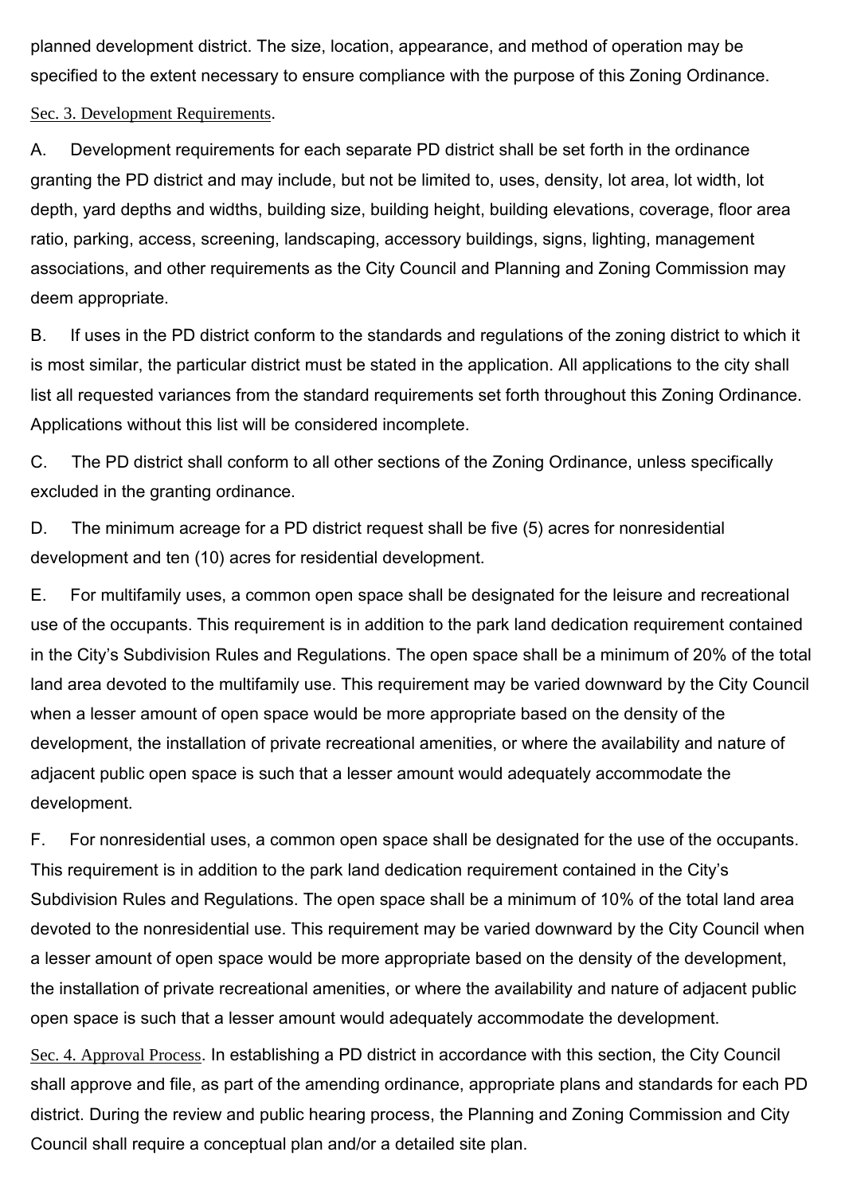planned development district. The size, location, appearance, and method of operation may be specified to the extent necessary to ensure compliance with the purpose of this Zoning Ordinance.

Sec. 3. Development Requirements.

A. Development requirements for each separate PD district shall be set forth in the ordinance granting the PD district and may include, but not be limited to, uses, density, lot area, lot width, lot depth, yard depths and widths, building size, building height, building elevations, coverage, floor area ratio, parking, access, screening, landscaping, accessory buildings, signs, lighting, management associations, and other requirements as the City Council and Planning and Zoning Commission may deem appropriate.

B. If uses in the PD district conform to the standards and regulations of the zoning district to which it is most similar, the particular district must be stated in the application. All applications to the city shall list all requested variances from the standard requirements set forth throughout this Zoning Ordinance. Applications without this list will be considered incomplete.

C. The PD district shall conform to all other sections of the Zoning Ordinance, unless specifically excluded in the granting ordinance.

D. The minimum acreage for a PD district request shall be five (5) acres for nonresidential development and ten (10) acres for residential development.

E. For multifamily uses, a common open space shall be designated for the leisure and recreational use of the occupants. This requirement is in addition to the park land dedication requirement contained in the City's Subdivision Rules and Regulations. The open space shall be a minimum of 20% of the total land area devoted to the multifamily use. This requirement may be varied downward by the City Council when a lesser amount of open space would be more appropriate based on the density of the development, the installation of private recreational amenities, or where the availability and nature of adjacent public open space is such that a lesser amount would adequately accommodate the development.

F. For nonresidential uses, a common open space shall be designated for the use of the occupants. This requirement is in addition to the park land dedication requirement contained in the City's Subdivision Rules and Regulations. The open space shall be a minimum of 10% of the total land area devoted to the nonresidential use. This requirement may be varied downward by the City Council when a lesser amount of open space would be more appropriate based on the density of the development, the installation of private recreational amenities, or where the availability and nature of adjacent public open space is such that a lesser amount would adequately accommodate the development.

Sec. 4. Approval Process. In establishing a PD district in accordance with this section, the City Council shall approve and file, as part of the amending ordinance, appropriate plans and standards for each PD district. During the review and public hearing process, the Planning and Zoning Commission and City Council shall require a conceptual plan and/or a detailed site plan.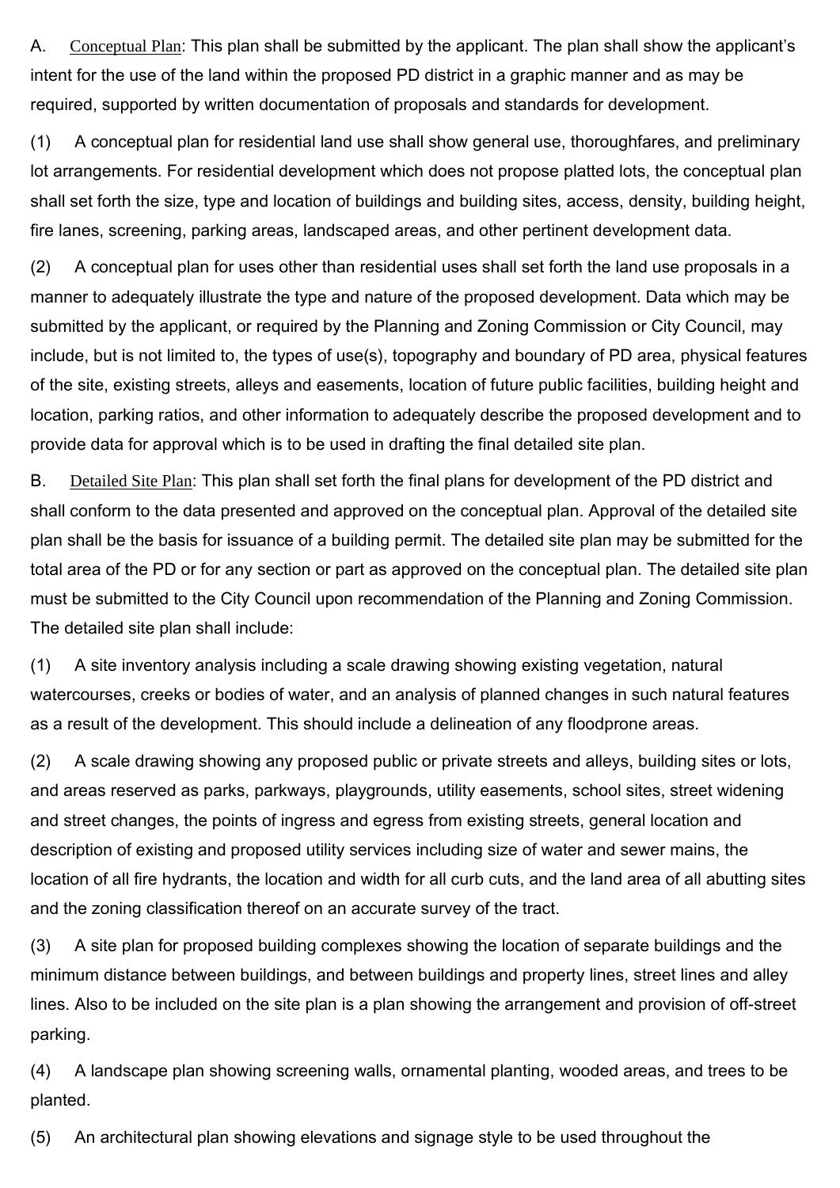A. Conceptual Plan: This plan shall be submitted by the applicant. The plan shall show the applicant's intent for the use of the land within the proposed PD district in a graphic manner and as may be required, supported by written documentation of proposals and standards for development.

(1) A conceptual plan for residential land use shall show general use, thoroughfares, and preliminary lot arrangements. For residential development which does not propose platted lots, the conceptual plan shall set forth the size, type and location of buildings and building sites, access, density, building height, fire lanes, screening, parking areas, landscaped areas, and other pertinent development data.

(2) A conceptual plan for uses other than residential uses shall set forth the land use proposals in a manner to adequately illustrate the type and nature of the proposed development. Data which may be submitted by the applicant, or required by the Planning and Zoning Commission or City Council, may include, but is not limited to, the types of use(s), topography and boundary of PD area, physical features of the site, existing streets, alleys and easements, location of future public facilities, building height and location, parking ratios, and other information to adequately describe the proposed development and to provide data for approval which is to be used in drafting the final detailed site plan.

B. Detailed Site Plan: This plan shall set forth the final plans for development of the PD district and shall conform to the data presented and approved on the conceptual plan. Approval of the detailed site plan shall be the basis for issuance of a building permit. The detailed site plan may be submitted for the total area of the PD or for any section or part as approved on the conceptual plan. The detailed site plan must be submitted to the City Council upon recommendation of the Planning and Zoning Commission. The detailed site plan shall include:

(1) A site inventory analysis including a scale drawing showing existing vegetation, natural watercourses, creeks or bodies of water, and an analysis of planned changes in such natural features as a result of the development. This should include a delineation of any floodprone areas.

(2) A scale drawing showing any proposed public or private streets and alleys, building sites or lots, and areas reserved as parks, parkways, playgrounds, utility easements, school sites, street widening and street changes, the points of ingress and egress from existing streets, general location and description of existing and proposed utility services including size of water and sewer mains, the location of all fire hydrants, the location and width for all curb cuts, and the land area of all abutting sites and the zoning classification thereof on an accurate survey of the tract.

(3) A site plan for proposed building complexes showing the location of separate buildings and the minimum distance between buildings, and between buildings and property lines, street lines and alley lines. Also to be included on the site plan is a plan showing the arrangement and provision of off-street parking.

(4) A landscape plan showing screening walls, ornamental planting, wooded areas, and trees to be planted.

(5) An architectural plan showing elevations and signage style to be used throughout the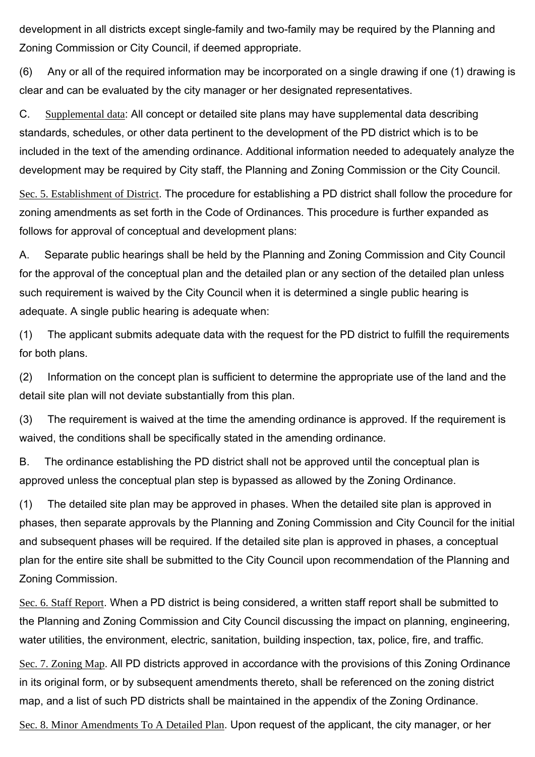development in all districts except single-family and two-family may be required by the Planning and Zoning Commission or City Council, if deemed appropriate.

(6) Any or all of the required information may be incorporated on a single drawing if one (1) drawing is clear and can be evaluated by the city manager or her designated representatives.

C. Supplemental data: All concept or detailed site plans may have supplemental data describing standards, schedules, or other data pertinent to the development of the PD district which is to be included in the text of the amending ordinance. Additional information needed to adequately analyze the development may be required by City staff, the Planning and Zoning Commission or the City Council.

Sec. 5. Establishment of District. The procedure for establishing a PD district shall follow the procedure for zoning amendments as set forth in the Code of Ordinances. This procedure is further expanded as follows for approval of conceptual and development plans:

A. Separate public hearings shall be held by the Planning and Zoning Commission and City Council for the approval of the conceptual plan and the detailed plan or any section of the detailed plan unless such requirement is waived by the City Council when it is determined a single public hearing is adequate. A single public hearing is adequate when:

(1) The applicant submits adequate data with the request for the PD district to fulfill the requirements for both plans.

(2) Information on the concept plan is sufficient to determine the appropriate use of the land and the detail site plan will not deviate substantially from this plan.

(3) The requirement is waived at the time the amending ordinance is approved. If the requirement is waived, the conditions shall be specifically stated in the amending ordinance.

B. The ordinance establishing the PD district shall not be approved until the conceptual plan is approved unless the conceptual plan step is bypassed as allowed by the Zoning Ordinance.

(1) The detailed site plan may be approved in phases. When the detailed site plan is approved in phases, then separate approvals by the Planning and Zoning Commission and City Council for the initial and subsequent phases will be required. If the detailed site plan is approved in phases, a conceptual plan for the entire site shall be submitted to the City Council upon recommendation of the Planning and Zoning Commission.

Sec. 6. Staff Report. When a PD district is being considered, a written staff report shall be submitted to the Planning and Zoning Commission and City Council discussing the impact on planning, engineering, water utilities, the environment, electric, sanitation, building inspection, tax, police, fire, and traffic.

Sec. 7. Zoning Map. All PD districts approved in accordance with the provisions of this Zoning Ordinance in its original form, or by subsequent amendments thereto, shall be referenced on the zoning district map, and a list of such PD districts shall be maintained in the appendix of the Zoning Ordinance.

Sec. 8. Minor Amendments To A Detailed Plan. Upon request of the applicant, the city manager, or her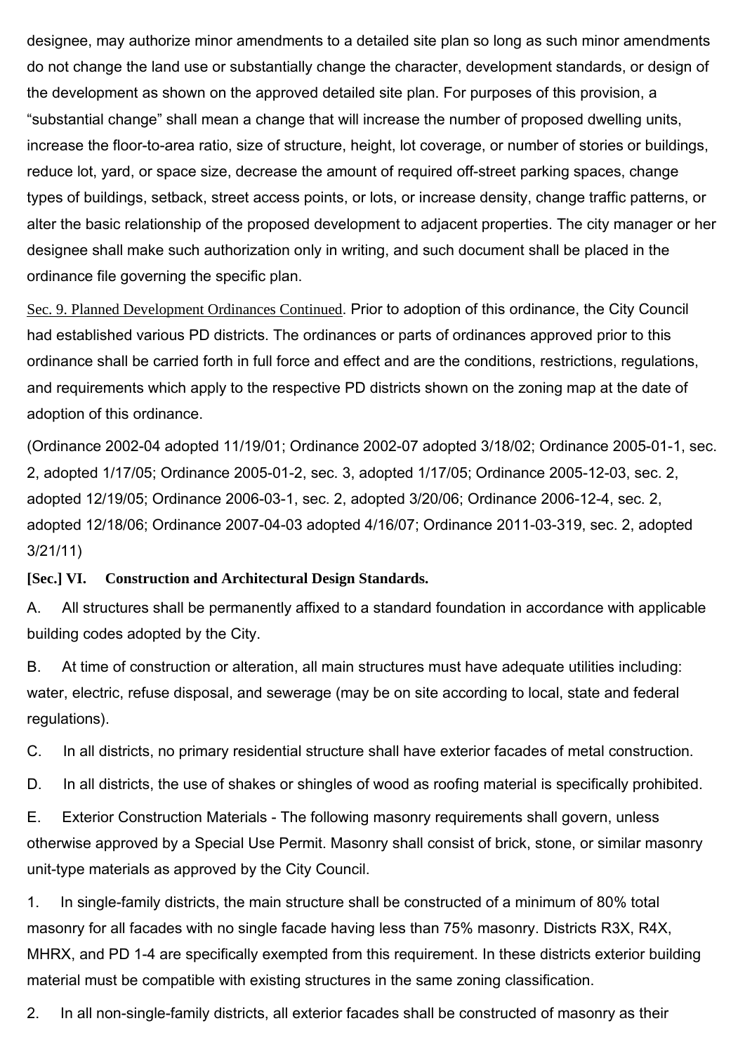designee, may authorize minor amendments to a detailed site plan so long as such minor amendments do not change the land use or substantially change the character, development standards, or design of the development as shown on the approved detailed site plan. For purposes of this provision, a "substantial change" shall mean a change that will increase the number of proposed dwelling units, increase the floor-to-area ratio, size of structure, height, lot coverage, or number of stories or buildings, reduce lot, yard, or space size, decrease the amount of required off-street parking spaces, change types of buildings, setback, street access points, or lots, or increase density, change traffic patterns, or alter the basic relationship of the proposed development to adjacent properties. The city manager or her designee shall make such authorization only in writing, and such document shall be placed in the ordinance file governing the specific plan.

Sec. 9. Planned Development Ordinances Continued. Prior to adoption of this ordinance, the City Council had established various PD districts. The ordinances or parts of ordinances approved prior to this ordinance shall be carried forth in full force and effect and are the conditions, restrictions, regulations, and requirements which apply to the respective PD districts shown on the zoning map at the date of adoption of this ordinance.

(Ordinance 2002-04 adopted 11/19/01; Ordinance 2002-07 adopted 3/18/02; Ordinance 2005-01-1, sec. 2, adopted 1/17/05; Ordinance 2005-01-2, sec. 3, adopted 1/17/05; Ordinance 2005-12-03, sec. 2, adopted 12/19/05; Ordinance 2006-03-1, sec. 2, adopted 3/20/06; Ordinance 2006-12-4, sec. 2, adopted 12/18/06; Ordinance 2007-04-03 adopted 4/16/07; Ordinance 2011-03-319, sec. 2, adopted 3/21/11)

**[Sec.] VI. Construction and Architectural Design Standards.**

A. All structures shall be permanently affixed to a standard foundation in accordance with applicable building codes adopted by the City.

B. At time of construction or alteration, all main structures must have adequate utilities including: water, electric, refuse disposal, and sewerage (may be on site according to local, state and federal regulations).

C. In all districts, no primary residential structure shall have exterior facades of metal construction.

D. In all districts, the use of shakes or shingles of wood as roofing material is specifically prohibited.

E. Exterior Construction Materials - The following masonry requirements shall govern, unless otherwise approved by a Special Use Permit. Masonry shall consist of brick, stone, or similar masonry unit-type materials as approved by the City Council.

1. In single-family districts, the main structure shall be constructed of a minimum of 80% total masonry for all facades with no single facade having less than 75% masonry. Districts R3X, R4X, MHRX, and PD 1-4 are specifically exempted from this requirement. In these districts exterior building material must be compatible with existing structures in the same zoning classification.

2. In all non-single-family districts, all exterior facades shall be constructed of masonry as their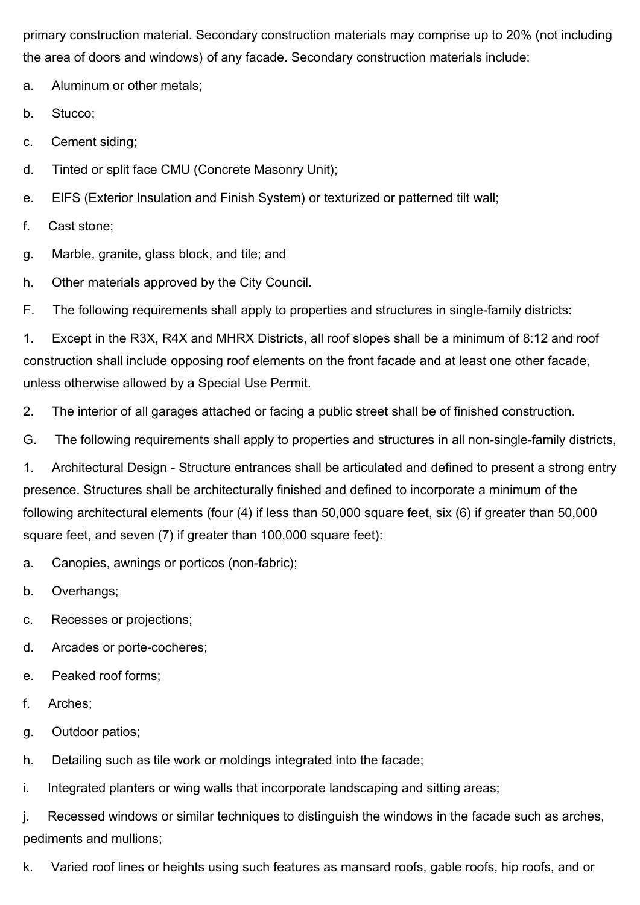primary construction material. Secondary construction materials may comprise up to 20% (not including the area of doors and windows) of any facade. Secondary construction materials include:

a. Aluminum or other metals;

b. Stucco;

c. Cement siding;

d. Tinted or split face CMU (Concrete Masonry Unit);

e. EIFS (Exterior Insulation and Finish System) or texturized or patterned tilt wall;

f. Cast stone;

g. Marble, granite, glass block, and tile; and

h. Other materials approved by the City Council.

F. The following requirements shall apply to properties and structures in single-family districts:

1. Except in the R3X, R4X and MHRX Districts, all roof slopes shall be a minimum of 8:12 and roof construction shall include opposing roof elements on the front facade and at least one other facade, unless otherwise allowed by a Special Use Permit.

2. The interior of all garages attached or facing a public street shall be of finished construction.

G. The following requirements shall apply to properties and structures in all non-single-family districts,

1. Architectural Design - Structure entrances shall be articulated and defined to present a strong entry presence. Structures shall be architecturally finished and defined to incorporate a minimum of the following architectural elements (four (4) if less than 50,000 square feet, six (6) if greater than 50,000 square feet, and seven (7) if greater than 100,000 square feet):

a. Canopies, awnings or porticos (non-fabric);

b. Overhangs;

c. Recesses or projections;

d. Arcades or porte-cocheres;

e. Peaked roof forms;

f. Arches;

g. Outdoor patios;

h. Detailing such as tile work or moldings integrated into the facade;

i. Integrated planters or wing walls that incorporate landscaping and sitting areas;

j. Recessed windows or similar techniques to distinguish the windows in the facade such as arches, pediments and mullions;

k. Varied roof lines or heights using such features as mansard roofs, gable roofs, hip roofs, and or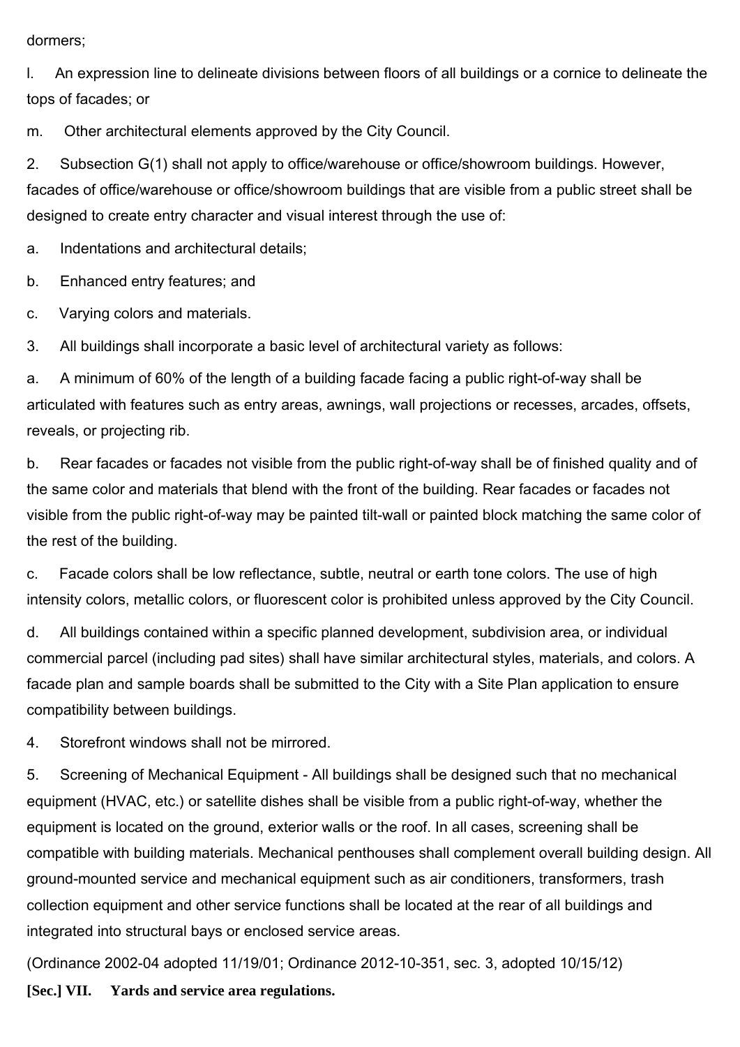dormers;

l. An expression line to delineate divisions between floors of all buildings or a cornice to delineate the tops of facades; or

m. Other architectural elements approved by the City Council.

2. Subsection G(1) shall not apply to office/warehouse or office/showroom buildings. However, facades of office/warehouse or office/showroom buildings that are visible from a public street shall be designed to create entry character and visual interest through the use of:

a. Indentations and architectural details;

b. Enhanced entry features; and

c. Varying colors and materials.

3. All buildings shall incorporate a basic level of architectural variety as follows:

a. A minimum of 60% of the length of a building facade facing a public right-of-way shall be articulated with features such as entry areas, awnings, wall projections or recesses, arcades, offsets, reveals, or projecting rib.

b. Rear facades or facades not visible from the public right-of-way shall be of finished quality and of the same color and materials that blend with the front of the building. Rear facades or facades not visible from the public right-of-way may be painted tilt-wall or painted block matching the same color of the rest of the building.

c. Facade colors shall be low reflectance, subtle, neutral or earth tone colors. The use of high intensity colors, metallic colors, or fluorescent color is prohibited unless approved by the City Council.

d. All buildings contained within a specific planned development, subdivision area, or individual commercial parcel (including pad sites) shall have similar architectural styles, materials, and colors. A facade plan and sample boards shall be submitted to the City with a Site Plan application to ensure compatibility between buildings.

4. Storefront windows shall not be mirrored.

5. Screening of Mechanical Equipment - All buildings shall be designed such that no mechanical equipment (HVAC, etc.) or satellite dishes shall be visible from a public right-of-way, whether the equipment is located on the ground, exterior walls or the roof. In all cases, screening shall be compatible with building materials. Mechanical penthouses shall complement overall building design. All ground-mounted service and mechanical equipment such as air conditioners, transformers, trash collection equipment and other service functions shall be located at the rear of all buildings and integrated into structural bays or enclosed service areas.

(Ordinance 2002-04 adopted 11/19/01; Ordinance 2012-10-351, sec. 3, adopted 10/15/12)

**[Sec.] VII. Yards and service area regulations.**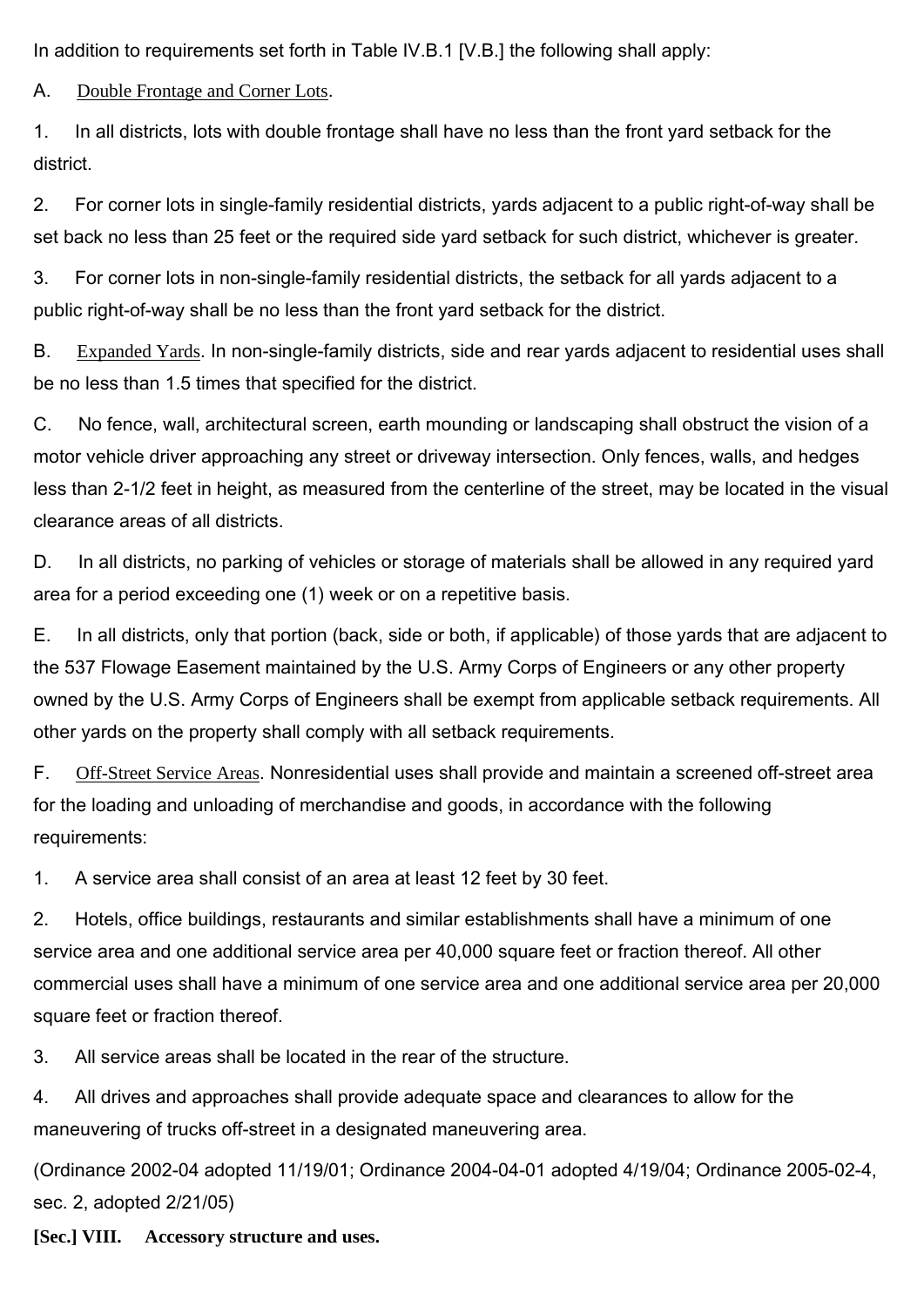In addition to requirements set forth in Table IV.B.1 [V.B.] the following shall apply:

A. Double Frontage and Corner Lots.

1. In all districts, lots with double frontage shall have no less than the front yard setback for the district.

2. For corner lots in single-family residential districts, yards adjacent to a public right-of-way shall be set back no less than 25 feet or the required side yard setback for such district, whichever is greater.

3. For corner lots in non-single-family residential districts, the setback for all yards adjacent to a public right-of-way shall be no less than the front yard setback for the district.

B. Expanded Yards. In non-single-family districts, side and rear yards adjacent to residential uses shall be no less than 1.5 times that specified for the district.

C. No fence, wall, architectural screen, earth mounding or landscaping shall obstruct the vision of a motor vehicle driver approaching any street or driveway intersection. Only fences, walls, and hedges less than 2-1/2 feet in height, as measured from the centerline of the street, may be located in the visual clearance areas of all districts.

D. In all districts, no parking of vehicles or storage of materials shall be allowed in any required yard area for a period exceeding one (1) week or on a repetitive basis.

E. In all districts, only that portion (back, side or both, if applicable) of those yards that are adjacent to the 537 Flowage Easement maintained by the U.S. Army Corps of Engineers or any other property owned by the U.S. Army Corps of Engineers shall be exempt from applicable setback requirements. All other yards on the property shall comply with all setback requirements.

F. Off-Street Service Areas. Nonresidential uses shall provide and maintain a screened off-street area for the loading and unloading of merchandise and goods, in accordance with the following requirements:

1. A service area shall consist of an area at least 12 feet by 30 feet.

2. Hotels, office buildings, restaurants and similar establishments shall have a minimum of one service area and one additional service area per 40,000 square feet or fraction thereof. All other commercial uses shall have a minimum of one service area and one additional service area per 20,000 square feet or fraction thereof.

3. All service areas shall be located in the rear of the structure.

4. All drives and approaches shall provide adequate space and clearances to allow for the maneuvering of trucks off-street in a designated maneuvering area.

(Ordinance 2002-04 adopted 11/19/01; Ordinance 2004-04-01 adopted 4/19/04; Ordinance 2005-02-4, sec. 2, adopted 2/21/05)

**[Sec.] VIII. Accessory structure and uses.**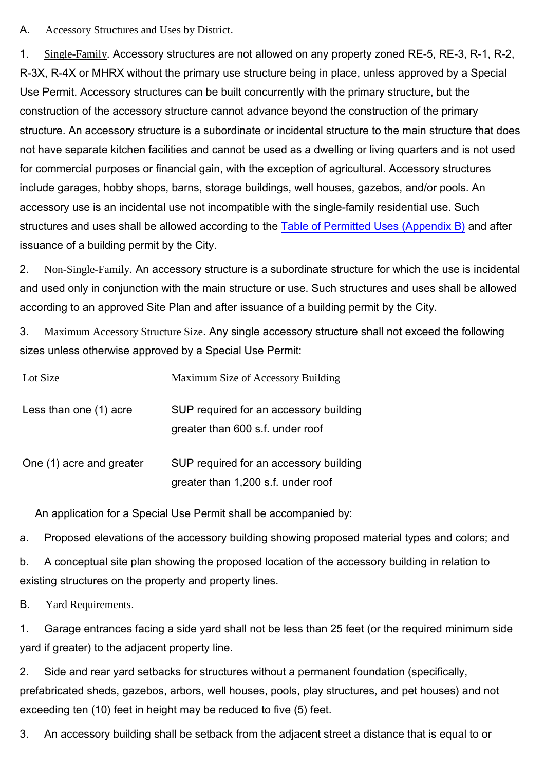A. Accessory Structures and Uses by District.

1. Single-Family. Accessory structures are not allowed on any property zoned RE-5, RE-3, R-1, R-2, R-3X, R-4X or MHRX without the primary use structure being in place, unless approved by a Special Use Permit. Accessory structures can be built concurrently with the primary structure, but the construction of the accessory structure cannot advance beyond the construction of the primary structure. An accessory structure is a subordinate or incidental structure to the main structure that does not have separate kitchen facilities and cannot be used as a dwelling or living quarters and is not used for commercial purposes or financial gain, with the exception of agricultural. Accessory structures include garages, hobby shops, barns, storage buildings, well houses, gazebos, and/or pools. An accessory use is an incidental use not incompatible with the single-family residential use. Such structures and uses shall be allowed according to the Table of Permitted Uses (Appendix B) and after issuance of a building permit by the City.

2. Non-Single-Family. An accessory structure is a subordinate structure for which the use is incidental and used only in conjunction with the main structure or use. Such structures and uses shall be allowed according to an approved Site Plan and after issuance of a building permit by the City.

3. Maximum Accessory Structure Size. Any single accessory structure shall not exceed the following sizes unless otherwise approved by a Special Use Permit:

| Lot Size | Maximum Size of Accessory Building |
| --- | --- |
| Less than one (1) acre | SUP required for an accessory building greater than 600 s.f. under roof |
| One (1) acre and greater | SUP required for an accessory building greater than 1,200 s.f. under roof |

An application for a Special Use Permit shall be accompanied by:

a. Proposed elevations of the accessory building showing proposed material types and colors; and

b. A conceptual site plan showing the proposed location of the accessory building in relation to existing structures on the property and property lines.

B. Yard Requirements.

1. Garage entrances facing a side yard shall not be less than 25 feet (or the required minimum side yard if greater) to the adjacent property line.

2. Side and rear yard setbacks for structures without a permanent foundation (specifically, prefabricated sheds, gazebos, arbors, well houses, pools, play structures, and pet houses) and not exceeding ten (10) feet in height may be reduced to five (5) feet.

3. An accessory building shall be setback from the adjacent street a distance that is equal to or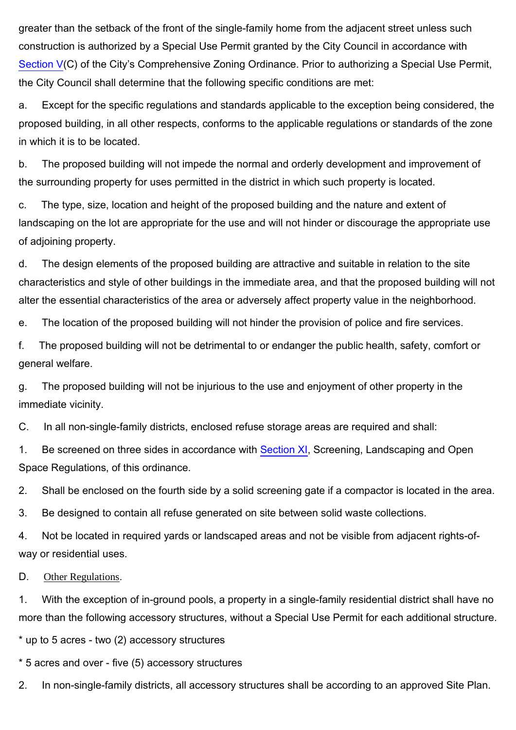greater than the setback of the front of the single-family home from the adjacent street unless such construction is authorized by a Special Use Permit granted by the City Council in accordance with Section V(C) of the City's Comprehensive Zoning Ordinance. Prior to authorizing a Special Use Permit, the City Council shall determine that the following specific conditions are met:

a. Except for the specific regulations and standards applicable to the exception being considered, the proposed building, in all other respects, conforms to the applicable regulations or standards of the zone in which it is to be located.

b. The proposed building will not impede the normal and orderly development and improvement of the surrounding property for uses permitted in the district in which such property is located.

c. The type, size, location and height of the proposed building and the nature and extent of landscaping on the lot are appropriate for the use and will not hinder or discourage the appropriate use of adjoining property.

d. The design elements of the proposed building are attractive and suitable in relation to the site characteristics and style of other buildings in the immediate area, and that the proposed building will not alter the essential characteristics of the area or adversely affect property value in the neighborhood.

e. The location of the proposed building will not hinder the provision of police and fire services.

f. The proposed building will not be detrimental to or endanger the public health, safety, comfort or general welfare.

g. The proposed building will not be injurious to the use and enjoyment of other property in the immediate vicinity.

C. In all non-single-family districts, enclosed refuse storage areas are required and shall:

1. Be screened on three sides in accordance with Section XI, Screening, Landscaping and Open Space Regulations, of this ordinance.

2. Shall be enclosed on the fourth side by a solid screening gate if a compactor is located in the area.

3. Be designed to contain all refuse generated on site between solid waste collections.

4. Not be located in required yards or landscaped areas and not be visible from adjacent rights-of-way or residential uses.

D. Other Regulations.

1. With the exception of in-ground pools, a property in a single-family residential district shall have no more than the following accessory structures, without a Special Use Permit for each additional structure.

* up to 5 acres - two (2) accessory structures

* 5 acres and over - five (5) accessory structures

2. In non-single-family districts, all accessory structures shall be according to an approved Site Plan.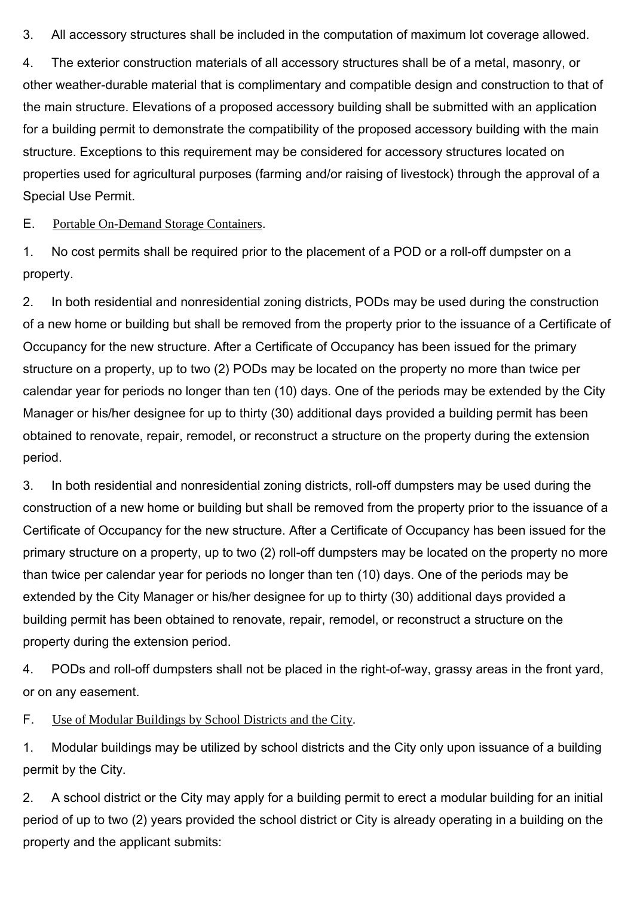3. All accessory structures shall be included in the computation of maximum lot coverage allowed.

4. The exterior construction materials of all accessory structures shall be of a metal, masonry, or other weather-durable material that is complimentary and compatible design and construction to that of the main structure. Elevations of a proposed accessory building shall be submitted with an application for a building permit to demonstrate the compatibility of the proposed accessory building with the main structure. Exceptions to this requirement may be considered for accessory structures located on properties used for agricultural purposes (farming and/or raising of livestock) through the approval of a Special Use Permit.

E. Portable On-Demand Storage Containers.

1. No cost permits shall be required prior to the placement of a POD or a roll-off dumpster on a property.

2. In both residential and nonresidential zoning districts, PODs may be used during the construction of a new home or building but shall be removed from the property prior to the issuance of a Certificate of Occupancy for the new structure. After a Certificate of Occupancy has been issued for the primary structure on a property, up to two (2) PODs may be located on the property no more than twice per calendar year for periods no longer than ten (10) days. One of the periods may be extended by the City Manager or his/her designee for up to thirty (30) additional days provided a building permit has been obtained to renovate, repair, remodel, or reconstruct a structure on the property during the extension period.

3. In both residential and nonresidential zoning districts, roll-off dumpsters may be used during the construction of a new home or building but shall be removed from the property prior to the issuance of a Certificate of Occupancy for the new structure. After a Certificate of Occupancy has been issued for the primary structure on a property, up to two (2) roll-off dumpsters may be located on the property no more than twice per calendar year for periods no longer than ten (10) days. One of the periods may be extended by the City Manager or his/her designee for up to thirty (30) additional days provided a building permit has been obtained to renovate, repair, remodel, or reconstruct a structure on the property during the extension period.

4. PODs and roll-off dumpsters shall not be placed in the right-of-way, grassy areas in the front yard, or on any easement.

F. Use of Modular Buildings by School Districts and the City.

1. Modular buildings may be utilized by school districts and the City only upon issuance of a building permit by the City.

2. A school district or the City may apply for a building permit to erect a modular building for an initial period of up to two (2) years provided the school district or City is already operating in a building on the property and the applicant submits: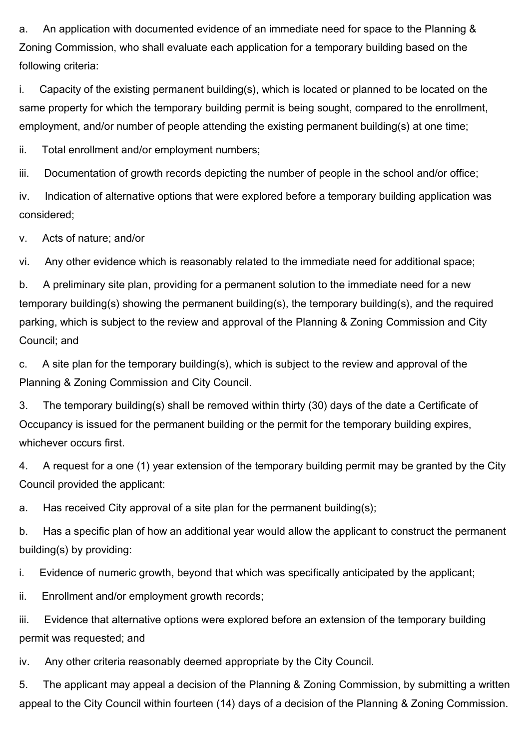a. An application with documented evidence of an immediate need for space to the Planning & Zoning Commission, who shall evaluate each application for a temporary building based on the following criteria:

i. Capacity of the existing permanent building(s), which is located or planned to be located on the same property for which the temporary building permit is being sought, compared to the enrollment, employment, and/or number of people attending the existing permanent building(s) at one time;

ii. Total enrollment and/or employment numbers;

iii. Documentation of growth records depicting the number of people in the school and/or office;

iv. Indication of alternative options that were explored before a temporary building application was considered;

v. Acts of nature; and/or

vi. Any other evidence which is reasonably related to the immediate need for additional space;

b. A preliminary site plan, providing for a permanent solution to the immediate need for a new temporary building(s) showing the permanent building(s), the temporary building(s), and the required parking, which is subject to the review and approval of the Planning & Zoning Commission and City Council; and

c. A site plan for the temporary building(s), which is subject to the review and approval of the Planning & Zoning Commission and City Council.

3. The temporary building(s) shall be removed within thirty (30) days of the date a Certificate of Occupancy is issued for the permanent building or the permit for the temporary building expires, whichever occurs first.

4. A request for a one (1) year extension of the temporary building permit may be granted by the City Council provided the applicant:

a. Has received City approval of a site plan for the permanent building(s);

b. Has a specific plan of how an additional year would allow the applicant to construct the permanent building(s) by providing:

i. Evidence of numeric growth, beyond that which was specifically anticipated by the applicant;

ii. Enrollment and/or employment growth records;

iii. Evidence that alternative options were explored before an extension of the temporary building permit was requested; and

iv. Any other criteria reasonably deemed appropriate by the City Council.

5. The applicant may appeal a decision of the Planning & Zoning Commission, by submitting a written appeal to the City Council within fourteen (14) days of a decision of the Planning & Zoning Commission.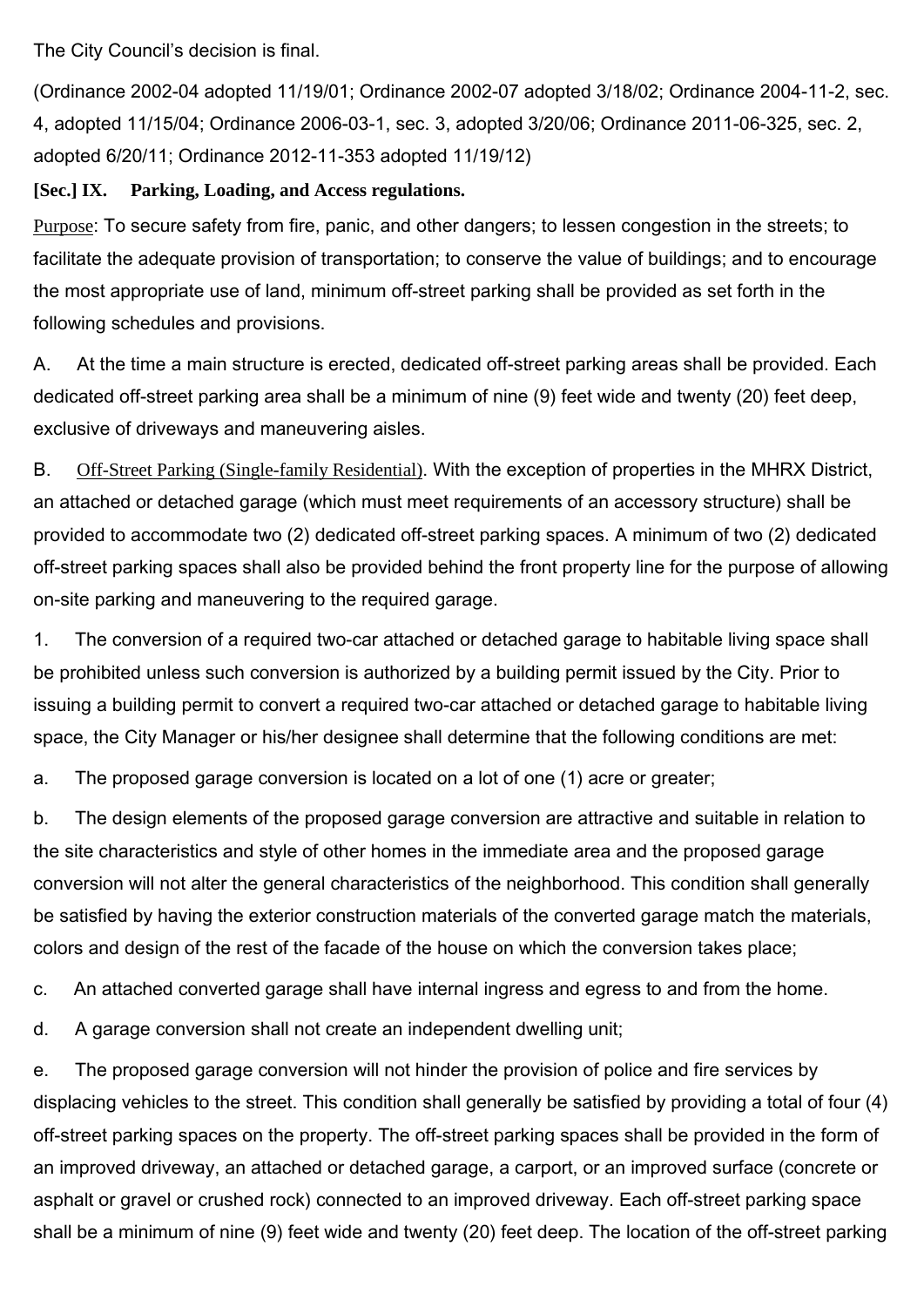The City Council's decision is final.

(Ordinance 2002-04 adopted 11/19/01; Ordinance 2002-07 adopted 3/18/02; Ordinance 2004-11-2, sec. 4, adopted 11/15/04; Ordinance 2006-03-1, sec. 3, adopted 3/20/06; Ordinance 2011-06-325, sec. 2, adopted 6/20/11; Ordinance 2012-11-353 adopted 11/19/12)

### [Sec.] IX. Parking, Loading, and Access regulations.

Purpose: To secure safety from fire, panic, and other dangers; to lessen congestion in the streets; to facilitate the adequate provision of transportation; to conserve the value of buildings; and to encourage the most appropriate use of land, minimum off-street parking shall be provided as set forth in the following schedules and provisions.

A. At the time a main structure is erected, dedicated off-street parking areas shall be provided. Each dedicated off-street parking area shall be a minimum of nine (9) feet wide and twenty (20) feet deep, exclusive of driveways and maneuvering aisles.

B. Off-Street Parking (Single-family Residential). With the exception of properties in the MHRX District, an attached or detached garage (which must meet requirements of an accessory structure) shall be provided to accommodate two (2) dedicated off-street parking spaces. A minimum of two (2) dedicated off-street parking spaces shall also be provided behind the front property line for the purpose of allowing on-site parking and maneuvering to the required garage.

1. The conversion of a required two-car attached or detached garage to habitable living space shall be prohibited unless such conversion is authorized by a building permit issued by the City. Prior to issuing a building permit to convert a required two-car attached or detached garage to habitable living space, the City Manager or his/her designee shall determine that the following conditions are met:

a. The proposed garage conversion is located on a lot of one (1) acre or greater;

b. The design elements of the proposed garage conversion are attractive and suitable in relation to the site characteristics and style of other homes in the immediate area and the proposed garage conversion will not alter the general characteristics of the neighborhood. This condition shall generally be satisfied by having the exterior construction materials of the converted garage match the materials, colors and design of the rest of the facade of the house on which the conversion takes place;

c. An attached converted garage shall have internal ingress and egress to and from the home.

d. A garage conversion shall not create an independent dwelling unit;

e. The proposed garage conversion will not hinder the provision of police and fire services by displacing vehicles to the street. This condition shall generally be satisfied by providing a total of four (4) off-street parking spaces on the property. The off-street parking spaces shall be provided in the form of an improved driveway, an attached or detached garage, a carport, or an improved surface (concrete or asphalt or gravel or crushed rock) connected to an improved driveway. Each off-street parking space shall be a minimum of nine (9) feet wide and twenty (20) feet deep. The location of the off-street parking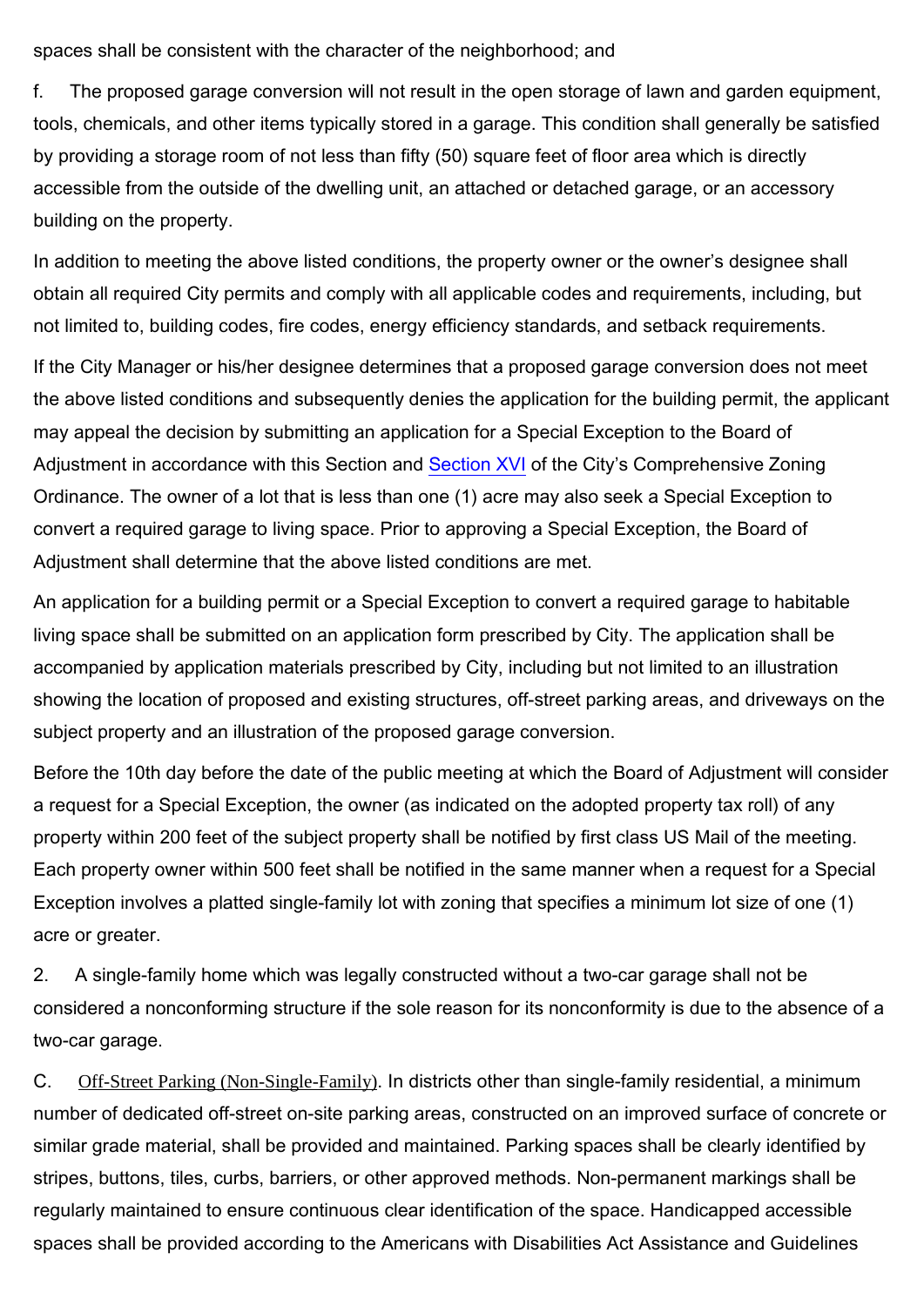spaces shall be consistent with the character of the neighborhood; and

f. The proposed garage conversion will not result in the open storage of lawn and garden equipment, tools, chemicals, and other items typically stored in a garage. This condition shall generally be satisfied by providing a storage room of not less than fifty (50) square feet of floor area which is directly accessible from the outside of the dwelling unit, an attached or detached garage, or an accessory building on the property.

In addition to meeting the above listed conditions, the property owner or the owner's designee shall obtain all required City permits and comply with all applicable codes and requirements, including, but not limited to, building codes, fire codes, energy efficiency standards, and setback requirements.

If the City Manager or his/her designee determines that a proposed garage conversion does not meet the above listed conditions and subsequently denies the application for the building permit, the applicant may appeal the decision by submitting an application for a Special Exception to the Board of Adjustment in accordance with this Section and Section XVI of the City's Comprehensive Zoning Ordinance. The owner of a lot that is less than one (1) acre may also seek a Special Exception to convert a required garage to living space. Prior to approving a Special Exception, the Board of Adjustment shall determine that the above listed conditions are met.

An application for a building permit or a Special Exception to convert a required garage to habitable living space shall be submitted on an application form prescribed by City. The application shall be accompanied by application materials prescribed by City, including but not limited to an illustration showing the location of proposed and existing structures, off-street parking areas, and driveways on the subject property and an illustration of the proposed garage conversion.

Before the 10th day before the date of the public meeting at which the Board of Adjustment will consider a request for a Special Exception, the owner (as indicated on the adopted property tax roll) of any property within 200 feet of the subject property shall be notified by first class US Mail of the meeting. Each property owner within 500 feet shall be notified in the same manner when a request for a Special Exception involves a platted single-family lot with zoning that specifies a minimum lot size of one (1) acre or greater.

2. A single-family home which was legally constructed without a two-car garage shall not be considered a nonconforming structure if the sole reason for its nonconformity is due to the absence of a two-car garage.

C. Off-Street Parking (Non-Single-Family). In districts other than single-family residential, a minimum number of dedicated off-street on-site parking areas, constructed on an improved surface of concrete or similar grade material, shall be provided and maintained. Parking spaces shall be clearly identified by stripes, buttons, tiles, curbs, barriers, or other approved methods. Non-permanent markings shall be regularly maintained to ensure continuous clear identification of the space. Handicapped accessible spaces shall be provided according to the Americans with Disabilities Act Assistance and Guidelines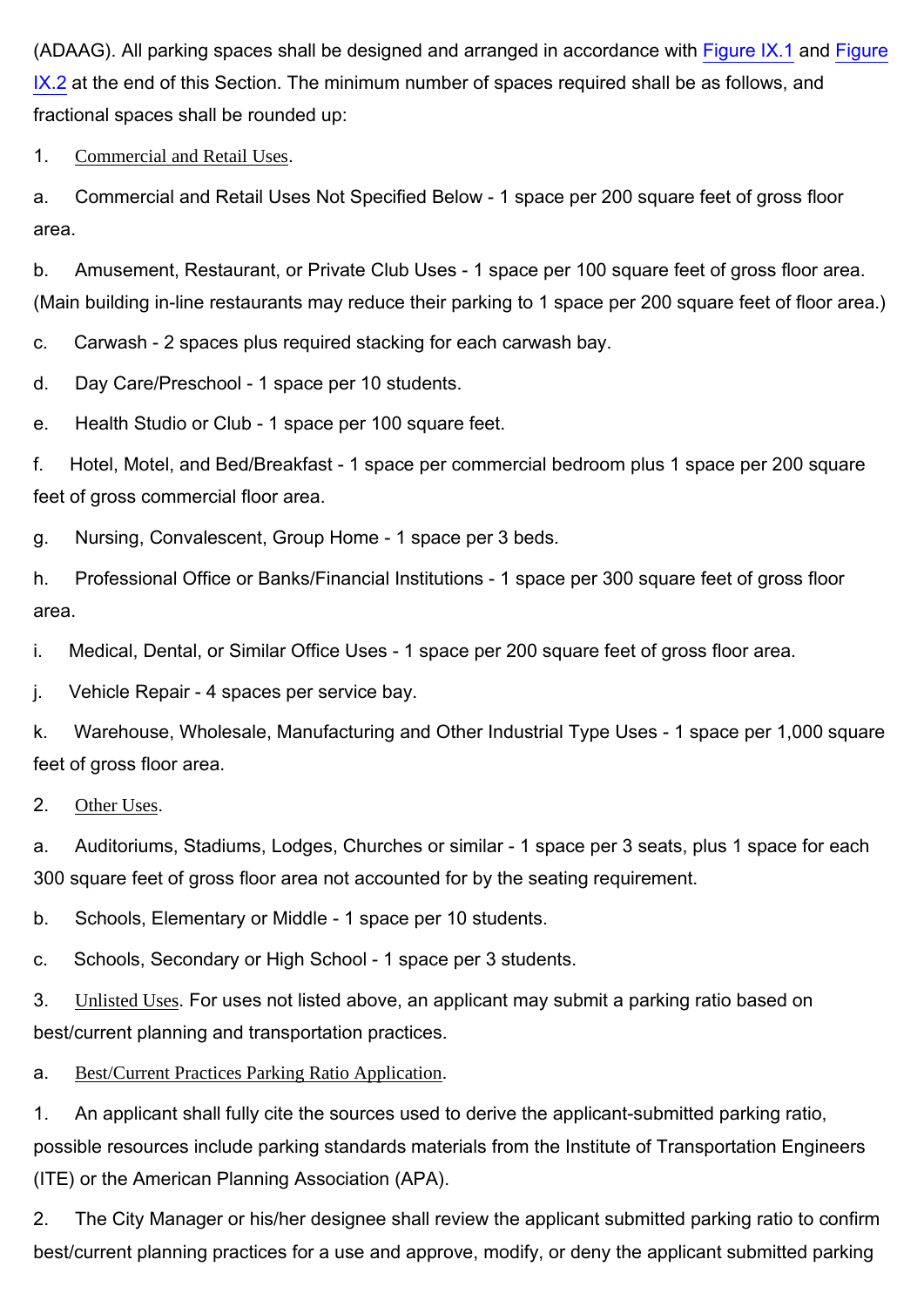(ADAAG). All parking spaces shall be designed and arranged in accordance with Figure IX.1 and Figure IX.2 at the end of this Section. The minimum number of spaces required shall be as follows, and fractional spaces shall be rounded up:

1. Commercial and Retail Uses.

a. Commercial and Retail Uses Not Specified Below - 1 space per 200 square feet of gross floor area.

b. Amusement, Restaurant, or Private Club Uses - 1 space per 100 square feet of gross floor area. (Main building in-line restaurants may reduce their parking to 1 space per 200 square feet of floor area.)

c. Carwash - 2 spaces plus required stacking for each carwash bay.

d. Day Care/Preschool - 1 space per 10 students.

e. Health Studio or Club - 1 space per 100 square feet.

f. Hotel, Motel, and Bed/Breakfast - 1 space per commercial bedroom plus 1 space per 200 square feet of gross commercial floor area.

g. Nursing, Convalescent, Group Home - 1 space per 3 beds.

h. Professional Office or Banks/Financial Institutions - 1 space per 300 square feet of gross floor area.

i. Medical, Dental, or Similar Office Uses - 1 space per 200 square feet of gross floor area.

j. Vehicle Repair - 4 spaces per service bay.

k. Warehouse, Wholesale, Manufacturing and Other Industrial Type Uses - 1 space per 1,000 square feet of gross floor area.

2. Other Uses.

a. Auditoriums, Stadiums, Lodges, Churches or similar - 1 space per 3 seats, plus 1 space for each 300 square feet of gross floor area not accounted for by the seating requirement.

b. Schools, Elementary or Middle - 1 space per 10 students.

c. Schools, Secondary or High School - 1 space per 3 students.

3. Unlisted Uses. For uses not listed above, an applicant may submit a parking ratio based on best/current planning and transportation practices.

a. Best/Current Practices Parking Ratio Application.

1. An applicant shall fully cite the sources used to derive the applicant-submitted parking ratio, possible resources include parking standards materials from the Institute of Transportation Engineers (ITE) or the American Planning Association (APA).

2. The City Manager or his/her designee shall review the applicant submitted parking ratio to confirm best/current planning practices for a use and approve, modify, or deny the applicant submitted parking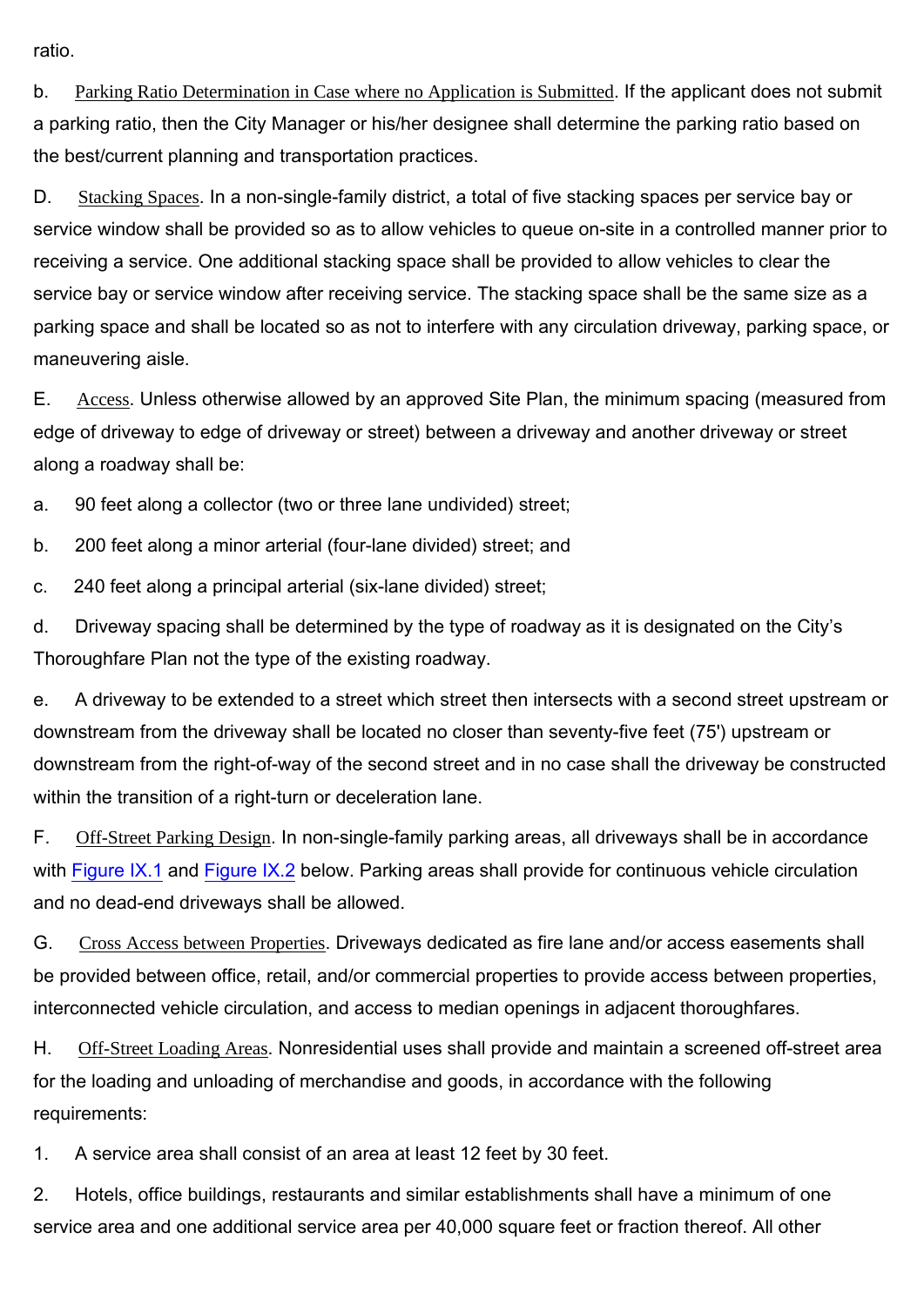ratio.

b. Parking Ratio Determination in Case where no Application is Submitted. If the applicant does not submit a parking ratio, then the City Manager or his/her designee shall determine the parking ratio based on the best/current planning and transportation practices.

D. Stacking Spaces. In a non-single-family district, a total of five stacking spaces per service bay or service window shall be provided so as to allow vehicles to queue on-site in a controlled manner prior to receiving a service. One additional stacking space shall be provided to allow vehicles to clear the service bay or service window after receiving service. The stacking space shall be the same size as a parking space and shall be located so as not to interfere with any circulation driveway, parking space, or maneuvering aisle.

E. Access. Unless otherwise allowed by an approved Site Plan, the minimum spacing (measured from edge of driveway to edge of driveway or street) between a driveway and another driveway or street along a roadway shall be:

a. 90 feet along a collector (two or three lane undivided) street;

b. 200 feet along a minor arterial (four-lane divided) street; and

c. 240 feet along a principal arterial (six-lane divided) street;

d. Driveway spacing shall be determined by the type of roadway as it is designated on the City's Thoroughfare Plan not the type of the existing roadway.

e. A driveway to be extended to a street which street then intersects with a second street upstream or downstream from the driveway shall be located no closer than seventy-five feet (75') upstream or downstream from the right-of-way of the second street and in no case shall the driveway be constructed within the transition of a right-turn or deceleration lane.

F. Off-Street Parking Design. In non-single-family parking areas, all driveways shall be in accordance with Figure IX.1 and Figure IX.2 below. Parking areas shall provide for continuous vehicle circulation and no dead-end driveways shall be allowed.

G. Cross Access between Properties. Driveways dedicated as fire lane and/or access easements shall be provided between office, retail, and/or commercial properties to provide access between properties, interconnected vehicle circulation, and access to median openings in adjacent thoroughfares.

H. Off-Street Loading Areas. Nonresidential uses shall provide and maintain a screened off-street area for the loading and unloading of merchandise and goods, in accordance with the following requirements:

1. A service area shall consist of an area at least 12 feet by 30 feet.

2. Hotels, office buildings, restaurants and similar establishments shall have a minimum of one service area and one additional service area per 40,000 square feet or fraction thereof. All other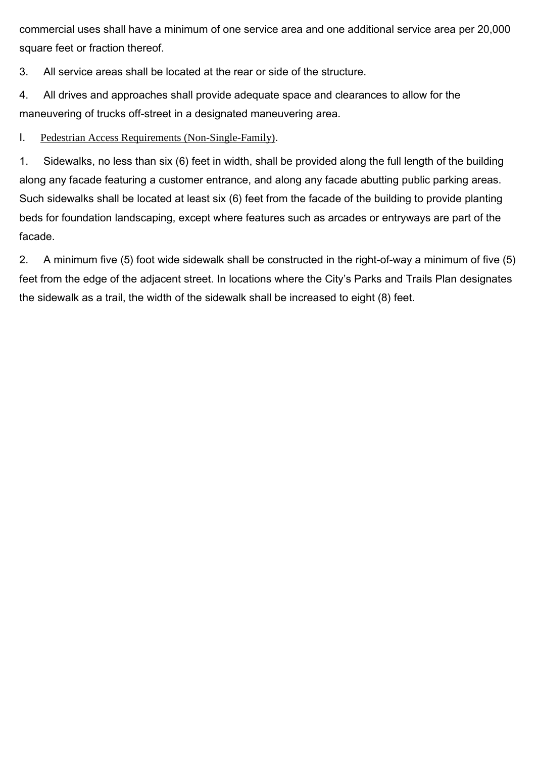commercial uses shall have a minimum of one service area and one additional service area per 20,000 square feet or fraction thereof.

3. All service areas shall be located at the rear or side of the structure.

4. All drives and approaches shall provide adequate space and clearances to allow for the maneuvering of trucks off-street in a designated maneuvering area.

I. Pedestrian Access Requirements (Non-Single-Family).

1. Sidewalks, no less than six (6) feet in width, shall be provided along the full length of the building along any facade featuring a customer entrance, and along any facade abutting public parking areas. Such sidewalks shall be located at least six (6) feet from the facade of the building to provide planting beds for foundation landscaping, except where features such as arcades or entryways are part of the facade.

2. A minimum five (5) foot wide sidewalk shall be constructed in the right-of-way a minimum of five (5) feet from the edge of the adjacent street. In locations where the City's Parks and Trails Plan designates the sidewalk as a trail, the width of the sidewalk shall be increased to eight (8) feet.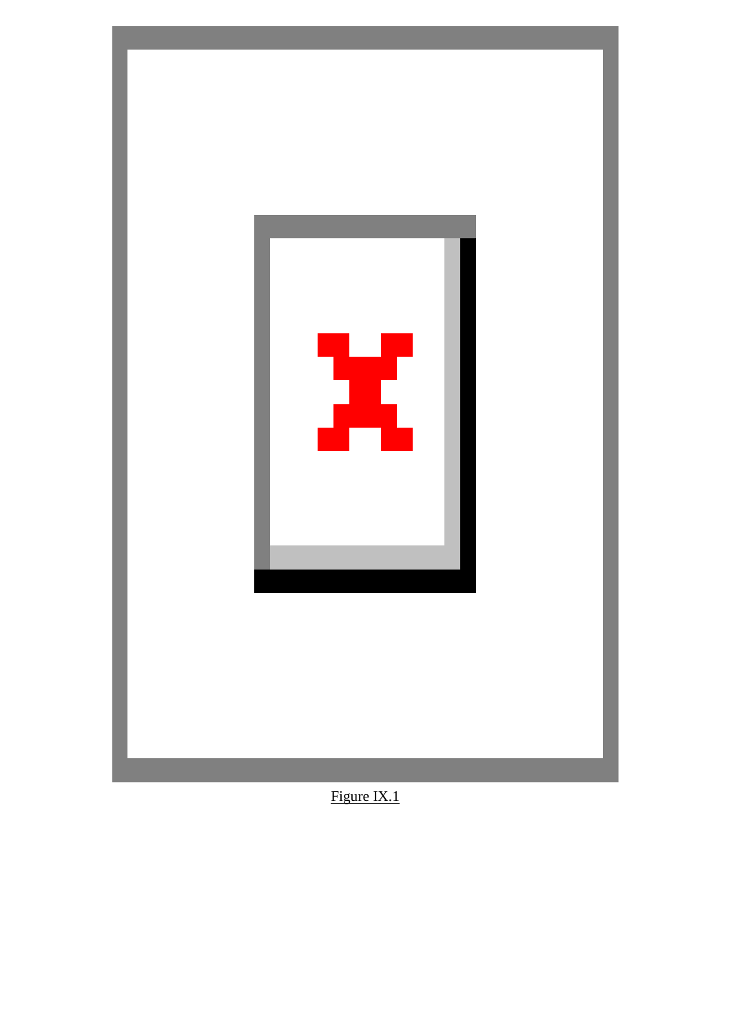Figure IX.1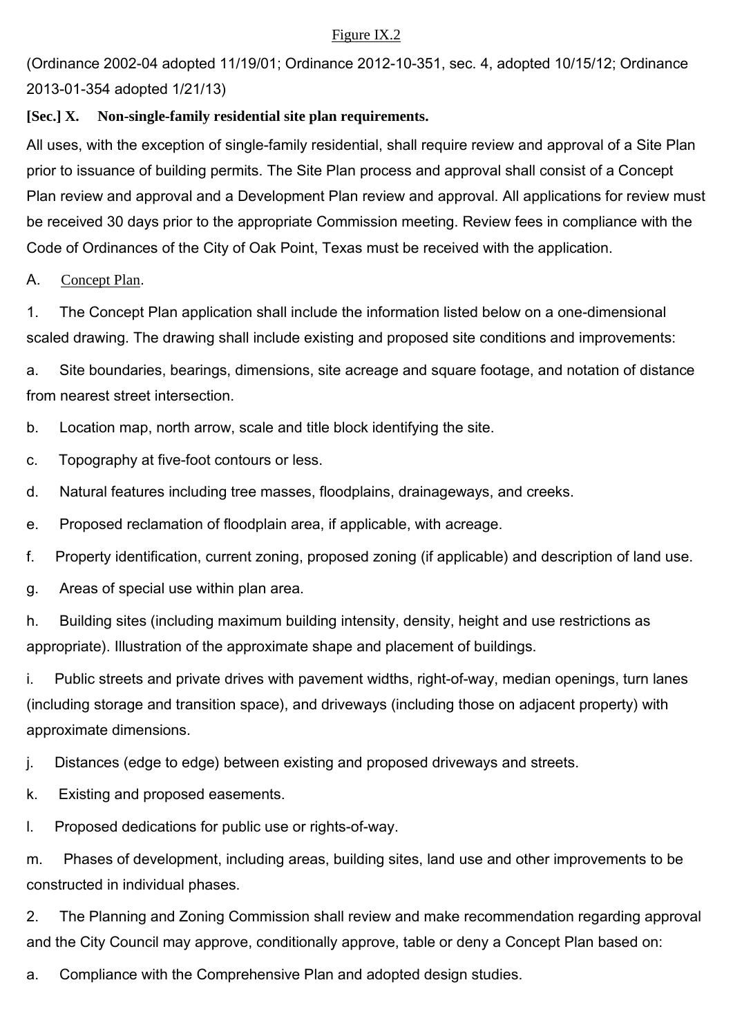Figure IX.2

(Ordinance 2002-04 adopted 11/19/01; Ordinance 2012-10-351, sec. 4, adopted 10/15/12; Ordinance 2013-01-354 adopted 1/21/13)

## [Sec.] X. Non-single-family residential site plan requirements.

All uses, with the exception of single-family residential, shall require review and approval of a Site Plan prior to issuance of building permits. The Site Plan process and approval shall consist of a Concept Plan review and approval and a Development Plan review and approval. All applications for review must be received 30 days prior to the appropriate Commission meeting. Review fees in compliance with the Code of Ordinances of the City of Oak Point, Texas must be received with the application.

A. Concept Plan.

1. The Concept Plan application shall include the information listed below on a one-dimensional scaled drawing. The drawing shall include existing and proposed site conditions and improvements:

a. Site boundaries, bearings, dimensions, site acreage and square footage, and notation of distance from nearest street intersection.

b. Location map, north arrow, scale and title block identifying the site.

c. Topography at five-foot contours or less.

d. Natural features including tree masses, floodplains, drainageways, and creeks.

e. Proposed reclamation of floodplain area, if applicable, with acreage.

f. Property identification, current zoning, proposed zoning (if applicable) and description of land use.

g. Areas of special use within plan area.

h. Building sites (including maximum building intensity, density, height and use restrictions as appropriate). Illustration of the approximate shape and placement of buildings.

i. Public streets and private drives with pavement widths, right-of-way, median openings, turn lanes (including storage and transition space), and driveways (including those on adjacent property) with approximate dimensions.

j. Distances (edge to edge) between existing and proposed driveways and streets.

k. Existing and proposed easements.

l. Proposed dedications for public use or rights-of-way.

m. Phases of development, including areas, building sites, land use and other improvements to be constructed in individual phases.

2. The Planning and Zoning Commission shall review and make recommendation regarding approval and the City Council may approve, conditionally approve, table or deny a Concept Plan based on:

a. Compliance with the Comprehensive Plan and adopted design studies.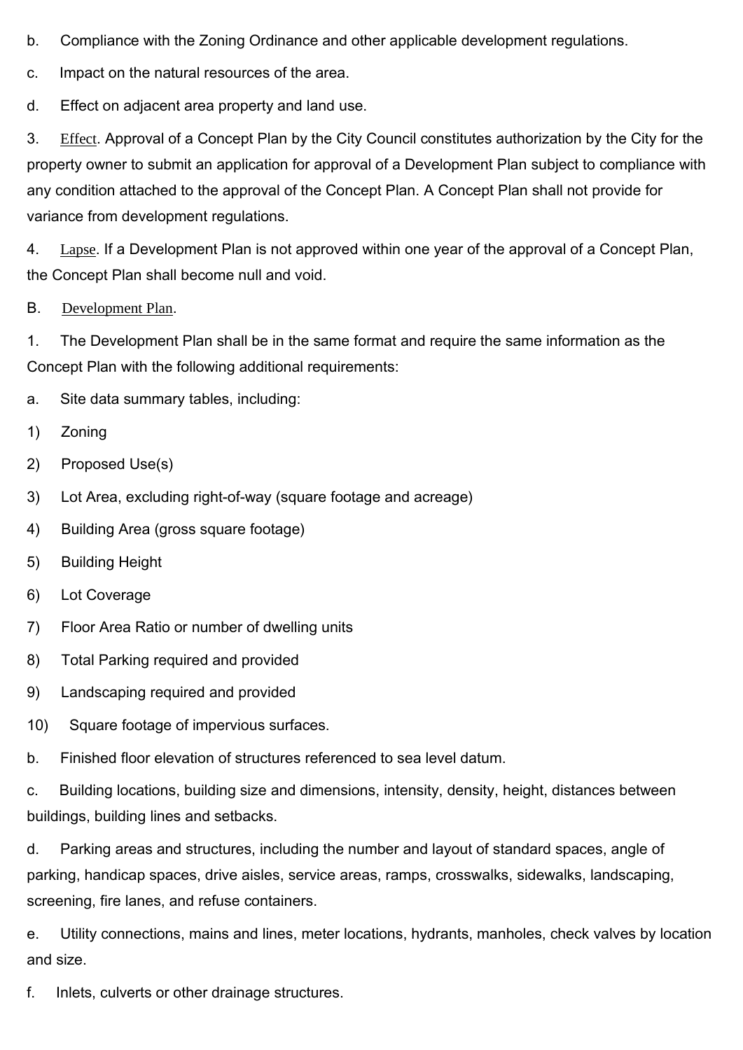b. Compliance with the Zoning Ordinance and other applicable development regulations.

c. Impact on the natural resources of the area.

d. Effect on adjacent area property and land use.

3. Effect. Approval of a Concept Plan by the City Council constitutes authorization by the City for the property owner to submit an application for approval of a Development Plan subject to compliance with any condition attached to the approval of the Concept Plan. A Concept Plan shall not provide for variance from development regulations.

4. Lapse. If a Development Plan is not approved within one year of the approval of a Concept Plan, the Concept Plan shall become null and void.

B. Development Plan.

1. The Development Plan shall be in the same format and require the same information as the Concept Plan with the following additional requirements:

a. Site data summary tables, including:

1) Zoning

2) Proposed Use(s)

3) Lot Area, excluding right-of-way (square footage and acreage)

4) Building Area (gross square footage)

5) Building Height

6) Lot Coverage

7) Floor Area Ratio or number of dwelling units

8) Total Parking required and provided

9) Landscaping required and provided

10) Square footage of impervious surfaces.

b. Finished floor elevation of structures referenced to sea level datum.

c. Building locations, building size and dimensions, intensity, density, height, distances between buildings, building lines and setbacks.

d. Parking areas and structures, including the number and layout of standard spaces, angle of parking, handicap spaces, drive aisles, service areas, ramps, crosswalks, sidewalks, landscaping, screening, fire lanes, and refuse containers.

e. Utility connections, mains and lines, meter locations, hydrants, manholes, check valves by location and size.

f. Inlets, culverts or other drainage structures.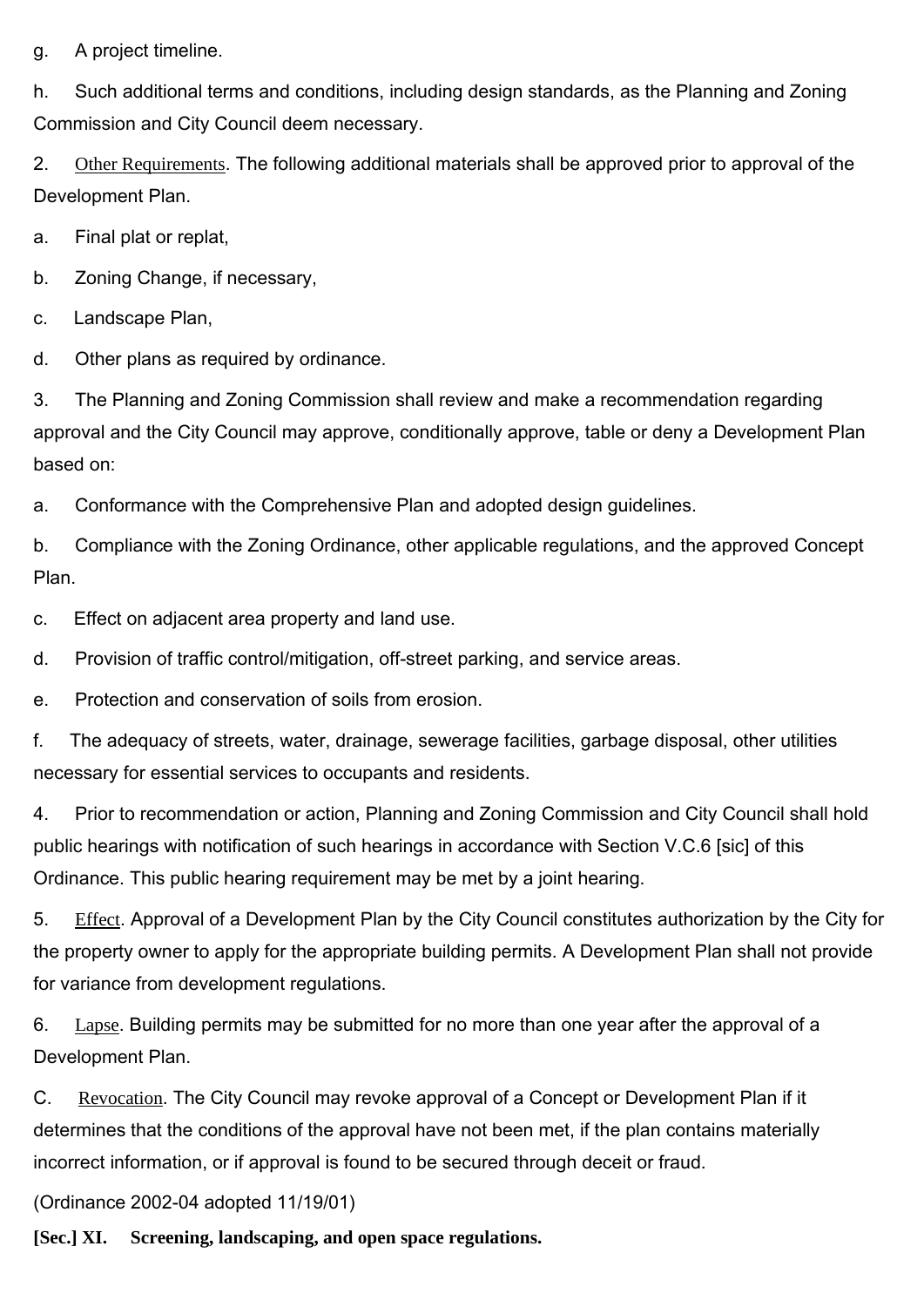g. A project timeline.

h. Such additional terms and conditions, including design standards, as the Planning and Zoning Commission and City Council deem necessary.

2. Other Requirements. The following additional materials shall be approved prior to approval of the Development Plan.

a. Final plat or replat,

b. Zoning Change, if necessary,

c. Landscape Plan,

d. Other plans as required by ordinance.

3. The Planning and Zoning Commission shall review and make a recommendation regarding approval and the City Council may approve, conditionally approve, table or deny a Development Plan based on:

a. Conformance with the Comprehensive Plan and adopted design guidelines.

b. Compliance with the Zoning Ordinance, other applicable regulations, and the approved Concept Plan.

c. Effect on adjacent area property and land use.

d. Provision of traffic control/mitigation, off-street parking, and service areas.

e. Protection and conservation of soils from erosion.

f. The adequacy of streets, water, drainage, sewerage facilities, garbage disposal, other utilities necessary for essential services to occupants and residents.

4. Prior to recommendation or action, Planning and Zoning Commission and City Council shall hold public hearings with notification of such hearings in accordance with Section V.C.6 [sic] of this Ordinance. This public hearing requirement may be met by a joint hearing.

5. Effect. Approval of a Development Plan by the City Council constitutes authorization by the City for the property owner to apply for the appropriate building permits. A Development Plan shall not provide for variance from development regulations.

6. Lapse. Building permits may be submitted for no more than one year after the approval of a Development Plan.

C. Revocation. The City Council may revoke approval of a Concept or Development Plan if it determines that the conditions of the approval have not been met, if the plan contains materially incorrect information, or if approval is found to be secured through deceit or fraud.

(Ordinance 2002-04 adopted 11/19/01)

**[Sec.] XI. Screening, landscaping, and open space regulations.**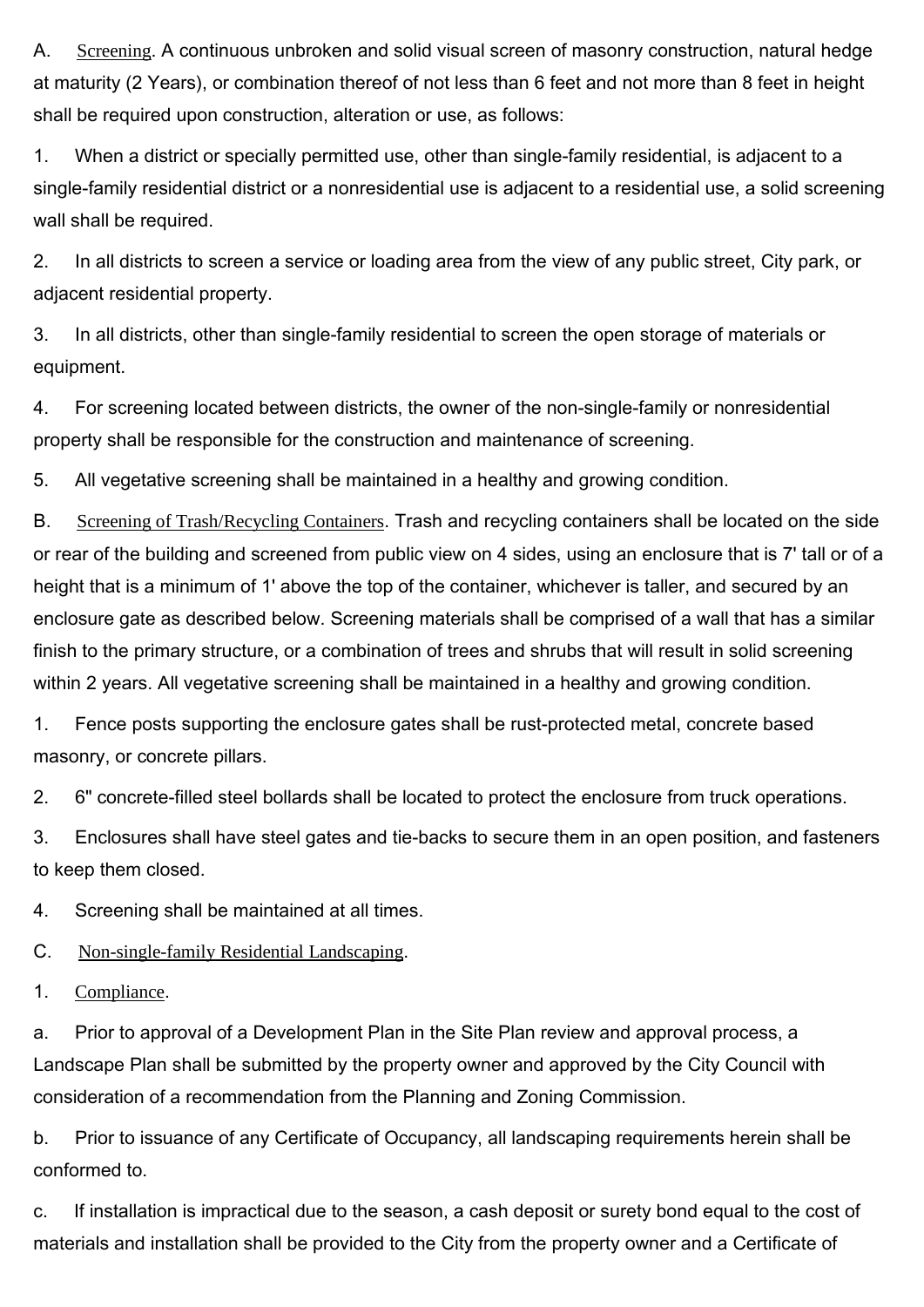A. Screening. A continuous unbroken and solid visual screen of masonry construction, natural hedge at maturity (2 Years), or combination thereof of not less than 6 feet and not more than 8 feet in height shall be required upon construction, alteration or use, as follows:

1. When a district or specially permitted use, other than single-family residential, is adjacent to a single-family residential district or a nonresidential use is adjacent to a residential use, a solid screening wall shall be required.

2. In all districts to screen a service or loading area from the view of any public street, City park, or adjacent residential property.

3. In all districts, other than single-family residential to screen the open storage of materials or equipment.

4. For screening located between districts, the owner of the non-single-family or nonresidential property shall be responsible for the construction and maintenance of screening.

5. All vegetative screening shall be maintained in a healthy and growing condition.

B. Screening of Trash/Recycling Containers. Trash and recycling containers shall be located on the side or rear of the building and screened from public view on 4 sides, using an enclosure that is 7' tall or of a height that is a minimum of 1' above the top of the container, whichever is taller, and secured by an enclosure gate as described below. Screening materials shall be comprised of a wall that has a similar finish to the primary structure, or a combination of trees and shrubs that will result in solid screening within 2 years. All vegetative screening shall be maintained in a healthy and growing condition.

1. Fence posts supporting the enclosure gates shall be rust-protected metal, concrete based masonry, or concrete pillars.

2. 6" concrete-filled steel bollards shall be located to protect the enclosure from truck operations.

3. Enclosures shall have steel gates and tie-backs to secure them in an open position, and fasteners to keep them closed.

4. Screening shall be maintained at all times.

C. Non-single-family Residential Landscaping.

1. Compliance.

a. Prior to approval of a Development Plan in the Site Plan review and approval process, a Landscape Plan shall be submitted by the property owner and approved by the City Council with consideration of a recommendation from the Planning and Zoning Commission.

b. Prior to issuance of any Certificate of Occupancy, all landscaping requirements herein shall be conformed to.

c. If installation is impractical due to the season, a cash deposit or surety bond equal to the cost of materials and installation shall be provided to the City from the property owner and a Certificate of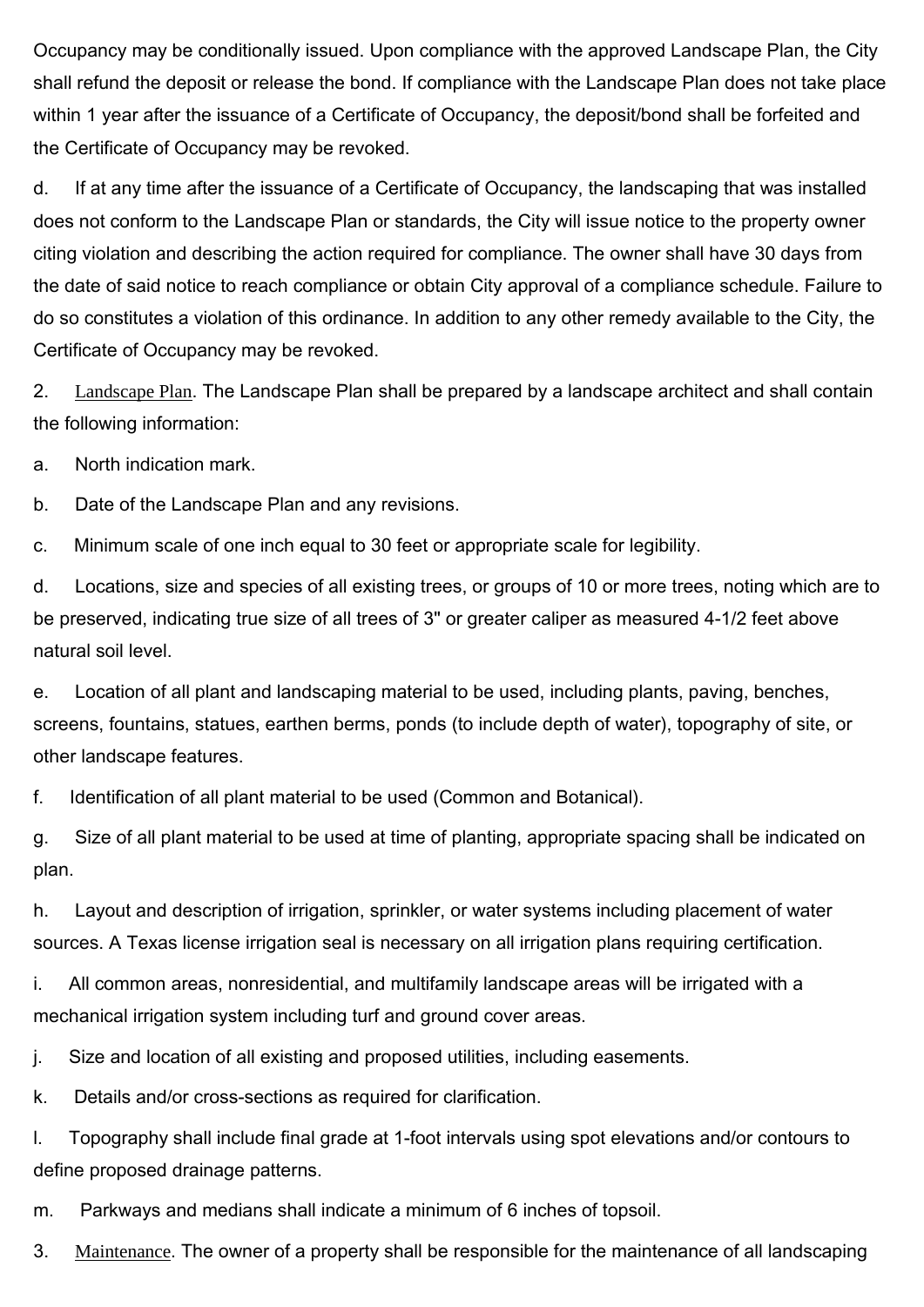Occupancy may be conditionally issued. Upon compliance with the approved Landscape Plan, the City shall refund the deposit or release the bond. If compliance with the Landscape Plan does not take place within 1 year after the issuance of a Certificate of Occupancy, the deposit/bond shall be forfeited and the Certificate of Occupancy may be revoked.

d. If at any time after the issuance of a Certificate of Occupancy, the landscaping that was installed does not conform to the Landscape Plan or standards, the City will issue notice to the property owner citing violation and describing the action required for compliance. The owner shall have 30 days from the date of said notice to reach compliance or obtain City approval of a compliance schedule. Failure to do so constitutes a violation of this ordinance. In addition to any other remedy available to the City, the Certificate of Occupancy may be revoked.

2. Landscape Plan. The Landscape Plan shall be prepared by a landscape architect and shall contain the following information:

a. North indication mark.

b. Date of the Landscape Plan and any revisions.

c. Minimum scale of one inch equal to 30 feet or appropriate scale for legibility.

d. Locations, size and species of all existing trees, or groups of 10 or more trees, noting which are to be preserved, indicating true size of all trees of 3" or greater caliper as measured 4-1/2 feet above natural soil level.

e. Location of all plant and landscaping material to be used, including plants, paving, benches, screens, fountains, statues, earthen berms, ponds (to include depth of water), topography of site, or other landscape features.

f. Identification of all plant material to be used (Common and Botanical).

g. Size of all plant material to be used at time of planting, appropriate spacing shall be indicated on plan.

h. Layout and description of irrigation, sprinkler, or water systems including placement of water sources. A Texas license irrigation seal is necessary on all irrigation plans requiring certification.

i. All common areas, nonresidential, and multifamily landscape areas will be irrigated with a mechanical irrigation system including turf and ground cover areas.

j. Size and location of all existing and proposed utilities, including easements.

k. Details and/or cross-sections as required for clarification.

l. Topography shall include final grade at 1-foot intervals using spot elevations and/or contours to define proposed drainage patterns.

m. Parkways and medians shall indicate a minimum of 6 inches of topsoil.

3. Maintenance. The owner of a property shall be responsible for the maintenance of all landscaping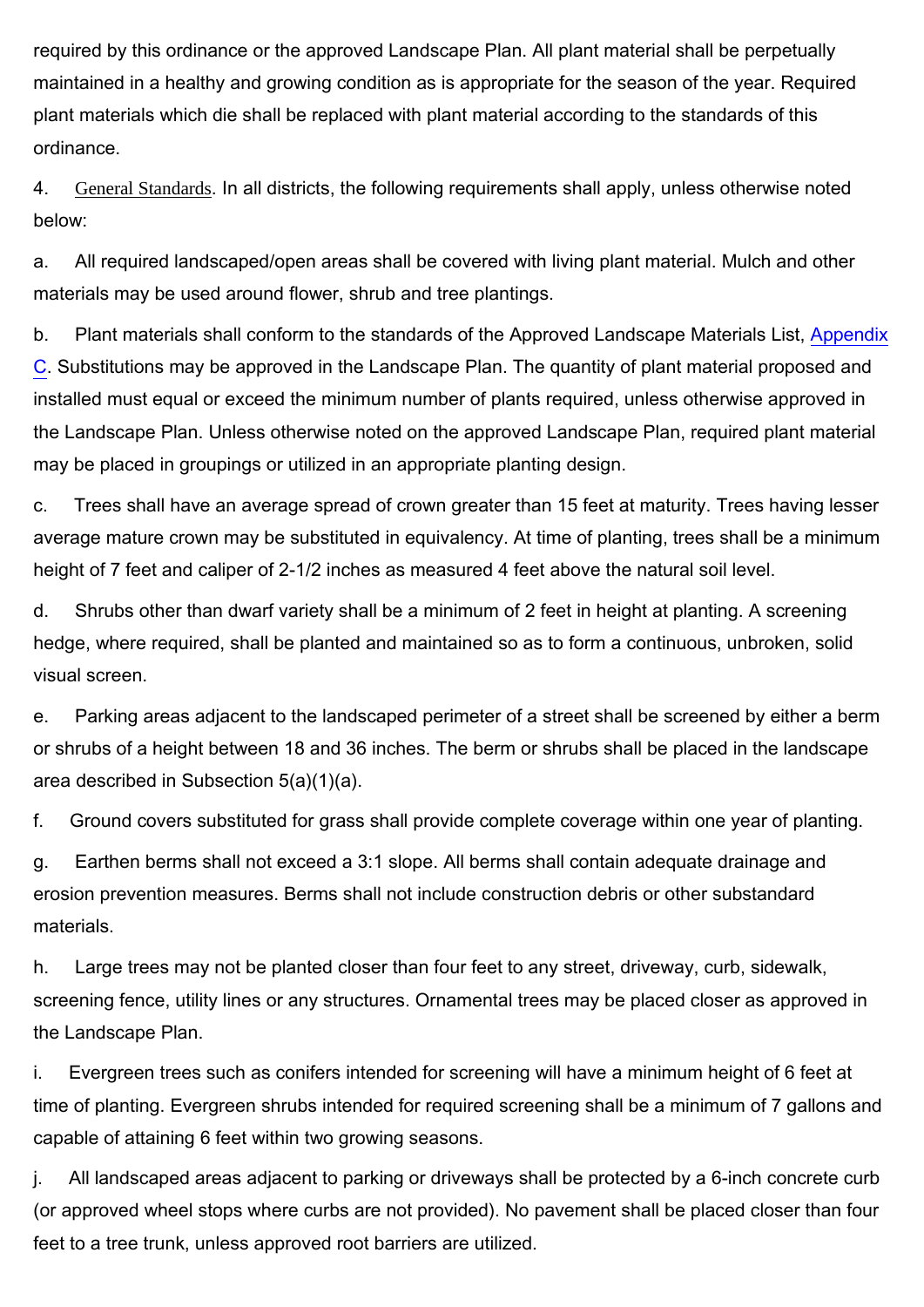required by this ordinance or the approved Landscape Plan. All plant material shall be perpetually maintained in a healthy and growing condition as is appropriate for the season of the year. Required plant materials which die shall be replaced with plant material according to the standards of this ordinance.

4. General Standards. In all districts, the following requirements shall apply, unless otherwise noted below:

a. All required landscaped/open areas shall be covered with living plant material. Mulch and other materials may be used around flower, shrub and tree plantings.

b. Plant materials shall conform to the standards of the Approved Landscape Materials List, Appendix C. Substitutions may be approved in the Landscape Plan. The quantity of plant material proposed and installed must equal or exceed the minimum number of plants required, unless otherwise approved in the Landscape Plan. Unless otherwise noted on the approved Landscape Plan, required plant material may be placed in groupings or utilized in an appropriate planting design.

c. Trees shall have an average spread of crown greater than 15 feet at maturity. Trees having lesser average mature crown may be substituted in equivalency. At time of planting, trees shall be a minimum height of 7 feet and caliper of 2-1/2 inches as measured 4 feet above the natural soil level.

d. Shrubs other than dwarf variety shall be a minimum of 2 feet in height at planting. A screening hedge, where required, shall be planted and maintained so as to form a continuous, unbroken, solid visual screen.

e. Parking areas adjacent to the landscaped perimeter of a street shall be screened by either a berm or shrubs of a height between 18 and 36 inches. The berm or shrubs shall be placed in the landscape area described in Subsection 5(a)(1)(a).

f. Ground covers substituted for grass shall provide complete coverage within one year of planting.

g. Earthen berms shall not exceed a 3:1 slope. All berms shall contain adequate drainage and erosion prevention measures. Berms shall not include construction debris or other substandard materials.

h. Large trees may not be planted closer than four feet to any street, driveway, curb, sidewalk, screening fence, utility lines or any structures. Ornamental trees may be placed closer as approved in the Landscape Plan.

i. Evergreen trees such as conifers intended for screening will have a minimum height of 6 feet at time of planting. Evergreen shrubs intended for required screening shall be a minimum of 7 gallons and capable of attaining 6 feet within two growing seasons.

j. All landscaped areas adjacent to parking or driveways shall be protected by a 6-inch concrete curb (or approved wheel stops where curbs are not provided). No pavement shall be placed closer than four feet to a tree trunk, unless approved root barriers are utilized.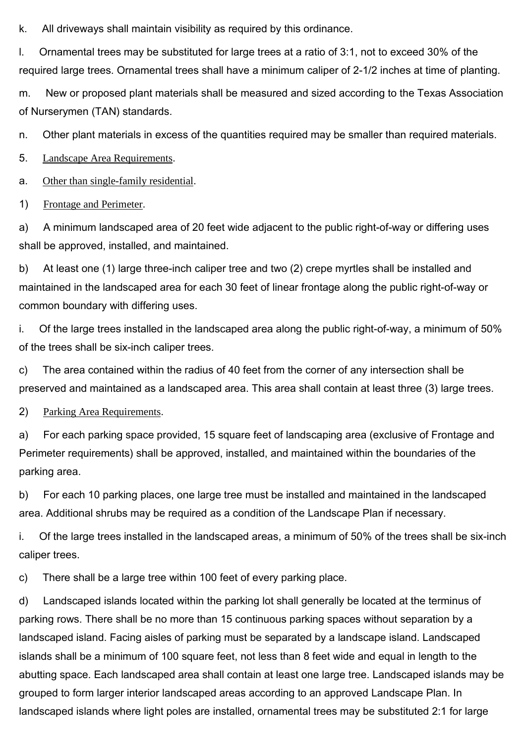k. All driveways shall maintain visibility as required by this ordinance.

l. Ornamental trees may be substituted for large trees at a ratio of 3:1, not to exceed 30% of the required large trees. Ornamental trees shall have a minimum caliper of 2-1/2 inches at time of planting.

m. New or proposed plant materials shall be measured and sized according to the Texas Association of Nurserymen (TAN) standards.

n. Other plant materials in excess of the quantities required may be smaller than required materials.

5. Landscape Area Requirements.

a. Other than single-family residential.

1) Frontage and Perimeter.

a) A minimum landscaped area of 20 feet wide adjacent to the public right-of-way or differing uses shall be approved, installed, and maintained.

b) At least one (1) large three-inch caliper tree and two (2) crepe myrtles shall be installed and maintained in the landscaped area for each 30 feet of linear frontage along the public right-of-way or common boundary with differing uses.

i. Of the large trees installed in the landscaped area along the public right-of-way, a minimum of 50% of the trees shall be six-inch caliper trees.

c) The area contained within the radius of 40 feet from the corner of any intersection shall be preserved and maintained as a landscaped area. This area shall contain at least three (3) large trees.

2) Parking Area Requirements.

a) For each parking space provided, 15 square feet of landscaping area (exclusive of Frontage and Perimeter requirements) shall be approved, installed, and maintained within the boundaries of the parking area.

b) For each 10 parking places, one large tree must be installed and maintained in the landscaped area. Additional shrubs may be required as a condition of the Landscape Plan if necessary.

i. Of the large trees installed in the landscaped areas, a minimum of 50% of the trees shall be six-inch caliper trees.

c) There shall be a large tree within 100 feet of every parking place.

d) Landscaped islands located within the parking lot shall generally be located at the terminus of parking rows. There shall be no more than 15 continuous parking spaces without separation by a landscaped island. Facing aisles of parking must be separated by a landscape island. Landscaped islands shall be a minimum of 100 square feet, not less than 8 feet wide and equal in length to the abutting space. Each landscaped area shall contain at least one large tree. Landscaped islands may be grouped to form larger interior landscaped areas according to an approved Landscape Plan. In landscaped islands where light poles are installed, ornamental trees may be substituted 2:1 for large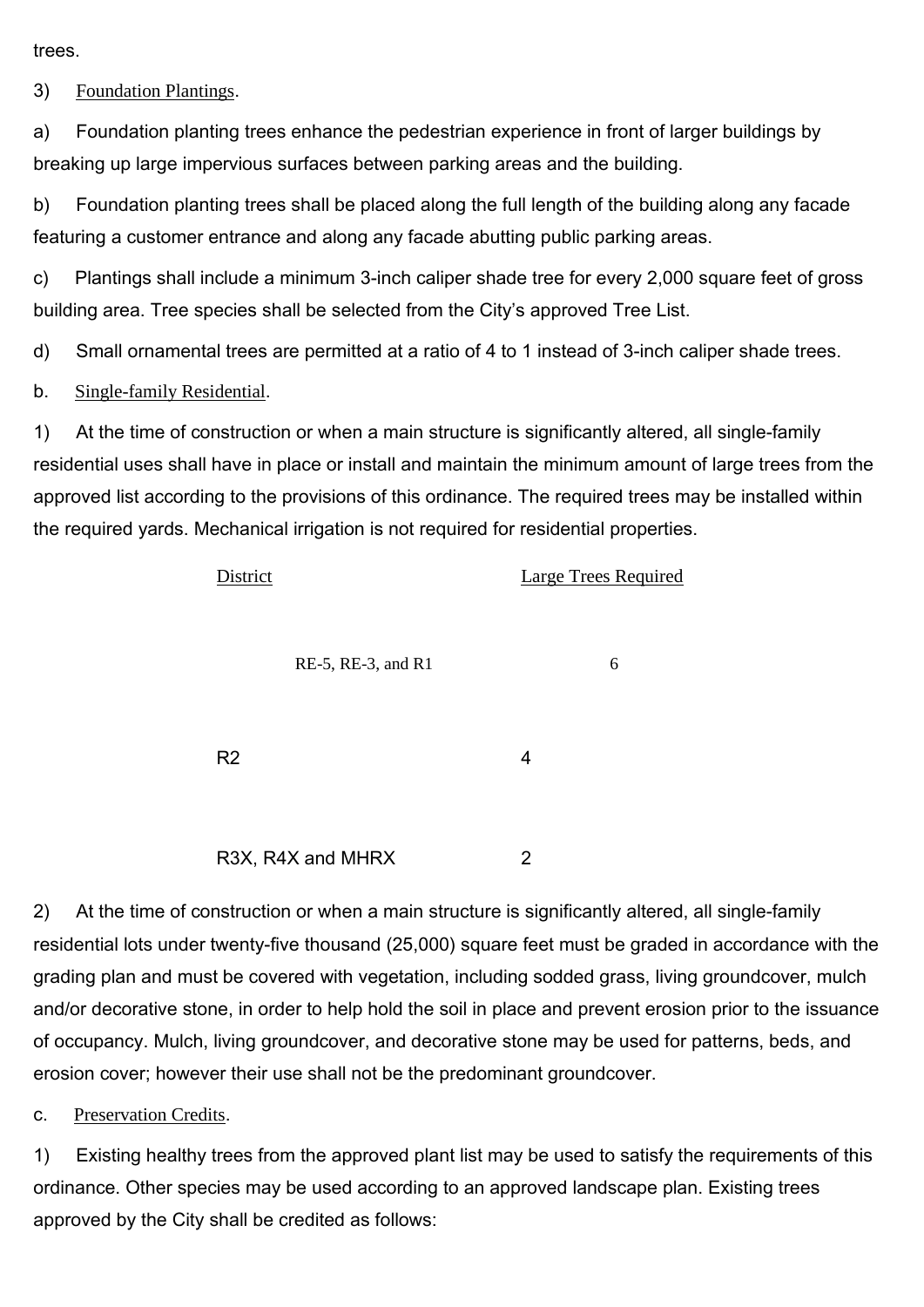trees.

3) Foundation Plantings.

a) Foundation planting trees enhance the pedestrian experience in front of larger buildings by breaking up large impervious surfaces between parking areas and the building.

b) Foundation planting trees shall be placed along the full length of the building along any facade featuring a customer entrance and along any facade abutting public parking areas.

c) Plantings shall include a minimum 3-inch caliper shade tree for every 2,000 square feet of gross building area. Tree species shall be selected from the City's approved Tree List.

d) Small ornamental trees are permitted at a ratio of 4 to 1 instead of 3-inch caliper shade trees.

b. Single-family Residential.

1) At the time of construction or when a main structure is significantly altered, all single-family residential uses shall have in place or install and maintain the minimum amount of large trees from the approved list according to the provisions of this ordinance. The required trees may be installed within the required yards. Mechanical irrigation is not required for residential properties.

| District | Large Trees Required |
|---|---|
| RE-5, RE-3, and R1 | 6 |
| R2 | 4 |
| R3X, R4X and MHRX | 2 |

2) At the time of construction or when a main structure is significantly altered, all single-family residential lots under twenty-five thousand (25,000) square feet must be graded in accordance with the grading plan and must be covered with vegetation, including sodded grass, living groundcover, mulch and/or decorative stone, in order to help hold the soil in place and prevent erosion prior to the issuance of occupancy. Mulch, living groundcover, and decorative stone may be used for patterns, beds, and erosion cover; however their use shall not be the predominant groundcover.

c. Preservation Credits.

1) Existing healthy trees from the approved plant list may be used to satisfy the requirements of this ordinance. Other species may be used according to an approved landscape plan. Existing trees approved by the City shall be credited as follows: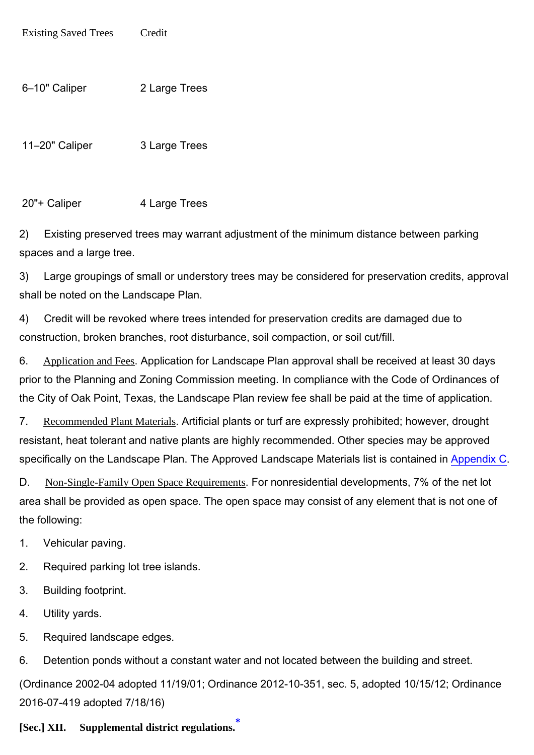| Existing Saved Trees | Credit |
| --- | --- |
| 6–10" Caliper | 2 Large Trees |
| 11–20" Caliper | 3 Large Trees |
| 20"+ Caliper | 4 Large Trees |

2) Existing preserved trees may warrant adjustment of the minimum distance between parking spaces and a large tree.

3) Large groupings of small or understory trees may be considered for preservation credits, approval shall be noted on the Landscape Plan.

4) Credit will be revoked where trees intended for preservation credits are damaged due to construction, broken branches, root disturbance, soil compaction, or soil cut/fill.

6. Application and Fees. Application for Landscape Plan approval shall be received at least 30 days prior to the Planning and Zoning Commission meeting. In compliance with the Code of Ordinances of the City of Oak Point, Texas, the Landscape Plan review fee shall be paid at the time of application.

7. Recommended Plant Materials. Artificial plants or turf are expressly prohibited; however, drought resistant, heat tolerant and native plants are highly recommended. Other species may be approved specifically on the Landscape Plan. The Approved Landscape Materials list is contained in Appendix C.

D. Non-Single-Family Open Space Requirements. For nonresidential developments, 7% of the net lot area shall be provided as open space. The open space may consist of any element that is not one of the following:

1. Vehicular paving.
2. Required parking lot tree islands.
3. Building footprint.
4. Utility yards.
5. Required landscape edges.
6. Detention ponds without a constant water and not located between the building and street.

(Ordinance 2002-04 adopted 11/19/01; Ordinance 2012-10-351, sec. 5, adopted 10/15/12; Ordinance 2016-07-419 adopted 7/18/16)

## [Sec.] XII. Supplemental district regulations.*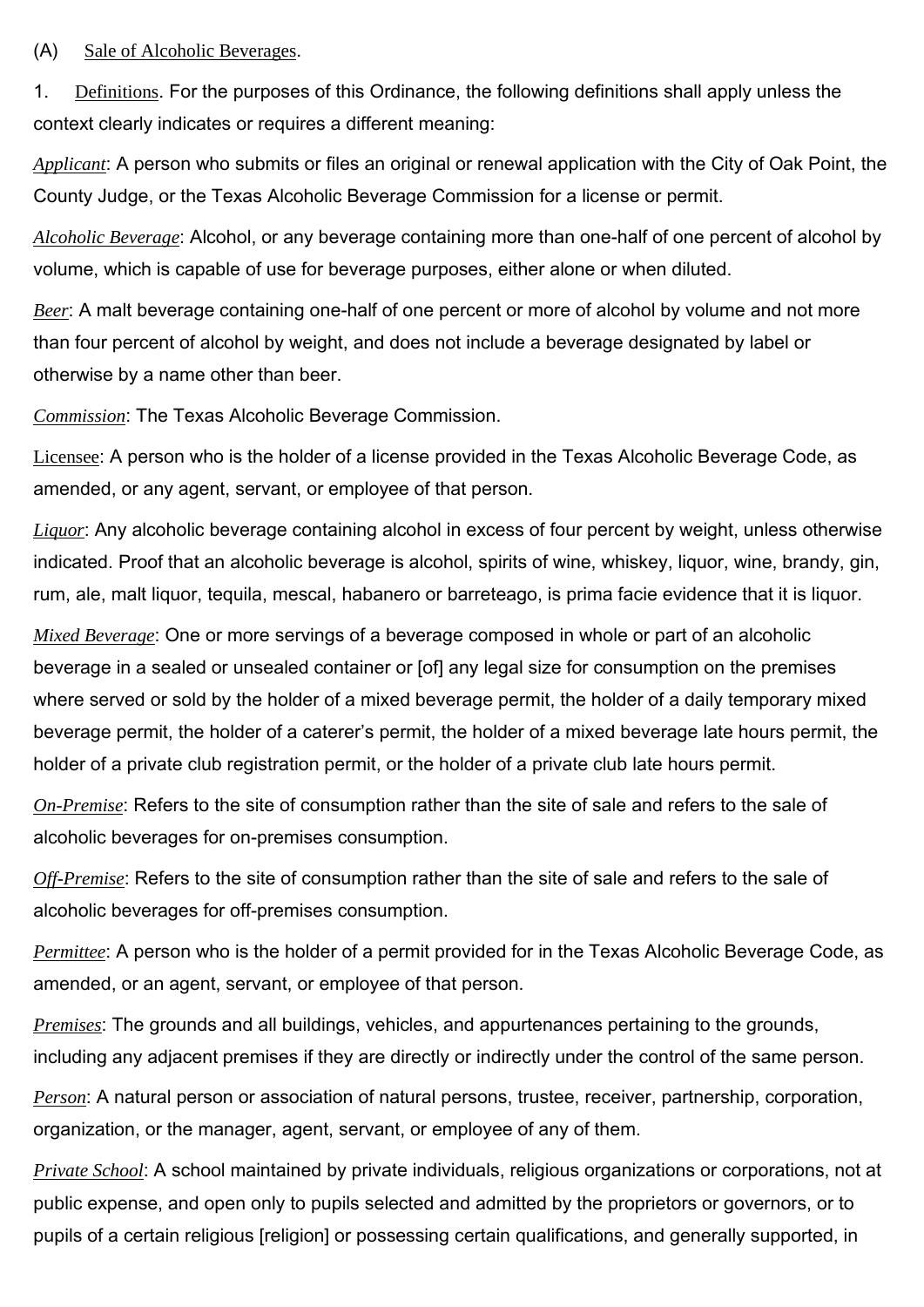(A) Sale of Alcoholic Beverages.

1. Definitions. For the purposes of this Ordinance, the following definitions shall apply unless the context clearly indicates or requires a different meaning:

*Applicant*: A person who submits or files an original or renewal application with the City of Oak Point, the County Judge, or the Texas Alcoholic Beverage Commission for a license or permit.

*Alcoholic Beverage*: Alcohol, or any beverage containing more than one-half of one percent of alcohol by volume, which is capable of use for beverage purposes, either alone or when diluted.

*Beer*: A malt beverage containing one-half of one percent or more of alcohol by volume and not more than four percent of alcohol by weight, and does not include a beverage designated by label or otherwise by a name other than beer.

*Commission*: The Texas Alcoholic Beverage Commission.

Licensee: A person who is the holder of a license provided in the Texas Alcoholic Beverage Code, as amended, or any agent, servant, or employee of that person.

*Liquor*: Any alcoholic beverage containing alcohol in excess of four percent by weight, unless otherwise indicated. Proof that an alcoholic beverage is alcohol, spirits of wine, whiskey, liquor, wine, brandy, gin, rum, ale, malt liquor, tequila, mescal, habanero or barreteago, is prima facie evidence that it is liquor.

*Mixed Beverage*: One or more servings of a beverage composed in whole or part of an alcoholic beverage in a sealed or unsealed container or [of] any legal size for consumption on the premises where served or sold by the holder of a mixed beverage permit, the holder of a daily temporary mixed beverage permit, the holder of a caterer's permit, the holder of a mixed beverage late hours permit, the holder of a private club registration permit, or the holder of a private club late hours permit.

*On-Premise*: Refers to the site of consumption rather than the site of sale and refers to the sale of alcoholic beverages for on-premises consumption.

*Off-Premise*: Refers to the site of consumption rather than the site of sale and refers to the sale of alcoholic beverages for off-premises consumption.

*Permittee*: A person who is the holder of a permit provided for in the Texas Alcoholic Beverage Code, as amended, or an agent, servant, or employee of that person.

*Premises*: The grounds and all buildings, vehicles, and appurtenances pertaining to the grounds, including any adjacent premises if they are directly or indirectly under the control of the same person.

*Person*: A natural person or association of natural persons, trustee, receiver, partnership, corporation, organization, or the manager, agent, servant, or employee of any of them.

*Private School*: A school maintained by private individuals, religious organizations or corporations, not at public expense, and open only to pupils selected and admitted by the proprietors or governors, or to pupils of a certain religious [religion] or possessing certain qualifications, and generally supported, in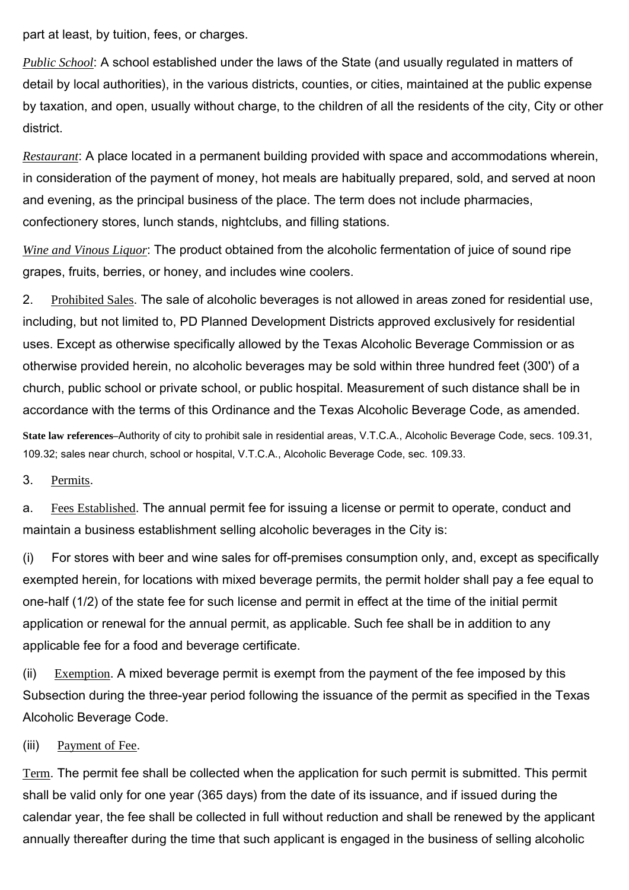part at least, by tuition, fees, or charges.

*Public School*: A school established under the laws of the State (and usually regulated in matters of detail by local authorities), in the various districts, counties, or cities, maintained at the public expense by taxation, and open, usually without charge, to the children of all the residents of the city, City or other district.

*Restaurant*: A place located in a permanent building provided with space and accommodations wherein, in consideration of the payment of money, hot meals are habitually prepared, sold, and served at noon and evening, as the principal business of the place. The term does not include pharmacies, confectionery stores, lunch stands, nightclubs, and filling stations.

*Wine and Vinous Liquor*: The product obtained from the alcoholic fermentation of juice of sound ripe grapes, fruits, berries, or honey, and includes wine coolers.

2. Prohibited Sales. The sale of alcoholic beverages is not allowed in areas zoned for residential use, including, but not limited to, PD Planned Development Districts approved exclusively for residential uses. Except as otherwise specifically allowed by the Texas Alcoholic Beverage Commission or as otherwise provided herein, no alcoholic beverages may be sold within three hundred feet (300') of a church, public school or private school, or public hospital. Measurement of such distance shall be in accordance with the terms of this Ordinance and the Texas Alcoholic Beverage Code, as amended.

**State law references**–Authority of city to prohibit sale in residential areas, V.T.C.A., Alcoholic Beverage Code, secs. 109.31, 109.32; sales near church, school or hospital, V.T.C.A., Alcoholic Beverage Code, sec. 109.33.

3. Permits.

a. Fees Established. The annual permit fee for issuing a license or permit to operate, conduct and maintain a business establishment selling alcoholic beverages in the City is:

(i) For stores with beer and wine sales for off-premises consumption only, and, except as specifically exempted herein, for locations with mixed beverage permits, the permit holder shall pay a fee equal to one-half (1/2) of the state fee for such license and permit in effect at the time of the initial permit application or renewal for the annual permit, as applicable. Such fee shall be in addition to any applicable fee for a food and beverage certificate.

(ii) Exemption. A mixed beverage permit is exempt from the payment of the fee imposed by this Subsection during the three-year period following the issuance of the permit as specified in the Texas Alcoholic Beverage Code.

(iii) Payment of Fee.

Term. The permit fee shall be collected when the application for such permit is submitted. This permit shall be valid only for one year (365 days) from the date of its issuance, and if issued during the calendar year, the fee shall be collected in full without reduction and shall be renewed by the applicant annually thereafter during the time that such applicant is engaged in the business of selling alcoholic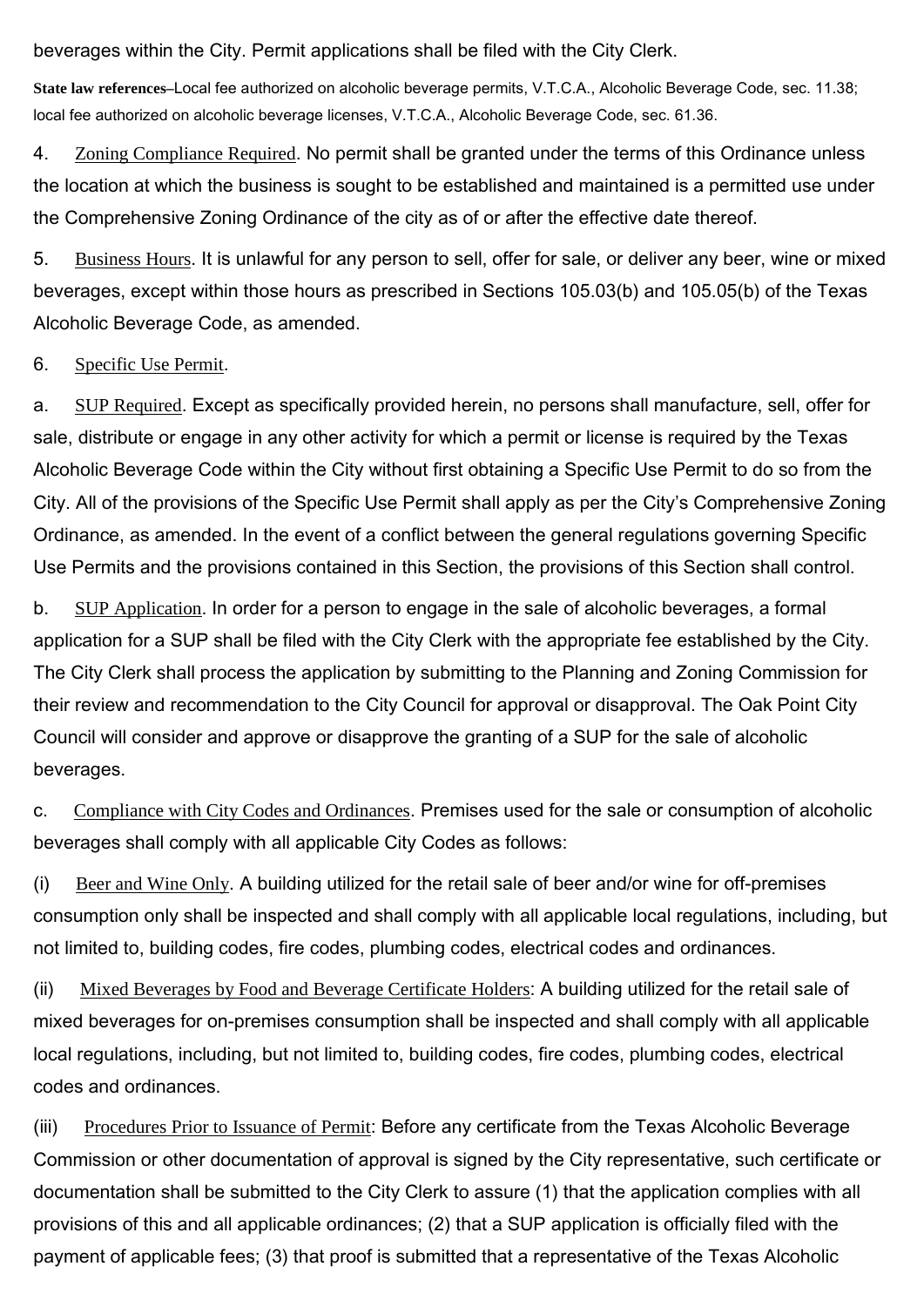beverages within the City. Permit applications shall be filed with the City Clerk.

**State law references**–Local fee authorized on alcoholic beverage permits, V.T.C.A., Alcoholic Beverage Code, sec. 11.38; local fee authorized on alcoholic beverage licenses, V.T.C.A., Alcoholic Beverage Code, sec. 61.36.

4. Zoning Compliance Required. No permit shall be granted under the terms of this Ordinance unless the location at which the business is sought to be established and maintained is a permitted use under the Comprehensive Zoning Ordinance of the city as of or after the effective date thereof.

5. Business Hours. It is unlawful for any person to sell, offer for sale, or deliver any beer, wine or mixed beverages, except within those hours as prescribed in Sections 105.03(b) and 105.05(b) of the Texas Alcoholic Beverage Code, as amended.

6. Specific Use Permit.

a. SUP Required. Except as specifically provided herein, no persons shall manufacture, sell, offer for sale, distribute or engage in any other activity for which a permit or license is required by the Texas Alcoholic Beverage Code within the City without first obtaining a Specific Use Permit to do so from the City. All of the provisions of the Specific Use Permit shall apply as per the City's Comprehensive Zoning Ordinance, as amended. In the event of a conflict between the general regulations governing Specific Use Permits and the provisions contained in this Section, the provisions of this Section shall control.

b. SUP Application. In order for a person to engage in the sale of alcoholic beverages, a formal application for a SUP shall be filed with the City Clerk with the appropriate fee established by the City. The City Clerk shall process the application by submitting to the Planning and Zoning Commission for their review and recommendation to the City Council for approval or disapproval. The Oak Point City Council will consider and approve or disapprove the granting of a SUP for the sale of alcoholic beverages.

c. Compliance with City Codes and Ordinances. Premises used for the sale or consumption of alcoholic beverages shall comply with all applicable City Codes as follows:

(i) Beer and Wine Only. A building utilized for the retail sale of beer and/or wine for off-premises consumption only shall be inspected and shall comply with all applicable local regulations, including, but not limited to, building codes, fire codes, plumbing codes, electrical codes and ordinances.

(ii) Mixed Beverages by Food and Beverage Certificate Holders: A building utilized for the retail sale of mixed beverages for on-premises consumption shall be inspected and shall comply with all applicable local regulations, including, but not limited to, building codes, fire codes, plumbing codes, electrical codes and ordinances.

(iii) Procedures Prior to Issuance of Permit: Before any certificate from the Texas Alcoholic Beverage Commission or other documentation of approval is signed by the City representative, such certificate or documentation shall be submitted to the City Clerk to assure (1) that the application complies with all provisions of this and all applicable ordinances; (2) that a SUP application is officially filed with the payment of applicable fees; (3) that proof is submitted that a representative of the Texas Alcoholic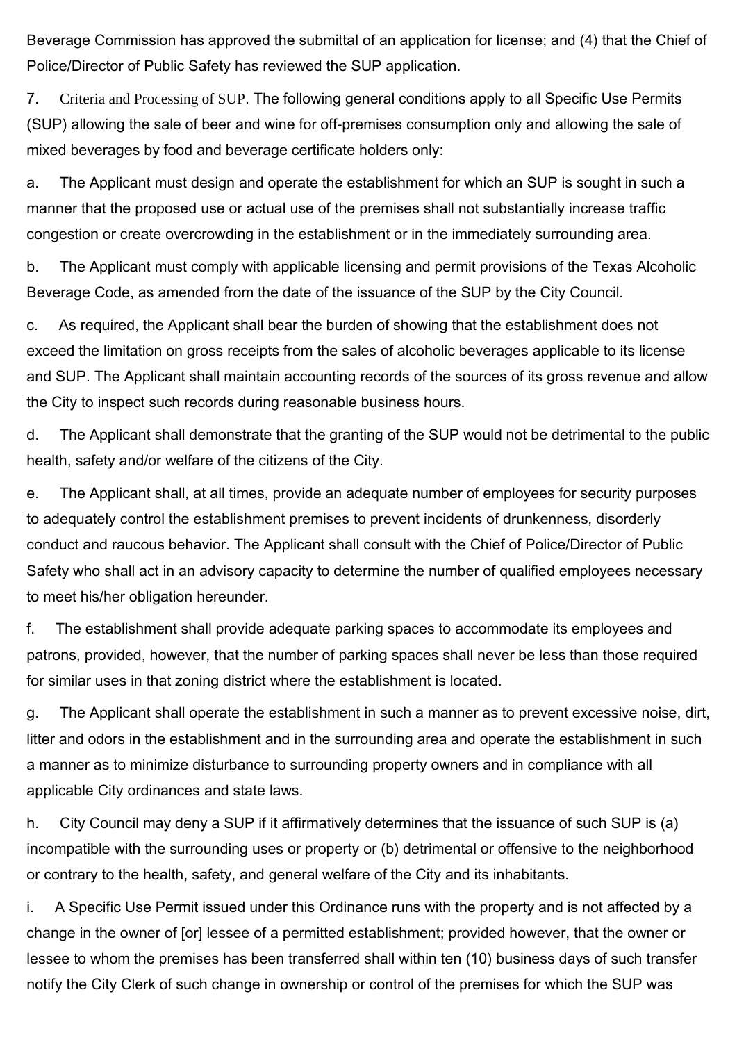Beverage Commission has approved the submittal of an application for license; and (4) that the Chief of Police/Director of Public Safety has reviewed the SUP application.

7. Criteria and Processing of SUP. The following general conditions apply to all Specific Use Permits (SUP) allowing the sale of beer and wine for off-premises consumption only and allowing the sale of mixed beverages by food and beverage certificate holders only:

a. The Applicant must design and operate the establishment for which an SUP is sought in such a manner that the proposed use or actual use of the premises shall not substantially increase traffic congestion or create overcrowding in the establishment or in the immediately surrounding area.

b. The Applicant must comply with applicable licensing and permit provisions of the Texas Alcoholic Beverage Code, as amended from the date of the issuance of the SUP by the City Council.

c. As required, the Applicant shall bear the burden of showing that the establishment does not exceed the limitation on gross receipts from the sales of alcoholic beverages applicable to its license and SUP. The Applicant shall maintain accounting records of the sources of its gross revenue and allow the City to inspect such records during reasonable business hours.

d. The Applicant shall demonstrate that the granting of the SUP would not be detrimental to the public health, safety and/or welfare of the citizens of the City.

e. The Applicant shall, at all times, provide an adequate number of employees for security purposes to adequately control the establishment premises to prevent incidents of drunkenness, disorderly conduct and raucous behavior. The Applicant shall consult with the Chief of Police/Director of Public Safety who shall act in an advisory capacity to determine the number of qualified employees necessary to meet his/her obligation hereunder.

f. The establishment shall provide adequate parking spaces to accommodate its employees and patrons, provided, however, that the number of parking spaces shall never be less than those required for similar uses in that zoning district where the establishment is located.

g. The Applicant shall operate the establishment in such a manner as to prevent excessive noise, dirt, litter and odors in the establishment and in the surrounding area and operate the establishment in such a manner as to minimize disturbance to surrounding property owners and in compliance with all applicable City ordinances and state laws.

h. City Council may deny a SUP if it affirmatively determines that the issuance of such SUP is (a) incompatible with the surrounding uses or property or (b) detrimental or offensive to the neighborhood or contrary to the health, safety, and general welfare of the City and its inhabitants.

i. A Specific Use Permit issued under this Ordinance runs with the property and is not affected by a change in the owner of [or] lessee of a permitted establishment; provided however, that the owner or lessee to whom the premises has been transferred shall within ten (10) business days of such transfer notify the City Clerk of such change in ownership or control of the premises for which the SUP was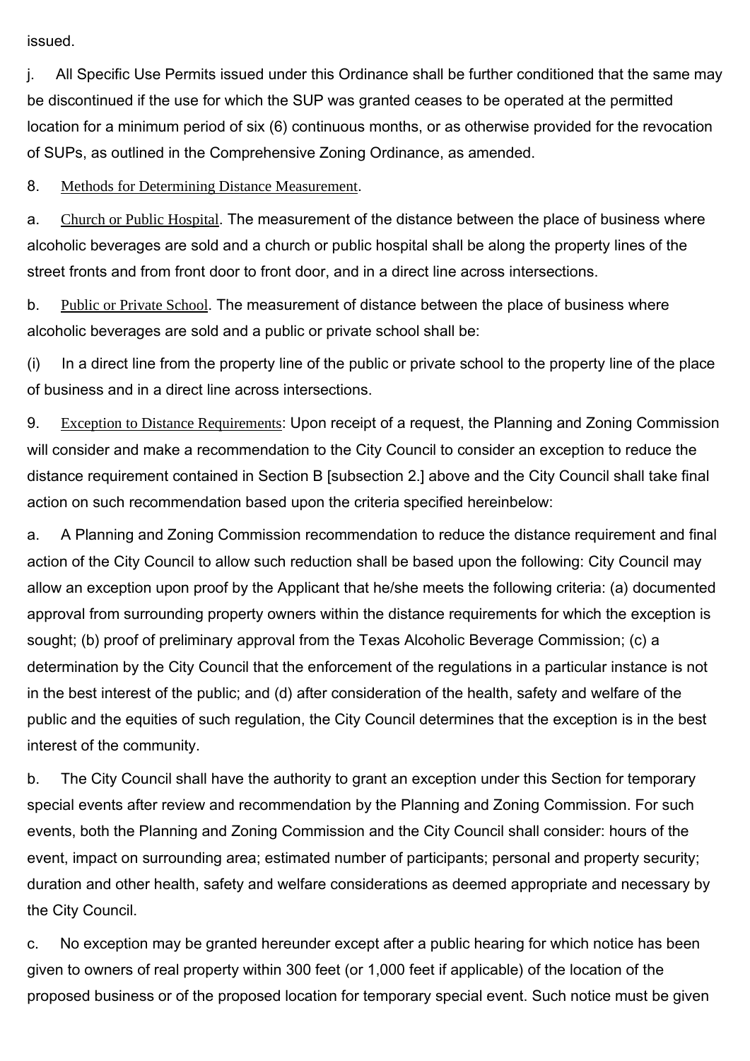issued.

j. All Specific Use Permits issued under this Ordinance shall be further conditioned that the same may be discontinued if the use for which the SUP was granted ceases to be operated at the permitted location for a minimum period of six (6) continuous months, or as otherwise provided for the revocation of SUPs, as outlined in the Comprehensive Zoning Ordinance, as amended.

8. Methods for Determining Distance Measurement.

a. Church or Public Hospital. The measurement of the distance between the place of business where alcoholic beverages are sold and a church or public hospital shall be along the property lines of the street fronts and from front door to front door, and in a direct line across intersections.

b. Public or Private School. The measurement of distance between the place of business where alcoholic beverages are sold and a public or private school shall be:

(i) In a direct line from the property line of the public or private school to the property line of the place of business and in a direct line across intersections.

9. Exception to Distance Requirements: Upon receipt of a request, the Planning and Zoning Commission will consider and make a recommendation to the City Council to consider an exception to reduce the distance requirement contained in Section B [subsection 2.] above and the City Council shall take final action on such recommendation based upon the criteria specified hereinbelow:

a. A Planning and Zoning Commission recommendation to reduce the distance requirement and final action of the City Council to allow such reduction shall be based upon the following: City Council may allow an exception upon proof by the Applicant that he/she meets the following criteria: (a) documented approval from surrounding property owners within the distance requirements for which the exception is sought; (b) proof of preliminary approval from the Texas Alcoholic Beverage Commission; (c) a determination by the City Council that the enforcement of the regulations in a particular instance is not in the best interest of the public; and (d) after consideration of the health, safety and welfare of the public and the equities of such regulation, the City Council determines that the exception is in the best interest of the community.

b. The City Council shall have the authority to grant an exception under this Section for temporary special events after review and recommendation by the Planning and Zoning Commission. For such events, both the Planning and Zoning Commission and the City Council shall consider: hours of the event, impact on surrounding area; estimated number of participants; personal and property security; duration and other health, safety and welfare considerations as deemed appropriate and necessary by the City Council.

c. No exception may be granted hereunder except after a public hearing for which notice has been given to owners of real property within 300 feet (or 1,000 feet if applicable) of the location of the proposed business or of the proposed location for temporary special event. Such notice must be given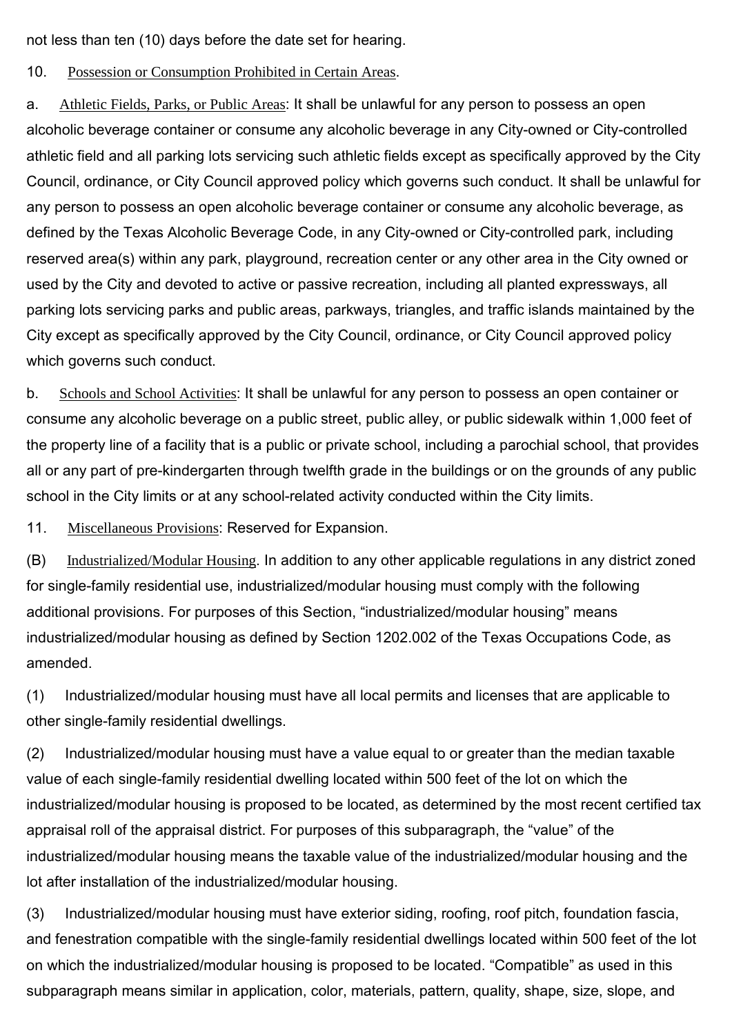not less than ten (10) days before the date set for hearing.

10. Possession or Consumption Prohibited in Certain Areas.

a. Athletic Fields, Parks, or Public Areas: It shall be unlawful for any person to possess an open alcoholic beverage container or consume any alcoholic beverage in any City-owned or City-controlled athletic field and all parking lots servicing such athletic fields except as specifically approved by the City Council, ordinance, or City Council approved policy which governs such conduct. It shall be unlawful for any person to possess an open alcoholic beverage container or consume any alcoholic beverage, as defined by the Texas Alcoholic Beverage Code, in any City-owned or City-controlled park, including reserved area(s) within any park, playground, recreation center or any other area in the City owned or used by the City and devoted to active or passive recreation, including all planted expressways, all parking lots servicing parks and public areas, parkways, triangles, and traffic islands maintained by the City except as specifically approved by the City Council, ordinance, or City Council approved policy which governs such conduct.

b. Schools and School Activities: It shall be unlawful for any person to possess an open container or consume any alcoholic beverage on a public street, public alley, or public sidewalk within 1,000 feet of the property line of a facility that is a public or private school, including a parochial school, that provides all or any part of pre-kindergarten through twelfth grade in the buildings or on the grounds of any public school in the City limits or at any school-related activity conducted within the City limits.

11. Miscellaneous Provisions: Reserved for Expansion.

(B) Industrialized/Modular Housing. In addition to any other applicable regulations in any district zoned for single-family residential use, industrialized/modular housing must comply with the following additional provisions. For purposes of this Section, "industrialized/modular housing" means industrialized/modular housing as defined by Section 1202.002 of the Texas Occupations Code, as amended.

(1) Industrialized/modular housing must have all local permits and licenses that are applicable to other single-family residential dwellings.

(2) Industrialized/modular housing must have a value equal to or greater than the median taxable value of each single-family residential dwelling located within 500 feet of the lot on which the industrialized/modular housing is proposed to be located, as determined by the most recent certified tax appraisal roll of the appraisal district. For purposes of this subparagraph, the "value" of the industrialized/modular housing means the taxable value of the industrialized/modular housing and the lot after installation of the industrialized/modular housing.

(3) Industrialized/modular housing must have exterior siding, roofing, roof pitch, foundation fascia, and fenestration compatible with the single-family residential dwellings located within 500 feet of the lot on which the industrialized/modular housing is proposed to be located. "Compatible" as used in this subparagraph means similar in application, color, materials, pattern, quality, shape, size, slope, and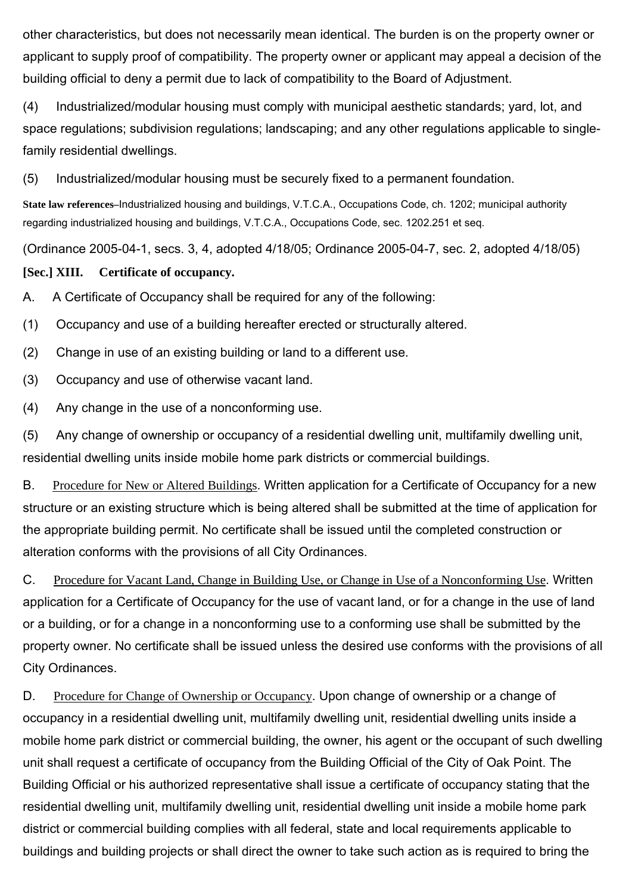other characteristics, but does not necessarily mean identical. The burden is on the property owner or applicant to supply proof of compatibility. The property owner or applicant may appeal a decision of the building official to deny a permit due to lack of compatibility to the Board of Adjustment.

(4) Industrialized/modular housing must comply with municipal aesthetic standards; yard, lot, and space regulations; subdivision regulations; landscaping; and any other regulations applicable to single-family residential dwellings.

(5) Industrialized/modular housing must be securely fixed to a permanent foundation.

**State law references**–Industrialized housing and buildings, V.T.C.A., Occupations Code, ch. 1202; municipal authority regarding industrialized housing and buildings, V.T.C.A., Occupations Code, sec. 1202.251 et seq.

(Ordinance 2005-04-1, secs. 3, 4, adopted 4/18/05; Ordinance 2005-04-7, sec. 2, adopted 4/18/05)

**[Sec.] XIII. Certificate of occupancy.**

A. A Certificate of Occupancy shall be required for any of the following:

(1) Occupancy and use of a building hereafter erected or structurally altered.

(2) Change in use of an existing building or land to a different use.

(3) Occupancy and use of otherwise vacant land.

(4) Any change in the use of a nonconforming use.

(5) Any change of ownership or occupancy of a residential dwelling unit, multifamily dwelling unit, residential dwelling units inside mobile home park districts or commercial buildings.

B. Procedure for New or Altered Buildings. Written application for a Certificate of Occupancy for a new structure or an existing structure which is being altered shall be submitted at the time of application for the appropriate building permit. No certificate shall be issued until the completed construction or alteration conforms with the provisions of all City Ordinances.

C. Procedure for Vacant Land, Change in Building Use, or Change in Use of a Nonconforming Use. Written application for a Certificate of Occupancy for the use of vacant land, or for a change in the use of land or a building, or for a change in a nonconforming use to a conforming use shall be submitted by the property owner. No certificate shall be issued unless the desired use conforms with the provisions of all City Ordinances.

D. Procedure for Change of Ownership or Occupancy. Upon change of ownership or a change of occupancy in a residential dwelling unit, multifamily dwelling unit, residential dwelling units inside a mobile home park district or commercial building, the owner, his agent or the occupant of such dwelling unit shall request a certificate of occupancy from the Building Official of the City of Oak Point. The Building Official or his authorized representative shall issue a certificate of occupancy stating that the residential dwelling unit, multifamily dwelling unit, residential dwelling unit inside a mobile home park district or commercial building complies with all federal, state and local requirements applicable to buildings and building projects or shall direct the owner to take such action as is required to bring the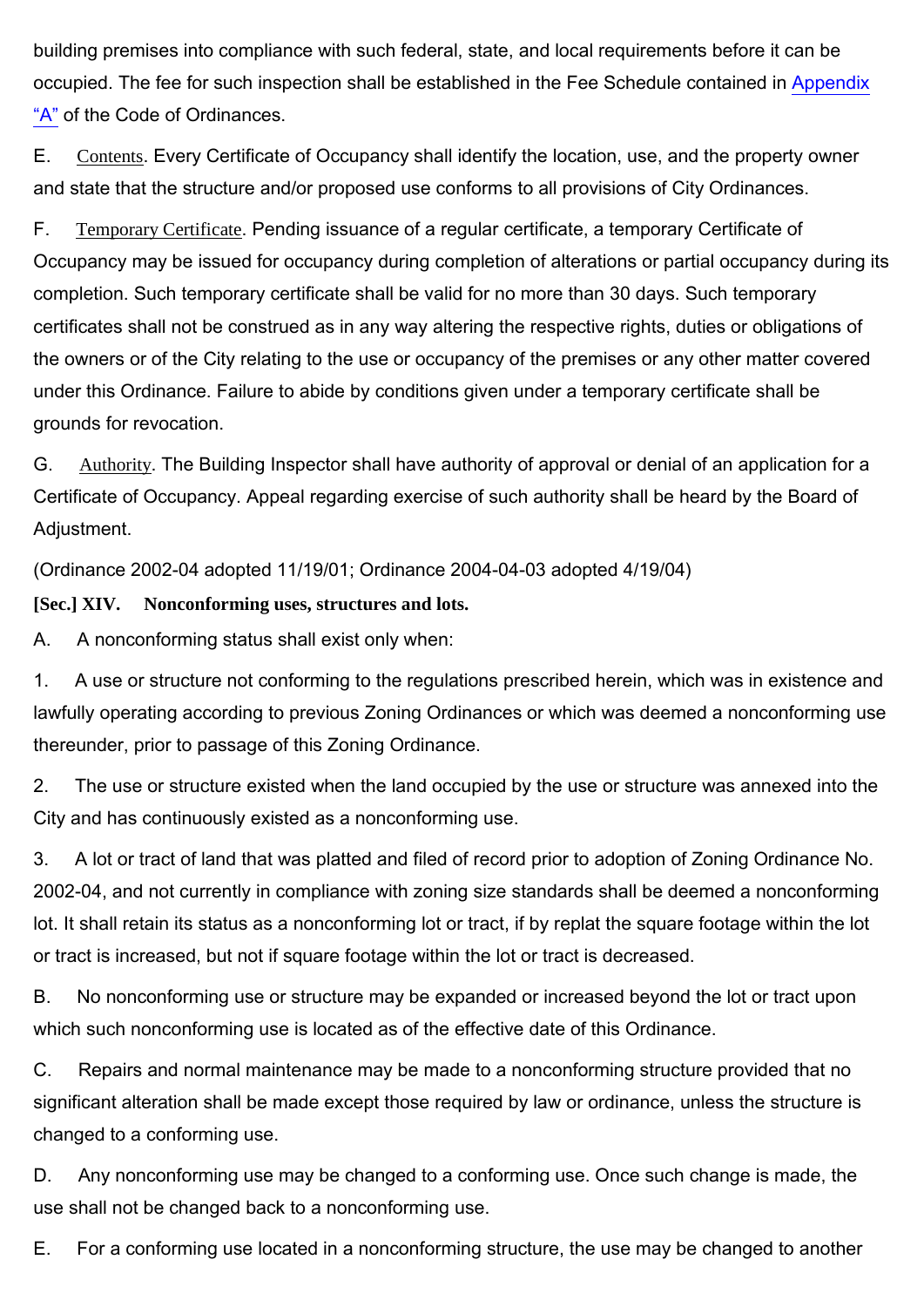building premises into compliance with such federal, state, and local requirements before it can be occupied. The fee for such inspection shall be established in the Fee Schedule contained in Appendix "A" of the Code of Ordinances.

E. Contents. Every Certificate of Occupancy shall identify the location, use, and the property owner and state that the structure and/or proposed use conforms to all provisions of City Ordinances.

F. Temporary Certificate. Pending issuance of a regular certificate, a temporary Certificate of Occupancy may be issued for occupancy during completion of alterations or partial occupancy during its completion. Such temporary certificate shall be valid for no more than 30 days. Such temporary certificates shall not be construed as in any way altering the respective rights, duties or obligations of the owners or of the City relating to the use or occupancy of the premises or any other matter covered under this Ordinance. Failure to abide by conditions given under a temporary certificate shall be grounds for revocation.

G. Authority. The Building Inspector shall have authority of approval or denial of an application for a Certificate of Occupancy. Appeal regarding exercise of such authority shall be heard by the Board of Adjustment.

(Ordinance 2002-04 adopted 11/19/01; Ordinance 2004-04-03 adopted 4/19/04)

**[Sec.] XIV. Nonconforming uses, structures and lots.**

A. A nonconforming status shall exist only when:

1. A use or structure not conforming to the regulations prescribed herein, which was in existence and lawfully operating according to previous Zoning Ordinances or which was deemed a nonconforming use thereunder, prior to passage of this Zoning Ordinance.

2. The use or structure existed when the land occupied by the use or structure was annexed into the City and has continuously existed as a nonconforming use.

3. A lot or tract of land that was platted and filed of record prior to adoption of Zoning Ordinance No. 2002-04, and not currently in compliance with zoning size standards shall be deemed a nonconforming lot. It shall retain its status as a nonconforming lot or tract, if by replat the square footage within the lot or tract is increased, but not if square footage within the lot or tract is decreased.

B. No nonconforming use or structure may be expanded or increased beyond the lot or tract upon which such nonconforming use is located as of the effective date of this Ordinance.

C. Repairs and normal maintenance may be made to a nonconforming structure provided that no significant alteration shall be made except those required by law or ordinance, unless the structure is changed to a conforming use.

D. Any nonconforming use may be changed to a conforming use. Once such change is made, the use shall not be changed back to a nonconforming use.

E. For a conforming use located in a nonconforming structure, the use may be changed to another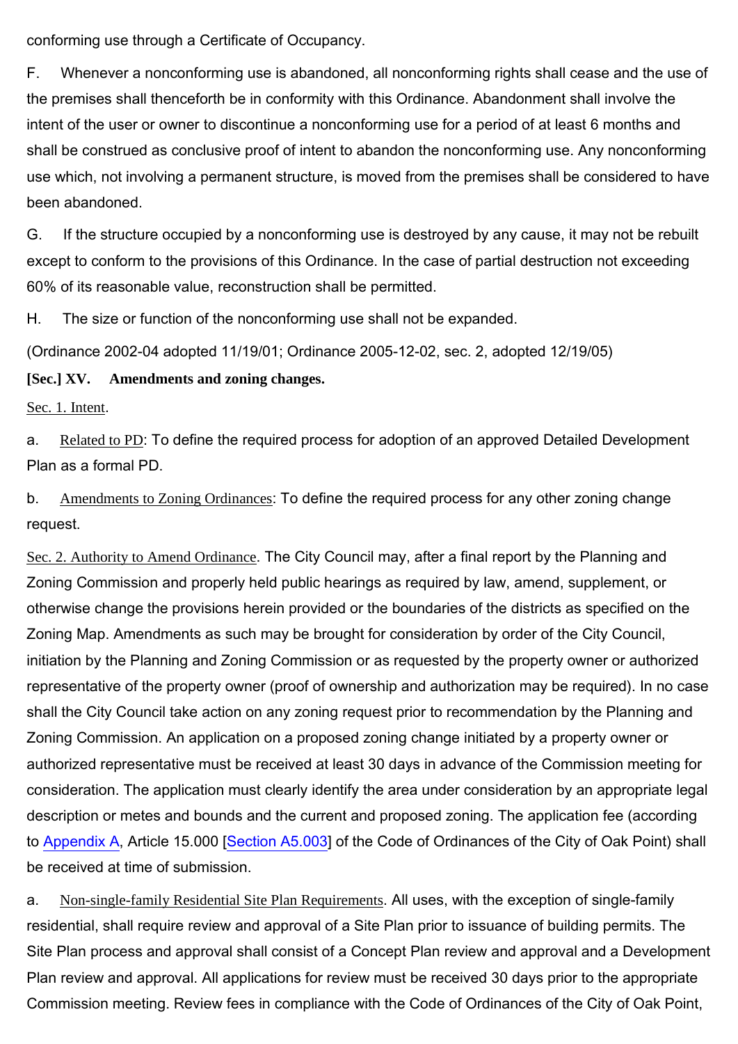conforming use through a Certificate of Occupancy.

F. Whenever a nonconforming use is abandoned, all nonconforming rights shall cease and the use of the premises shall thenceforth be in conformity with this Ordinance. Abandonment shall involve the intent of the user or owner to discontinue a nonconforming use for a period of at least 6 months and shall be construed as conclusive proof of intent to abandon the nonconforming use. Any nonconforming use which, not involving a permanent structure, is moved from the premises shall be considered to have been abandoned.

G. If the structure occupied by a nonconforming use is destroyed by any cause, it may not be rebuilt except to conform to the provisions of this Ordinance. In the case of partial destruction not exceeding 60% of its reasonable value, reconstruction shall be permitted.

H. The size or function of the nonconforming use shall not be expanded.

(Ordinance 2002-04 adopted 11/19/01; Ordinance 2005-12-02, sec. 2, adopted 12/19/05)

**[Sec.] XV. Amendments and zoning changes.**

Sec. 1. Intent.

a. Related to PD: To define the required process for adoption of an approved Detailed Development Plan as a formal PD.

b. Amendments to Zoning Ordinances: To define the required process for any other zoning change request.

Sec. 2. Authority to Amend Ordinance. The City Council may, after a final report by the Planning and Zoning Commission and properly held public hearings as required by law, amend, supplement, or otherwise change the provisions herein provided or the boundaries of the districts as specified on the Zoning Map. Amendments as such may be brought for consideration by order of the City Council, initiation by the Planning and Zoning Commission or as requested by the property owner or authorized representative of the property owner (proof of ownership and authorization may be required). In no case shall the City Council take action on any zoning request prior to recommendation by the Planning and Zoning Commission. An application on a proposed zoning change initiated by a property owner or authorized representative must be received at least 30 days in advance of the Commission meeting for consideration. The application must clearly identify the area under consideration by an appropriate legal description or metes and bounds and the current and proposed zoning. The application fee (according to Appendix A, Article 15.000 [Section A5.003] of the Code of Ordinances of the City of Oak Point) shall be received at time of submission.

a. Non-single-family Residential Site Plan Requirements. All uses, with the exception of single-family residential, shall require review and approval of a Site Plan prior to issuance of building permits. The Site Plan process and approval shall consist of a Concept Plan review and approval and a Development Plan review and approval. All applications for review must be received 30 days prior to the appropriate Commission meeting. Review fees in compliance with the Code of Ordinances of the City of Oak Point,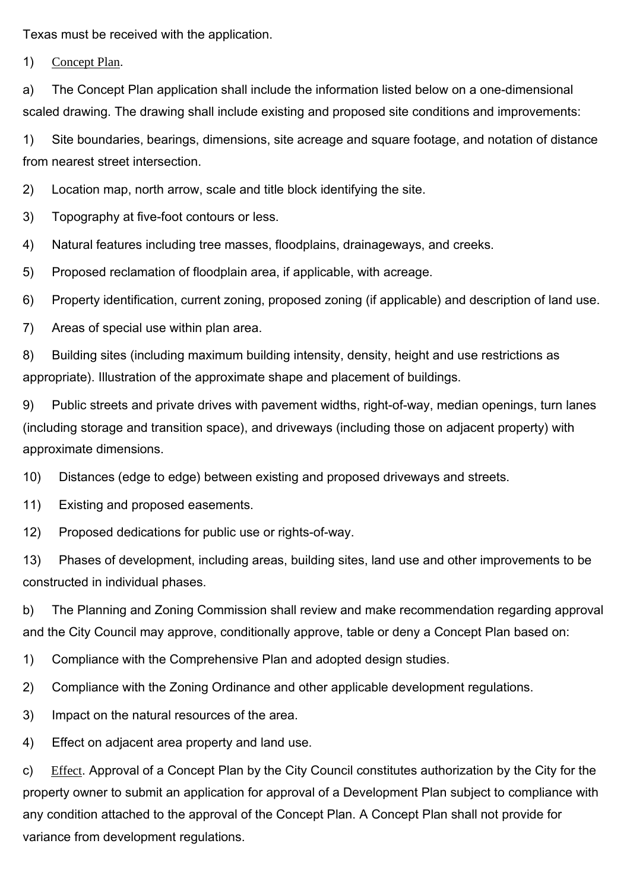Texas must be received with the application.

1) Concept Plan.

a) The Concept Plan application shall include the information listed below on a one-dimensional scaled drawing. The drawing shall include existing and proposed site conditions and improvements:

1) Site boundaries, bearings, dimensions, site acreage and square footage, and notation of distance from nearest street intersection.

2) Location map, north arrow, scale and title block identifying the site.

3) Topography at five-foot contours or less.

4) Natural features including tree masses, floodplains, drainageways, and creeks.

5) Proposed reclamation of floodplain area, if applicable, with acreage.

6) Property identification, current zoning, proposed zoning (if applicable) and description of land use.

7) Areas of special use within plan area.

8) Building sites (including maximum building intensity, density, height and use restrictions as appropriate). Illustration of the approximate shape and placement of buildings.

9) Public streets and private drives with pavement widths, right-of-way, median openings, turn lanes (including storage and transition space), and driveways (including those on adjacent property) with approximate dimensions.

10) Distances (edge to edge) between existing and proposed driveways and streets.

11) Existing and proposed easements.

12) Proposed dedications for public use or rights-of-way.

13) Phases of development, including areas, building sites, land use and other improvements to be constructed in individual phases.

b) The Planning and Zoning Commission shall review and make recommendation regarding approval and the City Council may approve, conditionally approve, table or deny a Concept Plan based on:

1) Compliance with the Comprehensive Plan and adopted design studies.

2) Compliance with the Zoning Ordinance and other applicable development regulations.

3) Impact on the natural resources of the area.

4) Effect on adjacent area property and land use.

c) Effect. Approval of a Concept Plan by the City Council constitutes authorization by the City for the property owner to submit an application for approval of a Development Plan subject to compliance with any condition attached to the approval of the Concept Plan. A Concept Plan shall not provide for variance from development regulations.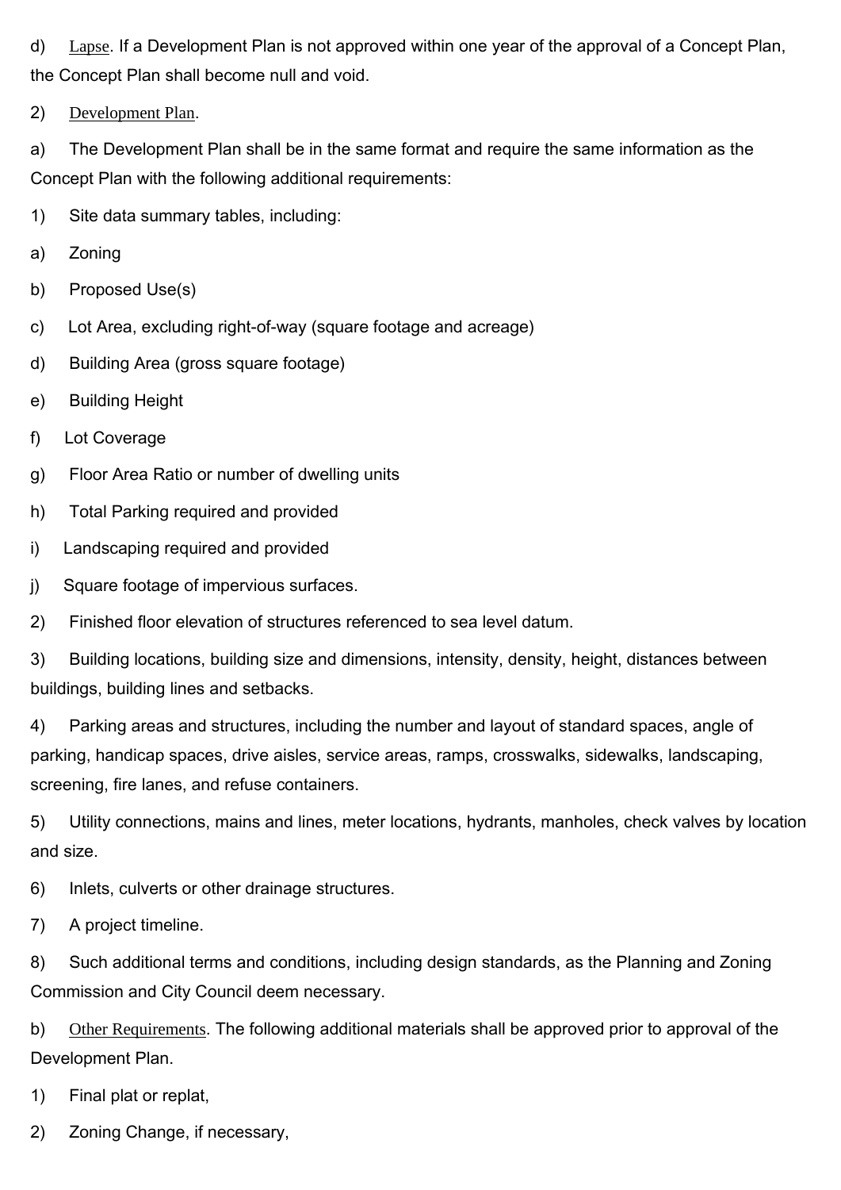d) Lapse. If a Development Plan is not approved within one year of the approval of a Concept Plan, the Concept Plan shall become null and void.

2) Development Plan.

a) The Development Plan shall be in the same format and require the same information as the Concept Plan with the following additional requirements:

1) Site data summary tables, including:

a) Zoning

b) Proposed Use(s)

c) Lot Area, excluding right-of-way (square footage and acreage)

d) Building Area (gross square footage)

e) Building Height

f) Lot Coverage

g) Floor Area Ratio or number of dwelling units

h) Total Parking required and provided

i) Landscaping required and provided

j) Square footage of impervious surfaces.

2) Finished floor elevation of structures referenced to sea level datum.

3) Building locations, building size and dimensions, intensity, density, height, distances between buildings, building lines and setbacks.

4) Parking areas and structures, including the number and layout of standard spaces, angle of parking, handicap spaces, drive aisles, service areas, ramps, crosswalks, sidewalks, landscaping, screening, fire lanes, and refuse containers.

5) Utility connections, mains and lines, meter locations, hydrants, manholes, check valves by location and size.

6) Inlets, culverts or other drainage structures.

7) A project timeline.

8) Such additional terms and conditions, including design standards, as the Planning and Zoning Commission and City Council deem necessary.

b) Other Requirements. The following additional materials shall be approved prior to approval of the Development Plan.

1) Final plat or replat,

2) Zoning Change, if necessary,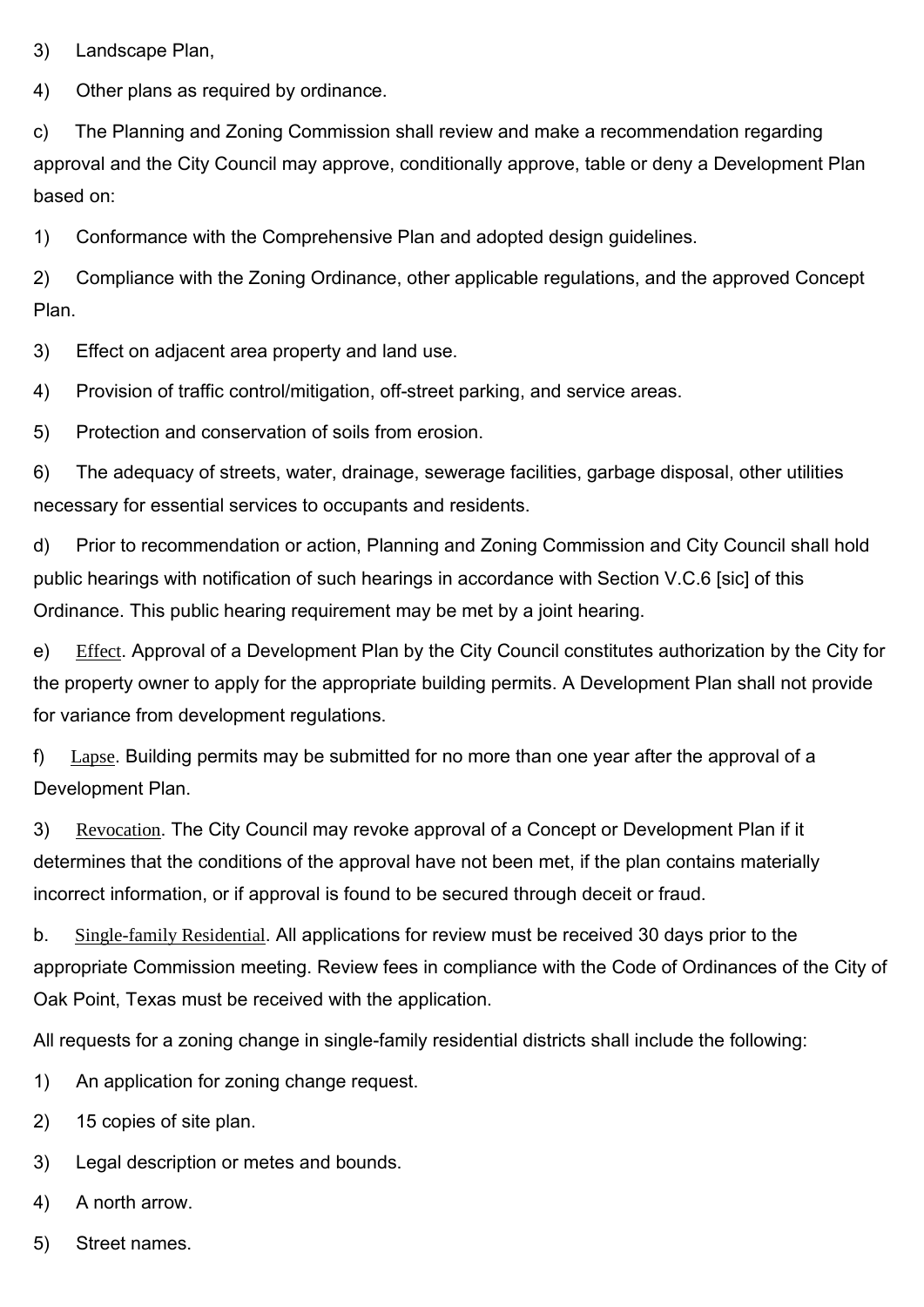3) Landscape Plan,

4) Other plans as required by ordinance.

c) The Planning and Zoning Commission shall review and make a recommendation regarding approval and the City Council may approve, conditionally approve, table or deny a Development Plan based on:

1) Conformance with the Comprehensive Plan and adopted design guidelines.

2) Compliance with the Zoning Ordinance, other applicable regulations, and the approved Concept Plan.

3) Effect on adjacent area property and land use.

4) Provision of traffic control/mitigation, off-street parking, and service areas.

5) Protection and conservation of soils from erosion.

6) The adequacy of streets, water, drainage, sewerage facilities, garbage disposal, other utilities necessary for essential services to occupants and residents.

d) Prior to recommendation or action, Planning and Zoning Commission and City Council shall hold public hearings with notification of such hearings in accordance with Section V.C.6 [sic] of this Ordinance. This public hearing requirement may be met by a joint hearing.

e) Effect. Approval of a Development Plan by the City Council constitutes authorization by the City for the property owner to apply for the appropriate building permits. A Development Plan shall not provide for variance from development regulations.

f) Lapse. Building permits may be submitted for no more than one year after the approval of a Development Plan.

3) Revocation. The City Council may revoke approval of a Concept or Development Plan if it determines that the conditions of the approval have not been met, if the plan contains materially incorrect information, or if approval is found to be secured through deceit or fraud.

b. Single-family Residential. All applications for review must be received 30 days prior to the appropriate Commission meeting. Review fees in compliance with the Code of Ordinances of the City of Oak Point, Texas must be received with the application.

All requests for a zoning change in single-family residential districts shall include the following:

1) An application for zoning change request.

2) 15 copies of site plan.

3) Legal description or metes and bounds.

4) A north arrow.

5) Street names.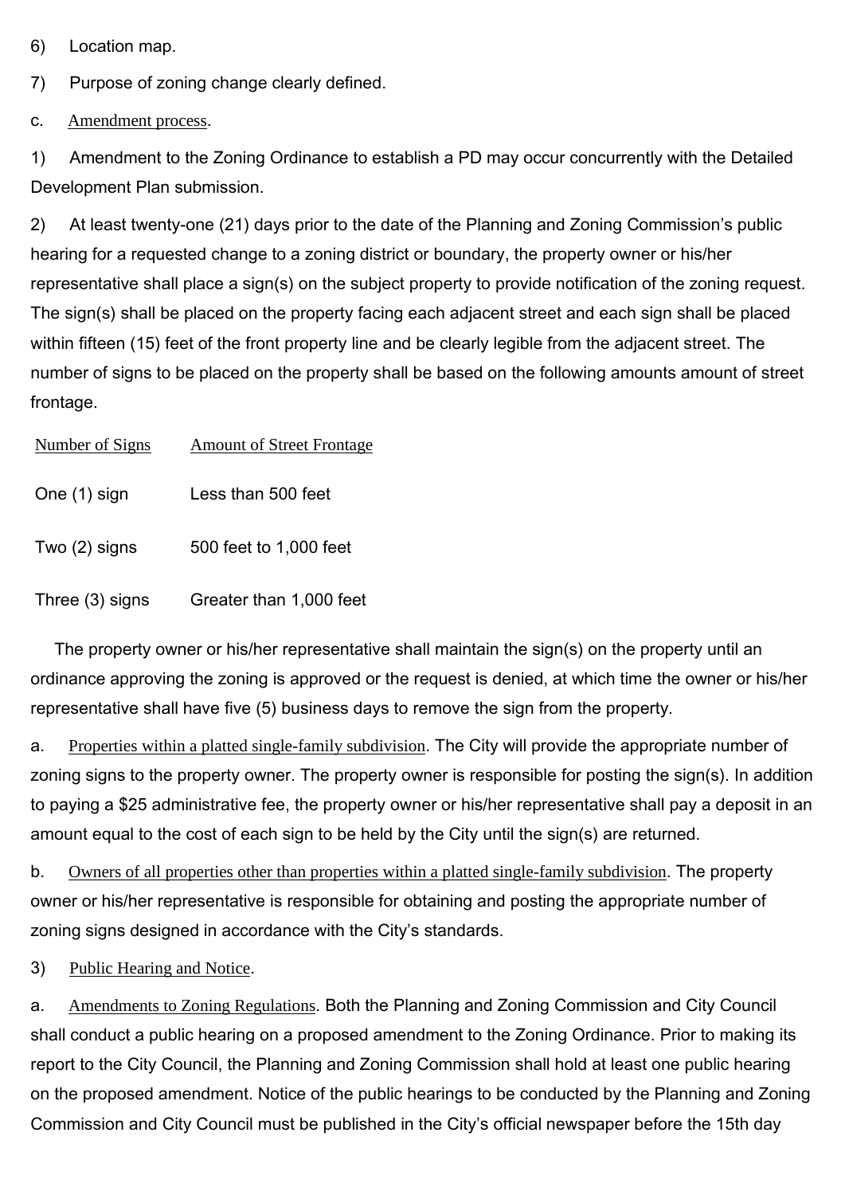6) Location map.

7) Purpose of zoning change clearly defined.

c. Amendment process.

1) Amendment to the Zoning Ordinance to establish a PD may occur concurrently with the Detailed Development Plan submission.

2) At least twenty-one (21) days prior to the date of the Planning and Zoning Commission's public hearing for a requested change to a zoning district or boundary, the property owner or his/her representative shall place a sign(s) on the subject property to provide notification of the zoning request. The sign(s) shall be placed on the property facing each adjacent street and each sign shall be placed within fifteen (15) feet of the front property line and be clearly legible from the adjacent street. The number of signs to be placed on the property shall be based on the following amounts amount of street frontage.

| Number of Signs | Amount of Street Frontage |
| --- | --- |
| One (1) sign | Less than 500 feet |
| Two (2) signs | 500 feet to 1,000 feet |
| Three (3) signs | Greater than 1,000 feet |

The property owner or his/her representative shall maintain the sign(s) on the property until an ordinance approving the zoning is approved or the request is denied, at which time the owner or his/her representative shall have five (5) business days to remove the sign from the property.

a. Properties within a platted single-family subdivision. The City will provide the appropriate number of zoning signs to the property owner. The property owner is responsible for posting the sign(s). In addition to paying a $25 administrative fee, the property owner or his/her representative shall pay a deposit in an amount equal to the cost of each sign to be held by the City until the sign(s) are returned.

b. Owners of all properties other than properties within a platted single-family subdivision. The property owner or his/her representative is responsible for obtaining and posting the appropriate number of zoning signs designed in accordance with the City's standards.

3) Public Hearing and Notice.

a. Amendments to Zoning Regulations. Both the Planning and Zoning Commission and City Council shall conduct a public hearing on a proposed amendment to the Zoning Ordinance. Prior to making its report to the City Council, the Planning and Zoning Commission shall hold at least one public hearing on the proposed amendment. Notice of the public hearings to be conducted by the Planning and Zoning Commission and City Council must be published in the City's official newspaper before the 15th day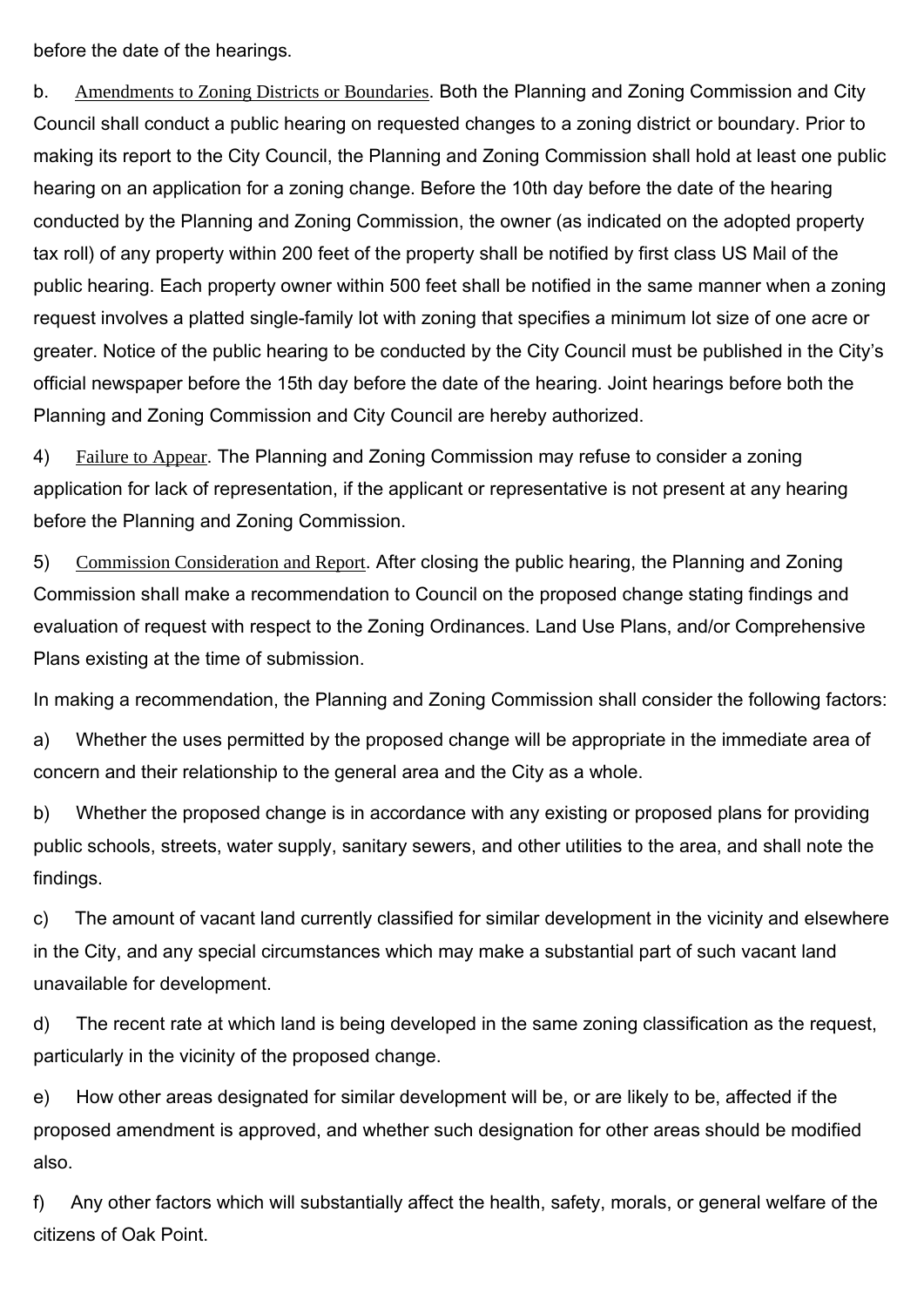before the date of the hearings.

b. Amendments to Zoning Districts or Boundaries. Both the Planning and Zoning Commission and City Council shall conduct a public hearing on requested changes to a zoning district or boundary. Prior to making its report to the City Council, the Planning and Zoning Commission shall hold at least one public hearing on an application for a zoning change. Before the 10th day before the date of the hearing conducted by the Planning and Zoning Commission, the owner (as indicated on the adopted property tax roll) of any property within 200 feet of the property shall be notified by first class US Mail of the public hearing. Each property owner within 500 feet shall be notified in the same manner when a zoning request involves a platted single-family lot with zoning that specifies a minimum lot size of one acre or greater. Notice of the public hearing to be conducted by the City Council must be published in the City's official newspaper before the 15th day before the date of the hearing. Joint hearings before both the Planning and Zoning Commission and City Council are hereby authorized.

4) Failure to Appear. The Planning and Zoning Commission may refuse to consider a zoning application for lack of representation, if the applicant or representative is not present at any hearing before the Planning and Zoning Commission.

5) Commission Consideration and Report. After closing the public hearing, the Planning and Zoning Commission shall make a recommendation to Council on the proposed change stating findings and evaluation of request with respect to the Zoning Ordinances. Land Use Plans, and/or Comprehensive Plans existing at the time of submission.

In making a recommendation, the Planning and Zoning Commission shall consider the following factors:

a) Whether the uses permitted by the proposed change will be appropriate in the immediate area of concern and their relationship to the general area and the City as a whole.

b) Whether the proposed change is in accordance with any existing or proposed plans for providing public schools, streets, water supply, sanitary sewers, and other utilities to the area, and shall note the findings.

c) The amount of vacant land currently classified for similar development in the vicinity and elsewhere in the City, and any special circumstances which may make a substantial part of such vacant land unavailable for development.

d) The recent rate at which land is being developed in the same zoning classification as the request, particularly in the vicinity of the proposed change.

e) How other areas designated for similar development will be, or are likely to be, affected if the proposed amendment is approved, and whether such designation for other areas should be modified also.

f) Any other factors which will substantially affect the health, safety, morals, or general welfare of the citizens of Oak Point.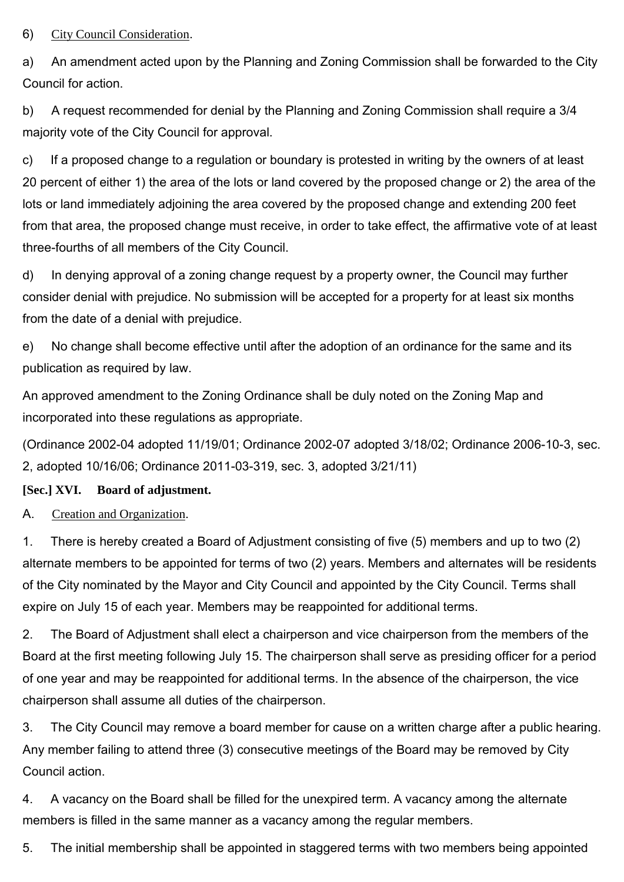6) City Council Consideration.

a) An amendment acted upon by the Planning and Zoning Commission shall be forwarded to the City Council for action.

b) A request recommended for denial by the Planning and Zoning Commission shall require a 3/4 majority vote of the City Council for approval.

c) If a proposed change to a regulation or boundary is protested in writing by the owners of at least 20 percent of either 1) the area of the lots or land covered by the proposed change or 2) the area of the lots or land immediately adjoining the area covered by the proposed change and extending 200 feet from that area, the proposed change must receive, in order to take effect, the affirmative vote of at least three-fourths of all members of the City Council.

d) In denying approval of a zoning change request by a property owner, the Council may further consider denial with prejudice. No submission will be accepted for a property for at least six months from the date of a denial with prejudice.

e) No change shall become effective until after the adoption of an ordinance for the same and its publication as required by law.

An approved amendment to the Zoning Ordinance shall be duly noted on the Zoning Map and incorporated into these regulations as appropriate.

(Ordinance 2002-04 adopted 11/19/01; Ordinance 2002-07 adopted 3/18/02; Ordinance 2006-10-3, sec. 2, adopted 10/16/06; Ordinance 2011-03-319, sec. 3, adopted 3/21/11)

**[Sec.] XVI. Board of adjustment.**

A. Creation and Organization.

1. There is hereby created a Board of Adjustment consisting of five (5) members and up to two (2) alternate members to be appointed for terms of two (2) years. Members and alternates will be residents of the City nominated by the Mayor and City Council and appointed by the City Council. Terms shall expire on July 15 of each year. Members may be reappointed for additional terms.

2. The Board of Adjustment shall elect a chairperson and vice chairperson from the members of the Board at the first meeting following July 15. The chairperson shall serve as presiding officer for a period of one year and may be reappointed for additional terms. In the absence of the chairperson, the vice chairperson shall assume all duties of the chairperson.

3. The City Council may remove a board member for cause on a written charge after a public hearing. Any member failing to attend three (3) consecutive meetings of the Board may be removed by City Council action.

4. A vacancy on the Board shall be filled for the unexpired term. A vacancy among the alternate members is filled in the same manner as a vacancy among the regular members.

5. The initial membership shall be appointed in staggered terms with two members being appointed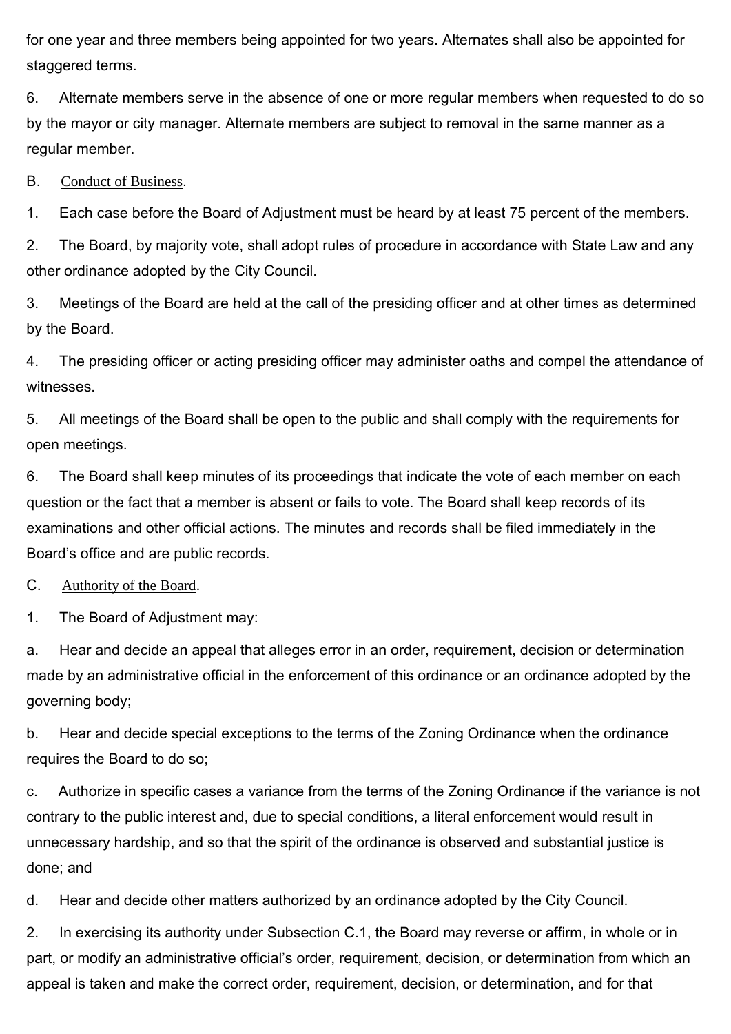for one year and three members being appointed for two years. Alternates shall also be appointed for staggered terms.

6. Alternate members serve in the absence of one or more regular members when requested to do so by the mayor or city manager. Alternate members are subject to removal in the same manner as a regular member.

B. Conduct of Business.

1. Each case before the Board of Adjustment must be heard by at least 75 percent of the members.

2. The Board, by majority vote, shall adopt rules of procedure in accordance with State Law and any other ordinance adopted by the City Council.

3. Meetings of the Board are held at the call of the presiding officer and at other times as determined by the Board.

4. The presiding officer or acting presiding officer may administer oaths and compel the attendance of witnesses.

5. All meetings of the Board shall be open to the public and shall comply with the requirements for open meetings.

6. The Board shall keep minutes of its proceedings that indicate the vote of each member on each question or the fact that a member is absent or fails to vote. The Board shall keep records of its examinations and other official actions. The minutes and records shall be filed immediately in the Board's office and are public records.

C. Authority of the Board.

1. The Board of Adjustment may:

a. Hear and decide an appeal that alleges error in an order, requirement, decision or determination made by an administrative official in the enforcement of this ordinance or an ordinance adopted by the governing body;

b. Hear and decide special exceptions to the terms of the Zoning Ordinance when the ordinance requires the Board to do so;

c. Authorize in specific cases a variance from the terms of the Zoning Ordinance if the variance is not contrary to the public interest and, due to special conditions, a literal enforcement would result in unnecessary hardship, and so that the spirit of the ordinance is observed and substantial justice is done; and

d. Hear and decide other matters authorized by an ordinance adopted by the City Council.

2. In exercising its authority under Subsection C.1, the Board may reverse or affirm, in whole or in part, or modify an administrative official's order, requirement, decision, or determination from which an appeal is taken and make the correct order, requirement, decision, or determination, and for that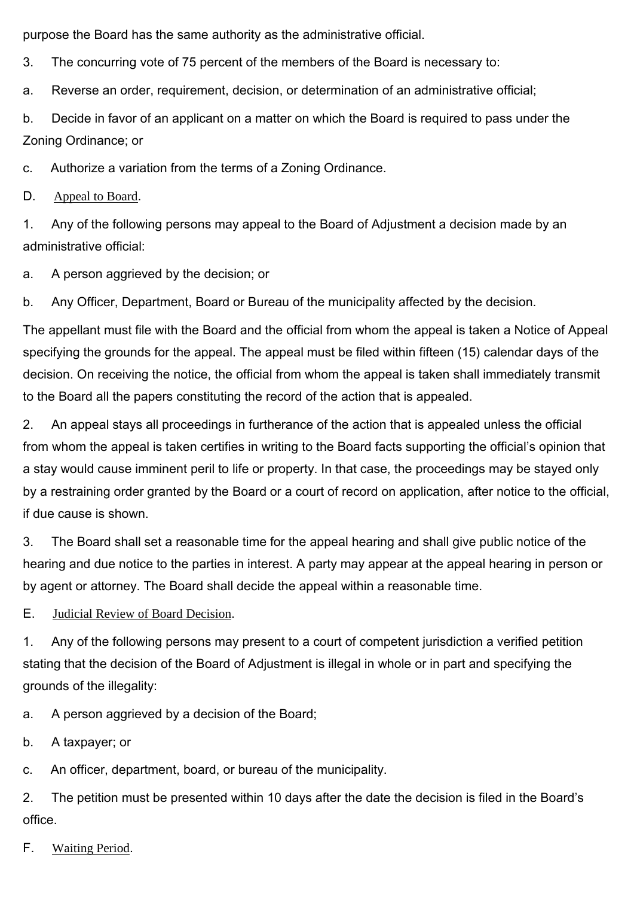purpose the Board has the same authority as the administrative official.

3. The concurring vote of 75 percent of the members of the Board is necessary to:

a. Reverse an order, requirement, decision, or determination of an administrative official;

b. Decide in favor of an applicant on a matter on which the Board is required to pass under the Zoning Ordinance; or

c. Authorize a variation from the terms of a Zoning Ordinance.

D. Appeal to Board.

1. Any of the following persons may appeal to the Board of Adjustment a decision made by an administrative official:

a. A person aggrieved by the decision; or

b. Any Officer, Department, Board or Bureau of the municipality affected by the decision.

The appellant must file with the Board and the official from whom the appeal is taken a Notice of Appeal specifying the grounds for the appeal. The appeal must be filed within fifteen (15) calendar days of the decision. On receiving the notice, the official from whom the appeal is taken shall immediately transmit to the Board all the papers constituting the record of the action that is appealed.

2. An appeal stays all proceedings in furtherance of the action that is appealed unless the official from whom the appeal is taken certifies in writing to the Board facts supporting the official's opinion that a stay would cause imminent peril to life or property. In that case, the proceedings may be stayed only by a restraining order granted by the Board or a court of record on application, after notice to the official, if due cause is shown.

3. The Board shall set a reasonable time for the appeal hearing and shall give public notice of the hearing and due notice to the parties in interest. A party may appear at the appeal hearing in person or by agent or attorney. The Board shall decide the appeal within a reasonable time.

E. Judicial Review of Board Decision.

1. Any of the following persons may present to a court of competent jurisdiction a verified petition stating that the decision of the Board of Adjustment is illegal in whole or in part and specifying the grounds of the illegality:

a. A person aggrieved by a decision of the Board;

b. A taxpayer; or

c. An officer, department, board, or bureau of the municipality.

2. The petition must be presented within 10 days after the date the decision is filed in the Board's office.

F. Waiting Period.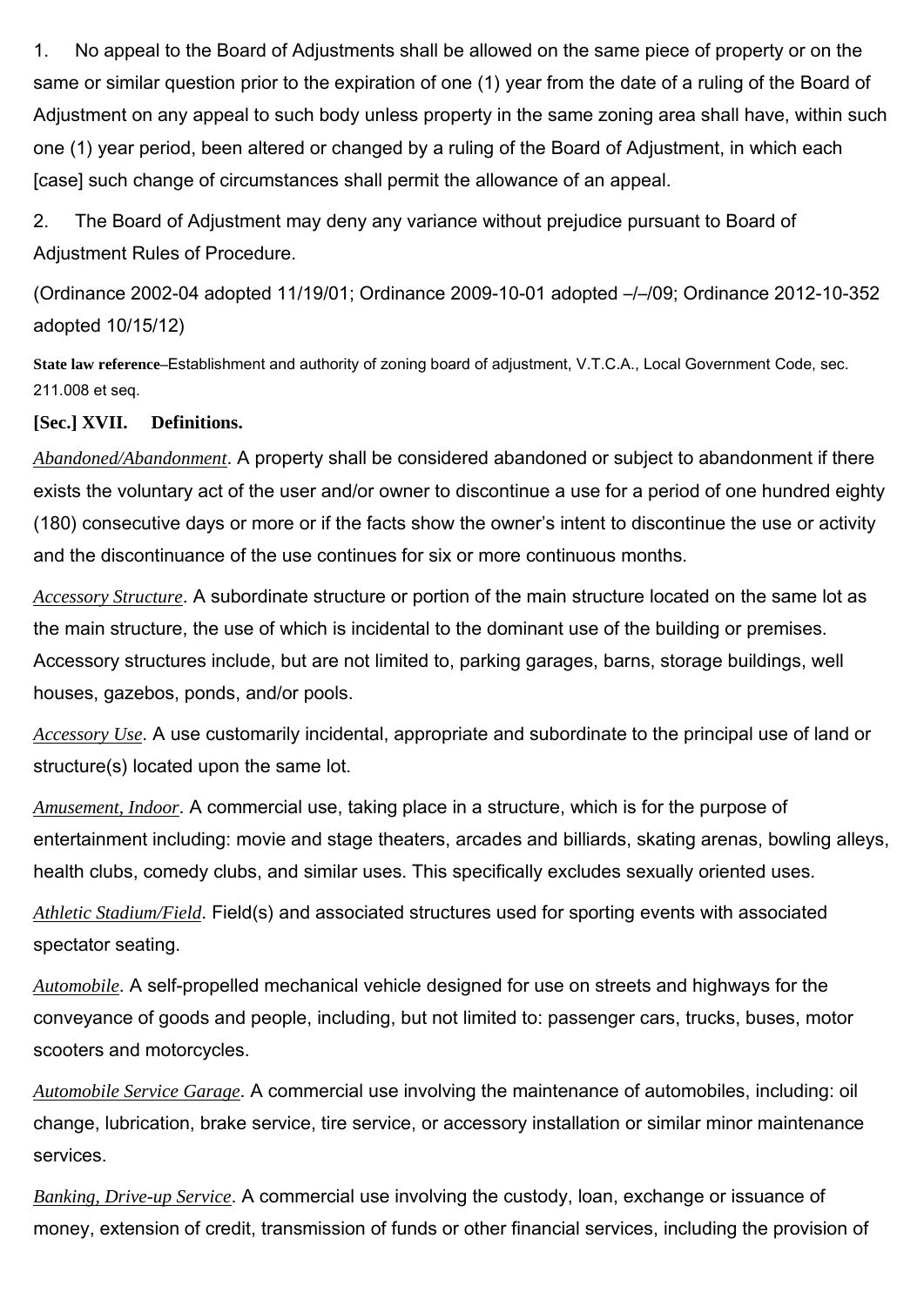1. No appeal to the Board of Adjustments shall be allowed on the same piece of property or on the same or similar question prior to the expiration of one (1) year from the date of a ruling of the Board of Adjustment on any appeal to such body unless property in the same zoning area shall have, within such one (1) year period, been altered or changed by a ruling of the Board of Adjustment, in which each [case] such change of circumstances shall permit the allowance of an appeal.

2. The Board of Adjustment may deny any variance without prejudice pursuant to Board of Adjustment Rules of Procedure.

(Ordinance 2002-04 adopted 11/19/01; Ordinance 2009-10-01 adopted –/–/09; Ordinance 2012-10-352 adopted 10/15/12)

**State law reference**–Establishment and authority of zoning board of adjustment, V.T.C.A., Local Government Code, sec. 211.008 et seq.

**[Sec.] XVII. Definitions.**

*Abandoned/Abandonment*. A property shall be considered abandoned or subject to abandonment if there exists the voluntary act of the user and/or owner to discontinue a use for a period of one hundred eighty (180) consecutive days or more or if the facts show the owner's intent to discontinue the use or activity and the discontinuance of the use continues for six or more continuous months.

*Accessory Structure*. A subordinate structure or portion of the main structure located on the same lot as the main structure, the use of which is incidental to the dominant use of the building or premises. Accessory structures include, but are not limited to, parking garages, barns, storage buildings, well houses, gazebos, ponds, and/or pools.

*Accessory Use*. A use customarily incidental, appropriate and subordinate to the principal use of land or structure(s) located upon the same lot.

*Amusement, Indoor*. A commercial use, taking place in a structure, which is for the purpose of entertainment including: movie and stage theaters, arcades and billiards, skating arenas, bowling alleys, health clubs, comedy clubs, and similar uses. This specifically excludes sexually oriented uses.

*Athletic Stadium/Field*. Field(s) and associated structures used for sporting events with associated spectator seating.

*Automobile*. A self-propelled mechanical vehicle designed for use on streets and highways for the conveyance of goods and people, including, but not limited to: passenger cars, trucks, buses, motor scooters and motorcycles.

*Automobile Service Garage*. A commercial use involving the maintenance of automobiles, including: oil change, lubrication, brake service, tire service, or accessory installation or similar minor maintenance services.

*Banking, Drive-up Service*. A commercial use involving the custody, loan, exchange or issuance of money, extension of credit, transmission of funds or other financial services, including the provision of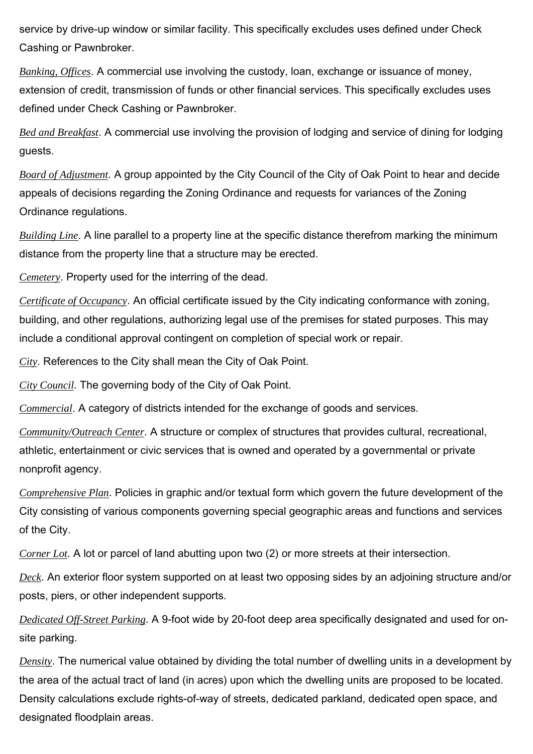service by drive-up window or similar facility. This specifically excludes uses defined under Check Cashing or Pawnbroker.

*Banking, Offices*. A commercial use involving the custody, loan, exchange or issuance of money, extension of credit, transmission of funds or other financial services. This specifically excludes uses defined under Check Cashing or Pawnbroker.

*Bed and Breakfast*. A commercial use involving the provision of lodging and service of dining for lodging guests.

*Board of Adjustment*. A group appointed by the City Council of the City of Oak Point to hear and decide appeals of decisions regarding the Zoning Ordinance and requests for variances of the Zoning Ordinance regulations.

*Building Line*. A line parallel to a property line at the specific distance therefrom marking the minimum distance from the property line that a structure may be erected.

*Cemetery*. Property used for the interring of the dead.

*Certificate of Occupancy*. An official certificate issued by the City indicating conformance with zoning, building, and other regulations, authorizing legal use of the premises for stated purposes. This may include a conditional approval contingent on completion of special work or repair.

*City*. References to the City shall mean the City of Oak Point.

*City Council*. The governing body of the City of Oak Point.

*Commercial*. A category of districts intended for the exchange of goods and services.

*Community/Outreach Center*. A structure or complex of structures that provides cultural, recreational, athletic, entertainment or civic services that is owned and operated by a governmental or private nonprofit agency.

*Comprehensive Plan*. Policies in graphic and/or textual form which govern the future development of the City consisting of various components governing special geographic areas and functions and services of the City.

*Corner Lot*. A lot or parcel of land abutting upon two (2) or more streets at their intersection.

*Deck*. An exterior floor system supported on at least two opposing sides by an adjoining structure and/or posts, piers, or other independent supports.

*Dedicated Off-Street Parking*. A 9-foot wide by 20-foot deep area specifically designated and used for on-site parking.

*Density*. The numerical value obtained by dividing the total number of dwelling units in a development by the area of the actual tract of land (in acres) upon which the dwelling units are proposed to be located. Density calculations exclude rights-of-way of streets, dedicated parkland, dedicated open space, and designated floodplain areas.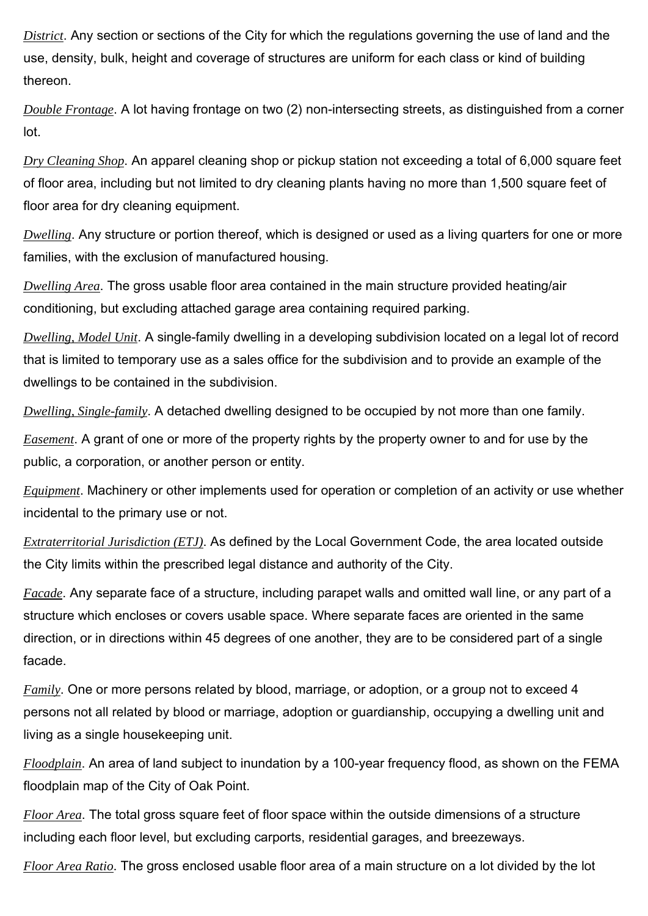*District*. Any section or sections of the City for which the regulations governing the use of land and the use, density, bulk, height and coverage of structures are uniform for each class or kind of building thereon.

*Double Frontage*. A lot having frontage on two (2) non-intersecting streets, as distinguished from a corner lot.

*Dry Cleaning Shop*. An apparel cleaning shop or pickup station not exceeding a total of 6,000 square feet of floor area, including but not limited to dry cleaning plants having no more than 1,500 square feet of floor area for dry cleaning equipment.

*Dwelling*. Any structure or portion thereof, which is designed or used as a living quarters for one or more families, with the exclusion of manufactured housing.

*Dwelling Area*. The gross usable floor area contained in the main structure provided heating/air conditioning, but excluding attached garage area containing required parking.

*Dwelling, Model Unit*. A single-family dwelling in a developing subdivision located on a legal lot of record that is limited to temporary use as a sales office for the subdivision and to provide an example of the dwellings to be contained in the subdivision.

*Dwelling, Single-family*. A detached dwelling designed to be occupied by not more than one family.

*Easement*. A grant of one or more of the property rights by the property owner to and for use by the public, a corporation, or another person or entity.

*Equipment*. Machinery or other implements used for operation or completion of an activity or use whether incidental to the primary use or not.

*Extraterritorial Jurisdiction (ETJ)*. As defined by the Local Government Code, the area located outside the City limits within the prescribed legal distance and authority of the City.

*Facade*. Any separate face of a structure, including parapet walls and omitted wall line, or any part of a structure which encloses or covers usable space. Where separate faces are oriented in the same direction, or in directions within 45 degrees of one another, they are to be considered part of a single facade.

*Family*. One or more persons related by blood, marriage, or adoption, or a group not to exceed 4 persons not all related by blood or marriage, adoption or guardianship, occupying a dwelling unit and living as a single housekeeping unit.

*Floodplain*. An area of land subject to inundation by a 100-year frequency flood, as shown on the FEMA floodplain map of the City of Oak Point.

*Floor Area*. The total gross square feet of floor space within the outside dimensions of a structure including each floor level, but excluding carports, residential garages, and breezeways.

*Floor Area Ratio*. The gross enclosed usable floor area of a main structure on a lot divided by the lot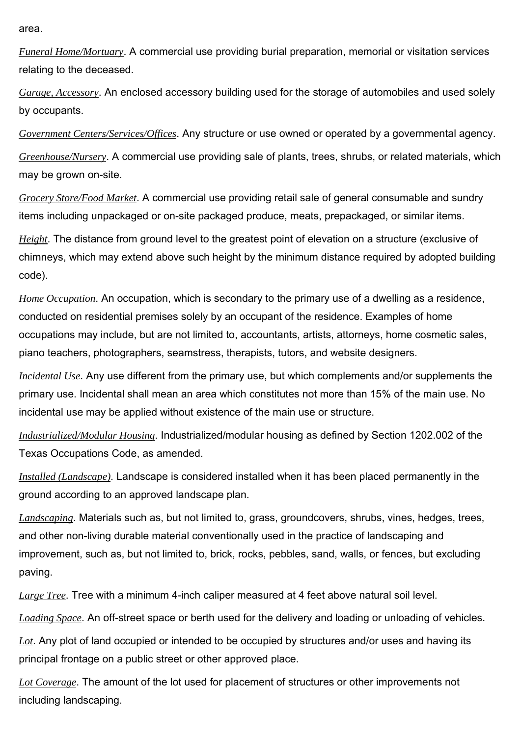area.

*Funeral Home/Mortuary*. A commercial use providing burial preparation, memorial or visitation services relating to the deceased.

*Garage, Accessory*. An enclosed accessory building used for the storage of automobiles and used solely by occupants.

*Government Centers/Services/Offices*. Any structure or use owned or operated by a governmental agency.

*Greenhouse/Nursery*. A commercial use providing sale of plants, trees, shrubs, or related materials, which may be grown on-site.

*Grocery Store/Food Market*. A commercial use providing retail sale of general consumable and sundry items including unpackaged or on-site packaged produce, meats, prepackaged, or similar items.

*Height*. The distance from ground level to the greatest point of elevation on a structure (exclusive of chimneys, which may extend above such height by the minimum distance required by adopted building code).

*Home Occupation*. An occupation, which is secondary to the primary use of a dwelling as a residence, conducted on residential premises solely by an occupant of the residence. Examples of home occupations may include, but are not limited to, accountants, artists, attorneys, home cosmetic sales, piano teachers, photographers, seamstress, therapists, tutors, and website designers.

*Incidental Use*. Any use different from the primary use, but which complements and/or supplements the primary use. Incidental shall mean an area which constitutes not more than 15% of the main use. No incidental use may be applied without existence of the main use or structure.

*Industrialized/Modular Housing*. Industrialized/modular housing as defined by Section 1202.002 of the Texas Occupations Code, as amended.

*Installed (Landscape)*. Landscape is considered installed when it has been placed permanently in the ground according to an approved landscape plan.

*Landscaping*. Materials such as, but not limited to, grass, groundcovers, shrubs, vines, hedges, trees, and other non-living durable material conventionally used in the practice of landscaping and improvement, such as, but not limited to, brick, rocks, pebbles, sand, walls, or fences, but excluding paving.

*Large Tree*. Tree with a minimum 4-inch caliper measured at 4 feet above natural soil level.

*Loading Space*. An off-street space or berth used for the delivery and loading or unloading of vehicles.

*Lot*. Any plot of land occupied or intended to be occupied by structures and/or uses and having its principal frontage on a public street or other approved place.

*Lot Coverage*. The amount of the lot used for placement of structures or other improvements not including landscaping.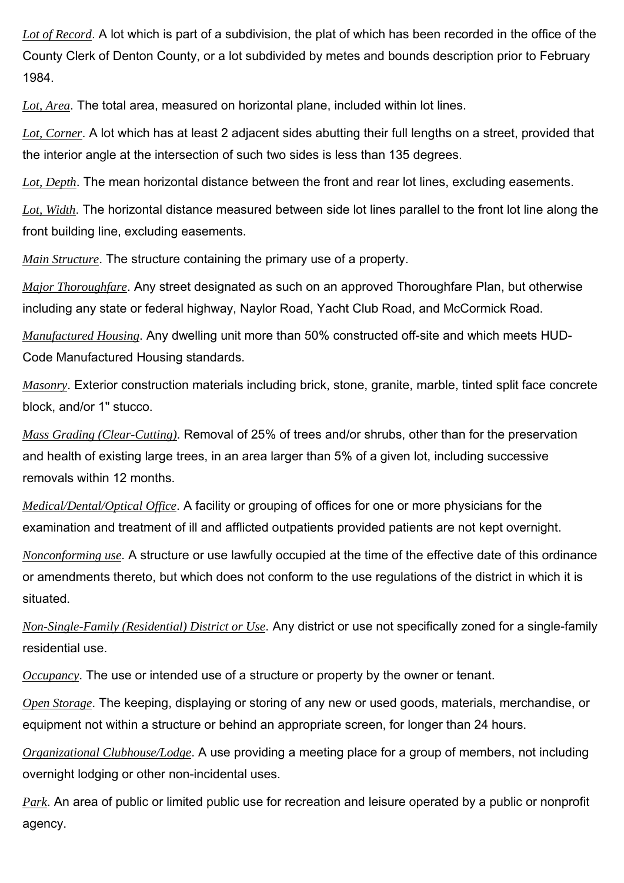*Lot of Record*. A lot which is part of a subdivision, the plat of which has been recorded in the office of the County Clerk of Denton County, or a lot subdivided by metes and bounds description prior to February 1984.

*Lot, Area*. The total area, measured on horizontal plane, included within lot lines.

*Lot, Corner*. A lot which has at least 2 adjacent sides abutting their full lengths on a street, provided that the interior angle at the intersection of such two sides is less than 135 degrees.

*Lot, Depth*. The mean horizontal distance between the front and rear lot lines, excluding easements.

*Lot, Width*. The horizontal distance measured between side lot lines parallel to the front lot line along the front building line, excluding easements.

*Main Structure*. The structure containing the primary use of a property.

*Major Thoroughfare*. Any street designated as such on an approved Thoroughfare Plan, but otherwise including any state or federal highway, Naylor Road, Yacht Club Road, and McCormick Road.

*Manufactured Housing*. Any dwelling unit more than 50% constructed off-site and which meets HUD-Code Manufactured Housing standards.

*Masonry*. Exterior construction materials including brick, stone, granite, marble, tinted split face concrete block, and/or 1" stucco.

*Mass Grading (Clear-Cutting)*. Removal of 25% of trees and/or shrubs, other than for the preservation and health of existing large trees, in an area larger than 5% of a given lot, including successive removals within 12 months.

*Medical/Dental/Optical Office*. A facility or grouping of offices for one or more physicians for the examination and treatment of ill and afflicted outpatients provided patients are not kept overnight.

*Nonconforming use*. A structure or use lawfully occupied at the time of the effective date of this ordinance or amendments thereto, but which does not conform to the use regulations of the district in which it is situated.

*Non-Single-Family (Residential) District or Use*. Any district or use not specifically zoned for a single-family residential use.

*Occupancy*. The use or intended use of a structure or property by the owner or tenant.

*Open Storage*. The keeping, displaying or storing of any new or used goods, materials, merchandise, or equipment not within a structure or behind an appropriate screen, for longer than 24 hours.

*Organizational Clubhouse/Lodge*. A use providing a meeting place for a group of members, not including overnight lodging or other non-incidental uses.

*Park*. An area of public or limited public use for recreation and leisure operated by a public or nonprofit agency.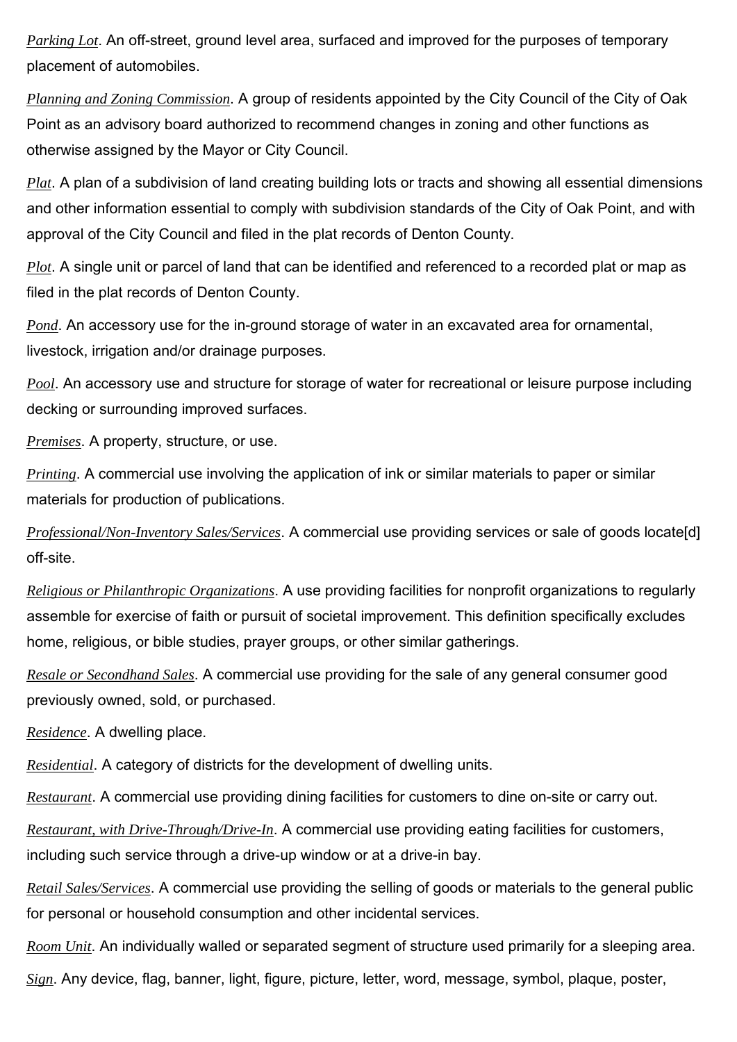*Parking Lot*. An off-street, ground level area, surfaced and improved for the purposes of temporary placement of automobiles.

*Planning and Zoning Commission*. A group of residents appointed by the City Council of the City of Oak Point as an advisory board authorized to recommend changes in zoning and other functions as otherwise assigned by the Mayor or City Council.

*Plat*. A plan of a subdivision of land creating building lots or tracts and showing all essential dimensions and other information essential to comply with subdivision standards of the City of Oak Point, and with approval of the City Council and filed in the plat records of Denton County.

*Plot*. A single unit or parcel of land that can be identified and referenced to a recorded plat or map as filed in the plat records of Denton County.

*Pond*. An accessory use for the in-ground storage of water in an excavated area for ornamental, livestock, irrigation and/or drainage purposes.

*Pool*. An accessory use and structure for storage of water for recreational or leisure purpose including decking or surrounding improved surfaces.

*Premises*. A property, structure, or use.

*Printing*. A commercial use involving the application of ink or similar materials to paper or similar materials for production of publications.

*Professional/Non-Inventory Sales/Services*. A commercial use providing services or sale of goods locate[d] off-site.

*Religious or Philanthropic Organizations*. A use providing facilities for nonprofit organizations to regularly assemble for exercise of faith or pursuit of societal improvement. This definition specifically excludes home, religious, or bible studies, prayer groups, or other similar gatherings.

*Resale or Secondhand Sales*. A commercial use providing for the sale of any general consumer good previously owned, sold, or purchased.

*Residence*. A dwelling place.

*Residential*. A category of districts for the development of dwelling units.

*Restaurant*. A commercial use providing dining facilities for customers to dine on-site or carry out.

*Restaurant, with Drive-Through/Drive-In*. A commercial use providing eating facilities for customers, including such service through a drive-up window or at a drive-in bay.

*Retail Sales/Services*. A commercial use providing the selling of goods or materials to the general public for personal or household consumption and other incidental services.

*Room Unit*. An individually walled or separated segment of structure used primarily for a sleeping area.

*Sign*. Any device, flag, banner, light, figure, picture, letter, word, message, symbol, plaque, poster,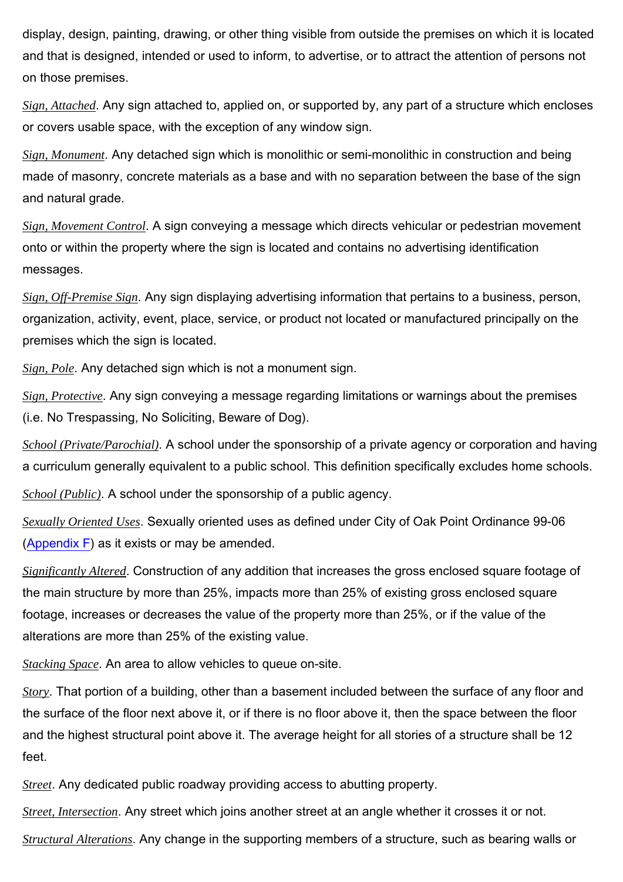display, design, painting, drawing, or other thing visible from outside the premises on which it is located and that is designed, intended or used to inform, to advertise, or to attract the attention of persons not on those premises.

*Sign, Attached*. Any sign attached to, applied on, or supported by, any part of a structure which encloses or covers usable space, with the exception of any window sign.

*Sign, Monument*. Any detached sign which is monolithic or semi-monolithic in construction and being made of masonry, concrete materials as a base and with no separation between the base of the sign and natural grade.

*Sign, Movement Control*. A sign conveying a message which directs vehicular or pedestrian movement onto or within the property where the sign is located and contains no advertising identification messages.

*Sign, Off-Premise Sign*. Any sign displaying advertising information that pertains to a business, person, organization, activity, event, place, service, or product not located or manufactured principally on the premises which the sign is located.

*Sign, Pole*. Any detached sign which is not a monument sign.

*Sign, Protective*. Any sign conveying a message regarding limitations or warnings about the premises (i.e. No Trespassing, No Soliciting, Beware of Dog).

*School (Private/Parochial)*. A school under the sponsorship of a private agency or corporation and having a curriculum generally equivalent to a public school. This definition specifically excludes home schools.

*School (Public)*. A school under the sponsorship of a public agency.

*Sexually Oriented Uses*. Sexually oriented uses as defined under City of Oak Point Ordinance 99-06 (Appendix F) as it exists or may be amended.

*Significantly Altered*. Construction of any addition that increases the gross enclosed square footage of the main structure by more than 25%, impacts more than 25% of existing gross enclosed square footage, increases or decreases the value of the property more than 25%, or if the value of the alterations are more than 25% of the existing value.

*Stacking Space*. An area to allow vehicles to queue on-site.

*Story*. That portion of a building, other than a basement included between the surface of any floor and the surface of the floor next above it, or if there is no floor above it, then the space between the floor and the highest structural point above it. The average height for all stories of a structure shall be 12 feet.

*Street*. Any dedicated public roadway providing access to abutting property.

*Street, Intersection*. Any street which joins another street at an angle whether it crosses it or not.

*Structural Alterations*. Any change in the supporting members of a structure, such as bearing walls or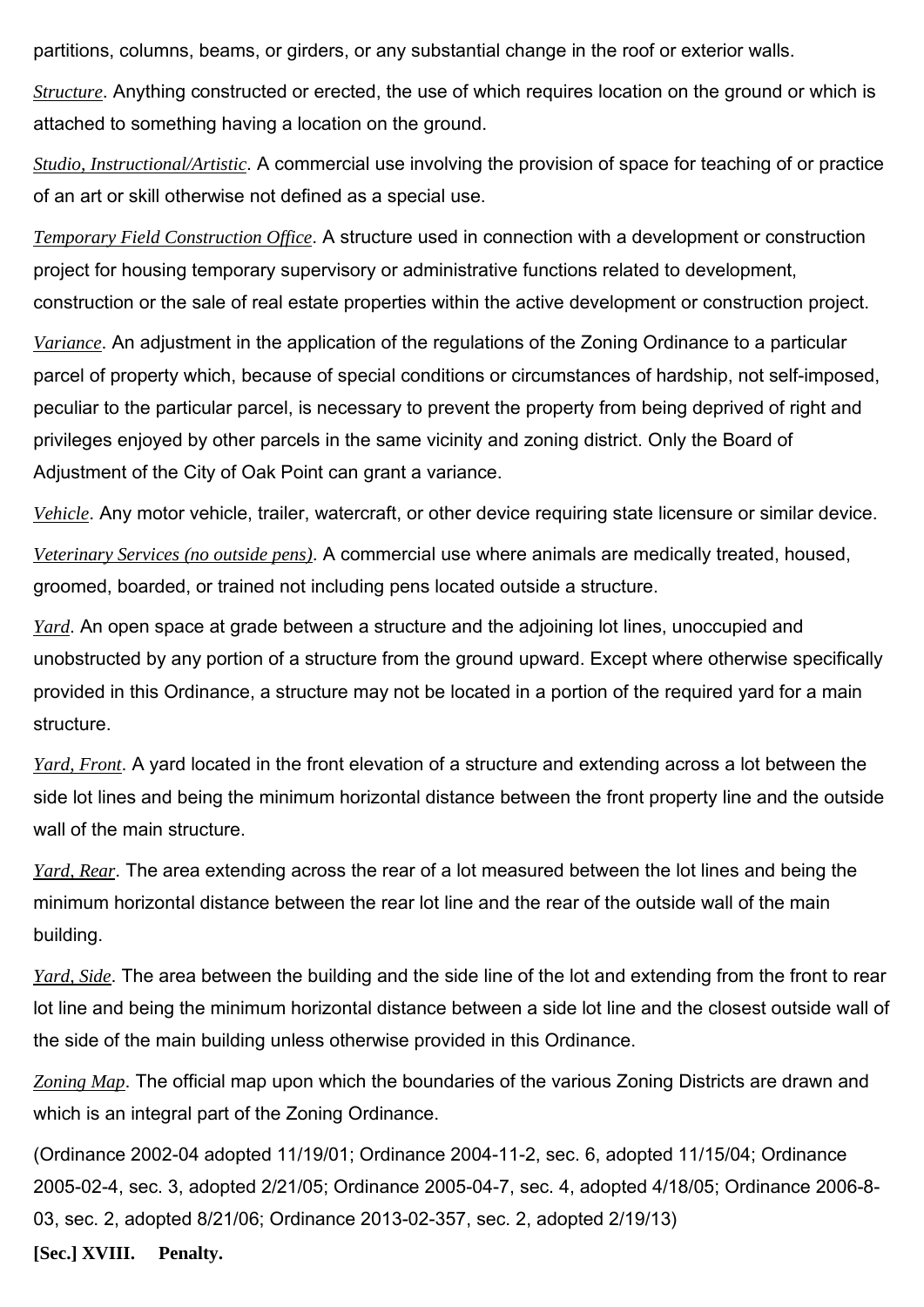partitions, columns, beams, or girders, or any substantial change in the roof or exterior walls.

*Structure*. Anything constructed or erected, the use of which requires location on the ground or which is attached to something having a location on the ground.

*Studio, Instructional/Artistic*. A commercial use involving the provision of space for teaching of or practice of an art or skill otherwise not defined as a special use.

*Temporary Field Construction Office*. A structure used in connection with a development or construction project for housing temporary supervisory or administrative functions related to development, construction or the sale of real estate properties within the active development or construction project.

*Variance*. An adjustment in the application of the regulations of the Zoning Ordinance to a particular parcel of property which, because of special conditions or circumstances of hardship, not self-imposed, peculiar to the particular parcel, is necessary to prevent the property from being deprived of right and privileges enjoyed by other parcels in the same vicinity and zoning district. Only the Board of Adjustment of the City of Oak Point can grant a variance.

*Vehicle*. Any motor vehicle, trailer, watercraft, or other device requiring state licensure or similar device.

*Veterinary Services (no outside pens)*. A commercial use where animals are medically treated, housed, groomed, boarded, or trained not including pens located outside a structure.

*Yard*. An open space at grade between a structure and the adjoining lot lines, unoccupied and unobstructed by any portion of a structure from the ground upward. Except where otherwise specifically provided in this Ordinance, a structure may not be located in a portion of the required yard for a main structure.

*Yard, Front*. A yard located in the front elevation of a structure and extending across a lot between the side lot lines and being the minimum horizontal distance between the front property line and the outside wall of the main structure.

*Yard, Rear*. The area extending across the rear of a lot measured between the lot lines and being the minimum horizontal distance between the rear lot line and the rear of the outside wall of the main building.

*Yard, Side*. The area between the building and the side line of the lot and extending from the front to rear lot line and being the minimum horizontal distance between a side lot line and the closest outside wall of the side of the main building unless otherwise provided in this Ordinance.

*Zoning Map*. The official map upon which the boundaries of the various Zoning Districts are drawn and which is an integral part of the Zoning Ordinance.

(Ordinance 2002-04 adopted 11/19/01; Ordinance 2004-11-2, sec. 6, adopted 11/15/04; Ordinance 2005-02-4, sec. 3, adopted 2/21/05; Ordinance 2005-04-7, sec. 4, adopted 4/18/05; Ordinance 2006-8-03, sec. 2, adopted 8/21/06; Ordinance 2013-02-357, sec. 2, adopted 2/19/13)

**[Sec.] XVIII. Penalty.**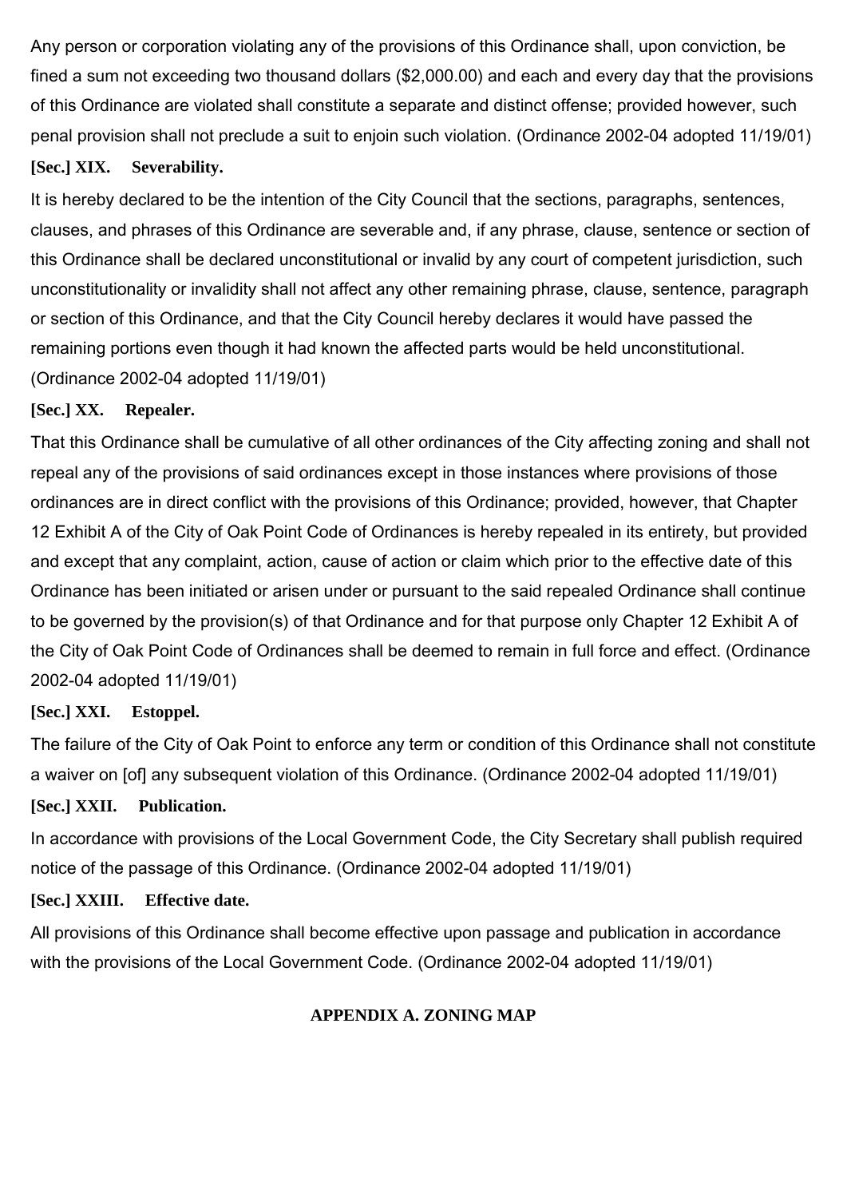Any person or corporation violating any of the provisions of this Ordinance shall, upon conviction, be fined a sum not exceeding two thousand dollars ($2,000.00) and each and every day that the provisions of this Ordinance are violated shall constitute a separate and distinct offense; provided however, such penal provision shall not preclude a suit to enjoin such violation. (Ordinance 2002-04 adopted 11/19/01)

**[Sec.] XIX. Severability.**

It is hereby declared to be the intention of the City Council that the sections, paragraphs, sentences, clauses, and phrases of this Ordinance are severable and, if any phrase, clause, sentence or section of this Ordinance shall be declared unconstitutional or invalid by any court of competent jurisdiction, such unconstitutionality or invalidity shall not affect any other remaining phrase, clause, sentence, paragraph or section of this Ordinance, and that the City Council hereby declares it would have passed the remaining portions even though it had known the affected parts would be held unconstitutional. (Ordinance 2002-04 adopted 11/19/01)

**[Sec.] XX. Repealer.**

That this Ordinance shall be cumulative of all other ordinances of the City affecting zoning and shall not repeal any of the provisions of said ordinances except in those instances where provisions of those ordinances are in direct conflict with the provisions of this Ordinance; provided, however, that Chapter 12 Exhibit A of the City of Oak Point Code of Ordinances is hereby repealed in its entirety, but provided and except that any complaint, action, cause of action or claim which prior to the effective date of this Ordinance has been initiated or arisen under or pursuant to the said repealed Ordinance shall continue to be governed by the provision(s) of that Ordinance and for that purpose only Chapter 12 Exhibit A of the City of Oak Point Code of Ordinances shall be deemed to remain in full force and effect. (Ordinance 2002-04 adopted 11/19/01)

**[Sec.] XXI. Estoppel.**

The failure of the City of Oak Point to enforce any term or condition of this Ordinance shall not constitute a waiver on [of] any subsequent violation of this Ordinance. (Ordinance 2002-04 adopted 11/19/01)

**[Sec.] XXII. Publication.**

In accordance with provisions of the Local Government Code, the City Secretary shall publish required notice of the passage of this Ordinance. (Ordinance 2002-04 adopted 11/19/01)

**[Sec.] XXIII. Effective date.**

All provisions of this Ordinance shall become effective upon passage and publication in accordance with the provisions of the Local Government Code. (Ordinance 2002-04 adopted 11/19/01)

## APPENDIX A. ZONING MAP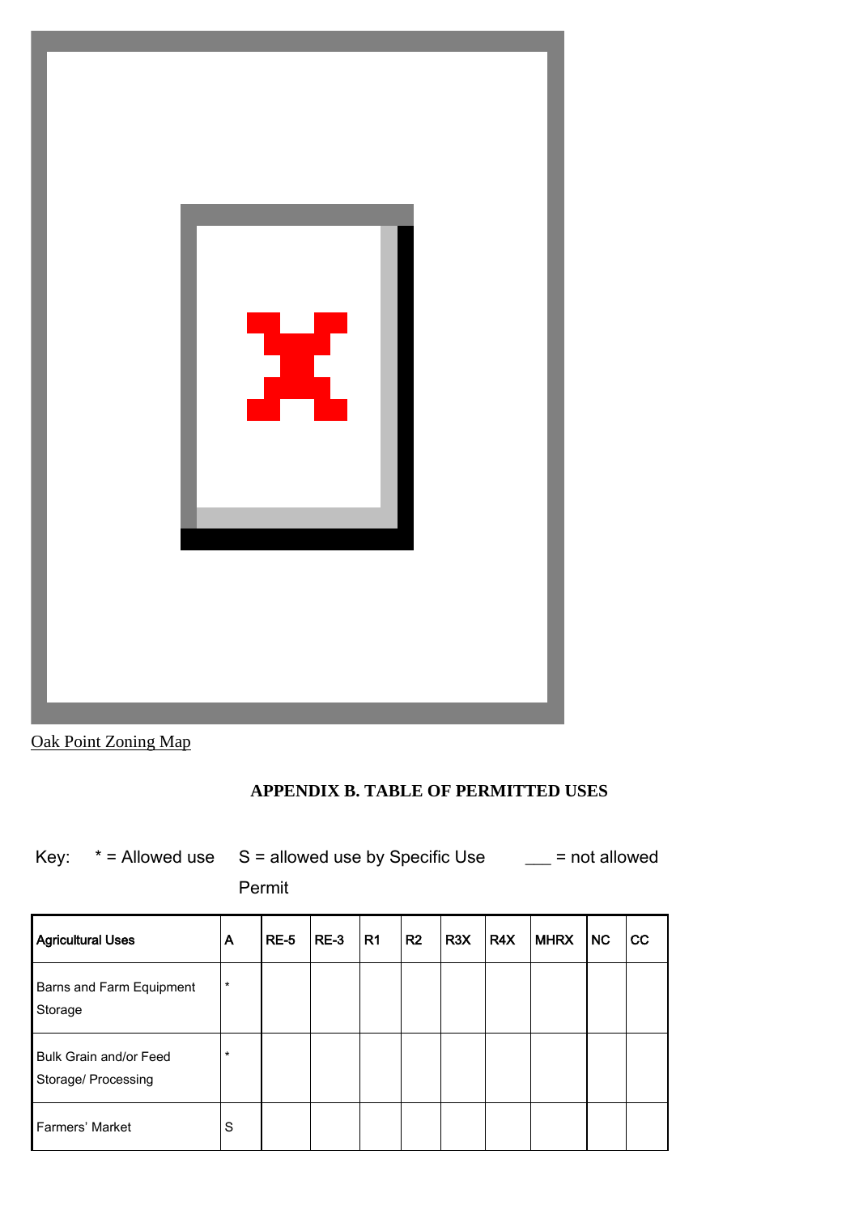Oak Point Zoning Map

## APPENDIX B. TABLE OF PERMITTED USES

Key: * = Allowed use S = allowed use by Specific Use Permit ___ = not allowed

| Agricultural Uses | A | RE-5 | RE-3 | R1 | R2 | R3X | R4X | MHRX | NC | CC |
|---|---|---|---|---|---|---|---|---|---|---|
| Barns and Farm Equipment Storage | * | | | | | | | | | |
| Bulk Grain and/or Feed Storage/ Processing | * | | | | | | | | | |
| Farmers' Market | S | | | | | | | | | |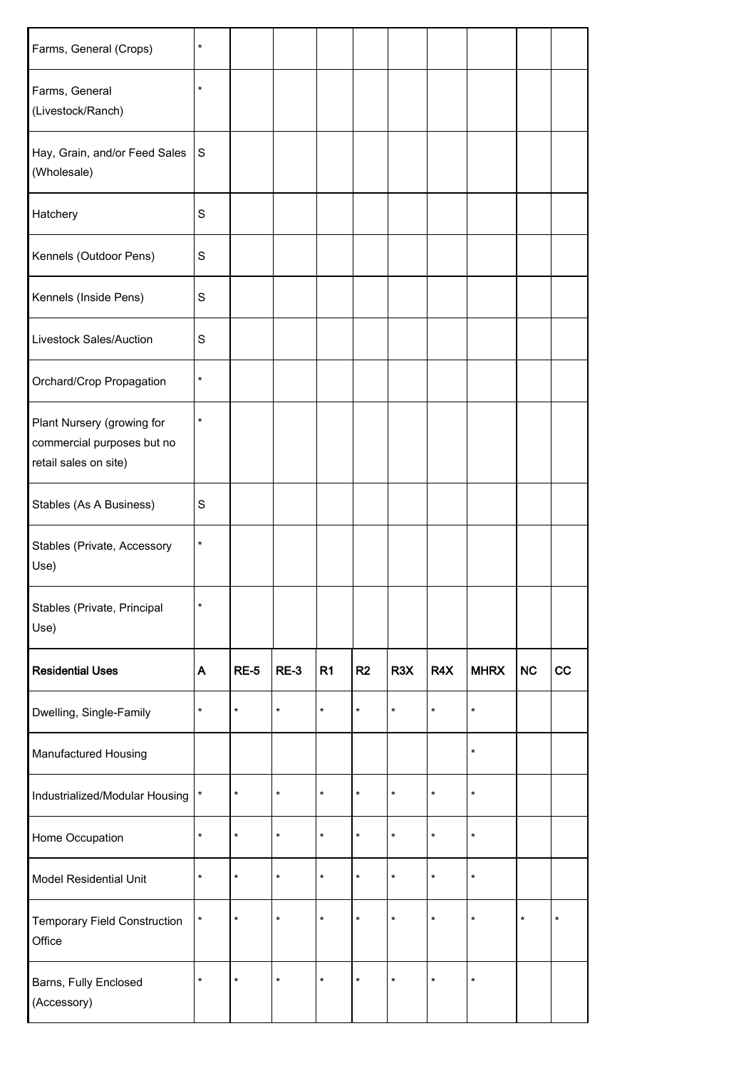| Farms, General (Crops) | * | | | | | | | | | |
|---|---|---|---|---|---|---|---|---|---|---|
| Farms, General (Livestock/Ranch) | * | | | | | | | | | |
| Hay, Grain, and/or Feed Sales (Wholesale) | S | | | | | | | | | |
| Hatchery | S | | | | | | | | | |
| Kennels (Outdoor Pens) | S | | | | | | | | | |
| Kennels (Inside Pens) | S | | | | | | | | | |
| Livestock Sales/Auction | S | | | | | | | | | |
| Orchard/Crop Propagation | * | | | | | | | | | |
| Plant Nursery (growing for commercial purposes but no retail sales on site) | * | | | | | | | | | |
| Stables (As A Business) | S | | | | | | | | | |
| Stables (Private, Accessory Use) | * | | | | | | | | | |
| Stables (Private, Principal Use) | * | | | | | | | | | |
| **Residential Uses** | **A** | **RE-5** | **RE-3** | **R1** | **R2** | **R3X** | **R4X** | **MHRX** | **NC** | **CC** |
| Dwelling, Single-Family | * | * | * | * | * | * | * | * | | |
| Manufactured Housing | | | | | | | | * | | |
| Industrialized/Modular Housing | * | * | * | * | * | * | * | * | | |
| Home Occupation | * | * | * | * | * | * | * | * | | |
| Model Residential Unit | * | * | * | * | * | * | * | * | | |
| Temporary Field Construction Office | * | * | * | * | * | * | * | * | * | * |
| Barns, Fully Enclosed (Accessory) | * | * | * | * | * | * | * | * | | |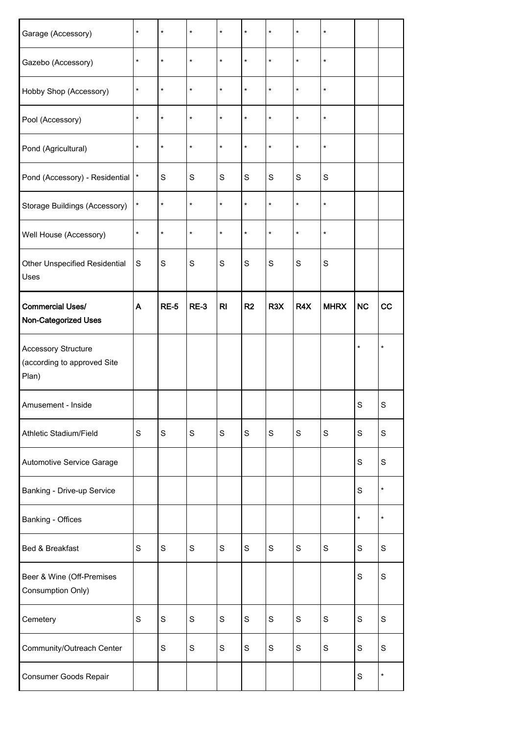| | | | | | | | | | | |
|---|---|---|---|---|---|---|---|---|---|---|
| Garage (Accessory) | * | * | * | * | * | * | * | * | | |
| Gazebo (Accessory) | * | * | * | * | * | * | * | * | | |
| Hobby Shop (Accessory) | * | * | * | * | * | * | * | * | | |
| Pool (Accessory) | * | * | * | * | * | * | * | * | | |
| Pond (Agricultural) | * | * | * | * | * | * | * | * | | |
| Pond (Accessory) - Residential | * | S | S | S | S | S | S | S | | |
| Storage Buildings (Accessory) | * | * | * | * | * | * | * | * | | |
| Well House (Accessory) | * | * | * | * | * | * | * | * | | |
| Other Unspecified Residential Uses | S | S | S | S | S | S | S | S | | |
| **Commercial Uses/ Non-Categorized Uses** | **A** | **RE-5** | **RE-3** | **RI** | **R2** | **R3X** | **R4X** | **MHRX** | **NC** | **CC** |
| Accessory Structure (according to approved Site Plan) | | | | | | | | | * | * |
| Amusement - Inside | | | | | | | | | S | S |
| Athletic Stadium/Field | S | S | S | S | S | S | S | S | S | S |
| Automotive Service Garage | | | | | | | | | S | S |
| Banking - Drive-up Service | | | | | | | | | S | * |
| Banking - Offices | | | | | | | | | * | * |
| Bed & Breakfast | S | S | S | S | S | S | S | S | S | S |
| Beer & Wine (Off-Premises Consumption Only) | | | | | | | | | S | S |
| Cemetery | S | S | S | S | S | S | S | S | S | S |
| Community/Outreach Center | | S | S | S | S | S | S | S | S | S |
| Consumer Goods Repair | | | | | | | | | S | * |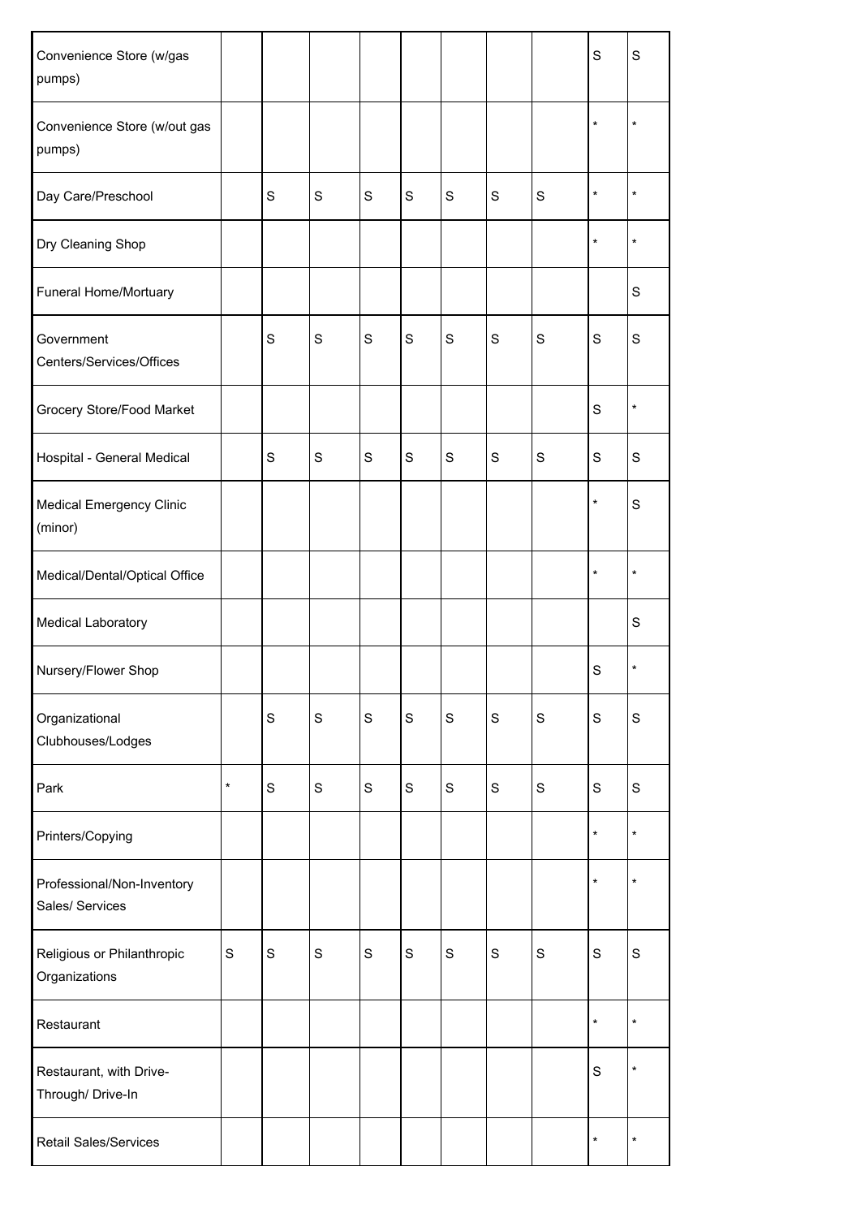|  |  |  |  |  |  |  |  |  |  |  |
|---|---|---|---|---|---|---|---|---|---|---|
| Convenience Store (w/gas pumps) |  |  |  |  |  |  |  |  | S | S |
| Convenience Store (w/out gas pumps) |  |  |  |  |  |  |  |  | * | * |
| Day Care/Preschool |  | S | S | S | S | S | S | S | * | * |
| Dry Cleaning Shop |  |  |  |  |  |  |  |  | * | * |
| Funeral Home/Mortuary |  |  |  |  |  |  |  |  |  | S |
| Government Centers/Services/Offices |  | S | S | S | S | S | S | S | S | S |
| Grocery Store/Food Market |  |  |  |  |  |  |  |  | S | * |
| Hospital - General Medical |  | S | S | S | S | S | S | S | S | S |
| Medical Emergency Clinic (minor) |  |  |  |  |  |  |  |  | * | S |
| Medical/Dental/Optical Office |  |  |  |  |  |  |  |  | * | * |
| Medical Laboratory |  |  |  |  |  |  |  |  |  | S |
| Nursery/Flower Shop |  |  |  |  |  |  |  |  | S | * |
| Organizational Clubhouses/Lodges |  | S | S | S | S | S | S | S | S | S |
| Park | * | S | S | S | S | S | S | S | S | S |
| Printers/Copying |  |  |  |  |  |  |  |  | * | * |
| Professional/Non-Inventory Sales/ Services |  |  |  |  |  |  |  |  | * | * |
| Religious or Philanthropic Organizations | S | S | S | S | S | S | S | S | S | S |
| Restaurant |  |  |  |  |  |  |  |  | * | * |
| Restaurant, with Drive-Through/ Drive-In |  |  |  |  |  |  |  |  | S | * |
| Retail Sales/Services |  |  |  |  |  |  |  |  | * | * |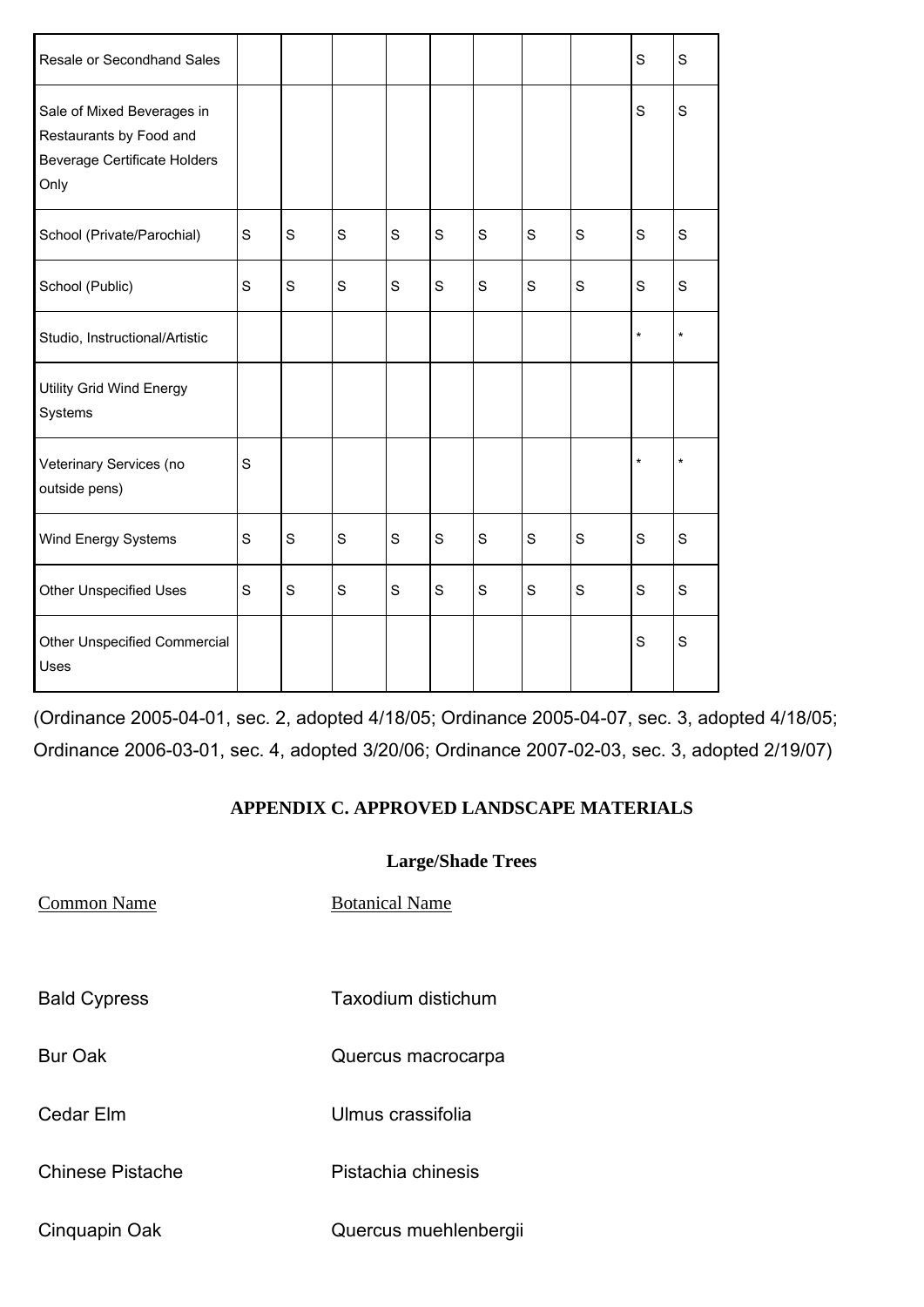| Resale or Secondhand Sales | | | | | | | | | S | S |
|---|---|---|---|---|---|---|---|---|---|---|
| Sale of Mixed Beverages in Restaurants by Food and Beverage Certificate Holders Only | | | | | | | | | S | S |
| School (Private/Parochial) | S | S | S | S | S | S | S | S | S | S |
| School (Public) | S | S | S | S | S | S | S | S | S | S |
| Studio, Instructional/Artistic | | | | | | | | | * | * |
| Utility Grid Wind Energy Systems | | | | | | | | | | |
| Veterinary Services (no outside pens) | S | | | | | | | | * | * |
| Wind Energy Systems | S | S | S | S | S | S | S | S | S | S |
| Other Unspecified Uses | S | S | S | S | S | S | S | S | S | S |
| Other Unspecified Commercial Uses | | | | | | | | | S | S |

(Ordinance 2005-04-01, sec. 2, adopted 4/18/05; Ordinance 2005-04-07, sec. 3, adopted 4/18/05; Ordinance 2006-03-01, sec. 4, adopted 3/20/06; Ordinance 2007-02-03, sec. 3, adopted 2/19/07)

## APPENDIX C. APPROVED LANDSCAPE MATERIALS

### Large/Shade Trees

| Common Name | Botanical Name |
|---|---|
| Bald Cypress | Taxodium distichum |
| Bur Oak | Quercus macrocarpa |
| Cedar Elm | Ulmus crassifolia |
| Chinese Pistache | Pistachia chinesis |
| Cinquapin Oak | Quercus muehlenbergii |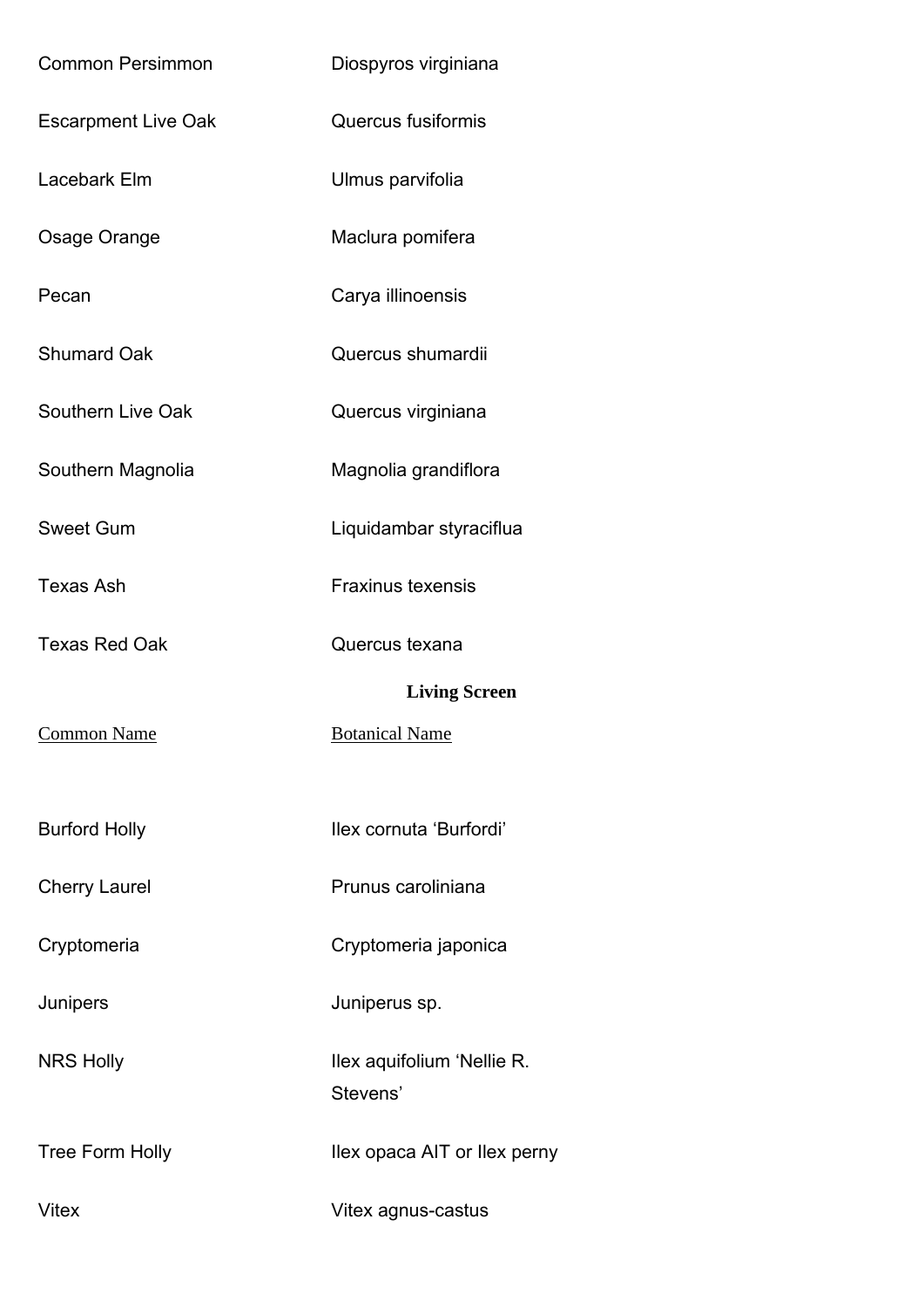| | |
|---|---|
| Common Persimmon | Diospyros virginiana |
| Escarpment Live Oak | Quercus fusiformis |
| Lacebark Elm | Ulmus parvifolia |
| Osage Orange | Maclura pomifera |
| Pecan | Carya illinoensis |
| Shumard Oak | Quercus shumardii |
| Southern Live Oak | Quercus virginiana |
| Southern Magnolia | Magnolia grandiflora |
| Sweet Gum | Liquidambar styraciflua |
| Texas Ash | Fraxinus texensis |
| Texas Red Oak | Quercus texana |

**Living Screen**

| Common Name | Botanical Name |
|---|---|
| Burford Holly | Ilex cornuta 'Burfordi' |
| Cherry Laurel | Prunus caroliniana |
| Cryptomeria | Cryptomeria japonica |
| Junipers | Juniperus sp. |
| NRS Holly | Ilex aquifolium 'Nellie R. Stevens' |
| Tree Form Holly | Ilex opaca AIT or Ilex perny |
| Vitex | Vitex agnus-castus |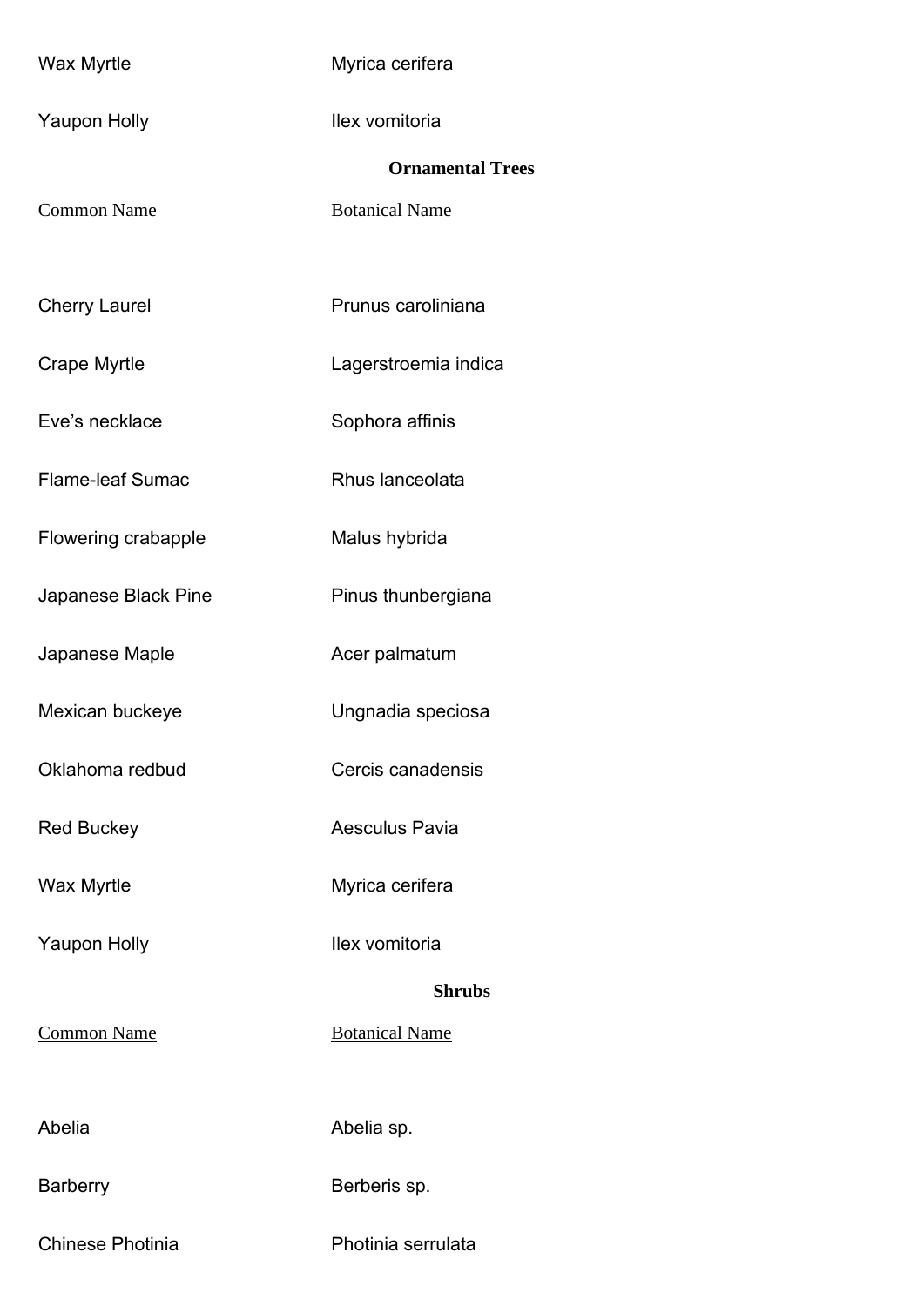| | |
|---|---|
| Wax Myrtle | Myrica cerifera |
| Yaupon Holly | Ilex vomitoria |

**Ornamental Trees**

| Common Name | Botanical Name |
|---|---|
| Cherry Laurel | Prunus caroliniana |
| Crape Myrtle | Lagerstroemia indica |
| Eve's necklace | Sophora affinis |
| Flame-leaf Sumac | Rhus lanceolata |
| Flowering crabapple | Malus hybrida |
| Japanese Black Pine | Pinus thunbergiana |
| Japanese Maple | Acer palmatum |
| Mexican buckeye | Ungnadia speciosa |
| Oklahoma redbud | Cercis canadensis |
| Red Buckey | Aesculus Pavia |
| Wax Myrtle | Myrica cerifera |
| Yaupon Holly | Ilex vomitoria |

**Shrubs**

| Common Name | Botanical Name |
|---|---|
| Abelia | Abelia sp. |
| Barberry | Berberis sp. |
| Chinese Photinia | Photinia serrulata |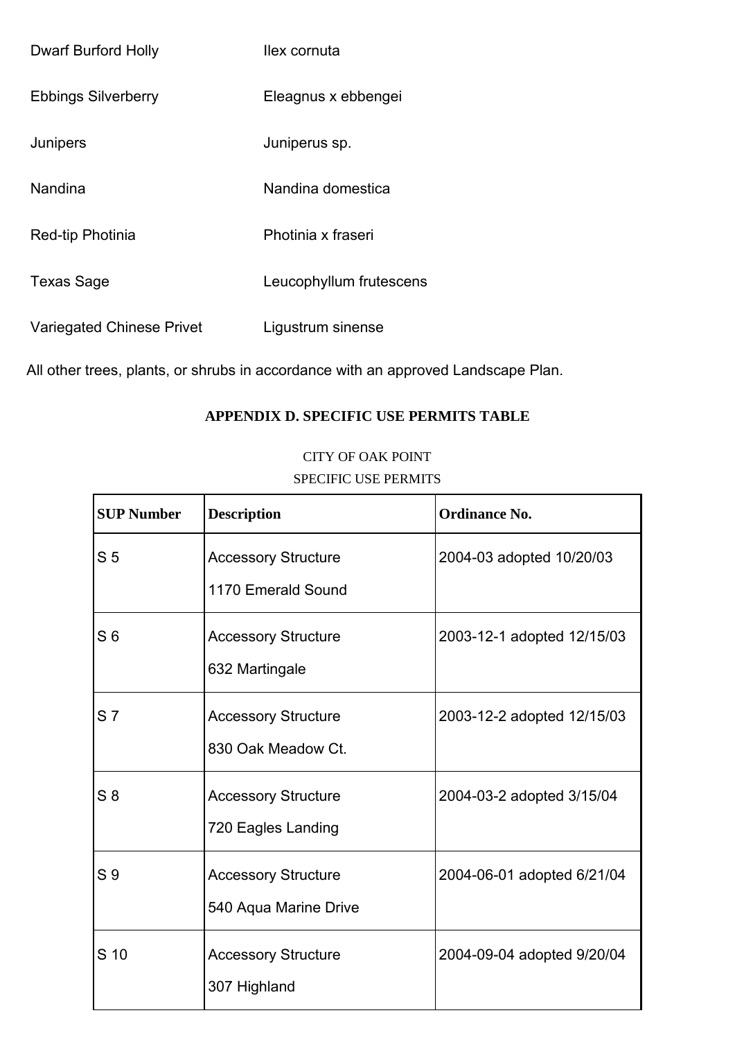| | |
|---|---|
| Dwarf Burford Holly | Ilex cornuta |
| Ebbings Silverberry | Eleagnus x ebbengei |
| Junipers | Juniperus sp. |
| Nandina | Nandina domestica |
| Red-tip Photinia | Photinia x fraseri |
| Texas Sage | Leucophyllum frutescens |
| Variegated Chinese Privet | Ligustrum sinense |

All other trees, plants, or shrubs in accordance with an approved Landscape Plan.

## APPENDIX D. SPECIFIC USE PERMITS TABLE

CITY OF OAK POINT

SPECIFIC USE PERMITS

| SUP Number | Description | Ordinance No. |
|---|---|---|
| S 5 | Accessory Structure<br>1170 Emerald Sound | 2004-03 adopted 10/20/03 |
| S 6 | Accessory Structure<br>632 Martingale | 2003-12-1 adopted 12/15/03 |
| S 7 | Accessory Structure<br>830 Oak Meadow Ct. | 2003-12-2 adopted 12/15/03 |
| S 8 | Accessory Structure<br>720 Eagles Landing | 2004-03-2 adopted 3/15/04 |
| S 9 | Accessory Structure<br>540 Aqua Marine Drive | 2004-06-01 adopted 6/21/04 |
| S 10 | Accessory Structure<br>307 Highland | 2004-09-04 adopted 9/20/04 |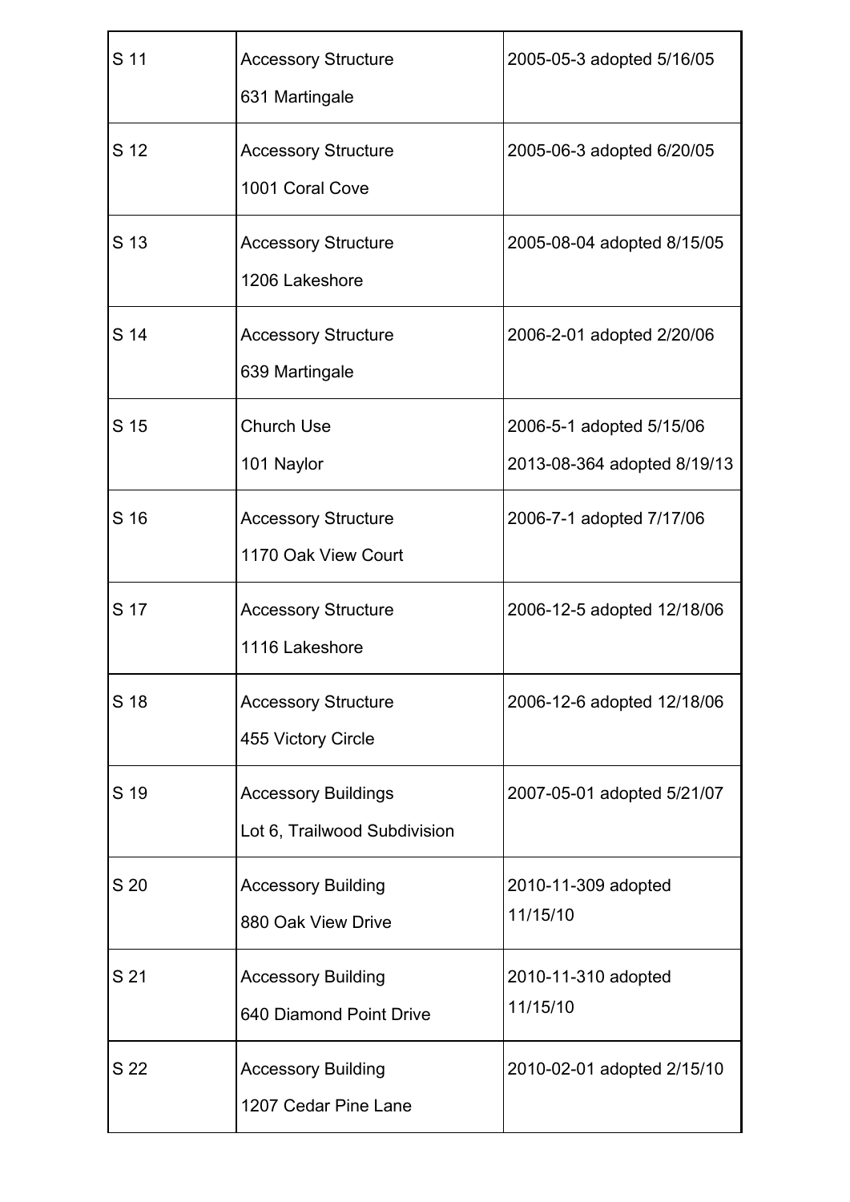| | | |
|---|---|---|
| S 11 | Accessory Structure<br>631 Martingale | 2005-05-3 adopted 5/16/05 |
| S 12 | Accessory Structure<br>1001 Coral Cove | 2005-06-3 adopted 6/20/05 |
| S 13 | Accessory Structure<br>1206 Lakeshore | 2005-08-04 adopted 8/15/05 |
| S 14 | Accessory Structure<br>639 Martingale | 2006-2-01 adopted 2/20/06 |
| S 15 | Church Use<br>101 Naylor | 2006-5-1 adopted 5/15/06<br>2013-08-364 adopted 8/19/13 |
| S 16 | Accessory Structure<br>1170 Oak View Court | 2006-7-1 adopted 7/17/06 |
| S 17 | Accessory Structure<br>1116 Lakeshore | 2006-12-5 adopted 12/18/06 |
| S 18 | Accessory Structure<br>455 Victory Circle | 2006-12-6 adopted 12/18/06 |
| S 19 | Accessory Buildings<br>Lot 6, Trailwood Subdivision | 2007-05-01 adopted 5/21/07 |
| S 20 | Accessory Building<br>880 Oak View Drive | 2010-11-309 adopted 11/15/10 |
| S 21 | Accessory Building<br>640 Diamond Point Drive | 2010-11-310 adopted 11/15/10 |
| S 22 | Accessory Building<br>1207 Cedar Pine Lane | 2010-02-01 adopted 2/15/10 |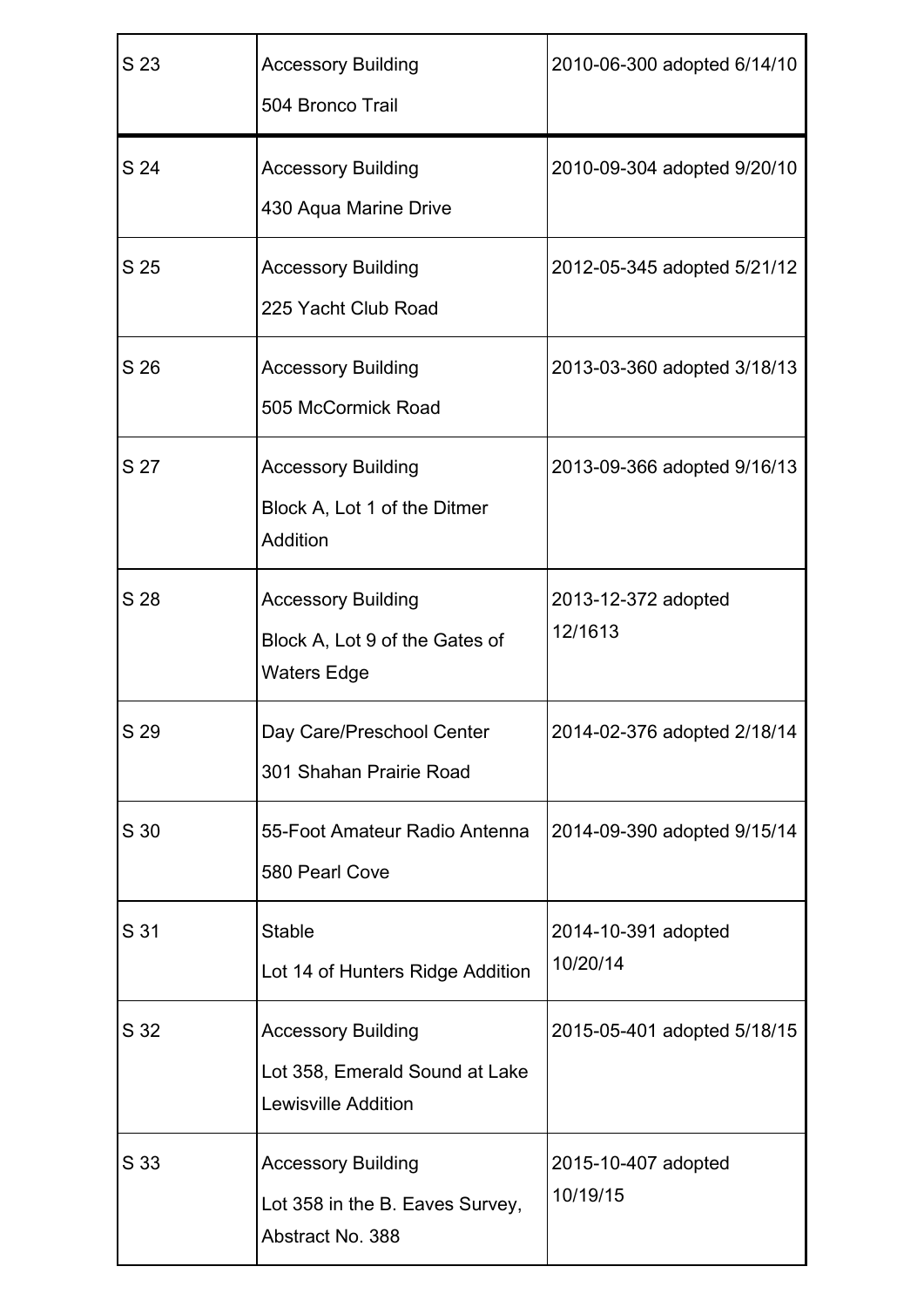| | | |
|---|---|---|
| S 23 | Accessory Building<br>504 Bronco Trail | 2010-06-300 adopted 6/14/10 |
| S 24 | Accessory Building<br>430 Aqua Marine Drive | 2010-09-304 adopted 9/20/10 |
| S 25 | Accessory Building<br>225 Yacht Club Road | 2012-05-345 adopted 5/21/12 |
| S 26 | Accessory Building<br>505 McCormick Road | 2013-03-360 adopted 3/18/13 |
| S 27 | Accessory Building<br>Block A, Lot 1 of the Ditmer Addition | 2013-09-366 adopted 9/16/13 |
| S 28 | Accessory Building<br>Block A, Lot 9 of the Gates of Waters Edge | 2013-12-372 adopted 12/1613 |
| S 29 | Day Care/Preschool Center<br>301 Shahan Prairie Road | 2014-02-376 adopted 2/18/14 |
| S 30 | 55-Foot Amateur Radio Antenna<br>580 Pearl Cove | 2014-09-390 adopted 9/15/14 |
| S 31 | Stable<br>Lot 14 of Hunters Ridge Addition | 2014-10-391 adopted 10/20/14 |
| S 32 | Accessory Building<br>Lot 358, Emerald Sound at Lake Lewisville Addition | 2015-05-401 adopted 5/18/15 |
| S 33 | Accessory Building<br>Lot 358 in the B. Eaves Survey, Abstract No. 388 | 2015-10-407 adopted 10/19/15 |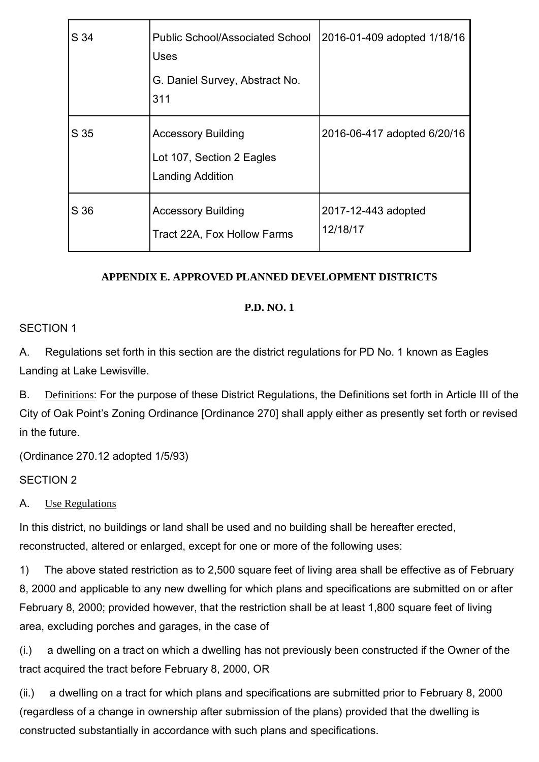| S 34 | Public School/Associated School Uses<br>G. Daniel Survey, Abstract No. 311 | 2016-01-409 adopted 1/18/16 |
|---|---|---|
| S 35 | Accessory Building<br>Lot 107, Section 2 Eagles Landing Addition | 2016-06-417 adopted 6/20/16 |
| S 36 | Accessory Building<br>Tract 22A, Fox Hollow Farms | 2017-12-443 adopted 12/18/17 |

## APPENDIX E. APPROVED PLANNED DEVELOPMENT DISTRICTS

### P.D. NO. 1

SECTION 1

A. Regulations set forth in this section are the district regulations for PD No. 1 known as Eagles Landing at Lake Lewisville.

B. Definitions: For the purpose of these District Regulations, the Definitions set forth in Article III of the City of Oak Point's Zoning Ordinance [Ordinance 270] shall apply either as presently set forth or revised in the future.

(Ordinance 270.12 adopted 1/5/93)

SECTION 2

A. Use Regulations

In this district, no buildings or land shall be used and no building shall be hereafter erected, reconstructed, altered or enlarged, except for one or more of the following uses:

1) The above stated restriction as to 2,500 square feet of living area shall be effective as of February 8, 2000 and applicable to any new dwelling for which plans and specifications are submitted on or after February 8, 2000; provided however, that the restriction shall be at least 1,800 square feet of living area, excluding porches and garages, in the case of

(i.) a dwelling on a tract on which a dwelling has not previously been constructed if the Owner of the tract acquired the tract before February 8, 2000, OR

(ii.) a dwelling on a tract for which plans and specifications are submitted prior to February 8, 2000 (regardless of a change in ownership after submission of the plans) provided that the dwelling is constructed substantially in accordance with such plans and specifications.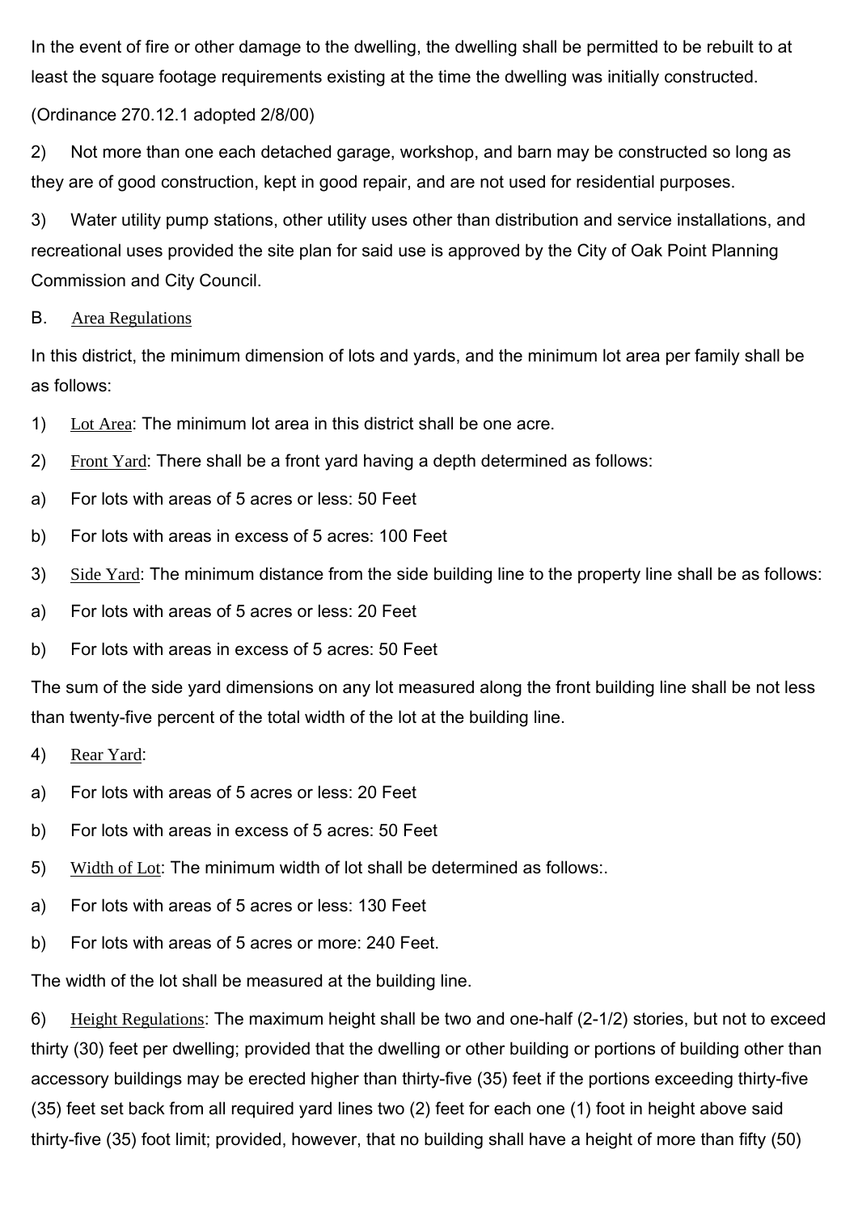In the event of fire or other damage to the dwelling, the dwelling shall be permitted to be rebuilt to at least the square footage requirements existing at the time the dwelling was initially constructed.

(Ordinance 270.12.1 adopted 2/8/00)

2) Not more than one each detached garage, workshop, and barn may be constructed so long as they are of good construction, kept in good repair, and are not used for residential purposes.

3) Water utility pump stations, other utility uses other than distribution and service installations, and recreational uses provided the site plan for said use is approved by the City of Oak Point Planning Commission and City Council.

B. Area Regulations

In this district, the minimum dimension of lots and yards, and the minimum lot area per family shall be as follows:

1) Lot Area: The minimum lot area in this district shall be one acre.

2) Front Yard: There shall be a front yard having a depth determined as follows:

a) For lots with areas of 5 acres or less: 50 Feet

b) For lots with areas in excess of 5 acres: 100 Feet

3) Side Yard: The minimum distance from the side building line to the property line shall be as follows:

a) For lots with areas of 5 acres or less: 20 Feet

b) For lots with areas in excess of 5 acres: 50 Feet

The sum of the side yard dimensions on any lot measured along the front building line shall be not less than twenty-five percent of the total width of the lot at the building line.

4) Rear Yard:

a) For lots with areas of 5 acres or less: 20 Feet

b) For lots with areas in excess of 5 acres: 50 Feet

5) Width of Lot: The minimum width of lot shall be determined as follows:.

a) For lots with areas of 5 acres or less: 130 Feet

b) For lots with areas of 5 acres or more: 240 Feet.

The width of the lot shall be measured at the building line.

6) Height Regulations: The maximum height shall be two and one-half (2-1/2) stories, but not to exceed thirty (30) feet per dwelling; provided that the dwelling or other building or portions of building other than accessory buildings may be erected higher than thirty-five (35) feet if the portions exceeding thirty-five (35) feet set back from all required yard lines two (2) feet for each one (1) foot in height above said thirty-five (35) foot limit; provided, however, that no building shall have a height of more than fifty (50)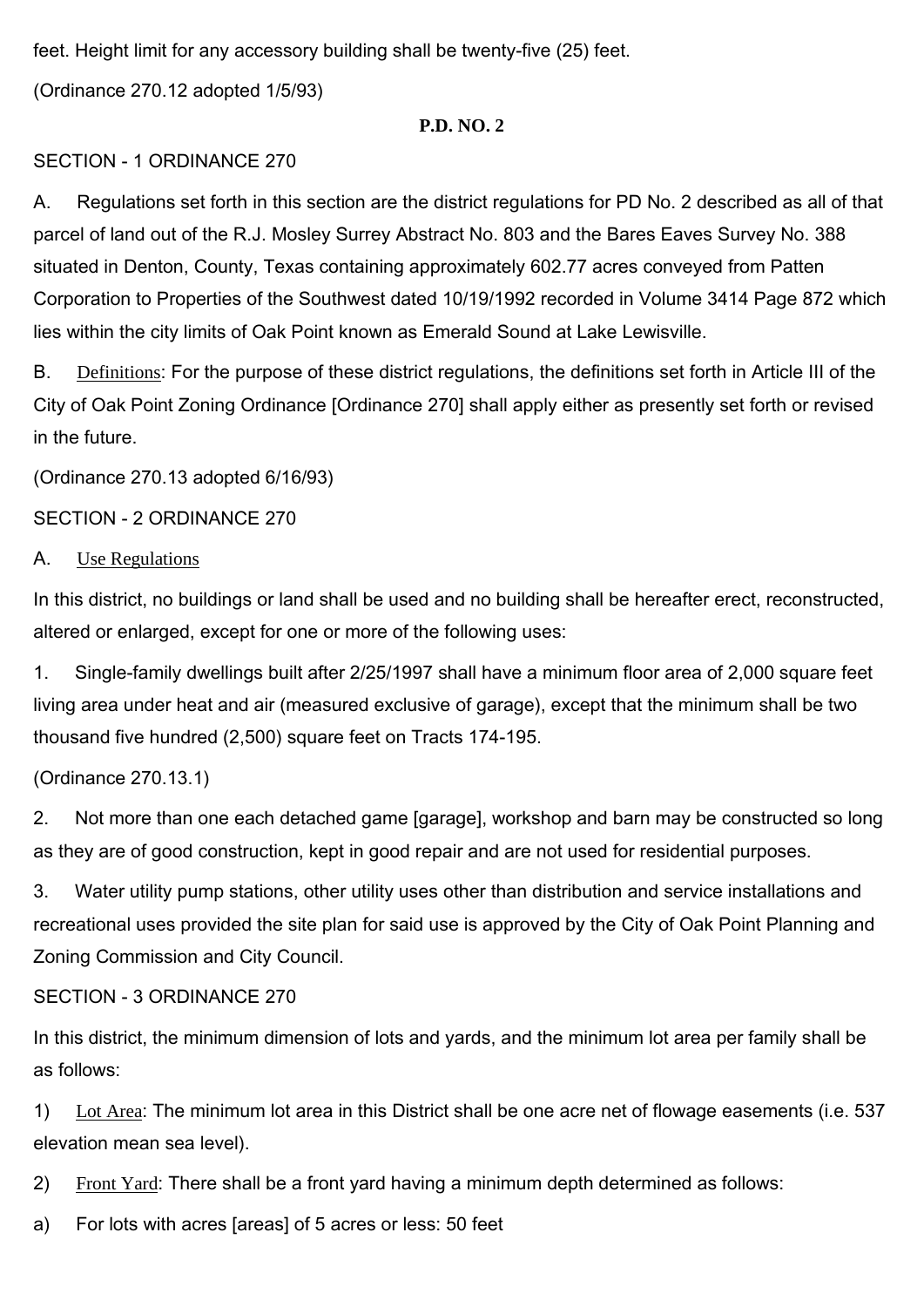feet. Height limit for any accessory building shall be twenty-five (25) feet.

(Ordinance 270.12 adopted 1/5/93)

**P.D. NO. 2**

SECTION - 1 ORDINANCE 270

A. Regulations set forth in this section are the district regulations for PD No. 2 described as all of that parcel of land out of the R.J. Mosley Surrey Abstract No. 803 and the Bares Eaves Survey No. 388 situated in Denton, County, Texas containing approximately 602.77 acres conveyed from Patten Corporation to Properties of the Southwest dated 10/19/1992 recorded in Volume 3414 Page 872 which lies within the city limits of Oak Point known as Emerald Sound at Lake Lewisville.

B. Definitions: For the purpose of these district regulations, the definitions set forth in Article III of the City of Oak Point Zoning Ordinance [Ordinance 270] shall apply either as presently set forth or revised in the future.

(Ordinance 270.13 adopted 6/16/93)

SECTION - 2 ORDINANCE 270

A. Use Regulations

In this district, no buildings or land shall be used and no building shall be hereafter erect, reconstructed, altered or enlarged, except for one or more of the following uses:

1. Single-family dwellings built after 2/25/1997 shall have a minimum floor area of 2,000 square feet living area under heat and air (measured exclusive of garage), except that the minimum shall be two thousand five hundred (2,500) square feet on Tracts 174-195.

(Ordinance 270.13.1)

2. Not more than one each detached game [garage], workshop and barn may be constructed so long as they are of good construction, kept in good repair and are not used for residential purposes.

3. Water utility pump stations, other utility uses other than distribution and service installations and recreational uses provided the site plan for said use is approved by the City of Oak Point Planning and Zoning Commission and City Council.

SECTION - 3 ORDINANCE 270

In this district, the minimum dimension of lots and yards, and the minimum lot area per family shall be as follows:

1) Lot Area: The minimum lot area in this District shall be one acre net of flowage easements (i.e. 537 elevation mean sea level).

2) Front Yard: There shall be a front yard having a minimum depth determined as follows:

a) For lots with acres [areas] of 5 acres or less: 50 feet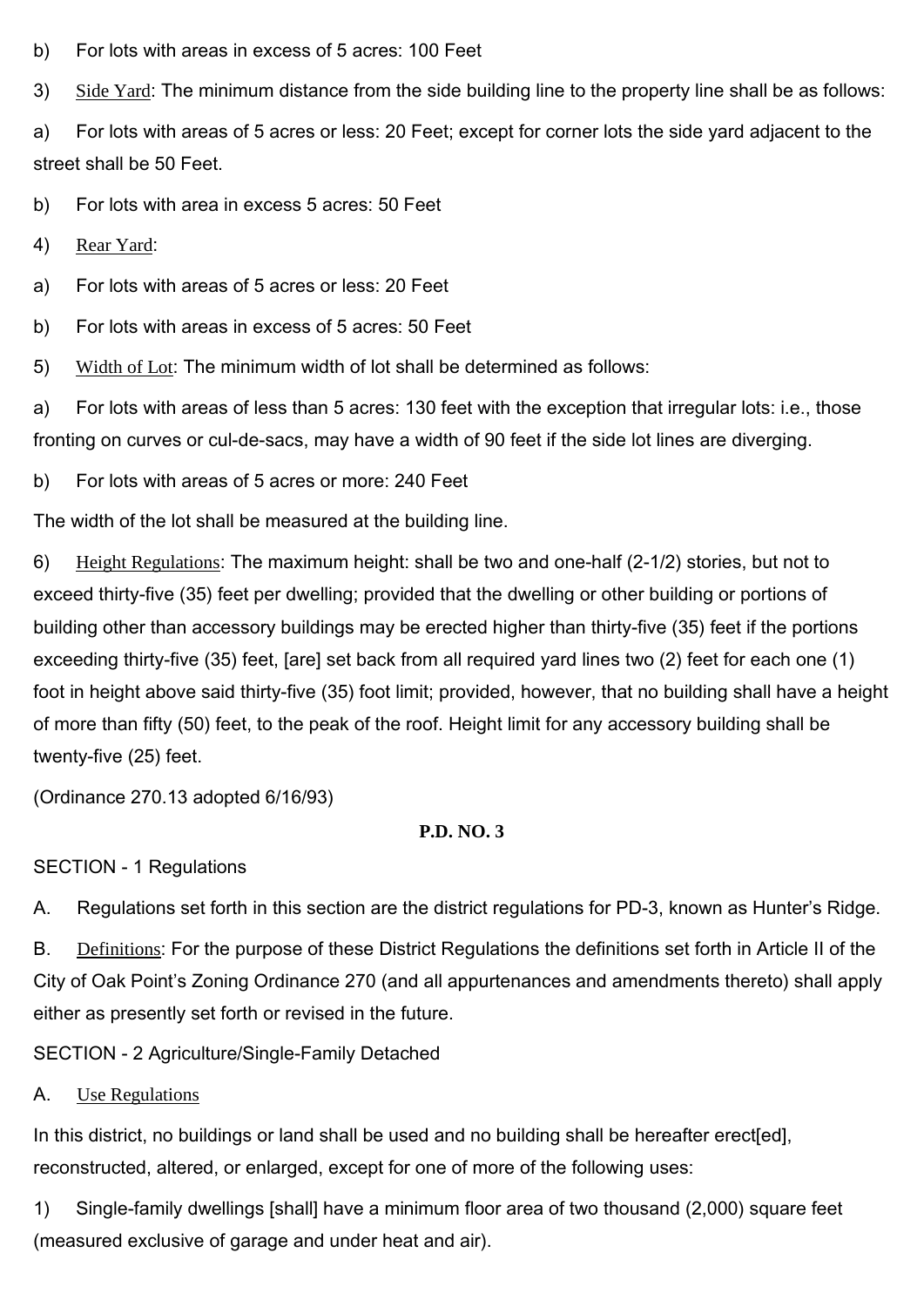b) For lots with areas in excess of 5 acres: 100 Feet

3) Side Yard: The minimum distance from the side building line to the property line shall be as follows:

a) For lots with areas of 5 acres or less: 20 Feet; except for corner lots the side yard adjacent to the street shall be 50 Feet.

b) For lots with area in excess 5 acres: 50 Feet

4) Rear Yard:

a) For lots with areas of 5 acres or less: 20 Feet

b) For lots with areas in excess of 5 acres: 50 Feet

5) Width of Lot: The minimum width of lot shall be determined as follows:

a) For lots with areas of less than 5 acres: 130 feet with the exception that irregular lots: i.e., those fronting on curves or cul-de-sacs, may have a width of 90 feet if the side lot lines are diverging.

b) For lots with areas of 5 acres or more: 240 Feet

The width of the lot shall be measured at the building line.

6) Height Regulations: The maximum height: shall be two and one-half (2-1/2) stories, but not to exceed thirty-five (35) feet per dwelling; provided that the dwelling or other building or portions of building other than accessory buildings may be erected higher than thirty-five (35) feet if the portions exceeding thirty-five (35) feet, [are] set back from all required yard lines two (2) feet for each one (1) foot in height above said thirty-five (35) foot limit; provided, however, that no building shall have a height of more than fifty (50) feet, to the peak of the roof. Height limit for any accessory building shall be twenty-five (25) feet.

(Ordinance 270.13 adopted 6/16/93)

**P.D. NO. 3**

SECTION - 1 Regulations

A. Regulations set forth in this section are the district regulations for PD-3, known as Hunter's Ridge.

B. Definitions: For the purpose of these District Regulations the definitions set forth in Article II of the City of Oak Point's Zoning Ordinance 270 (and all appurtenances and amendments thereto) shall apply either as presently set forth or revised in the future.

SECTION - 2 Agriculture/Single-Family Detached

A. Use Regulations

In this district, no buildings or land shall be used and no building shall be hereafter erect[ed], reconstructed, altered, or enlarged, except for one of more of the following uses:

1) Single-family dwellings [shall] have a minimum floor area of two thousand (2,000) square feet (measured exclusive of garage and under heat and air).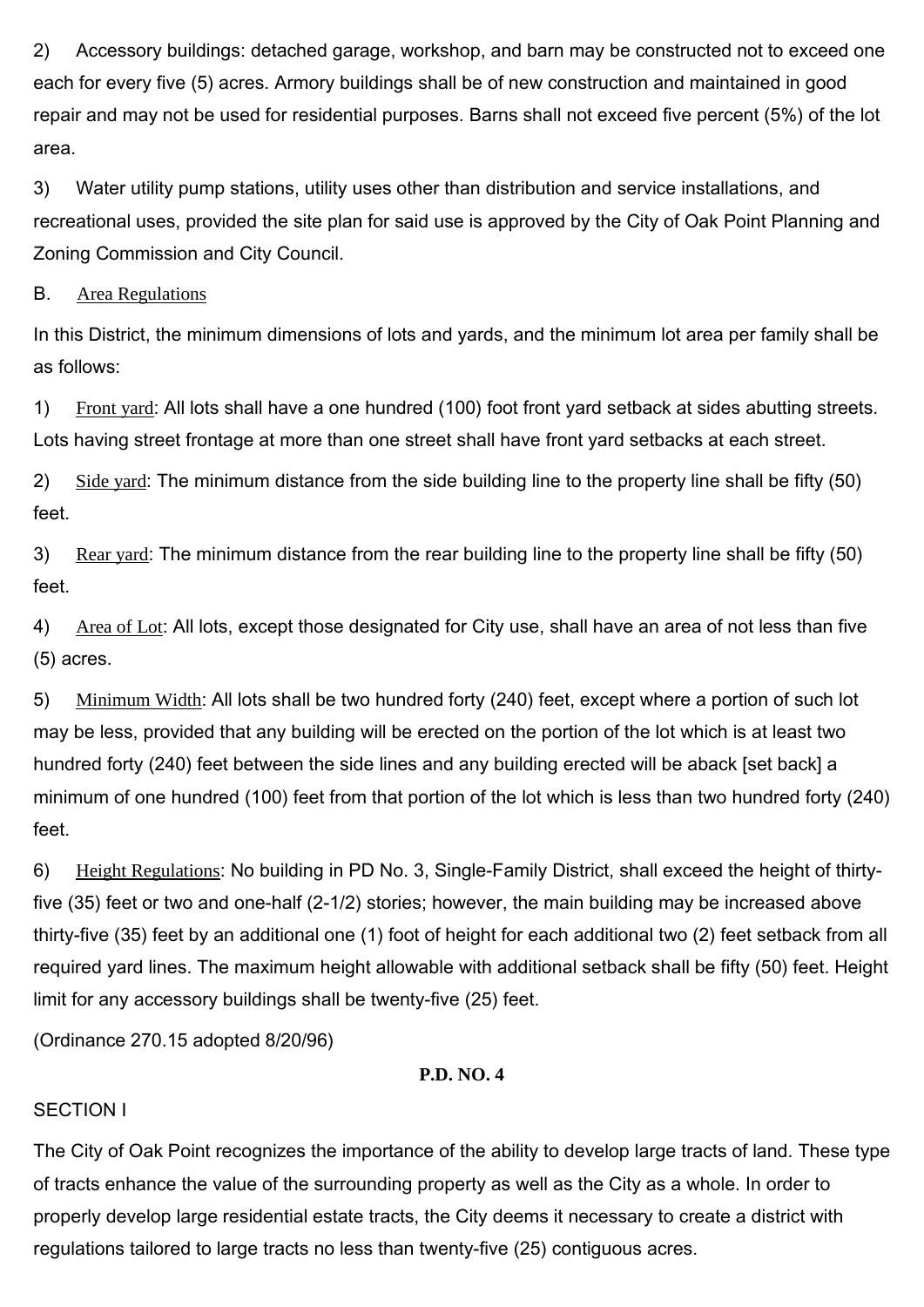2) Accessory buildings: detached garage, workshop, and barn may be constructed not to exceed one each for every five (5) acres. Armory buildings shall be of new construction and maintained in good repair and may not be used for residential purposes. Barns shall not exceed five percent (5%) of the lot area.

3) Water utility pump stations, utility uses other than distribution and service installations, and recreational uses, provided the site plan for said use is approved by the City of Oak Point Planning and Zoning Commission and City Council.

B. Area Regulations

In this District, the minimum dimensions of lots and yards, and the minimum lot area per family shall be as follows:

1) Front yard: All lots shall have a one hundred (100) foot front yard setback at sides abutting streets. Lots having street frontage at more than one street shall have front yard setbacks at each street.

2) Side yard: The minimum distance from the side building line to the property line shall be fifty (50) feet.

3) Rear yard: The minimum distance from the rear building line to the property line shall be fifty (50) feet.

4) Area of Lot: All lots, except those designated for City use, shall have an area of not less than five (5) acres.

5) Minimum Width: All lots shall be two hundred forty (240) feet, except where a portion of such lot may be less, provided that any building will be erected on the portion of the lot which is at least two hundred forty (240) feet between the side lines and any building erected will be aback [set back] a minimum of one hundred (100) feet from that portion of the lot which is less than two hundred forty (240) feet.

6) Height Regulations: No building in PD No. 3, Single-Family District, shall exceed the height of thirty-five (35) feet or two and one-half (2-1/2) stories; however, the main building may be increased above thirty-five (35) feet by an additional one (1) foot of height for each additional two (2) feet setback from all required yard lines. The maximum height allowable with additional setback shall be fifty (50) feet. Height limit for any accessory buildings shall be twenty-five (25) feet.

(Ordinance 270.15 adopted 8/20/96)

## P.D. NO. 4

SECTION I

The City of Oak Point recognizes the importance of the ability to develop large tracts of land. These type of tracts enhance the value of the surrounding property as well as the City as a whole. In order to properly develop large residential estate tracts, the City deems it necessary to create a district with regulations tailored to large tracts no less than twenty-five (25) contiguous acres.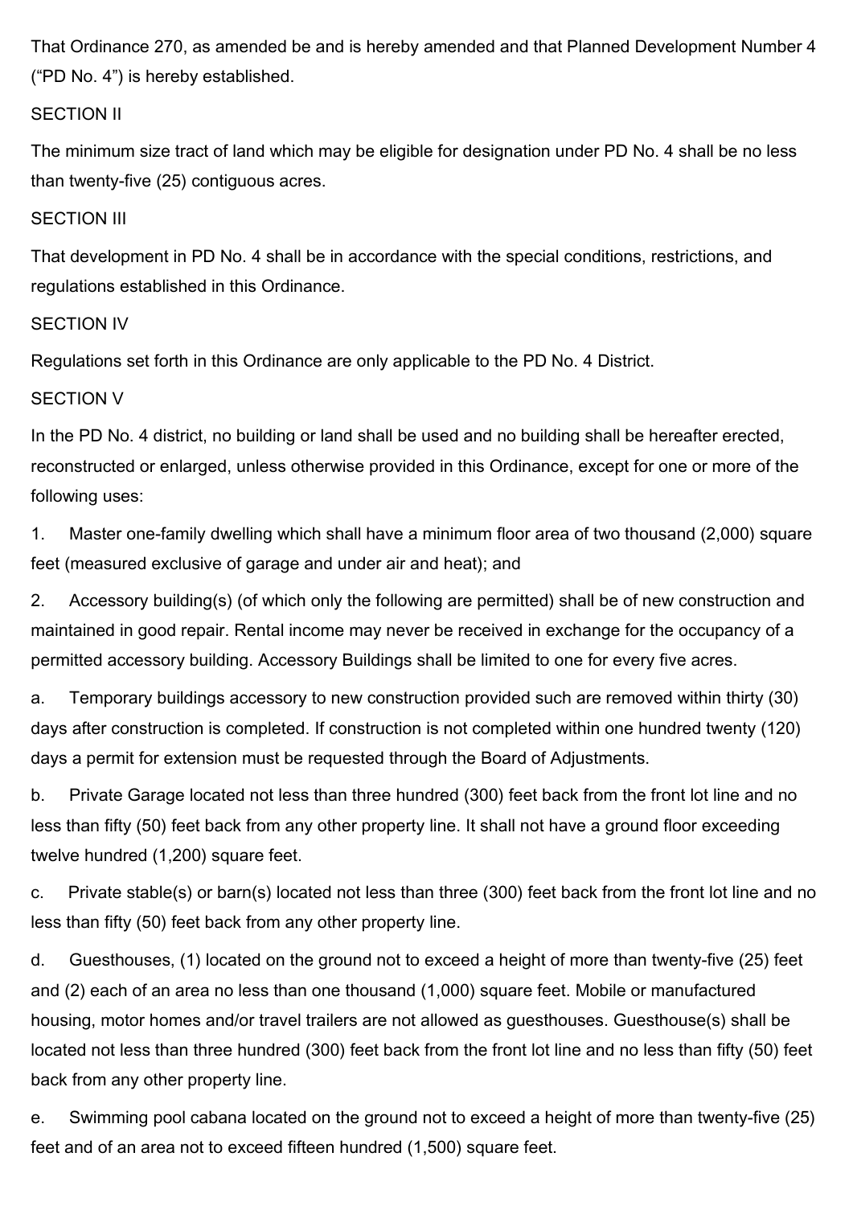That Ordinance 270, as amended be and is hereby amended and that Planned Development Number 4 ("PD No. 4") is hereby established.

SECTION II

The minimum size tract of land which may be eligible for designation under PD No. 4 shall be no less than twenty-five (25) contiguous acres.

SECTION III

That development in PD No. 4 shall be in accordance with the special conditions, restrictions, and regulations established in this Ordinance.

SECTION IV

Regulations set forth in this Ordinance are only applicable to the PD No. 4 District.

SECTION V

In the PD No. 4 district, no building or land shall be used and no building shall be hereafter erected, reconstructed or enlarged, unless otherwise provided in this Ordinance, except for one or more of the following uses:

1. Master one-family dwelling which shall have a minimum floor area of two thousand (2,000) square feet (measured exclusive of garage and under air and heat); and

2. Accessory building(s) (of which only the following are permitted) shall be of new construction and maintained in good repair. Rental income may never be received in exchange for the occupancy of a permitted accessory building. Accessory Buildings shall be limited to one for every five acres.

a. Temporary buildings accessory to new construction provided such are removed within thirty (30) days after construction is completed. If construction is not completed within one hundred twenty (120) days a permit for extension must be requested through the Board of Adjustments.

b. Private Garage located not less than three hundred (300) feet back from the front lot line and no less than fifty (50) feet back from any other property line. It shall not have a ground floor exceeding twelve hundred (1,200) square feet.

c. Private stable(s) or barn(s) located not less than three (300) feet back from the front lot line and no less than fifty (50) feet back from any other property line.

d. Guesthouses, (1) located on the ground not to exceed a height of more than twenty-five (25) feet and (2) each of an area no less than one thousand (1,000) square feet. Mobile or manufactured housing, motor homes and/or travel trailers are not allowed as guesthouses. Guesthouse(s) shall be located not less than three hundred (300) feet back from the front lot line and no less than fifty (50) feet back from any other property line.

e. Swimming pool cabana located on the ground not to exceed a height of more than twenty-five (25) feet and of an area not to exceed fifteen hundred (1,500) square feet.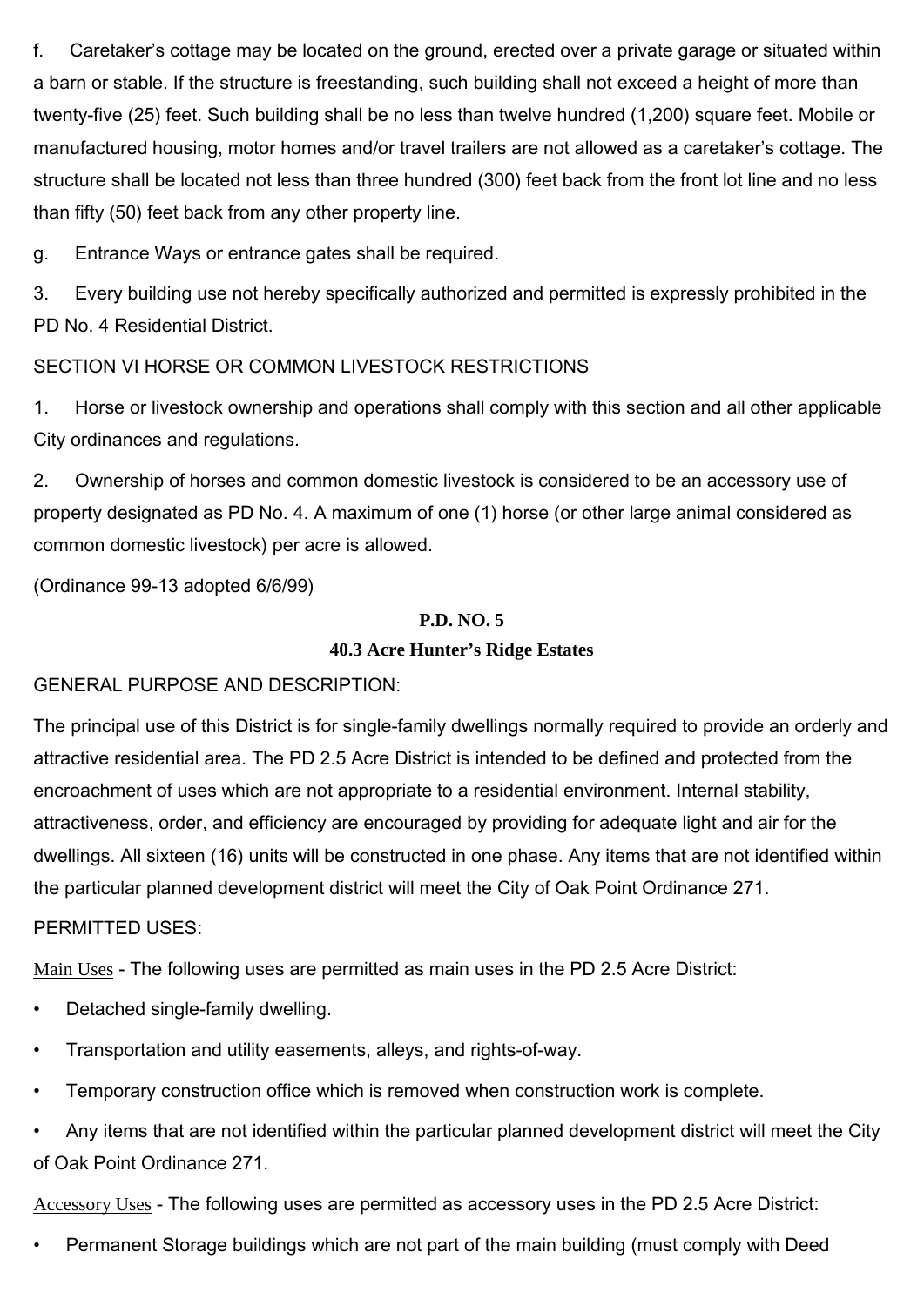f. Caretaker's cottage may be located on the ground, erected over a private garage or situated within a barn or stable. If the structure is freestanding, such building shall not exceed a height of more than twenty-five (25) feet. Such building shall be no less than twelve hundred (1,200) square feet. Mobile or manufactured housing, motor homes and/or travel trailers are not allowed as a caretaker's cottage. The structure shall be located not less than three hundred (300) feet back from the front lot line and no less than fifty (50) feet back from any other property line.

g. Entrance Ways or entrance gates shall be required.

3. Every building use not hereby specifically authorized and permitted is expressly prohibited in the PD No. 4 Residential District.

SECTION VI HORSE OR COMMON LIVESTOCK RESTRICTIONS

1. Horse or livestock ownership and operations shall comply with this section and all other applicable City ordinances and regulations.

2. Ownership of horses and common domestic livestock is considered to be an accessory use of property designated as PD No. 4. A maximum of one (1) horse (or other large animal considered as common domestic livestock) per acre is allowed.

(Ordinance 99-13 adopted 6/6/99)

## P.D. NO. 5

### 40.3 Acre Hunter's Ridge Estates

GENERAL PURPOSE AND DESCRIPTION:

The principal use of this District is for single-family dwellings normally required to provide an orderly and attractive residential area. The PD 2.5 Acre District is intended to be defined and protected from the encroachment of uses which are not appropriate to a residential environment. Internal stability, attractiveness, order, and efficiency are encouraged by providing for adequate light and air for the dwellings. All sixteen (16) units will be constructed in one phase. Any items that are not identified within the particular planned development district will meet the City of Oak Point Ordinance 271.

PERMITTED USES:

Main Uses - The following uses are permitted as main uses in the PD 2.5 Acre District:

- Detached single-family dwelling.
- Transportation and utility easements, alleys, and rights-of-way.
- Temporary construction office which is removed when construction work is complete.
- Any items that are not identified within the particular planned development district will meet the City of Oak Point Ordinance 271.

Accessory Uses - The following uses are permitted as accessory uses in the PD 2.5 Acre District:

- Permanent Storage buildings which are not part of the main building (must comply with Deed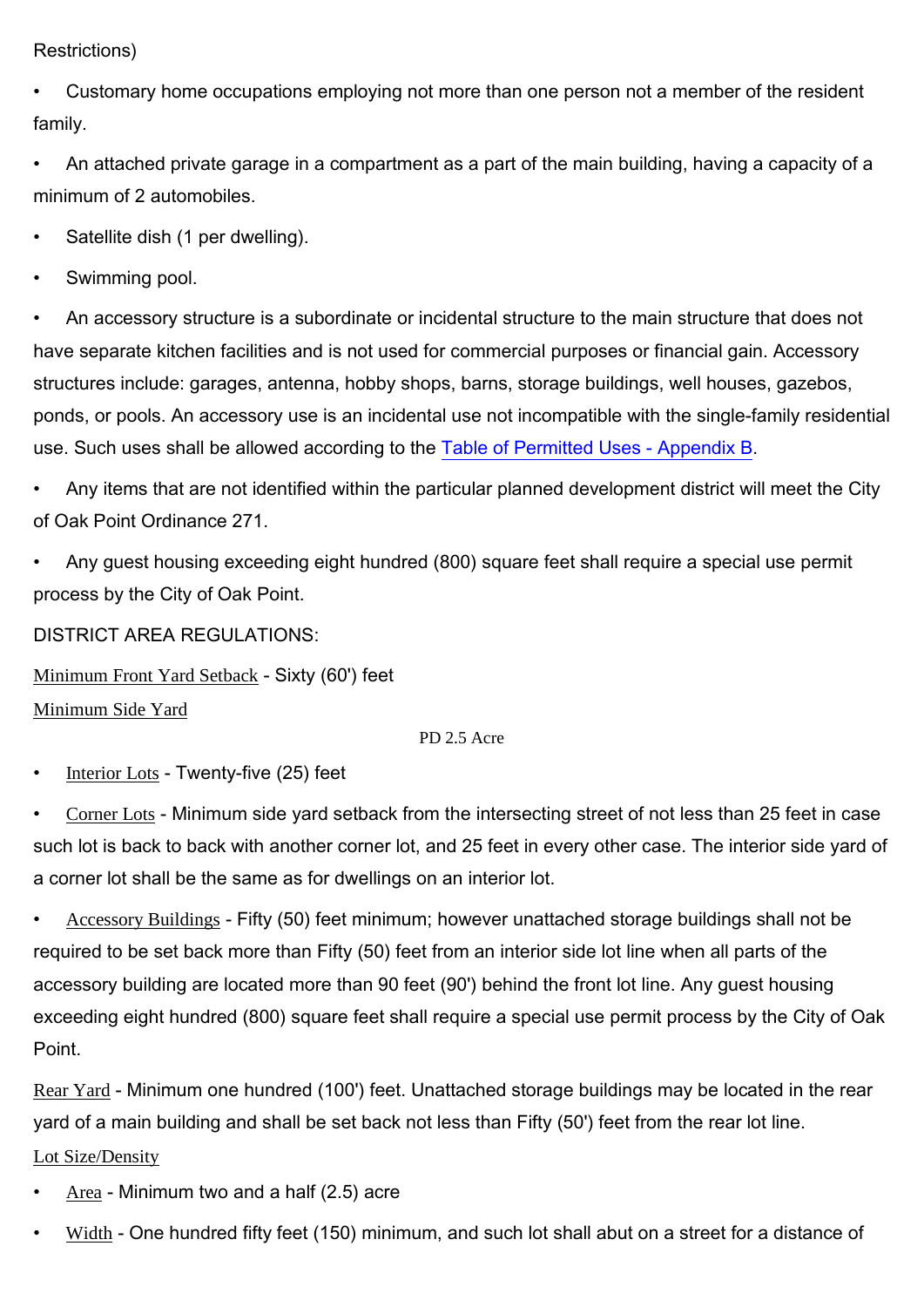Restrictions)

- Customary home occupations employing not more than one person not a member of the resident family.
- An attached private garage in a compartment as a part of the main building, having a capacity of a minimum of 2 automobiles.
- Satellite dish (1 per dwelling).
- Swimming pool.
- An accessory structure is a subordinate or incidental structure to the main structure that does not have separate kitchen facilities and is not used for commercial purposes or financial gain. Accessory structures include: garages, antenna, hobby shops, barns, storage buildings, well houses, gazebos, ponds, or pools. An accessory use is an incidental use not incompatible with the single-family residential use. Such uses shall be allowed according to the Table of Permitted Uses - Appendix B.
- Any items that are not identified within the particular planned development district will meet the City of Oak Point Ordinance 271.
- Any guest housing exceeding eight hundred (800) square feet shall require a special use permit process by the City of Oak Point.

DISTRICT AREA REGULATIONS:

Minimum Front Yard Setback - Sixty (60') feet

Minimum Side Yard

- Interior Lots - Twenty-five (25) feet
- Corner Lots - Minimum side yard setback from the intersecting street of not less than 25 feet in case such lot is back to back with another corner lot, and 25 feet in every other case. The interior side yard of a corner lot shall be the same as for dwellings on an interior lot.
- Accessory Buildings - Fifty (50) feet minimum; however unattached storage buildings shall not be required to be set back more than Fifty (50) feet from an interior side lot line when all parts of the accessory building are located more than 90 feet (90') behind the front lot line. Any guest housing exceeding eight hundred (800) square feet shall require a special use permit process by the City of Oak Point.

Rear Yard - Minimum one hundred (100') feet. Unattached storage buildings may be located in the rear yard of a main building and shall be set back not less than Fifty (50') feet from the rear lot line.

Lot Size/Density

- Area - Minimum two and a half (2.5) acre
- Width - One hundred fifty feet (150) minimum, and such lot shall abut on a street for a distance of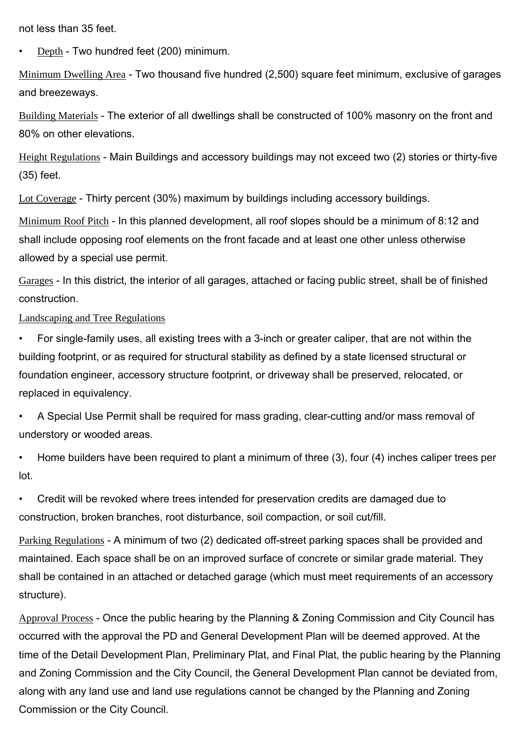not less than 35 feet.

- Depth - Two hundred feet (200) minimum.

Minimum Dwelling Area - Two thousand five hundred (2,500) square feet minimum, exclusive of garages and breezeways.

Building Materials - The exterior of all dwellings shall be constructed of 100% masonry on the front and 80% on other elevations.

Height Regulations - Main Buildings and accessory buildings may not exceed two (2) stories or thirty-five (35) feet.

Lot Coverage - Thirty percent (30%) maximum by buildings including accessory buildings.

Minimum Roof Pitch - In this planned development, all roof slopes should be a minimum of 8:12 and shall include opposing roof elements on the front facade and at least one other unless otherwise allowed by a special use permit.

Garages - In this district, the interior of all garages, attached or facing public street, shall be of finished construction.

Landscaping and Tree Regulations

- For single-family uses, all existing trees with a 3-inch or greater caliper, that are not within the building footprint, or as required for structural stability as defined by a state licensed structural or foundation engineer, accessory structure footprint, or driveway shall be preserved, relocated, or replaced in equivalency.
- A Special Use Permit shall be required for mass grading, clear-cutting and/or mass removal of understory or wooded areas.
- Home builders have been required to plant a minimum of three (3), four (4) inches caliper trees per lot.
- Credit will be revoked where trees intended for preservation credits are damaged due to construction, broken branches, root disturbance, soil compaction, or soil cut/fill.

Parking Regulations - A minimum of two (2) dedicated off-street parking spaces shall be provided and maintained. Each space shall be on an improved surface of concrete or similar grade material. They shall be contained in an attached or detached garage (which must meet requirements of an accessory structure).

Approval Process - Once the public hearing by the Planning & Zoning Commission and City Council has occurred with the approval the PD and General Development Plan will be deemed approved. At the time of the Detail Development Plan, Preliminary Plat, and Final Plat, the public hearing by the Planning and Zoning Commission and the City Council, the General Development Plan cannot be deviated from, along with any land use and land use regulations cannot be changed by the Planning and Zoning Commission or the City Council.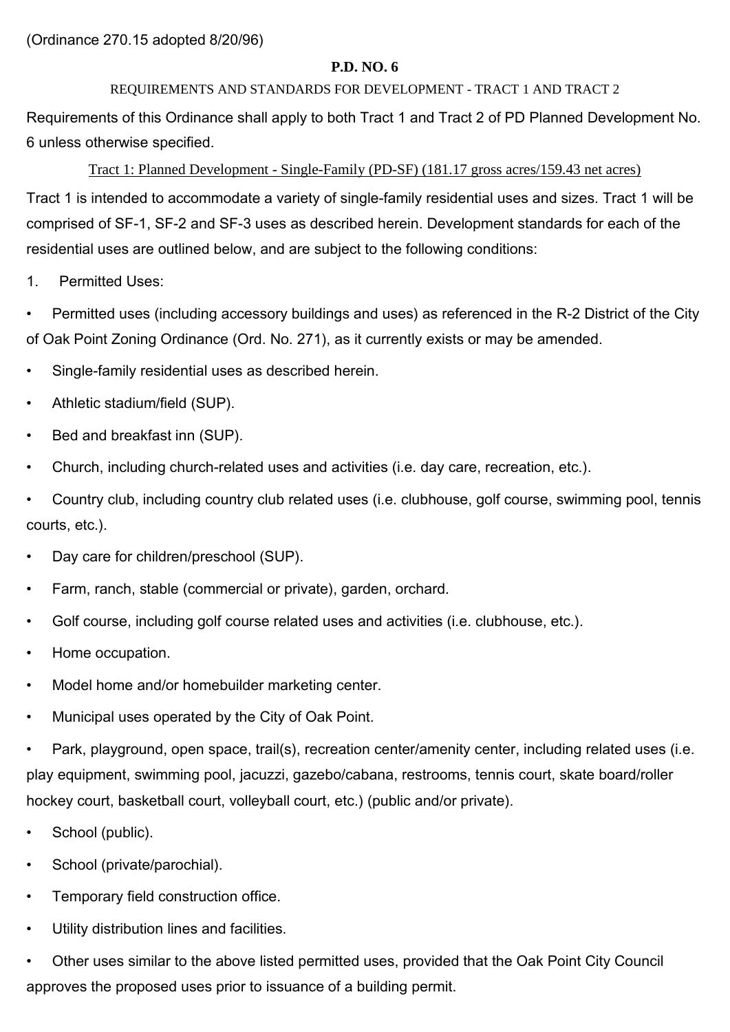(Ordinance 270.15 adopted 8/20/96)

## P.D. NO. 6

### REQUIREMENTS AND STANDARDS FOR DEVELOPMENT - TRACT 1 AND TRACT 2

Requirements of this Ordinance shall apply to both Tract 1 and Tract 2 of PD Planned Development No. 6 unless otherwise specified.

Tract 1: Planned Development - Single-Family (PD-SF) (181.17 gross acres/159.43 net acres)

Tract 1 is intended to accommodate a variety of single-family residential uses and sizes. Tract 1 will be comprised of SF-1, SF-2 and SF-3 uses as described herein. Development standards for each of the residential uses are outlined below, and are subject to the following conditions:

1. Permitted Uses:

- Permitted uses (including accessory buildings and uses) as referenced in the R-2 District of the City of Oak Point Zoning Ordinance (Ord. No. 271), as it currently exists or may be amended.
- Single-family residential uses as described herein.
- Athletic stadium/field (SUP).
- Bed and breakfast inn (SUP).
- Church, including church-related uses and activities (i.e. day care, recreation, etc.).
- Country club, including country club related uses (i.e. clubhouse, golf course, swimming pool, tennis courts, etc.).
- Day care for children/preschool (SUP).
- Farm, ranch, stable (commercial or private), garden, orchard.
- Golf course, including golf course related uses and activities (i.e. clubhouse, etc.).
- Home occupation.
- Model home and/or homebuilder marketing center.
- Municipal uses operated by the City of Oak Point.
- Park, playground, open space, trail(s), recreation center/amenity center, including related uses (i.e. play equipment, swimming pool, jacuzzi, gazebo/cabana, restrooms, tennis court, skate board/roller hockey court, basketball court, volleyball court, etc.) (public and/or private).
- School (public).
- School (private/parochial).
- Temporary field construction office.
- Utility distribution lines and facilities.
- Other uses similar to the above listed permitted uses, provided that the Oak Point City Council approves the proposed uses prior to issuance of a building permit.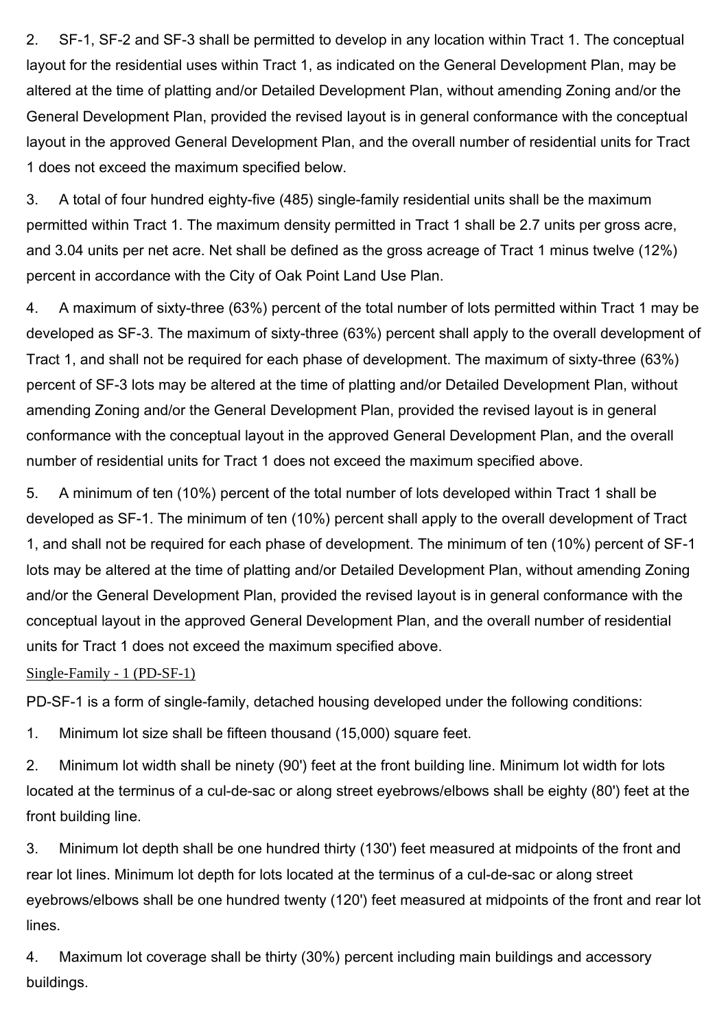2. SF-1, SF-2 and SF-3 shall be permitted to develop in any location within Tract 1. The conceptual layout for the residential uses within Tract 1, as indicated on the General Development Plan, may be altered at the time of platting and/or Detailed Development Plan, without amending Zoning and/or the General Development Plan, provided the revised layout is in general conformance with the conceptual layout in the approved General Development Plan, and the overall number of residential units for Tract 1 does not exceed the maximum specified below.

3. A total of four hundred eighty-five (485) single-family residential units shall be the maximum permitted within Tract 1. The maximum density permitted in Tract 1 shall be 2.7 units per gross acre, and 3.04 units per net acre. Net shall be defined as the gross acreage of Tract 1 minus twelve (12%) percent in accordance with the City of Oak Point Land Use Plan.

4. A maximum of sixty-three (63%) percent of the total number of lots permitted within Tract 1 may be developed as SF-3. The maximum of sixty-three (63%) percent shall apply to the overall development of Tract 1, and shall not be required for each phase of development. The maximum of sixty-three (63%) percent of SF-3 lots may be altered at the time of platting and/or Detailed Development Plan, without amending Zoning and/or the General Development Plan, provided the revised layout is in general conformance with the conceptual layout in the approved General Development Plan, and the overall number of residential units for Tract 1 does not exceed the maximum specified above.

5. A minimum of ten (10%) percent of the total number of lots developed within Tract 1 shall be developed as SF-1. The minimum of ten (10%) percent shall apply to the overall development of Tract 1, and shall not be required for each phase of development. The minimum of ten (10%) percent of SF-1 lots may be altered at the time of platting and/or Detailed Development Plan, without amending Zoning and/or the General Development Plan, provided the revised layout is in general conformance with the conceptual layout in the approved General Development Plan, and the overall number of residential units for Tract 1 does not exceed the maximum specified above.

Single-Family - 1 (PD-SF-1)

PD-SF-1 is a form of single-family, detached housing developed under the following conditions:

1. Minimum lot size shall be fifteen thousand (15,000) square feet.

2. Minimum lot width shall be ninety (90') feet at the front building line. Minimum lot width for lots located at the terminus of a cul-de-sac or along street eyebrows/elbows shall be eighty (80') feet at the front building line.

3. Minimum lot depth shall be one hundred thirty (130') feet measured at midpoints of the front and rear lot lines. Minimum lot depth for lots located at the terminus of a cul-de-sac or along street eyebrows/elbows shall be one hundred twenty (120') feet measured at midpoints of the front and rear lot lines.

4. Maximum lot coverage shall be thirty (30%) percent including main buildings and accessory buildings.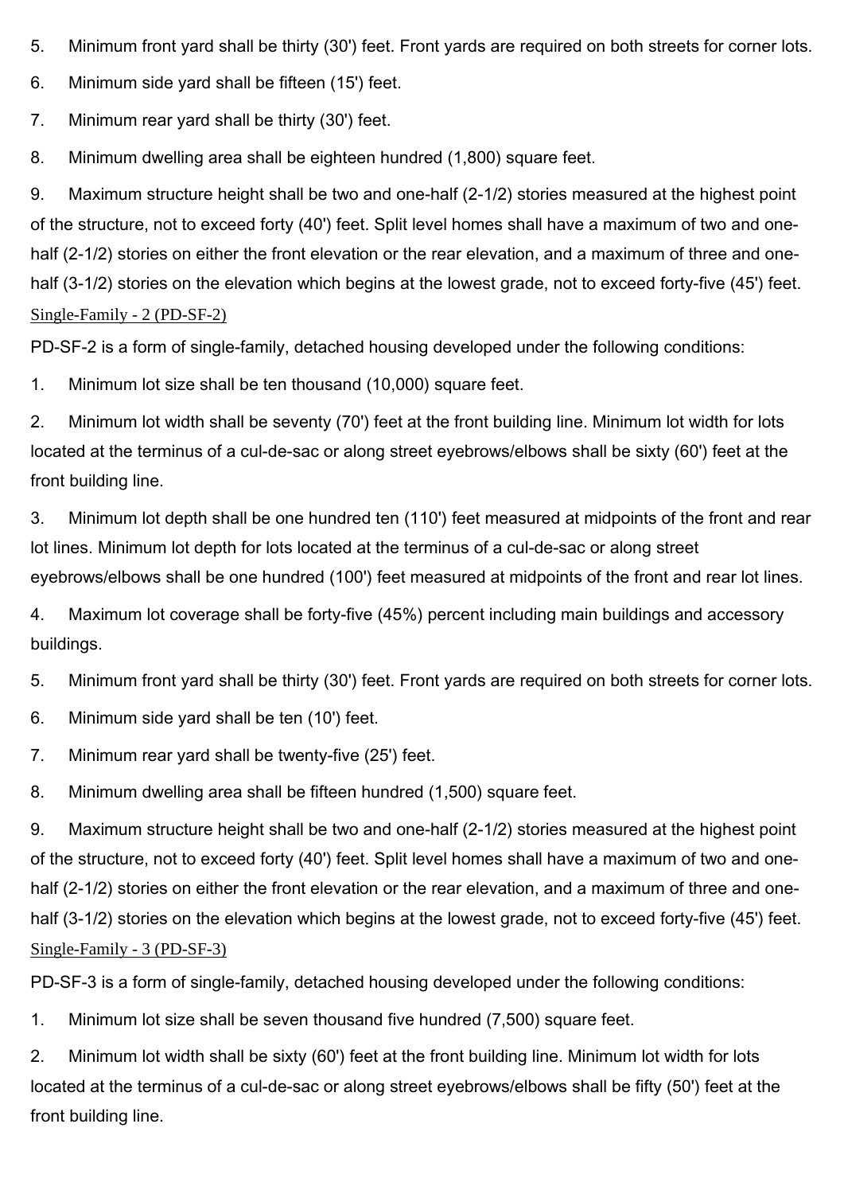5. Minimum front yard shall be thirty (30') feet. Front yards are required on both streets for corner lots.

6. Minimum side yard shall be fifteen (15') feet.

7. Minimum rear yard shall be thirty (30') feet.

8. Minimum dwelling area shall be eighteen hundred (1,800) square feet.

9. Maximum structure height shall be two and one-half (2-1/2) stories measured at the highest point of the structure, not to exceed forty (40') feet. Split level homes shall have a maximum of two and one-half (2-1/2) stories on either the front elevation or the rear elevation, and a maximum of three and one-half (3-1/2) stories on the elevation which begins at the lowest grade, not to exceed forty-five (45') feet.

Single-Family - 2 (PD-SF-2)

PD-SF-2 is a form of single-family, detached housing developed under the following conditions:

1. Minimum lot size shall be ten thousand (10,000) square feet.

2. Minimum lot width shall be seventy (70') feet at the front building line. Minimum lot width for lots located at the terminus of a cul-de-sac or along street eyebrows/elbows shall be sixty (60') feet at the front building line.

3. Minimum lot depth shall be one hundred ten (110') feet measured at midpoints of the front and rear lot lines. Minimum lot depth for lots located at the terminus of a cul-de-sac or along street eyebrows/elbows shall be one hundred (100') feet measured at midpoints of the front and rear lot lines.

4. Maximum lot coverage shall be forty-five (45%) percent including main buildings and accessory buildings.

5. Minimum front yard shall be thirty (30') feet. Front yards are required on both streets for corner lots.

6. Minimum side yard shall be ten (10') feet.

7. Minimum rear yard shall be twenty-five (25') feet.

8. Minimum dwelling area shall be fifteen hundred (1,500) square feet.

9. Maximum structure height shall be two and one-half (2-1/2) stories measured at the highest point of the structure, not to exceed forty (40') feet. Split level homes shall have a maximum of two and one-half (2-1/2) stories on either the front elevation or the rear elevation, and a maximum of three and one-half (3-1/2) stories on the elevation which begins at the lowest grade, not to exceed forty-five (45') feet.

Single-Family - 3 (PD-SF-3)

PD-SF-3 is a form of single-family, detached housing developed under the following conditions:

1. Minimum lot size shall be seven thousand five hundred (7,500) square feet.

2. Minimum lot width shall be sixty (60') feet at the front building line. Minimum lot width for lots located at the terminus of a cul-de-sac or along street eyebrows/elbows shall be fifty (50') feet at the front building line.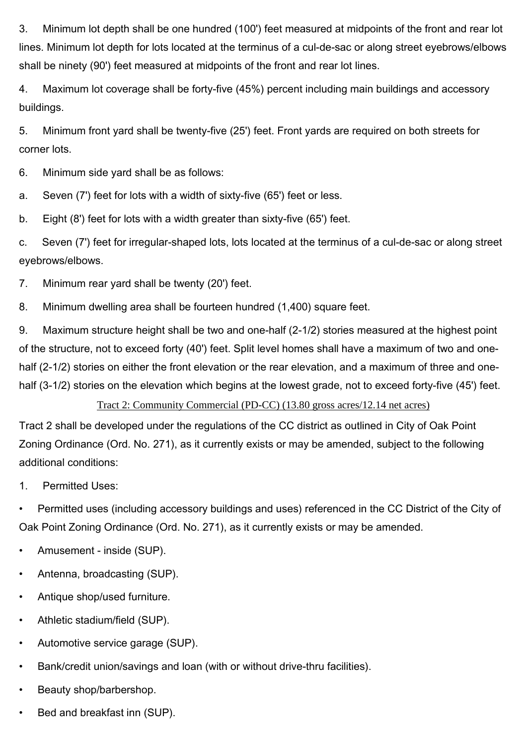3. Minimum lot depth shall be one hundred (100') feet measured at midpoints of the front and rear lot lines. Minimum lot depth for lots located at the terminus of a cul-de-sac or along street eyebrows/elbows shall be ninety (90') feet measured at midpoints of the front and rear lot lines.

4. Maximum lot coverage shall be forty-five (45%) percent including main buildings and accessory buildings.

5. Minimum front yard shall be twenty-five (25') feet. Front yards are required on both streets for corner lots.

6. Minimum side yard shall be as follows:

a. Seven (7') feet for lots with a width of sixty-five (65') feet or less.

b. Eight (8') feet for lots with a width greater than sixty-five (65') feet.

c. Seven (7') feet for irregular-shaped lots, lots located at the terminus of a cul-de-sac or along street eyebrows/elbows.

7. Minimum rear yard shall be twenty (20') feet.

8. Minimum dwelling area shall be fourteen hundred (1,400) square feet.

9. Maximum structure height shall be two and one-half (2-1/2) stories measured at the highest point of the structure, not to exceed forty (40') feet. Split level homes shall have a maximum of two and one-half (2-1/2) stories on either the front elevation or the rear elevation, and a maximum of three and one-half (3-1/2) stories on the elevation which begins at the lowest grade, not to exceed forty-five (45') feet.

Tract 2: Community Commercial (PD-CC) (13.80 gross acres/12.14 net acres)

Tract 2 shall be developed under the regulations of the CC district as outlined in City of Oak Point Zoning Ordinance (Ord. No. 271), as it currently exists or may be amended, subject to the following additional conditions:

1. Permitted Uses:

- Permitted uses (including accessory buildings and uses) referenced in the CC District of the City of Oak Point Zoning Ordinance (Ord. No. 271), as it currently exists or may be amended.
- Amusement - inside (SUP).
- Antenna, broadcasting (SUP).
- Antique shop/used furniture.
- Athletic stadium/field (SUP).
- Automotive service garage (SUP).
- Bank/credit union/savings and loan (with or without drive-thru facilities).
- Beauty shop/barbershop.
- Bed and breakfast inn (SUP).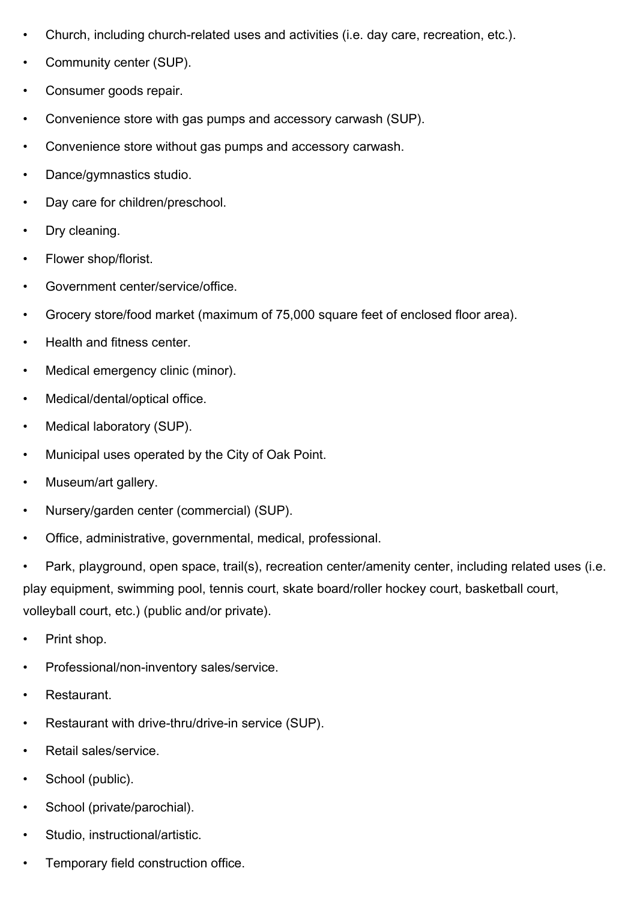- Church, including church-related uses and activities (i.e. day care, recreation, etc.).
- Community center (SUP).
- Consumer goods repair.
- Convenience store with gas pumps and accessory carwash (SUP).
- Convenience store without gas pumps and accessory carwash.
- Dance/gymnastics studio.
- Day care for children/preschool.
- Dry cleaning.
- Flower shop/florist.
- Government center/service/office.
- Grocery store/food market (maximum of 75,000 square feet of enclosed floor area).
- Health and fitness center.
- Medical emergency clinic (minor).
- Medical/dental/optical office.
- Medical laboratory (SUP).
- Municipal uses operated by the City of Oak Point.
- Museum/art gallery.
- Nursery/garden center (commercial) (SUP).
- Office, administrative, governmental, medical, professional.
- Park, playground, open space, trail(s), recreation center/amenity center, including related uses (i.e. play equipment, swimming pool, tennis court, skate board/roller hockey court, basketball court, volleyball court, etc.) (public and/or private).
- Print shop.
- Professional/non-inventory sales/service.
- Restaurant.
- Restaurant with drive-thru/drive-in service (SUP).
- Retail sales/service.
- School (public).
- School (private/parochial).
- Studio, instructional/artistic.
- Temporary field construction office.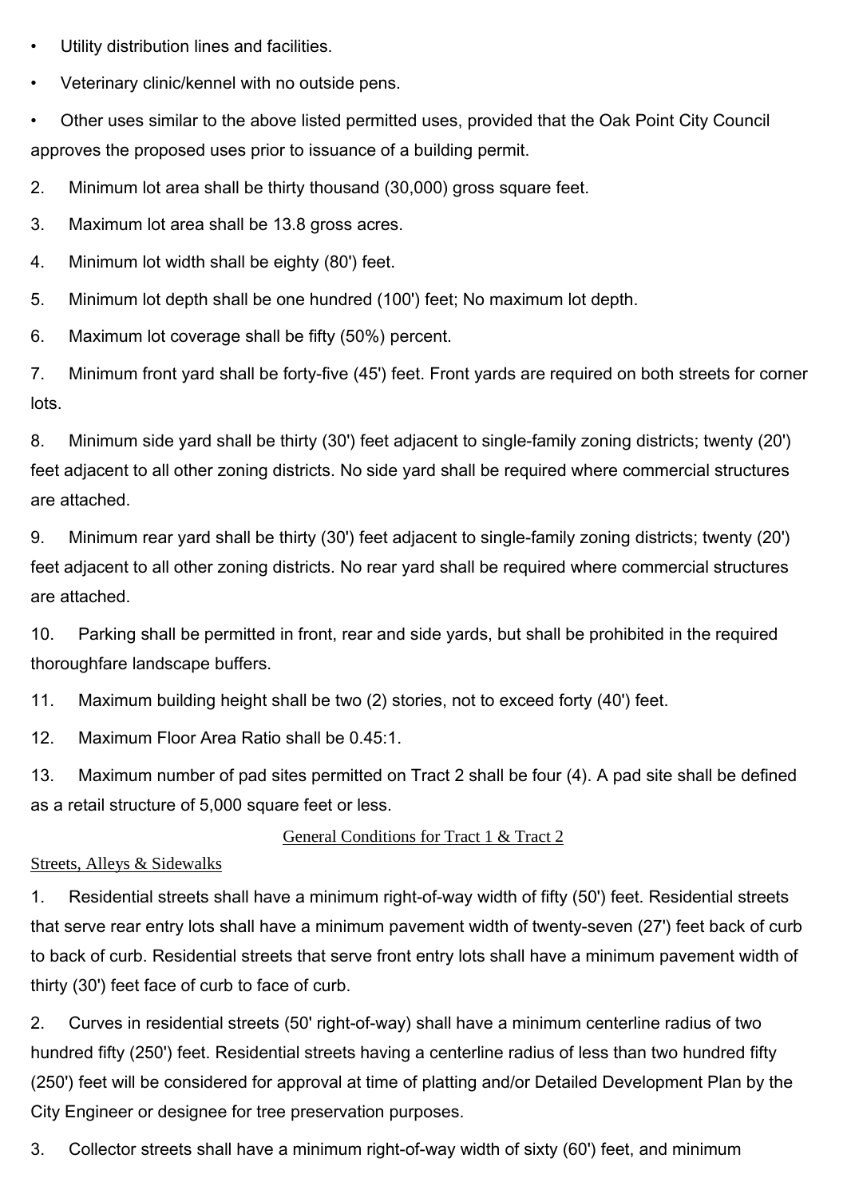- Utility distribution lines and facilities.
- Veterinary clinic/kennel with no outside pens.
- Other uses similar to the above listed permitted uses, provided that the Oak Point City Council approves the proposed uses prior to issuance of a building permit.

2. Minimum lot area shall be thirty thousand (30,000) gross square feet.

3. Maximum lot area shall be 13.8 gross acres.

4. Minimum lot width shall be eighty (80') feet.

5. Minimum lot depth shall be one hundred (100') feet; No maximum lot depth.

6. Maximum lot coverage shall be fifty (50%) percent.

7. Minimum front yard shall be forty-five (45') feet. Front yards are required on both streets for corner lots.

8. Minimum side yard shall be thirty (30') feet adjacent to single-family zoning districts; twenty (20') feet adjacent to all other zoning districts. No side yard shall be required where commercial structures are attached.

9. Minimum rear yard shall be thirty (30') feet adjacent to single-family zoning districts; twenty (20') feet adjacent to all other zoning districts. No rear yard shall be required where commercial structures are attached.

10. Parking shall be permitted in front, rear and side yards, but shall be prohibited in the required thoroughfare landscape buffers.

11. Maximum building height shall be two (2) stories, not to exceed forty (40') feet.

12. Maximum Floor Area Ratio shall be 0.45:1.

13. Maximum number of pad sites permitted on Tract 2 shall be four (4). A pad site shall be defined as a retail structure of 5,000 square feet or less.

<u>General Conditions for Tract 1 & Tract 2</u>

<u>Streets, Alleys & Sidewalks</u>

1. Residential streets shall have a minimum right-of-way width of fifty (50') feet. Residential streets that serve rear entry lots shall have a minimum pavement width of twenty-seven (27') feet back of curb to back of curb. Residential streets that serve front entry lots shall have a minimum pavement width of thirty (30') feet face of curb to face of curb.

2. Curves in residential streets (50' right-of-way) shall have a minimum centerline radius of two hundred fifty (250') feet. Residential streets having a centerline radius of less than two hundred fifty (250') feet will be considered for approval at time of platting and/or Detailed Development Plan by the City Engineer or designee for tree preservation purposes.

3. Collector streets shall have a minimum right-of-way width of sixty (60') feet, and minimum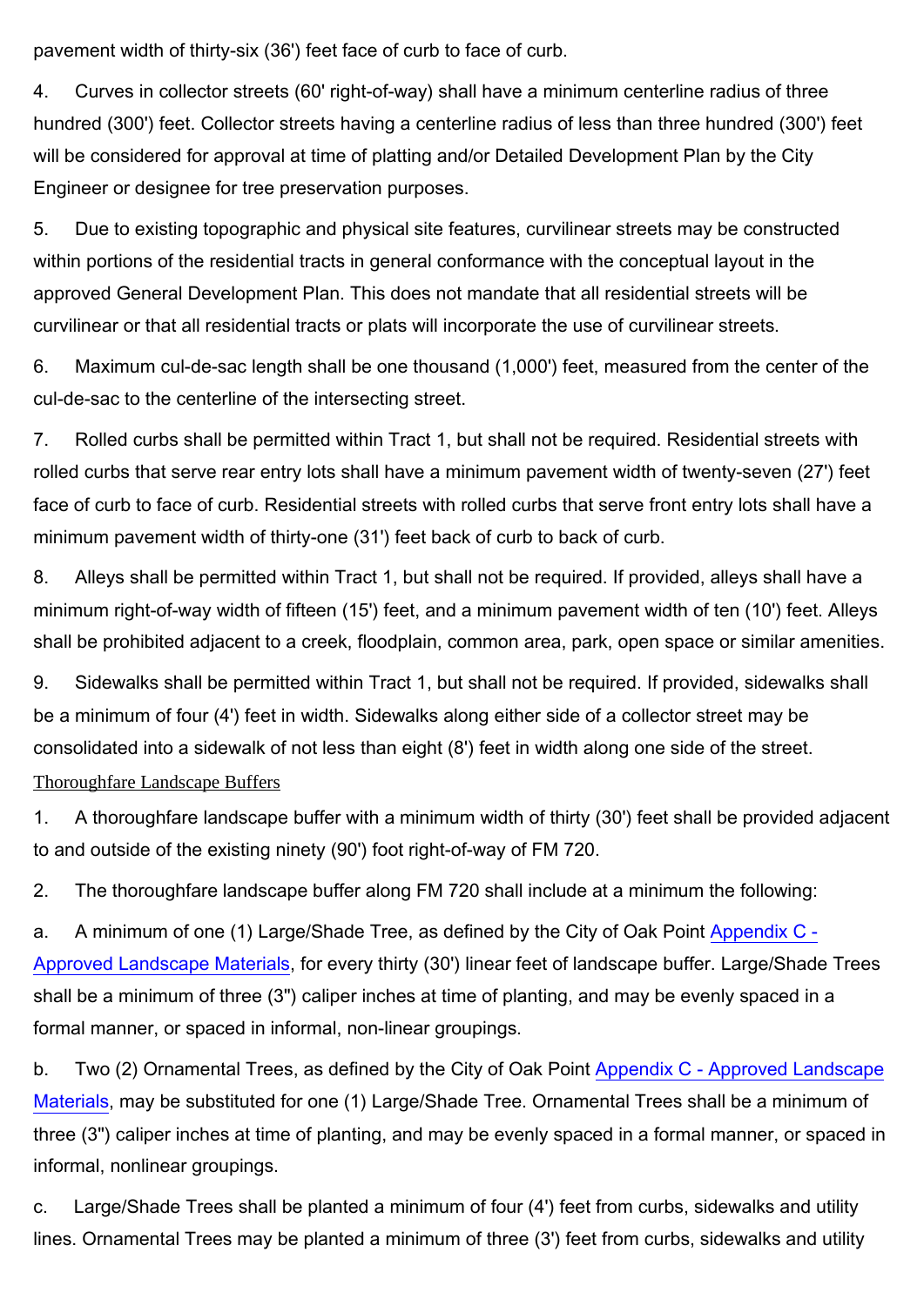pavement width of thirty-six (36') feet face of curb to face of curb.

4. Curves in collector streets (60' right-of-way) shall have a minimum centerline radius of three hundred (300') feet. Collector streets having a centerline radius of less than three hundred (300') feet will be considered for approval at time of platting and/or Detailed Development Plan by the City Engineer or designee for tree preservation purposes.

5. Due to existing topographic and physical site features, curvilinear streets may be constructed within portions of the residential tracts in general conformance with the conceptual layout in the approved General Development Plan. This does not mandate that all residential streets will be curvilinear or that all residential tracts or plats will incorporate the use of curvilinear streets.

6. Maximum cul-de-sac length shall be one thousand (1,000') feet, measured from the center of the cul-de-sac to the centerline of the intersecting street.

7. Rolled curbs shall be permitted within Tract 1, but shall not be required. Residential streets with rolled curbs that serve rear entry lots shall have a minimum pavement width of twenty-seven (27') feet face of curb to face of curb. Residential streets with rolled curbs that serve front entry lots shall have a minimum pavement width of thirty-one (31') feet back of curb to back of curb.

8. Alleys shall be permitted within Tract 1, but shall not be required. If provided, alleys shall have a minimum right-of-way width of fifteen (15') feet, and a minimum pavement width of ten (10') feet. Alleys shall be prohibited adjacent to a creek, floodplain, common area, park, open space or similar amenities.

9. Sidewalks shall be permitted within Tract 1, but shall not be required. If provided, sidewalks shall be a minimum of four (4') feet in width. Sidewalks along either side of a collector street may be consolidated into a sidewalk of not less than eight (8') feet in width along one side of the street.

Thoroughfare Landscape Buffers

1. A thoroughfare landscape buffer with a minimum width of thirty (30') feet shall be provided adjacent to and outside of the existing ninety (90') foot right-of-way of FM 720.

2. The thoroughfare landscape buffer along FM 720 shall include at a minimum the following:

a. A minimum of one (1) Large/Shade Tree, as defined by the City of Oak Point Appendix C - Approved Landscape Materials, for every thirty (30') linear feet of landscape buffer. Large/Shade Trees shall be a minimum of three (3") caliper inches at time of planting, and may be evenly spaced in a formal manner, or spaced in informal, non-linear groupings.

b. Two (2) Ornamental Trees, as defined by the City of Oak Point Appendix C - Approved Landscape Materials, may be substituted for one (1) Large/Shade Tree. Ornamental Trees shall be a minimum of three (3") caliper inches at time of planting, and may be evenly spaced in a formal manner, or spaced in informal, nonlinear groupings.

c. Large/Shade Trees shall be planted a minimum of four (4') feet from curbs, sidewalks and utility lines. Ornamental Trees may be planted a minimum of three (3') feet from curbs, sidewalks and utility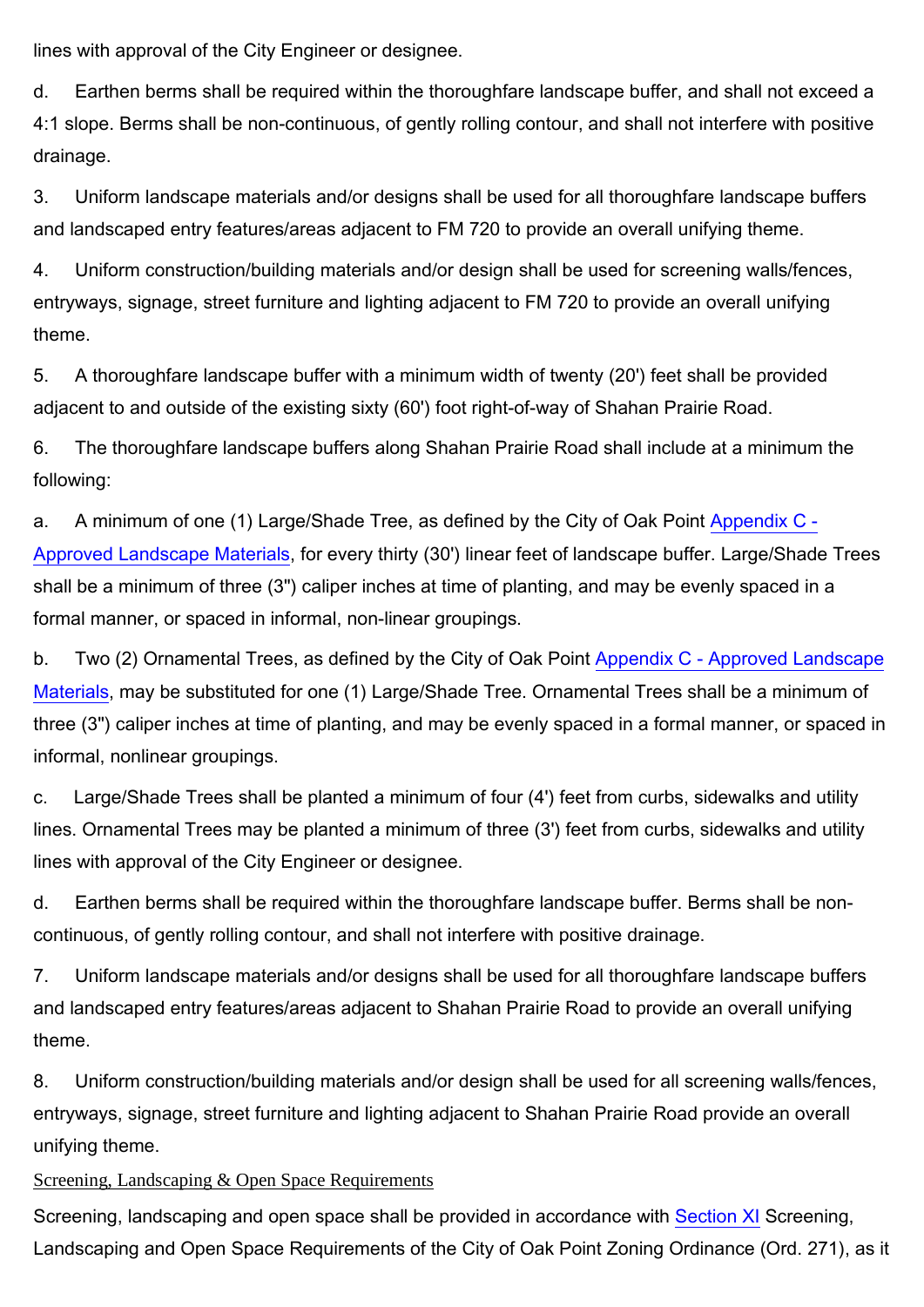lines with approval of the City Engineer or designee.

d. Earthen berms shall be required within the thoroughfare landscape buffer, and shall not exceed a 4:1 slope. Berms shall be non-continuous, of gently rolling contour, and shall not interfere with positive drainage.

3. Uniform landscape materials and/or designs shall be used for all thoroughfare landscape buffers and landscaped entry features/areas adjacent to FM 720 to provide an overall unifying theme.

4. Uniform construction/building materials and/or design shall be used for screening walls/fences, entryways, signage, street furniture and lighting adjacent to FM 720 to provide an overall unifying theme.

5. A thoroughfare landscape buffer with a minimum width of twenty (20') feet shall be provided adjacent to and outside of the existing sixty (60') foot right-of-way of Shahan Prairie Road.

6. The thoroughfare landscape buffers along Shahan Prairie Road shall include at a minimum the following:

a. A minimum of one (1) Large/Shade Tree, as defined by the City of Oak Point Appendix C - Approved Landscape Materials, for every thirty (30') linear feet of landscape buffer. Large/Shade Trees shall be a minimum of three (3") caliper inches at time of planting, and may be evenly spaced in a formal manner, or spaced in informal, non-linear groupings.

b. Two (2) Ornamental Trees, as defined by the City of Oak Point Appendix C - Approved Landscape Materials, may be substituted for one (1) Large/Shade Tree. Ornamental Trees shall be a minimum of three (3") caliper inches at time of planting, and may be evenly spaced in a formal manner, or spaced in informal, nonlinear groupings.

c. Large/Shade Trees shall be planted a minimum of four (4') feet from curbs, sidewalks and utility lines. Ornamental Trees may be planted a minimum of three (3') feet from curbs, sidewalks and utility lines with approval of the City Engineer or designee.

d. Earthen berms shall be required within the thoroughfare landscape buffer. Berms shall be non-continuous, of gently rolling contour, and shall not interfere with positive drainage.

7. Uniform landscape materials and/or designs shall be used for all thoroughfare landscape buffers and landscaped entry features/areas adjacent to Shahan Prairie Road to provide an overall unifying theme.

8. Uniform construction/building materials and/or design shall be used for all screening walls/fences, entryways, signage, street furniture and lighting adjacent to Shahan Prairie Road provide an overall unifying theme.

Screening, Landscaping & Open Space Requirements

Screening, landscaping and open space shall be provided in accordance with Section XI Screening, Landscaping and Open Space Requirements of the City of Oak Point Zoning Ordinance (Ord. 271), as it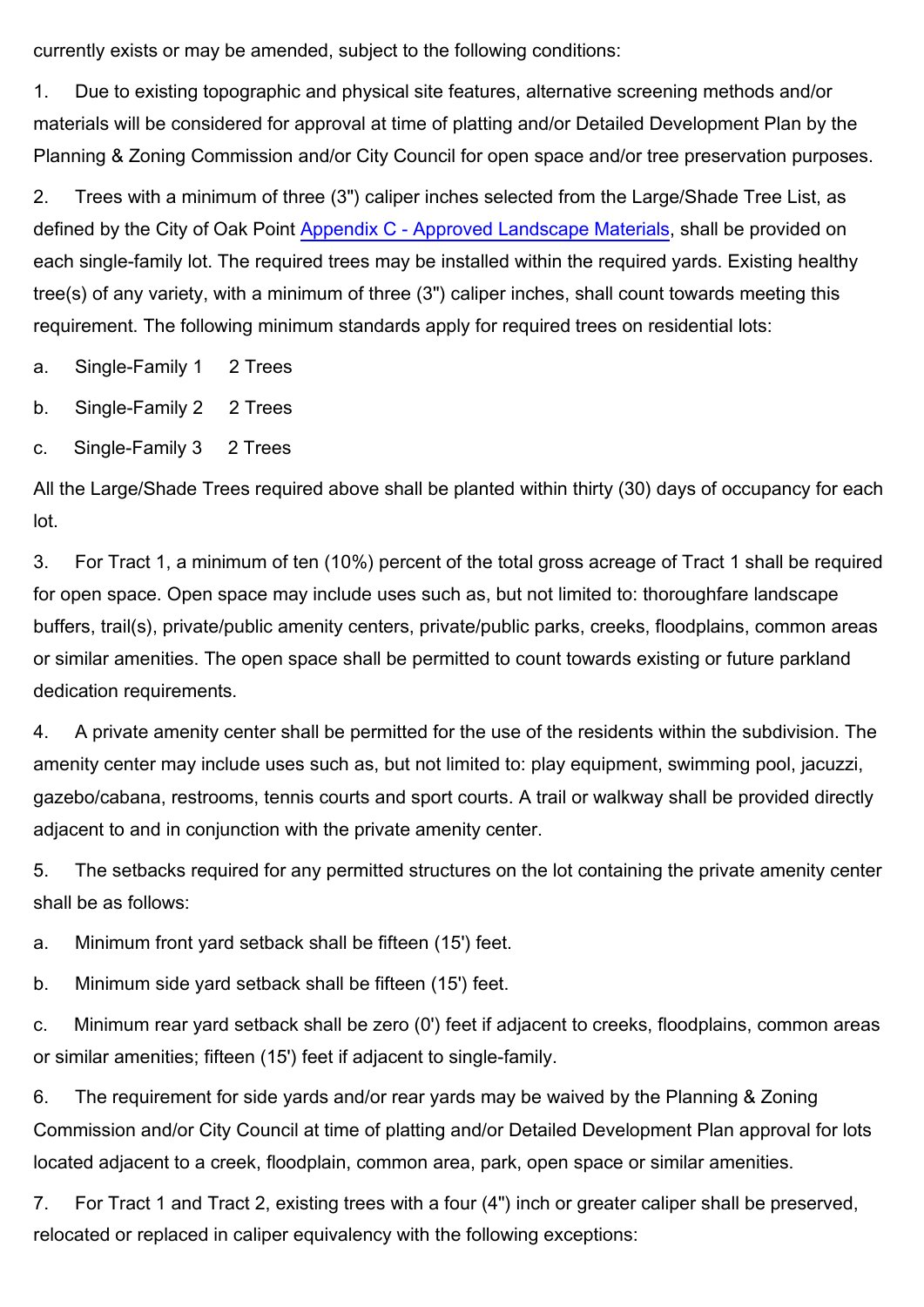currently exists or may be amended, subject to the following conditions:

1. Due to existing topographic and physical site features, alternative screening methods and/or materials will be considered for approval at time of platting and/or Detailed Development Plan by the Planning & Zoning Commission and/or City Council for open space and/or tree preservation purposes.

2. Trees with a minimum of three (3") caliper inches selected from the Large/Shade Tree List, as defined by the City of Oak Point Appendix C - Approved Landscape Materials, shall be provided on each single-family lot. The required trees may be installed within the required yards. Existing healthy tree(s) of any variety, with a minimum of three (3") caliper inches, shall count towards meeting this requirement. The following minimum standards apply for required trees on residential lots:

a. Single-Family 1  2 Trees

b. Single-Family 2  2 Trees

c. Single-Family 3  2 Trees

All the Large/Shade Trees required above shall be planted within thirty (30) days of occupancy for each lot.

3. For Tract 1, a minimum of ten (10%) percent of the total gross acreage of Tract 1 shall be required for open space. Open space may include uses such as, but not limited to: thoroughfare landscape buffers, trail(s), private/public amenity centers, private/public parks, creeks, floodplains, common areas or similar amenities. The open space shall be permitted to count towards existing or future parkland dedication requirements.

4. A private amenity center shall be permitted for the use of the residents within the subdivision. The amenity center may include uses such as, but not limited to: play equipment, swimming pool, jacuzzi, gazebo/cabana, restrooms, tennis courts and sport courts. A trail or walkway shall be provided directly adjacent to and in conjunction with the private amenity center.

5. The setbacks required for any permitted structures on the lot containing the private amenity center shall be as follows:

a. Minimum front yard setback shall be fifteen (15') feet.

b. Minimum side yard setback shall be fifteen (15') feet.

c. Minimum rear yard setback shall be zero (0') feet if adjacent to creeks, floodplains, common areas or similar amenities; fifteen (15') feet if adjacent to single-family.

6. The requirement for side yards and/or rear yards may be waived by the Planning & Zoning Commission and/or City Council at time of platting and/or Detailed Development Plan approval for lots located adjacent to a creek, floodplain, common area, park, open space or similar amenities.

7. For Tract 1 and Tract 2, existing trees with a four (4") inch or greater caliper shall be preserved, relocated or replaced in caliper equivalency with the following exceptions: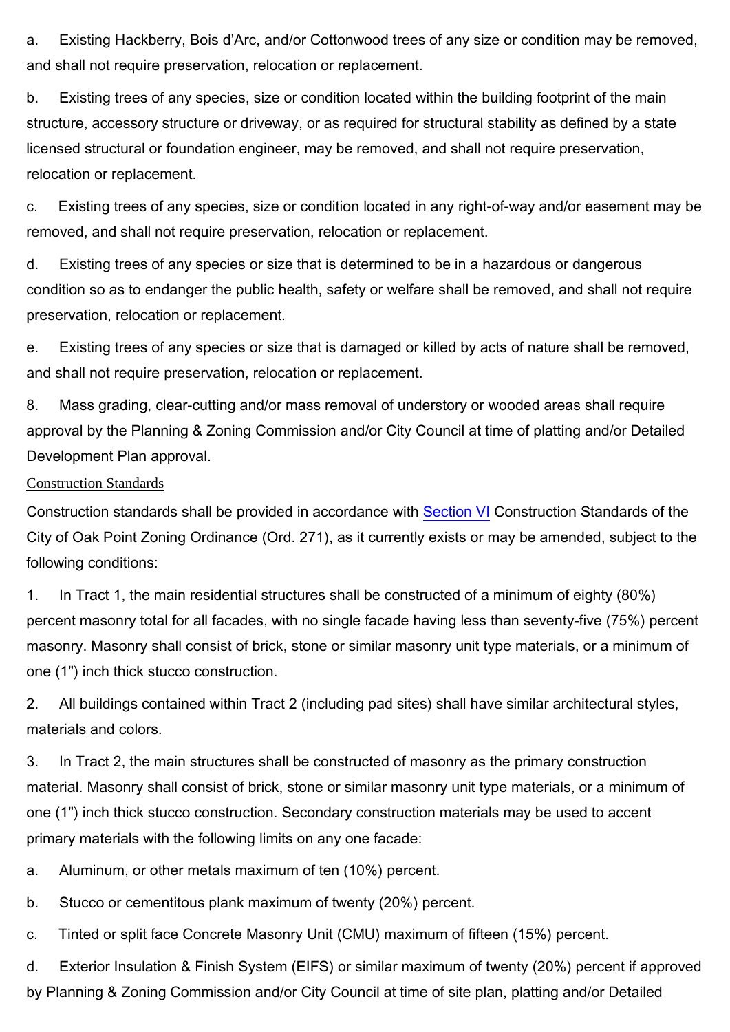a. Existing Hackberry, Bois d'Arc, and/or Cottonwood trees of any size or condition may be removed, and shall not require preservation, relocation or replacement.

b. Existing trees of any species, size or condition located within the building footprint of the main structure, accessory structure or driveway, or as required for structural stability as defined by a state licensed structural or foundation engineer, may be removed, and shall not require preservation, relocation or replacement.

c. Existing trees of any species, size or condition located in any right-of-way and/or easement may be removed, and shall not require preservation, relocation or replacement.

d. Existing trees of any species or size that is determined to be in a hazardous or dangerous condition so as to endanger the public health, safety or welfare shall be removed, and shall not require preservation, relocation or replacement.

e. Existing trees of any species or size that is damaged or killed by acts of nature shall be removed, and shall not require preservation, relocation or replacement.

8. Mass grading, clear-cutting and/or mass removal of understory or wooded areas shall require approval by the Planning & Zoning Commission and/or City Council at time of platting and/or Detailed Development Plan approval.

Construction Standards

Construction standards shall be provided in accordance with Section VI Construction Standards of the City of Oak Point Zoning Ordinance (Ord. 271), as it currently exists or may be amended, subject to the following conditions:

1. In Tract 1, the main residential structures shall be constructed of a minimum of eighty (80%) percent masonry total for all facades, with no single facade having less than seventy-five (75%) percent masonry. Masonry shall consist of brick, stone or similar masonry unit type materials, or a minimum of one (1") inch thick stucco construction.

2. All buildings contained within Tract 2 (including pad sites) shall have similar architectural styles, materials and colors.

3. In Tract 2, the main structures shall be constructed of masonry as the primary construction material. Masonry shall consist of brick, stone or similar masonry unit type materials, or a minimum of one (1") inch thick stucco construction. Secondary construction materials may be used to accent primary materials with the following limits on any one facade:

a. Aluminum, or other metals maximum of ten (10%) percent.

b. Stucco or cementitous plank maximum of twenty (20%) percent.

c. Tinted or split face Concrete Masonry Unit (CMU) maximum of fifteen (15%) percent.

d. Exterior Insulation & Finish System (EIFS) or similar maximum of twenty (20%) percent if approved by Planning & Zoning Commission and/or City Council at time of site plan, platting and/or Detailed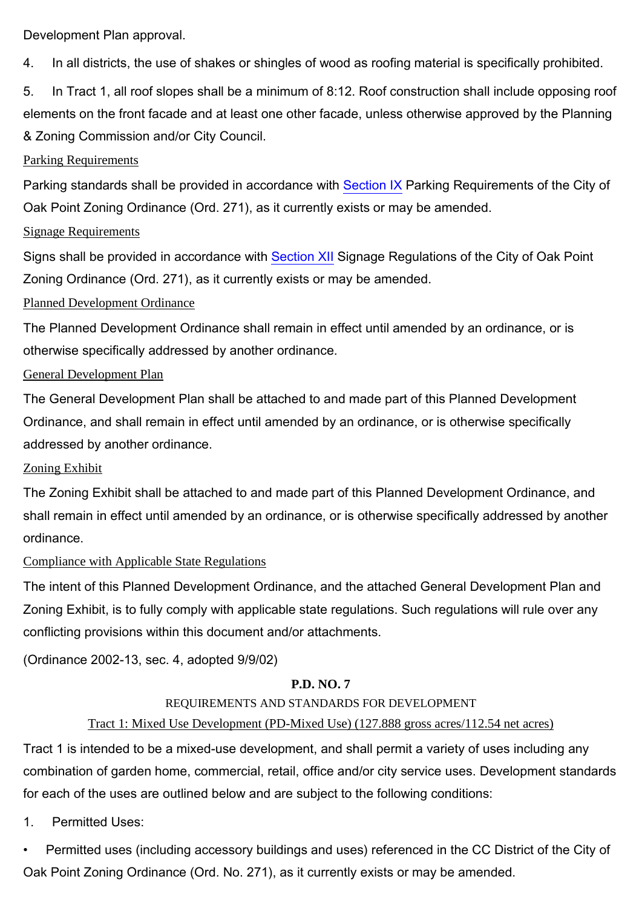Development Plan approval.

4. In all districts, the use of shakes or shingles of wood as roofing material is specifically prohibited.

5. In Tract 1, all roof slopes shall be a minimum of 8:12. Roof construction shall include opposing roof elements on the front facade and at least one other facade, unless otherwise approved by the Planning & Zoning Commission and/or City Council.

<u>Parking Requirements</u>

Parking standards shall be provided in accordance with Section IX Parking Requirements of the City of Oak Point Zoning Ordinance (Ord. 271), as it currently exists or may be amended.

<u>Signage Requirements</u>

Signs shall be provided in accordance with Section XII Signage Regulations of the City of Oak Point Zoning Ordinance (Ord. 271), as it currently exists or may be amended.

<u>Planned Development Ordinance</u>

The Planned Development Ordinance shall remain in effect until amended by an ordinance, or is otherwise specifically addressed by another ordinance.

<u>General Development Plan</u>

The General Development Plan shall be attached to and made part of this Planned Development Ordinance, and shall remain in effect until amended by an ordinance, or is otherwise specifically addressed by another ordinance.

<u>Zoning Exhibit</u>

The Zoning Exhibit shall be attached to and made part of this Planned Development Ordinance, and shall remain in effect until amended by an ordinance, or is otherwise specifically addressed by another ordinance.

<u>Compliance with Applicable State Regulations</u>

The intent of this Planned Development Ordinance, and the attached General Development Plan and Zoning Exhibit, is to fully comply with applicable state regulations. Such regulations will rule over any conflicting provisions within this document and/or attachments.

(Ordinance 2002-13, sec. 4, adopted 9/9/02)

## P.D. NO. 7

REQUIREMENTS AND STANDARDS FOR DEVELOPMENT

<u>Tract 1: Mixed Use Development (PD-Mixed Use) (127.888 gross acres/112.54 net acres)</u>

Tract 1 is intended to be a mixed-use development, and shall permit a variety of uses including any combination of garden home, commercial, retail, office and/or city service uses. Development standards for each of the uses are outlined below and are subject to the following conditions:

1. Permitted Uses:

- Permitted uses (including accessory buildings and uses) referenced in the CC District of the City of Oak Point Zoning Ordinance (Ord. No. 271), as it currently exists or may be amended.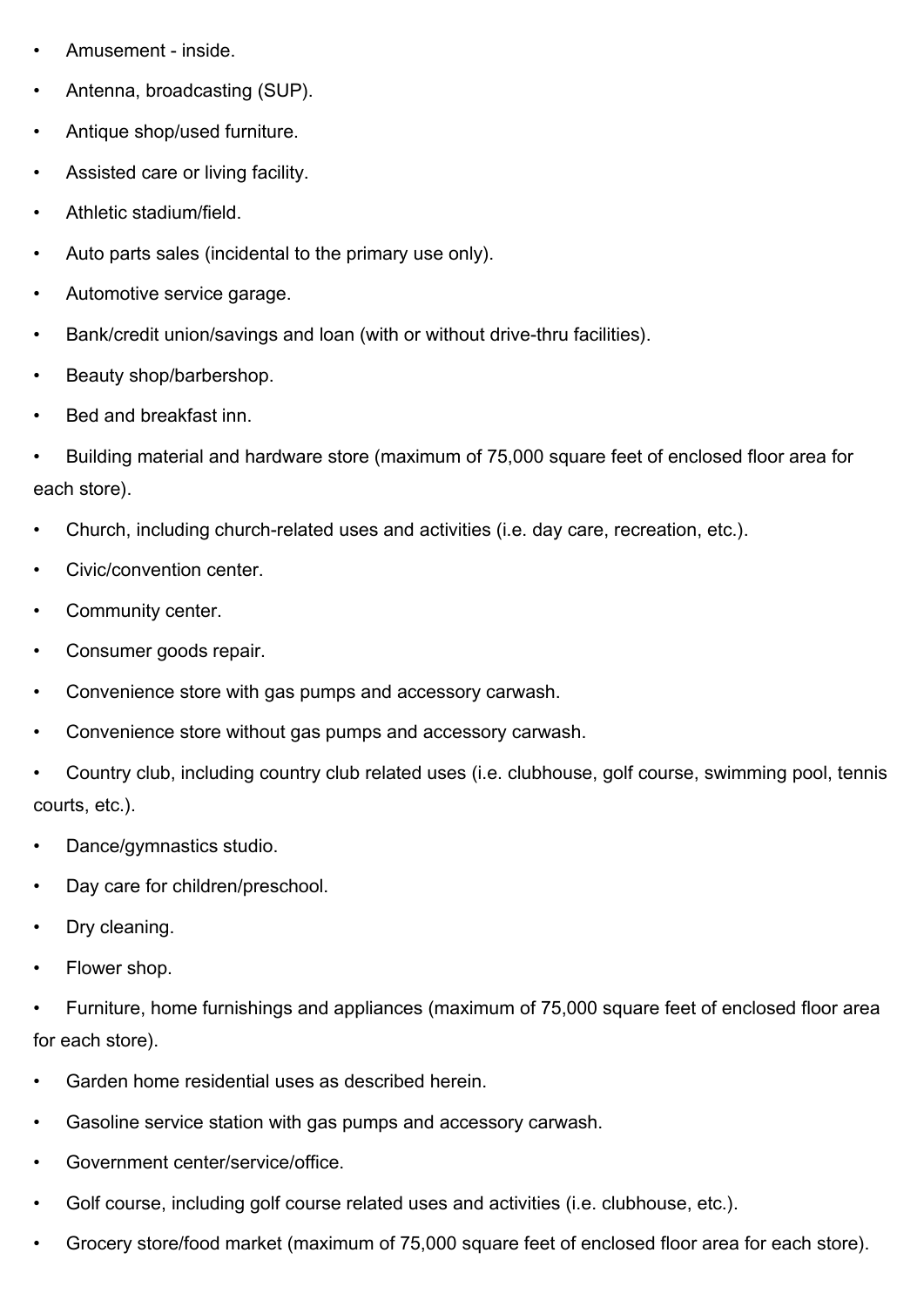- Amusement - inside.
- Antenna, broadcasting (SUP).
- Antique shop/used furniture.
- Assisted care or living facility.
- Athletic stadium/field.
- Auto parts sales (incidental to the primary use only).
- Automotive service garage.
- Bank/credit union/savings and loan (with or without drive-thru facilities).
- Beauty shop/barbershop.
- Bed and breakfast inn.
- Building material and hardware store (maximum of 75,000 square feet of enclosed floor area for each store).
- Church, including church-related uses and activities (i.e. day care, recreation, etc.).
- Civic/convention center.
- Community center.
- Consumer goods repair.
- Convenience store with gas pumps and accessory carwash.
- Convenience store without gas pumps and accessory carwash.
- Country club, including country club related uses (i.e. clubhouse, golf course, swimming pool, tennis courts, etc.).
- Dance/gymnastics studio.
- Day care for children/preschool.
- Dry cleaning.
- Flower shop.
- Furniture, home furnishings and appliances (maximum of 75,000 square feet of enclosed floor area for each store).
- Garden home residential uses as described herein.
- Gasoline service station with gas pumps and accessory carwash.
- Government center/service/office.
- Golf course, including golf course related uses and activities (i.e. clubhouse, etc.).
- Grocery store/food market (maximum of 75,000 square feet of enclosed floor area for each store).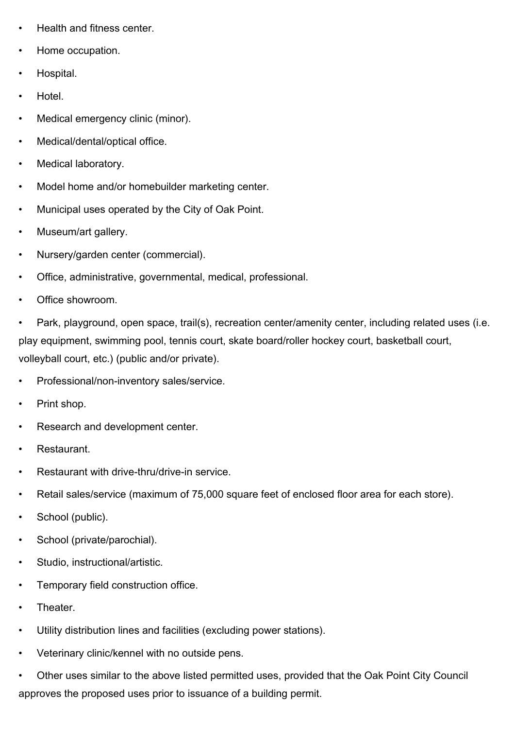- Health and fitness center.
- Home occupation.
- Hospital.
- Hotel.
- Medical emergency clinic (minor).
- Medical/dental/optical office.
- Medical laboratory.
- Model home and/or homebuilder marketing center.
- Municipal uses operated by the City of Oak Point.
- Museum/art gallery.
- Nursery/garden center (commercial).
- Office, administrative, governmental, medical, professional.
- Office showroom.
- Park, playground, open space, trail(s), recreation center/amenity center, including related uses (i.e. play equipment, swimming pool, tennis court, skate board/roller hockey court, basketball court, volleyball court, etc.) (public and/or private).
- Professional/non-inventory sales/service.
- Print shop.
- Research and development center.
- Restaurant.
- Restaurant with drive-thru/drive-in service.
- Retail sales/service (maximum of 75,000 square feet of enclosed floor area for each store).
- School (public).
- School (private/parochial).
- Studio, instructional/artistic.
- Temporary field construction office.
- Theater.
- Utility distribution lines and facilities (excluding power stations).
- Veterinary clinic/kennel with no outside pens.
- Other uses similar to the above listed permitted uses, provided that the Oak Point City Council approves the proposed uses prior to issuance of a building permit.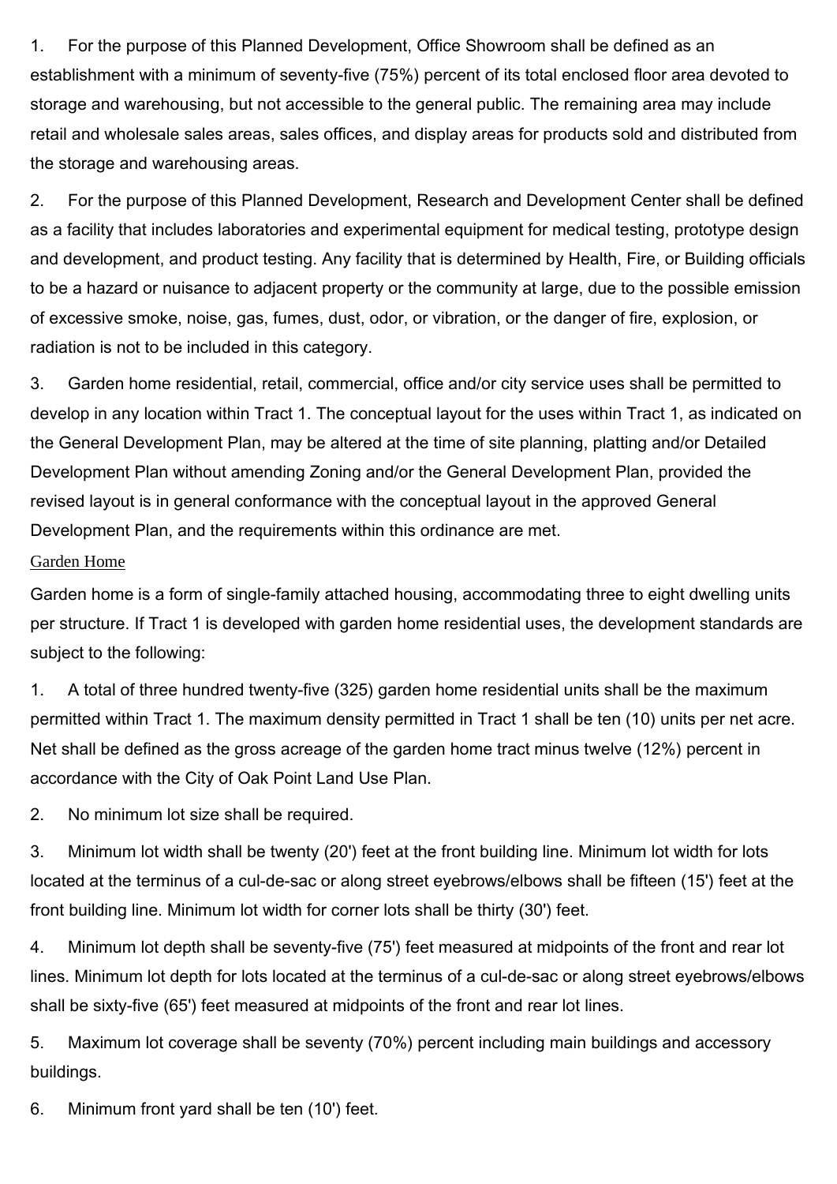1. For the purpose of this Planned Development, Office Showroom shall be defined as an establishment with a minimum of seventy-five (75%) percent of its total enclosed floor area devoted to storage and warehousing, but not accessible to the general public. The remaining area may include retail and wholesale sales areas, sales offices, and display areas for products sold and distributed from the storage and warehousing areas.

2. For the purpose of this Planned Development, Research and Development Center shall be defined as a facility that includes laboratories and experimental equipment for medical testing, prototype design and development, and product testing. Any facility that is determined by Health, Fire, or Building officials to be a hazard or nuisance to adjacent property or the community at large, due to the possible emission of excessive smoke, noise, gas, fumes, dust, odor, or vibration, or the danger of fire, explosion, or radiation is not to be included in this category.

3. Garden home residential, retail, commercial, office and/or city service uses shall be permitted to develop in any location within Tract 1. The conceptual layout for the uses within Tract 1, as indicated on the General Development Plan, may be altered at the time of site planning, platting and/or Detailed Development Plan without amending Zoning and/or the General Development Plan, provided the revised layout is in general conformance with the conceptual layout in the approved General Development Plan, and the requirements within this ordinance are met.

Garden Home

Garden home is a form of single-family attached housing, accommodating three to eight dwelling units per structure. If Tract 1 is developed with garden home residential uses, the development standards are subject to the following:

1. A total of three hundred twenty-five (325) garden home residential units shall be the maximum permitted within Tract 1. The maximum density permitted in Tract 1 shall be ten (10) units per net acre. Net shall be defined as the gross acreage of the garden home tract minus twelve (12%) percent in accordance with the City of Oak Point Land Use Plan.

2. No minimum lot size shall be required.

3. Minimum lot width shall be twenty (20') feet at the front building line. Minimum lot width for lots located at the terminus of a cul-de-sac or along street eyebrows/elbows shall be fifteen (15') feet at the front building line. Minimum lot width for corner lots shall be thirty (30') feet.

4. Minimum lot depth shall be seventy-five (75') feet measured at midpoints of the front and rear lot lines. Minimum lot depth for lots located at the terminus of a cul-de-sac or along street eyebrows/elbows shall be sixty-five (65') feet measured at midpoints of the front and rear lot lines.

5. Maximum lot coverage shall be seventy (70%) percent including main buildings and accessory buildings.

6. Minimum front yard shall be ten (10') feet.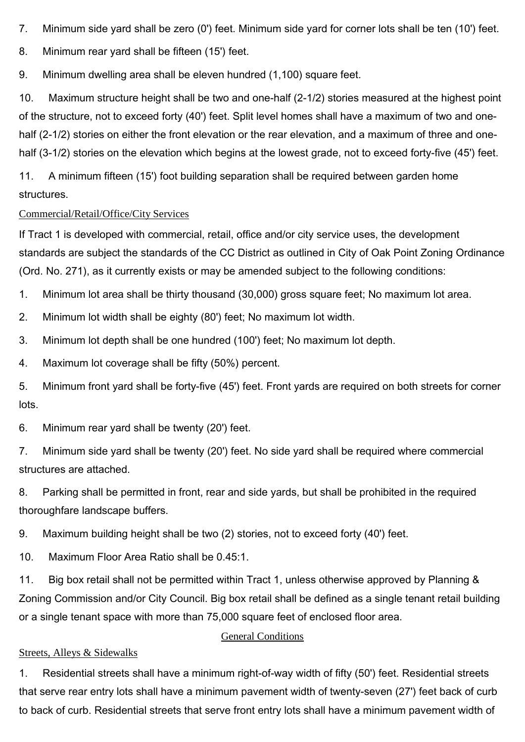7. Minimum side yard shall be zero (0') feet. Minimum side yard for corner lots shall be ten (10') feet.

8. Minimum rear yard shall be fifteen (15') feet.

9. Minimum dwelling area shall be eleven hundred (1,100) square feet.

10. Maximum structure height shall be two and one-half (2-1/2) stories measured at the highest point of the structure, not to exceed forty (40') feet. Split level homes shall have a maximum of two and one-half (2-1/2) stories on either the front elevation or the rear elevation, and a maximum of three and one-half (3-1/2) stories on the elevation which begins at the lowest grade, not to exceed forty-five (45') feet.

11. A minimum fifteen (15') foot building separation shall be required between garden home structures.

Commercial/Retail/Office/City Services

If Tract 1 is developed with commercial, retail, office and/or city service uses, the development standards are subject the standards of the CC District as outlined in City of Oak Point Zoning Ordinance (Ord. No. 271), as it currently exists or may be amended subject to the following conditions:

1. Minimum lot area shall be thirty thousand (30,000) gross square feet; No maximum lot area.

2. Minimum lot width shall be eighty (80') feet; No maximum lot width.

3. Minimum lot depth shall be one hundred (100') feet; No maximum lot depth.

4. Maximum lot coverage shall be fifty (50%) percent.

5. Minimum front yard shall be forty-five (45') feet. Front yards are required on both streets for corner lots.

6. Minimum rear yard shall be twenty (20') feet.

7. Minimum side yard shall be twenty (20') feet. No side yard shall be required where commercial structures are attached.

8. Parking shall be permitted in front, rear and side yards, but shall be prohibited in the required thoroughfare landscape buffers.

9. Maximum building height shall be two (2) stories, not to exceed forty (40') feet.

10. Maximum Floor Area Ratio shall be 0.45:1.

11. Big box retail shall not be permitted within Tract 1, unless otherwise approved by Planning & Zoning Commission and/or City Council. Big box retail shall be defined as a single tenant retail building or a single tenant space with more than 75,000 square feet of enclosed floor area.

General Conditions

Streets, Alleys & Sidewalks

1. Residential streets shall have a minimum right-of-way width of fifty (50') feet. Residential streets that serve rear entry lots shall have a minimum pavement width of twenty-seven (27') feet back of curb to back of curb. Residential streets that serve front entry lots shall have a minimum pavement width of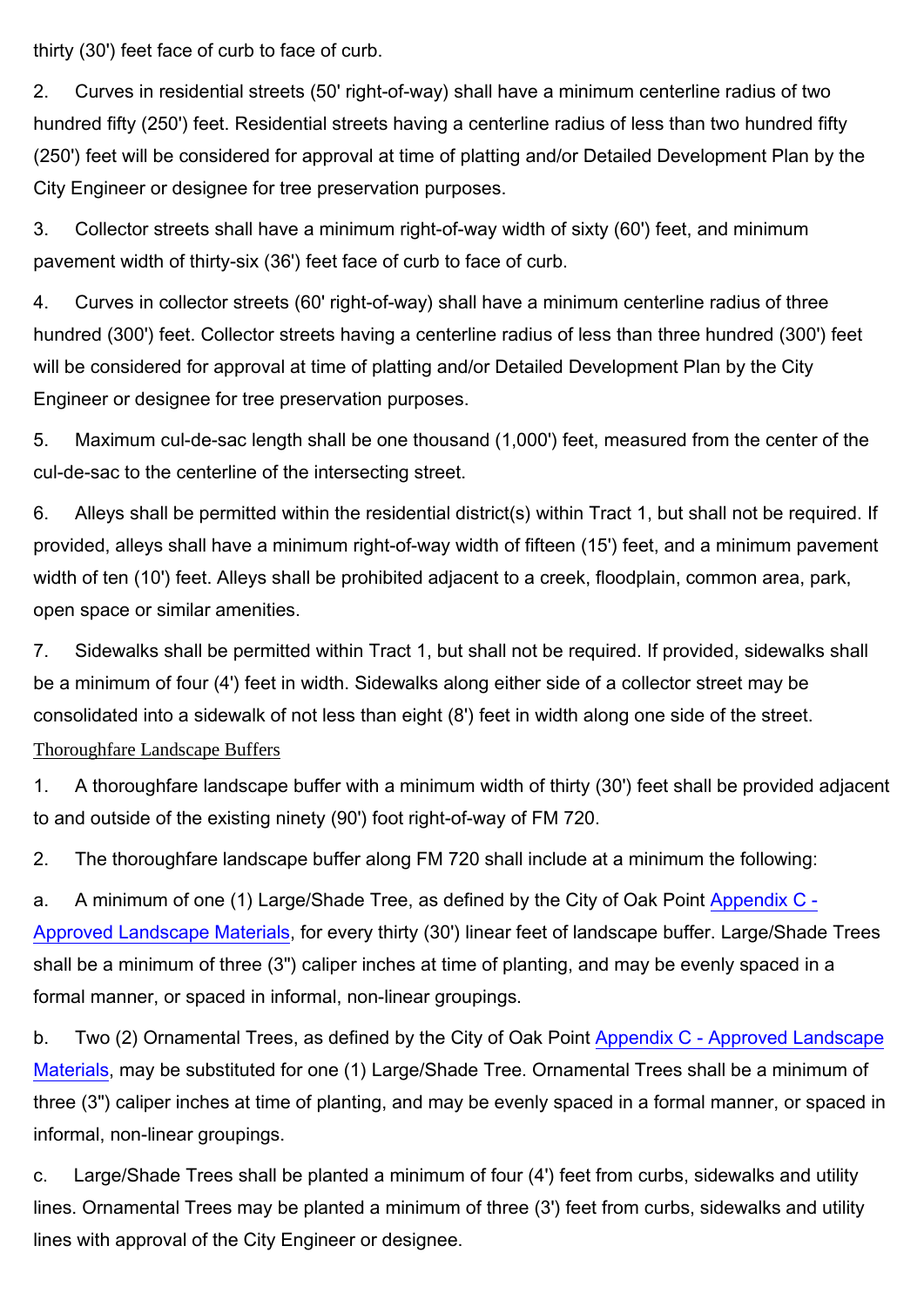thirty (30') feet face of curb to face of curb.

2. Curves in residential streets (50' right-of-way) shall have a minimum centerline radius of two hundred fifty (250') feet. Residential streets having a centerline radius of less than two hundred fifty (250') feet will be considered for approval at time of platting and/or Detailed Development Plan by the City Engineer or designee for tree preservation purposes.

3. Collector streets shall have a minimum right-of-way width of sixty (60') feet, and minimum pavement width of thirty-six (36') feet face of curb to face of curb.

4. Curves in collector streets (60' right-of-way) shall have a minimum centerline radius of three hundred (300') feet. Collector streets having a centerline radius of less than three hundred (300') feet will be considered for approval at time of platting and/or Detailed Development Plan by the City Engineer or designee for tree preservation purposes.

5. Maximum cul-de-sac length shall be one thousand (1,000') feet, measured from the center of the cul-de-sac to the centerline of the intersecting street.

6. Alleys shall be permitted within the residential district(s) within Tract 1, but shall not be required. If provided, alleys shall have a minimum right-of-way width of fifteen (15') feet, and a minimum pavement width of ten (10') feet. Alleys shall be prohibited adjacent to a creek, floodplain, common area, park, open space or similar amenities.

7. Sidewalks shall be permitted within Tract 1, but shall not be required. If provided, sidewalks shall be a minimum of four (4') feet in width. Sidewalks along either side of a collector street may be consolidated into a sidewalk of not less than eight (8') feet in width along one side of the street.

Thoroughfare Landscape Buffers

1. A thoroughfare landscape buffer with a minimum width of thirty (30') feet shall be provided adjacent to and outside of the existing ninety (90') foot right-of-way of FM 720.

2. The thoroughfare landscape buffer along FM 720 shall include at a minimum the following:

a. A minimum of one (1) Large/Shade Tree, as defined by the City of Oak Point Appendix C - Approved Landscape Materials, for every thirty (30') linear feet of landscape buffer. Large/Shade Trees shall be a minimum of three (3") caliper inches at time of planting, and may be evenly spaced in a formal manner, or spaced in informal, non-linear groupings.

b. Two (2) Ornamental Trees, as defined by the City of Oak Point Appendix C - Approved Landscape Materials, may be substituted for one (1) Large/Shade Tree. Ornamental Trees shall be a minimum of three (3") caliper inches at time of planting, and may be evenly spaced in a formal manner, or spaced in informal, non-linear groupings.

c. Large/Shade Trees shall be planted a minimum of four (4') feet from curbs, sidewalks and utility lines. Ornamental Trees may be planted a minimum of three (3') feet from curbs, sidewalks and utility lines with approval of the City Engineer or designee.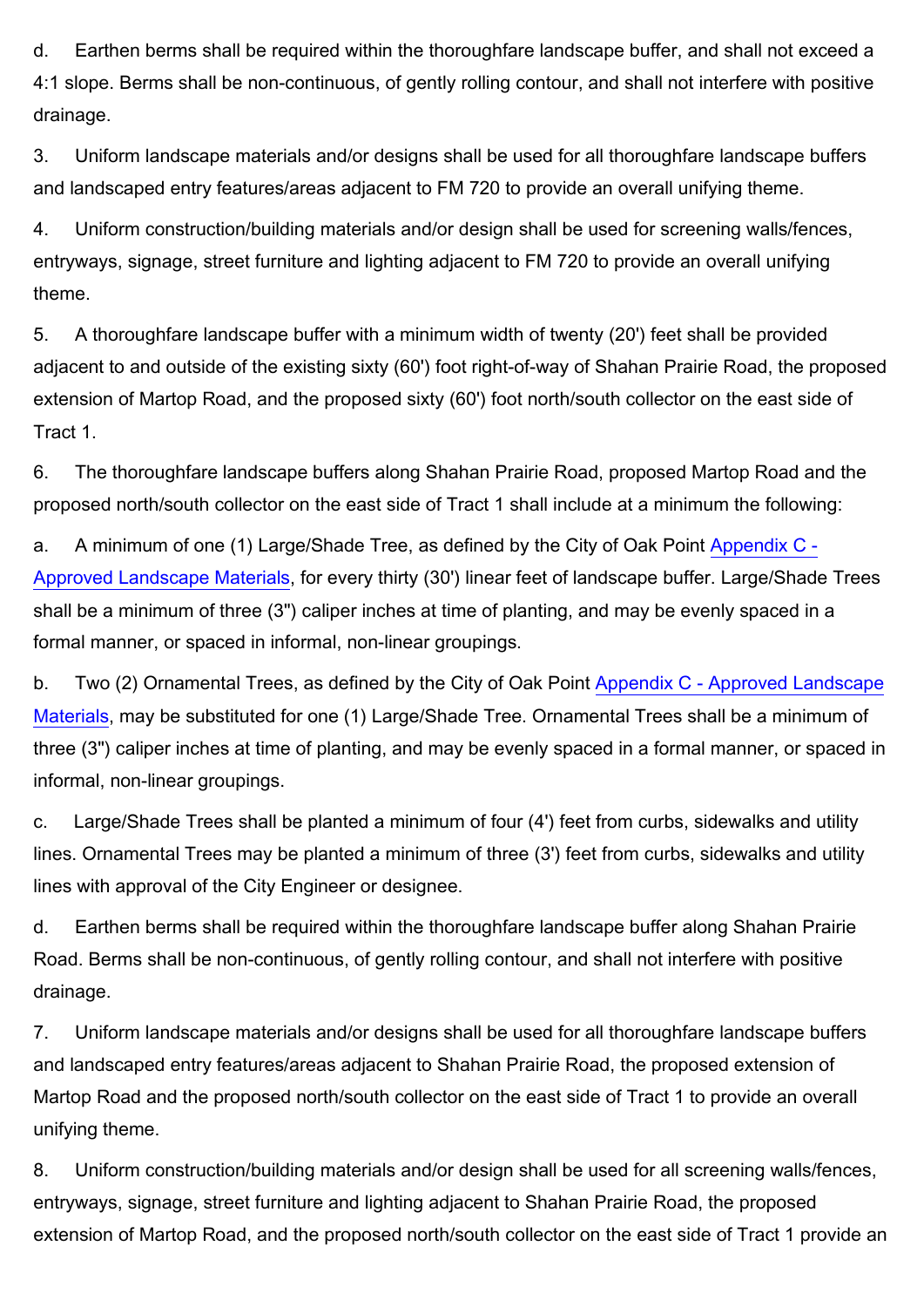d. Earthen berms shall be required within the thoroughfare landscape buffer, and shall not exceed a 4:1 slope. Berms shall be non-continuous, of gently rolling contour, and shall not interfere with positive drainage.

3. Uniform landscape materials and/or designs shall be used for all thoroughfare landscape buffers and landscaped entry features/areas adjacent to FM 720 to provide an overall unifying theme.

4. Uniform construction/building materials and/or design shall be used for screening walls/fences, entryways, signage, street furniture and lighting adjacent to FM 720 to provide an overall unifying theme.

5. A thoroughfare landscape buffer with a minimum width of twenty (20') feet shall be provided adjacent to and outside of the existing sixty (60') foot right-of-way of Shahan Prairie Road, the proposed extension of Martop Road, and the proposed sixty (60') foot north/south collector on the east side of Tract 1.

6. The thoroughfare landscape buffers along Shahan Prairie Road, proposed Martop Road and the proposed north/south collector on the east side of Tract 1 shall include at a minimum the following:

a. A minimum of one (1) Large/Shade Tree, as defined by the City of Oak Point Appendix C - Approved Landscape Materials, for every thirty (30') linear feet of landscape buffer. Large/Shade Trees shall be a minimum of three (3") caliper inches at time of planting, and may be evenly spaced in a formal manner, or spaced in informal, non-linear groupings.

b. Two (2) Ornamental Trees, as defined by the City of Oak Point Appendix C - Approved Landscape Materials, may be substituted for one (1) Large/Shade Tree. Ornamental Trees shall be a minimum of three (3") caliper inches at time of planting, and may be evenly spaced in a formal manner, or spaced in informal, non-linear groupings.

c. Large/Shade Trees shall be planted a minimum of four (4') feet from curbs, sidewalks and utility lines. Ornamental Trees may be planted a minimum of three (3') feet from curbs, sidewalks and utility lines with approval of the City Engineer or designee.

d. Earthen berms shall be required within the thoroughfare landscape buffer along Shahan Prairie Road. Berms shall be non-continuous, of gently rolling contour, and shall not interfere with positive drainage.

7. Uniform landscape materials and/or designs shall be used for all thoroughfare landscape buffers and landscaped entry features/areas adjacent to Shahan Prairie Road, the proposed extension of Martop Road and the proposed north/south collector on the east side of Tract 1 to provide an overall unifying theme.

8. Uniform construction/building materials and/or design shall be used for all screening walls/fences, entryways, signage, street furniture and lighting adjacent to Shahan Prairie Road, the proposed extension of Martop Road, and the proposed north/south collector on the east side of Tract 1 provide an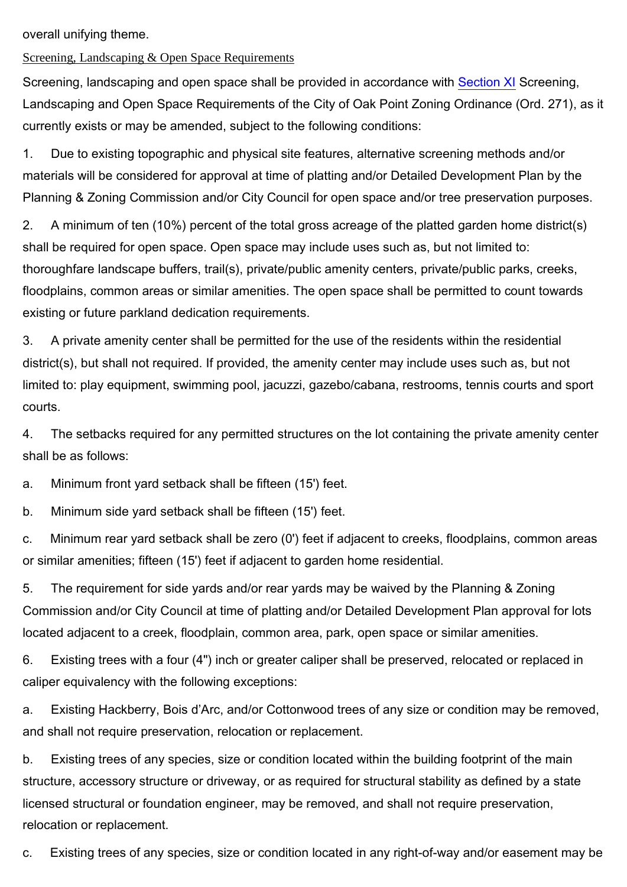overall unifying theme.

Screening, Landscaping & Open Space Requirements

Screening, landscaping and open space shall be provided in accordance with Section XI Screening, Landscaping and Open Space Requirements of the City of Oak Point Zoning Ordinance (Ord. 271), as it currently exists or may be amended, subject to the following conditions:

1. Due to existing topographic and physical site features, alternative screening methods and/or materials will be considered for approval at time of platting and/or Detailed Development Plan by the Planning & Zoning Commission and/or City Council for open space and/or tree preservation purposes.

2. A minimum of ten (10%) percent of the total gross acreage of the platted garden home district(s) shall be required for open space. Open space may include uses such as, but not limited to: thoroughfare landscape buffers, trail(s), private/public amenity centers, private/public parks, creeks, floodplains, common areas or similar amenities. The open space shall be permitted to count towards existing or future parkland dedication requirements.

3. A private amenity center shall be permitted for the use of the residents within the residential district(s), but shall not required. If provided, the amenity center may include uses such as, but not limited to: play equipment, swimming pool, jacuzzi, gazebo/cabana, restrooms, tennis courts and sport courts.

4. The setbacks required for any permitted structures on the lot containing the private amenity center shall be as follows:

a. Minimum front yard setback shall be fifteen (15') feet.

b. Minimum side yard setback shall be fifteen (15') feet.

c. Minimum rear yard setback shall be zero (0') feet if adjacent to creeks, floodplains, common areas or similar amenities; fifteen (15') feet if adjacent to garden home residential.

5. The requirement for side yards and/or rear yards may be waived by the Planning & Zoning Commission and/or City Council at time of platting and/or Detailed Development Plan approval for lots located adjacent to a creek, floodplain, common area, park, open space or similar amenities.

6. Existing trees with a four (4") inch or greater caliper shall be preserved, relocated or replaced in caliper equivalency with the following exceptions:

a. Existing Hackberry, Bois d'Arc, and/or Cottonwood trees of any size or condition may be removed, and shall not require preservation, relocation or replacement.

b. Existing trees of any species, size or condition located within the building footprint of the main structure, accessory structure or driveway, or as required for structural stability as defined by a state licensed structural or foundation engineer, may be removed, and shall not require preservation, relocation or replacement.

c. Existing trees of any species, size or condition located in any right-of-way and/or easement may be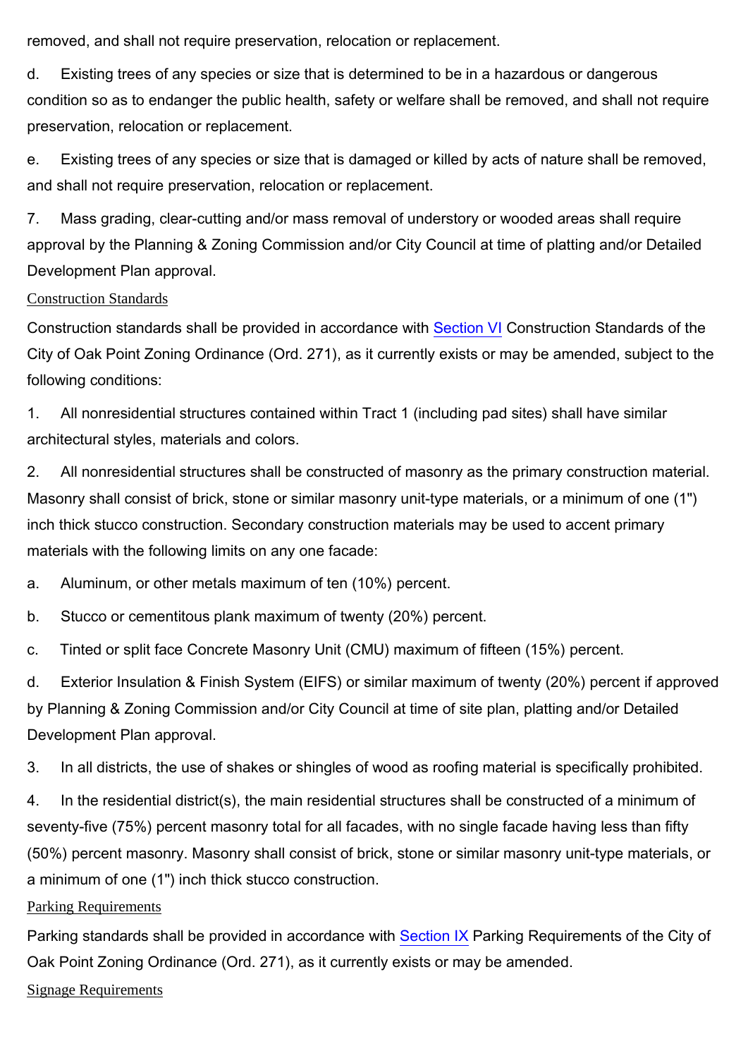removed, and shall not require preservation, relocation or replacement.

d. Existing trees of any species or size that is determined to be in a hazardous or dangerous condition so as to endanger the public health, safety or welfare shall be removed, and shall not require preservation, relocation or replacement.

e. Existing trees of any species or size that is damaged or killed by acts of nature shall be removed, and shall not require preservation, relocation or replacement.

7. Mass grading, clear-cutting and/or mass removal of understory or wooded areas shall require approval by the Planning & Zoning Commission and/or City Council at time of platting and/or Detailed Development Plan approval.

Construction Standards

Construction standards shall be provided in accordance with Section VI Construction Standards of the City of Oak Point Zoning Ordinance (Ord. 271), as it currently exists or may be amended, subject to the following conditions:

1. All nonresidential structures contained within Tract 1 (including pad sites) shall have similar architectural styles, materials and colors.

2. All nonresidential structures shall be constructed of masonry as the primary construction material. Masonry shall consist of brick, stone or similar masonry unit-type materials, or a minimum of one (1") inch thick stucco construction. Secondary construction materials may be used to accent primary materials with the following limits on any one facade:

a. Aluminum, or other metals maximum of ten (10%) percent.

b. Stucco or cementitous plank maximum of twenty (20%) percent.

c. Tinted or split face Concrete Masonry Unit (CMU) maximum of fifteen (15%) percent.

d. Exterior Insulation & Finish System (EIFS) or similar maximum of twenty (20%) percent if approved by Planning & Zoning Commission and/or City Council at time of site plan, platting and/or Detailed Development Plan approval.

3. In all districts, the use of shakes or shingles of wood as roofing material is specifically prohibited.

4. In the residential district(s), the main residential structures shall be constructed of a minimum of seventy-five (75%) percent masonry total for all facades, with no single facade having less than fifty (50%) percent masonry. Masonry shall consist of brick, stone or similar masonry unit-type materials, or a minimum of one (1") inch thick stucco construction.

Parking Requirements

Parking standards shall be provided in accordance with Section IX Parking Requirements of the City of Oak Point Zoning Ordinance (Ord. 271), as it currently exists or may be amended.

Signage Requirements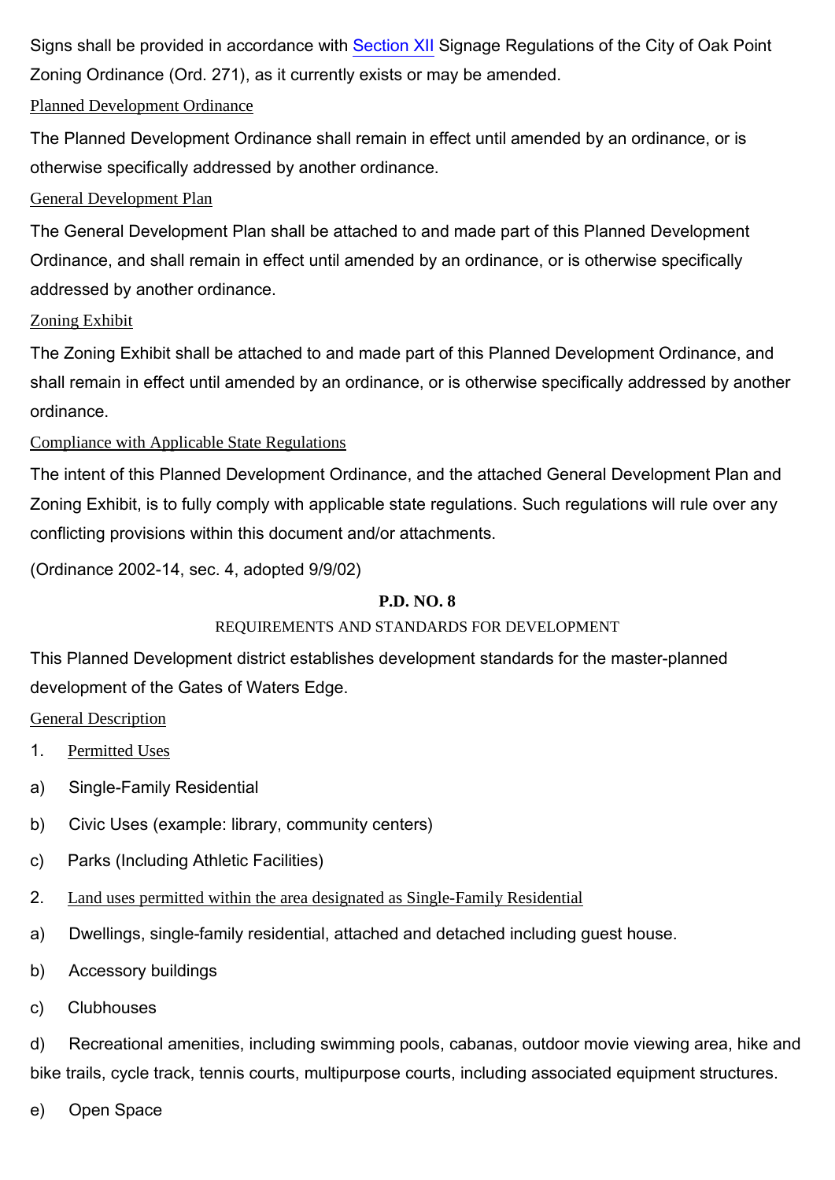Signs shall be provided in accordance with Section XII Signage Regulations of the City of Oak Point Zoning Ordinance (Ord. 271), as it currently exists or may be amended.

Planned Development Ordinance

The Planned Development Ordinance shall remain in effect until amended by an ordinance, or is otherwise specifically addressed by another ordinance.

General Development Plan

The General Development Plan shall be attached to and made part of this Planned Development Ordinance, and shall remain in effect until amended by an ordinance, or is otherwise specifically addressed by another ordinance.

Zoning Exhibit

The Zoning Exhibit shall be attached to and made part of this Planned Development Ordinance, and shall remain in effect until amended by an ordinance, or is otherwise specifically addressed by another ordinance.

Compliance with Applicable State Regulations

The intent of this Planned Development Ordinance, and the attached General Development Plan and Zoning Exhibit, is to fully comply with applicable state regulations. Such regulations will rule over any conflicting provisions within this document and/or attachments.

(Ordinance 2002-14, sec. 4, adopted 9/9/02)

## P.D. NO. 8

### REQUIREMENTS AND STANDARDS FOR DEVELOPMENT

This Planned Development district establishes development standards for the master-planned development of the Gates of Waters Edge.

General Description

1. Permitted Uses

a) Single-Family Residential

b) Civic Uses (example: library, community centers)

c) Parks (Including Athletic Facilities)

2. Land uses permitted within the area designated as Single-Family Residential

a) Dwellings, single-family residential, attached and detached including guest house.

b) Accessory buildings

c) Clubhouses

d) Recreational amenities, including swimming pools, cabanas, outdoor movie viewing area, hike and bike trails, cycle track, tennis courts, multipurpose courts, including associated equipment structures.

e) Open Space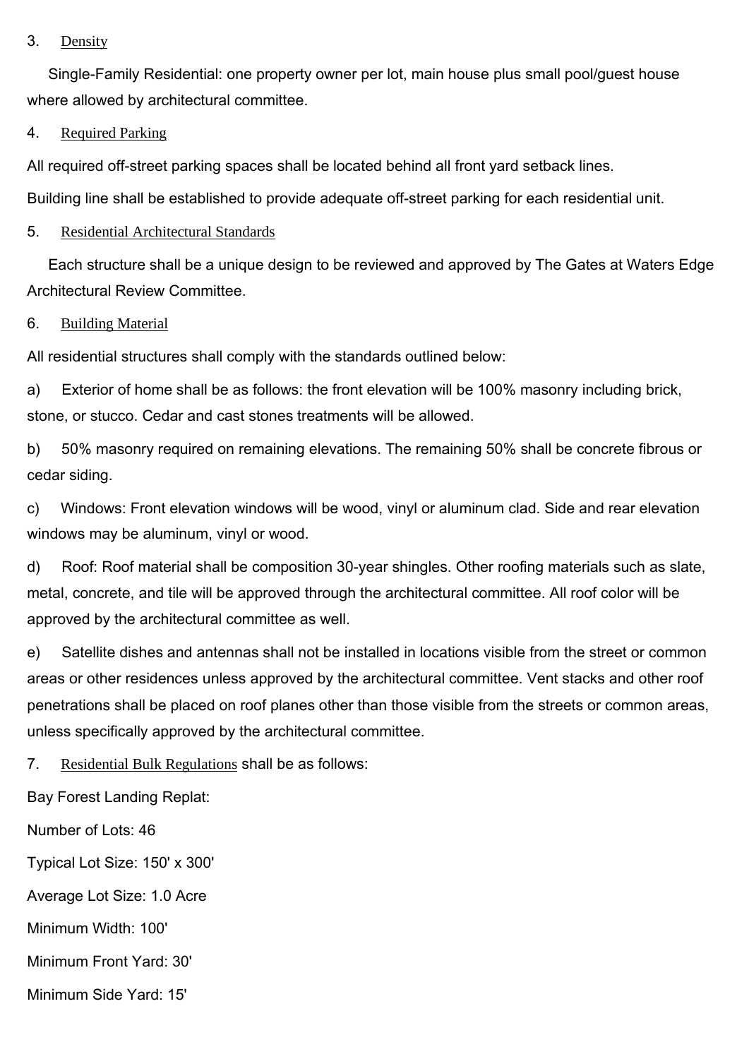3. <u>Density</u>

Single-Family Residential: one property owner per lot, main house plus small pool/guest house where allowed by architectural committee.

4. <u>Required Parking</u>

All required off-street parking spaces shall be located behind all front yard setback lines.

Building line shall be established to provide adequate off-street parking for each residential unit.

5. <u>Residential Architectural Standards</u>

Each structure shall be a unique design to be reviewed and approved by The Gates at Waters Edge Architectural Review Committee.

6. <u>Building Material</u>

All residential structures shall comply with the standards outlined below:

a) Exterior of home shall be as follows: the front elevation will be 100% masonry including brick, stone, or stucco. Cedar and cast stones treatments will be allowed.

b) 50% masonry required on remaining elevations. The remaining 50% shall be concrete fibrous or cedar siding.

c) Windows: Front elevation windows will be wood, vinyl or aluminum clad. Side and rear elevation windows may be aluminum, vinyl or wood.

d) Roof: Roof material shall be composition 30-year shingles. Other roofing materials such as slate, metal, concrete, and tile will be approved through the architectural committee. All roof color will be approved by the architectural committee as well.

e) Satellite dishes and antennas shall not be installed in locations visible from the street or common areas or other residences unless approved by the architectural committee. Vent stacks and other roof penetrations shall be placed on roof planes other than those visible from the streets or common areas, unless specifically approved by the architectural committee.

7. <u>Residential Bulk Regulations</u> shall be as follows:

Bay Forest Landing Replat:

Number of Lots: 46

Typical Lot Size: 150' x 300'

Average Lot Size: 1.0 Acre

Minimum Width: 100'

Minimum Front Yard: 30'

Minimum Side Yard: 15'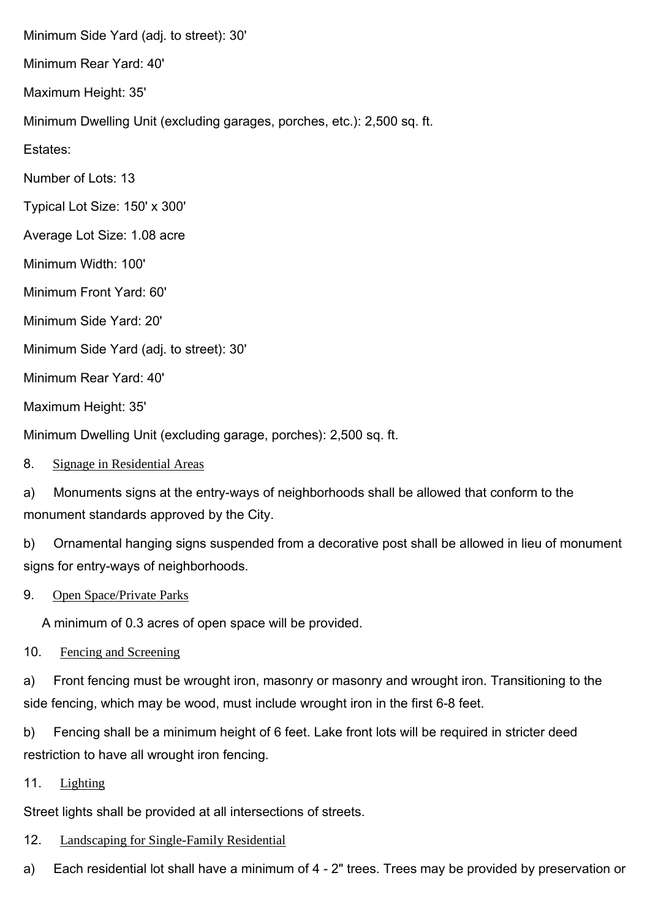Minimum Side Yard (adj. to street): 30'

Minimum Rear Yard: 40'

Maximum Height: 35'

Minimum Dwelling Unit (excluding garages, porches, etc.): 2,500 sq. ft.

Estates:

Number of Lots: 13

Typical Lot Size: 150' x 300'

Average Lot Size: 1.08 acre

Minimum Width: 100'

Minimum Front Yard: 60'

Minimum Side Yard: 20'

Minimum Side Yard (adj. to street): 30'

Minimum Rear Yard: 40'

Maximum Height: 35'

Minimum Dwelling Unit (excluding garage, porches): 2,500 sq. ft.

8. Signage in Residential Areas

a) Monuments signs at the entry-ways of neighborhoods shall be allowed that conform to the monument standards approved by the City.

b) Ornamental hanging signs suspended from a decorative post shall be allowed in lieu of monument signs for entry-ways of neighborhoods.

9. Open Space/Private Parks

A minimum of 0.3 acres of open space will be provided.

10. Fencing and Screening

a) Front fencing must be wrought iron, masonry or masonry and wrought iron. Transitioning to the side fencing, which may be wood, must include wrought iron in the first 6-8 feet.

b) Fencing shall be a minimum height of 6 feet. Lake front lots will be required in stricter deed restriction to have all wrought iron fencing.

11. Lighting

Street lights shall be provided at all intersections of streets.

12. Landscaping for Single-Family Residential

a) Each residential lot shall have a minimum of 4 - 2" trees. Trees may be provided by preservation or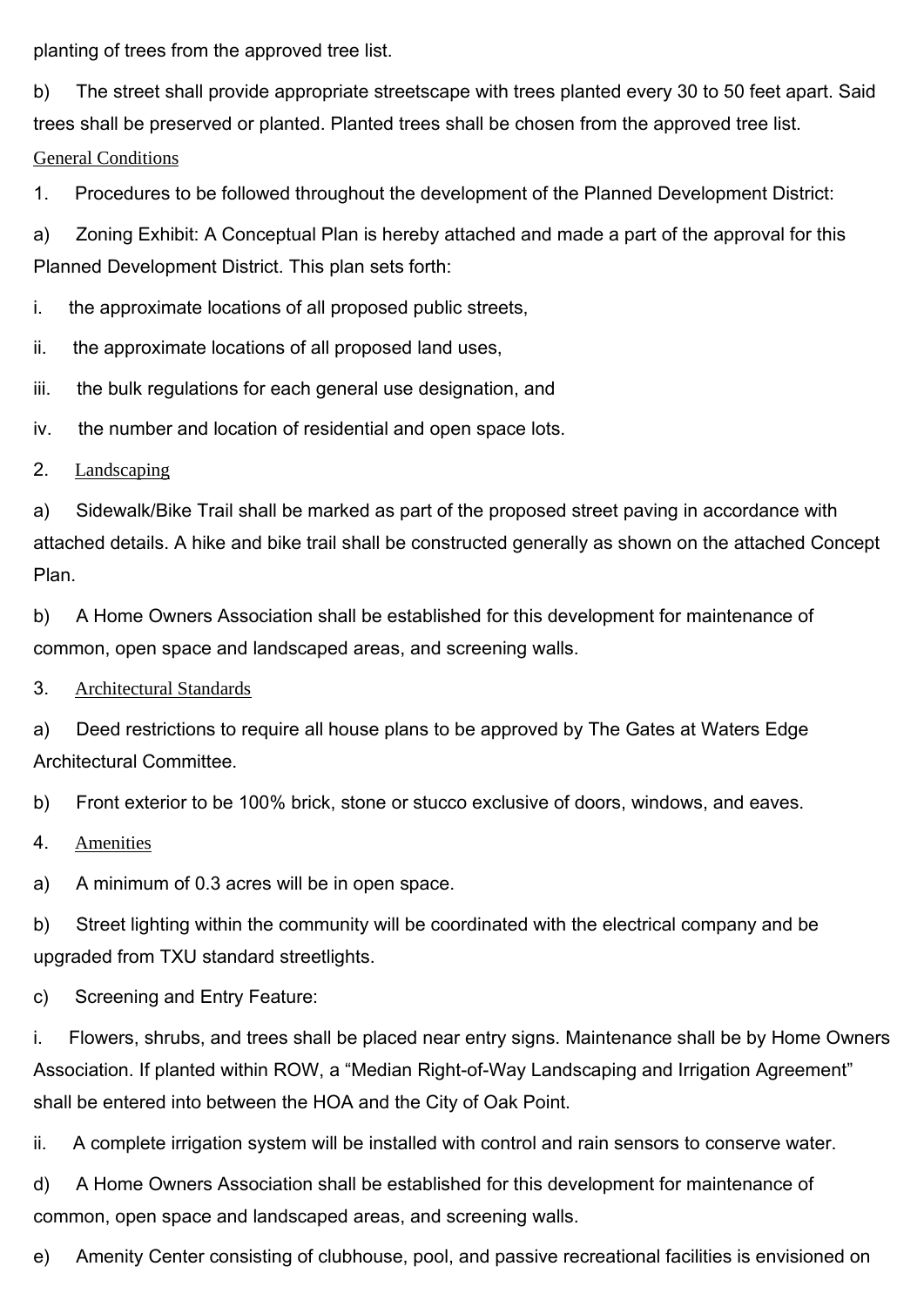planting of trees from the approved tree list.

b) The street shall provide appropriate streetscape with trees planted every 30 to 50 feet apart. Said trees shall be preserved or planted. Planted trees shall be chosen from the approved tree list.

General Conditions

1. Procedures to be followed throughout the development of the Planned Development District:

a) Zoning Exhibit: A Conceptual Plan is hereby attached and made a part of the approval for this Planned Development District. This plan sets forth:

i. the approximate locations of all proposed public streets,

ii. the approximate locations of all proposed land uses,

iii. the bulk regulations for each general use designation, and

iv. the number and location of residential and open space lots.

2. Landscaping

a) Sidewalk/Bike Trail shall be marked as part of the proposed street paving in accordance with attached details. A hike and bike trail shall be constructed generally as shown on the attached Concept Plan.

b) A Home Owners Association shall be established for this development for maintenance of common, open space and landscaped areas, and screening walls.

3. Architectural Standards

a) Deed restrictions to require all house plans to be approved by The Gates at Waters Edge Architectural Committee.

b) Front exterior to be 100% brick, stone or stucco exclusive of doors, windows, and eaves.

4. Amenities

a) A minimum of 0.3 acres will be in open space.

b) Street lighting within the community will be coordinated with the electrical company and be upgraded from TXU standard streetlights.

c) Screening and Entry Feature:

i. Flowers, shrubs, and trees shall be placed near entry signs. Maintenance shall be by Home Owners Association. If planted within ROW, a "Median Right-of-Way Landscaping and Irrigation Agreement" shall be entered into between the HOA and the City of Oak Point.

ii. A complete irrigation system will be installed with control and rain sensors to conserve water.

d) A Home Owners Association shall be established for this development for maintenance of common, open space and landscaped areas, and screening walls.

e) Amenity Center consisting of clubhouse, pool, and passive recreational facilities is envisioned on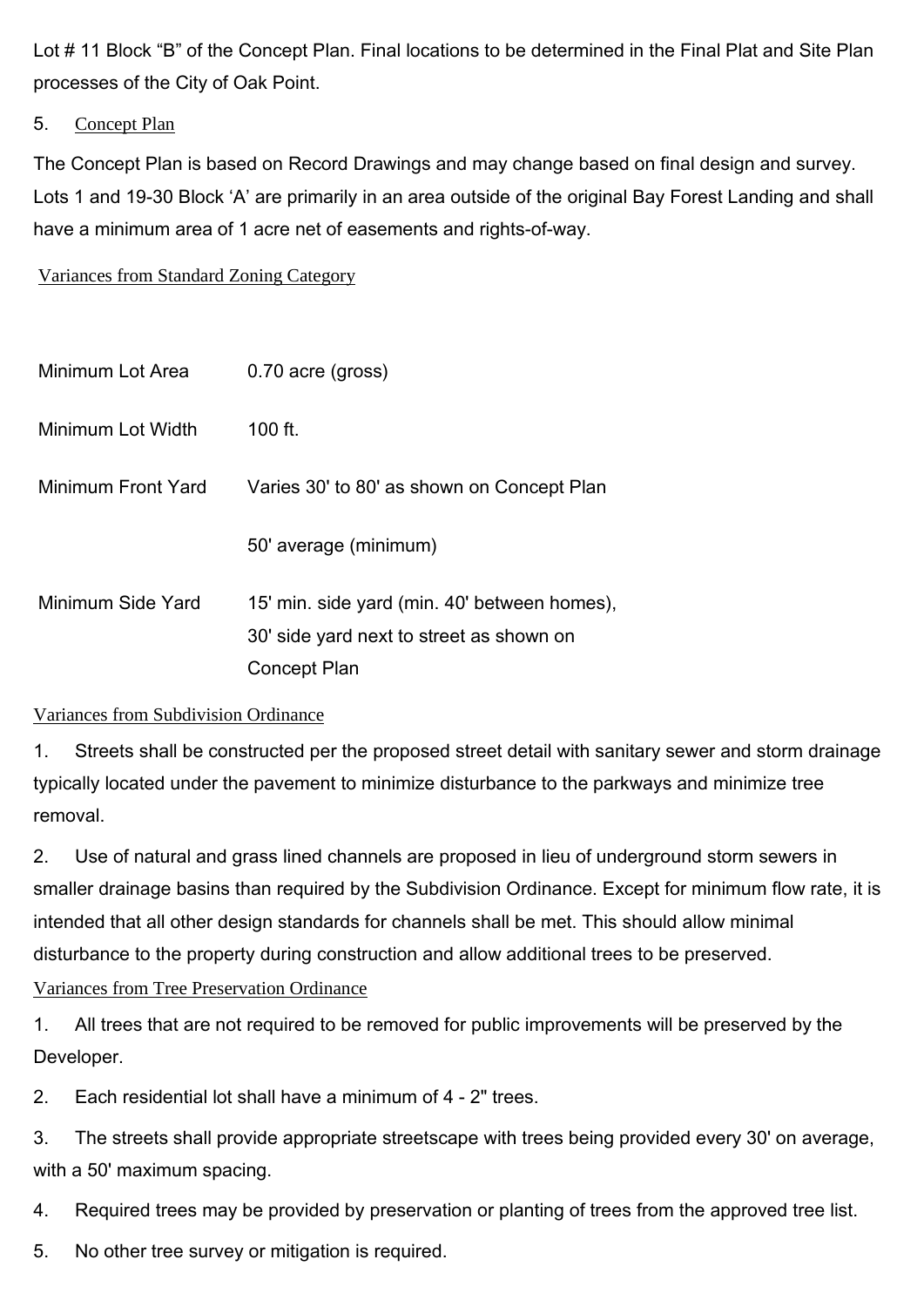Lot # 11 Block "B" of the Concept Plan. Final locations to be determined in the Final Plat and Site Plan processes of the City of Oak Point.

5. Concept Plan

The Concept Plan is based on Record Drawings and may change based on final design and survey. Lots 1 and 19-30 Block 'A' are primarily in an area outside of the original Bay Forest Landing and shall have a minimum area of 1 acre net of easements and rights-of-way.

Variances from Standard Zoning Category

| | |
|---|---|
| Minimum Lot Area | 0.70 acre (gross) |
| Minimum Lot Width | 100 ft. |
| Minimum Front Yard | Varies 30' to 80' as shown on Concept Plan |
| | 50' average (minimum) |
| Minimum Side Yard | 15' min. side yard (min. 40' between homes), 30' side yard next to street as shown on Concept Plan |

Variances from Subdivision Ordinance

1. Streets shall be constructed per the proposed street detail with sanitary sewer and storm drainage typically located under the pavement to minimize disturbance to the parkways and minimize tree removal.

2. Use of natural and grass lined channels are proposed in lieu of underground storm sewers in smaller drainage basins than required by the Subdivision Ordinance. Except for minimum flow rate, it is intended that all other design standards for channels shall be met. This should allow minimal disturbance to the property during construction and allow additional trees to be preserved.

Variances from Tree Preservation Ordinance

1. All trees that are not required to be removed for public improvements will be preserved by the Developer.

2. Each residential lot shall have a minimum of 4 - 2" trees.

3. The streets shall provide appropriate streetscape with trees being provided every 30' on average, with a 50' maximum spacing.

4. Required trees may be provided by preservation or planting of trees from the approved tree list.

5. No other tree survey or mitigation is required.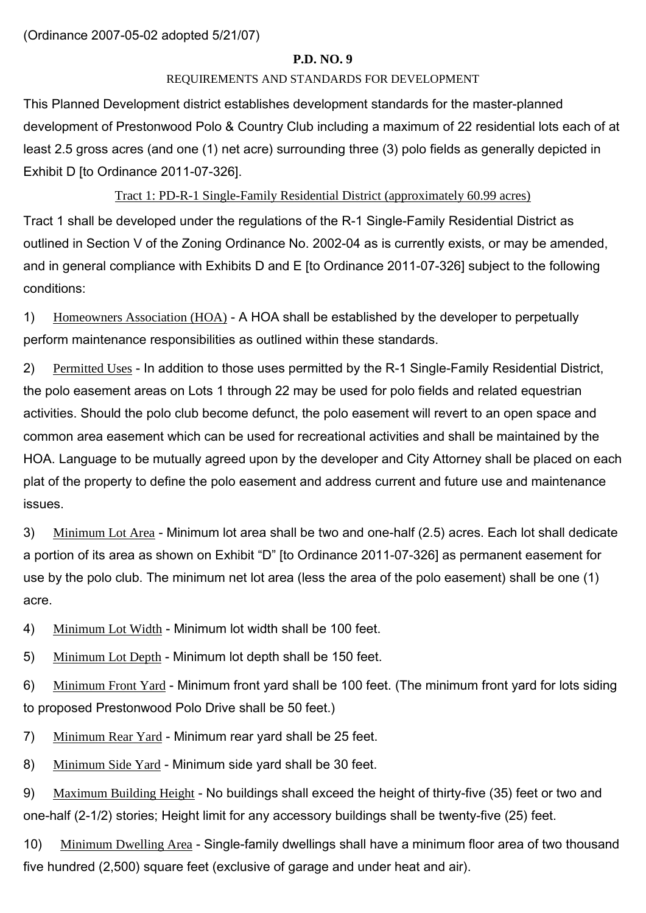(Ordinance 2007-05-02 adopted 5/21/07)

**P.D. NO. 9**

REQUIREMENTS AND STANDARDS FOR DEVELOPMENT

This Planned Development district establishes development standards for the master-planned development of Prestonwood Polo & Country Club including a maximum of 22 residential lots each of at least 2.5 gross acres (and one (1) net acre) surrounding three (3) polo fields as generally depicted in Exhibit D [to Ordinance 2011-07-326].

Tract 1: PD-R-1 Single-Family Residential District (approximately 60.99 acres)

Tract 1 shall be developed under the regulations of the R-1 Single-Family Residential District as outlined in Section V of the Zoning Ordinance No. 2002-04 as is currently exists, or may be amended, and in general compliance with Exhibits D and E [to Ordinance 2011-07-326] subject to the following conditions:

1) Homeowners Association (HOA) - A HOA shall be established by the developer to perpetually perform maintenance responsibilities as outlined within these standards.

2) Permitted Uses - In addition to those uses permitted by the R-1 Single-Family Residential District, the polo easement areas on Lots 1 through 22 may be used for polo fields and related equestrian activities. Should the polo club become defunct, the polo easement will revert to an open space and common area easement which can be used for recreational activities and shall be maintained by the HOA. Language to be mutually agreed upon by the developer and City Attorney shall be placed on each plat of the property to define the polo easement and address current and future use and maintenance issues.

3) Minimum Lot Area - Minimum lot area shall be two and one-half (2.5) acres. Each lot shall dedicate a portion of its area as shown on Exhibit "D" [to Ordinance 2011-07-326] as permanent easement for use by the polo club. The minimum net lot area (less the area of the polo easement) shall be one (1) acre.

4) Minimum Lot Width - Minimum lot width shall be 100 feet.

5) Minimum Lot Depth - Minimum lot depth shall be 150 feet.

6) Minimum Front Yard - Minimum front yard shall be 100 feet. (The minimum front yard for lots siding to proposed Prestonwood Polo Drive shall be 50 feet.)

7) Minimum Rear Yard - Minimum rear yard shall be 25 feet.

8) Minimum Side Yard - Minimum side yard shall be 30 feet.

9) Maximum Building Height - No buildings shall exceed the height of thirty-five (35) feet or two and one-half (2-1/2) stories; Height limit for any accessory buildings shall be twenty-five (25) feet.

10) Minimum Dwelling Area - Single-family dwellings shall have a minimum floor area of two thousand five hundred (2,500) square feet (exclusive of garage and under heat and air).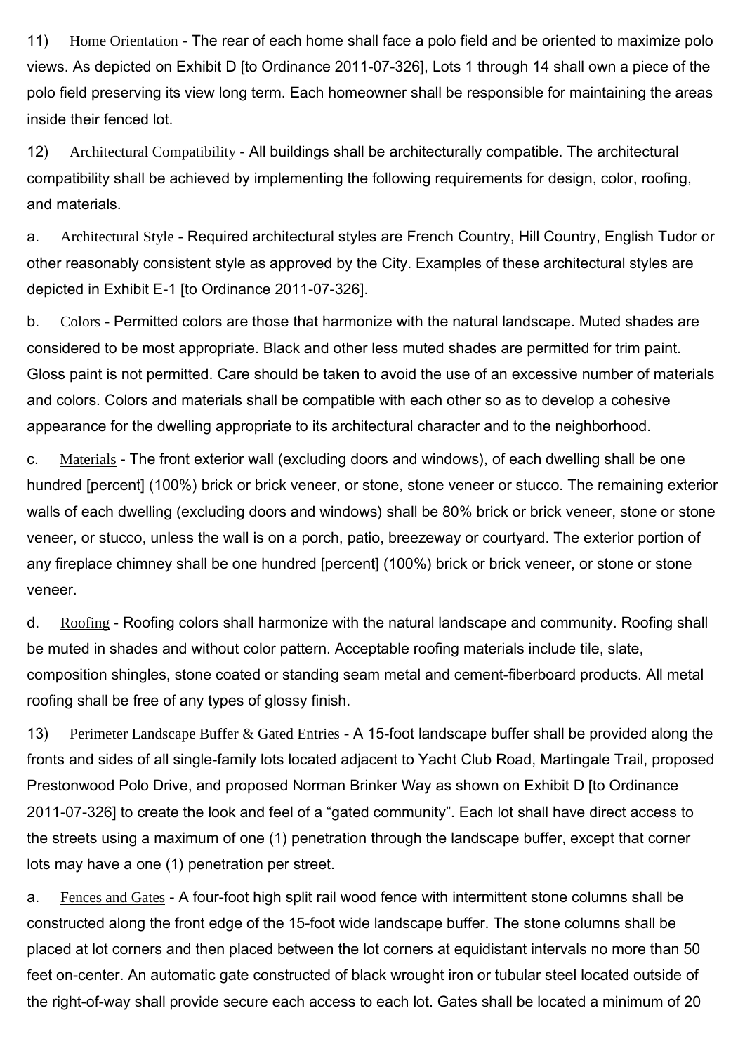11) Home Orientation - The rear of each home shall face a polo field and be oriented to maximize polo views. As depicted on Exhibit D [to Ordinance 2011-07-326], Lots 1 through 14 shall own a piece of the polo field preserving its view long term. Each homeowner shall be responsible for maintaining the areas inside their fenced lot.

12) Architectural Compatibility - All buildings shall be architecturally compatible. The architectural compatibility shall be achieved by implementing the following requirements for design, color, roofing, and materials.

a. Architectural Style - Required architectural styles are French Country, Hill Country, English Tudor or other reasonably consistent style as approved by the City. Examples of these architectural styles are depicted in Exhibit E-1 [to Ordinance 2011-07-326].

b. Colors - Permitted colors are those that harmonize with the natural landscape. Muted shades are considered to be most appropriate. Black and other less muted shades are permitted for trim paint. Gloss paint is not permitted. Care should be taken to avoid the use of an excessive number of materials and colors. Colors and materials shall be compatible with each other so as to develop a cohesive appearance for the dwelling appropriate to its architectural character and to the neighborhood.

c. Materials - The front exterior wall (excluding doors and windows), of each dwelling shall be one hundred [percent] (100%) brick or brick veneer, or stone, stone veneer or stucco. The remaining exterior walls of each dwelling (excluding doors and windows) shall be 80% brick or brick veneer, stone or stone veneer, or stucco, unless the wall is on a porch, patio, breezeway or courtyard. The exterior portion of any fireplace chimney shall be one hundred [percent] (100%) brick or brick veneer, or stone or stone veneer.

d. Roofing - Roofing colors shall harmonize with the natural landscape and community. Roofing shall be muted in shades and without color pattern. Acceptable roofing materials include tile, slate, composition shingles, stone coated or standing seam metal and cement-fiberboard products. All metal roofing shall be free of any types of glossy finish.

13) Perimeter Landscape Buffer & Gated Entries - A 15-foot landscape buffer shall be provided along the fronts and sides of all single-family lots located adjacent to Yacht Club Road, Martingale Trail, proposed Prestonwood Polo Drive, and proposed Norman Brinker Way as shown on Exhibit D [to Ordinance 2011-07-326] to create the look and feel of a "gated community". Each lot shall have direct access to the streets using a maximum of one (1) penetration through the landscape buffer, except that corner lots may have a one (1) penetration per street.

a. Fences and Gates - A four-foot high split rail wood fence with intermittent stone columns shall be constructed along the front edge of the 15-foot wide landscape buffer. The stone columns shall be placed at lot corners and then placed between the lot corners at equidistant intervals no more than 50 feet on-center. An automatic gate constructed of black wrought iron or tubular steel located outside of the right-of-way shall provide secure each access to each lot. Gates shall be located a minimum of 20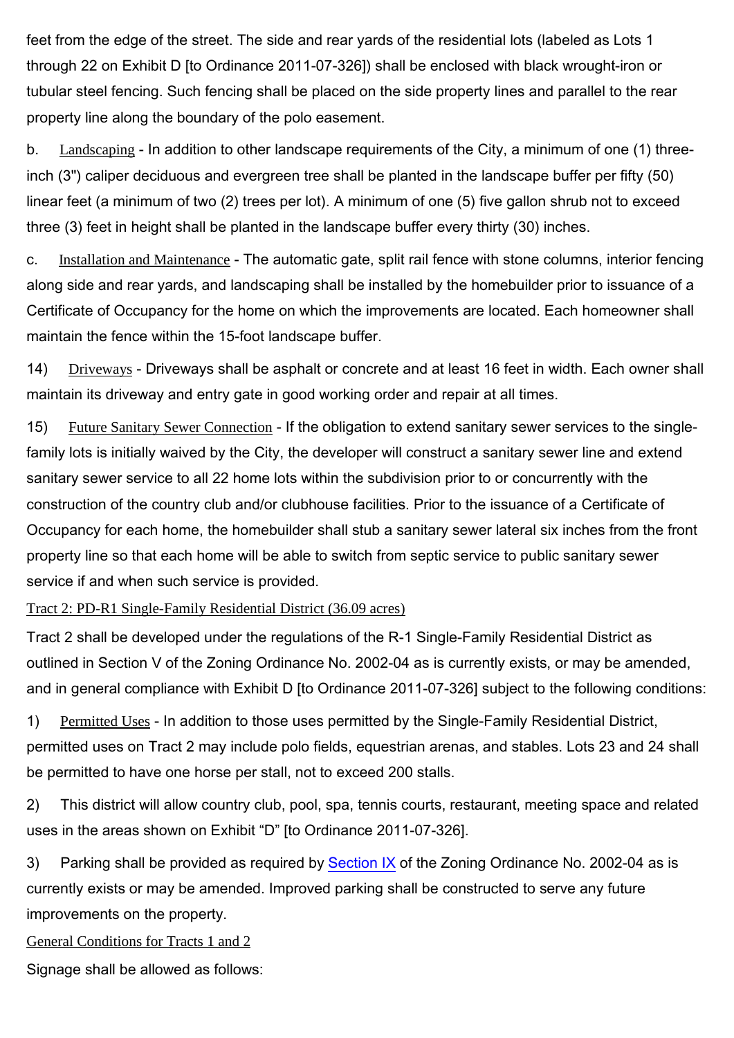feet from the edge of the street. The side and rear yards of the residential lots (labeled as Lots 1 through 22 on Exhibit D [to Ordinance 2011-07-326]) shall be enclosed with black wrought-iron or tubular steel fencing. Such fencing shall be placed on the side property lines and parallel to the rear property line along the boundary of the polo easement.

b. Landscaping - In addition to other landscape requirements of the City, a minimum of one (1) three-inch (3") caliper deciduous and evergreen tree shall be planted in the landscape buffer per fifty (50) linear feet (a minimum of two (2) trees per lot). A minimum of one (5) five gallon shrub not to exceed three (3) feet in height shall be planted in the landscape buffer every thirty (30) inches.

c. Installation and Maintenance - The automatic gate, split rail fence with stone columns, interior fencing along side and rear yards, and landscaping shall be installed by the homebuilder prior to issuance of a Certificate of Occupancy for the home on which the improvements are located. Each homeowner shall maintain the fence within the 15-foot landscape buffer.

14) Driveways - Driveways shall be asphalt or concrete and at least 16 feet in width. Each owner shall maintain its driveway and entry gate in good working order and repair at all times.

15) Future Sanitary Sewer Connection - If the obligation to extend sanitary sewer services to the single-family lots is initially waived by the City, the developer will construct a sanitary sewer line and extend sanitary sewer service to all 22 home lots within the subdivision prior to or concurrently with the construction of the country club and/or clubhouse facilities. Prior to the issuance of a Certificate of Occupancy for each home, the homebuilder shall stub a sanitary sewer lateral six inches from the front property line so that each home will be able to switch from septic service to public sanitary sewer service if and when such service is provided.

Tract 2: PD-R1 Single-Family Residential District (36.09 acres)

Tract 2 shall be developed under the regulations of the R-1 Single-Family Residential District as outlined in Section V of the Zoning Ordinance No. 2002-04 as is currently exists, or may be amended, and in general compliance with Exhibit D [to Ordinance 2011-07-326] subject to the following conditions:

1) Permitted Uses - In addition to those uses permitted by the Single-Family Residential District, permitted uses on Tract 2 may include polo fields, equestrian arenas, and stables. Lots 23 and 24 shall be permitted to have one horse per stall, not to exceed 200 stalls.

2) This district will allow country club, pool, spa, tennis courts, restaurant, meeting space and related uses in the areas shown on Exhibit "D" [to Ordinance 2011-07-326].

3) Parking shall be provided as required by Section IX of the Zoning Ordinance No. 2002-04 as is currently exists or may be amended. Improved parking shall be constructed to serve any future improvements on the property.

General Conditions for Tracts 1 and 2

Signage shall be allowed as follows: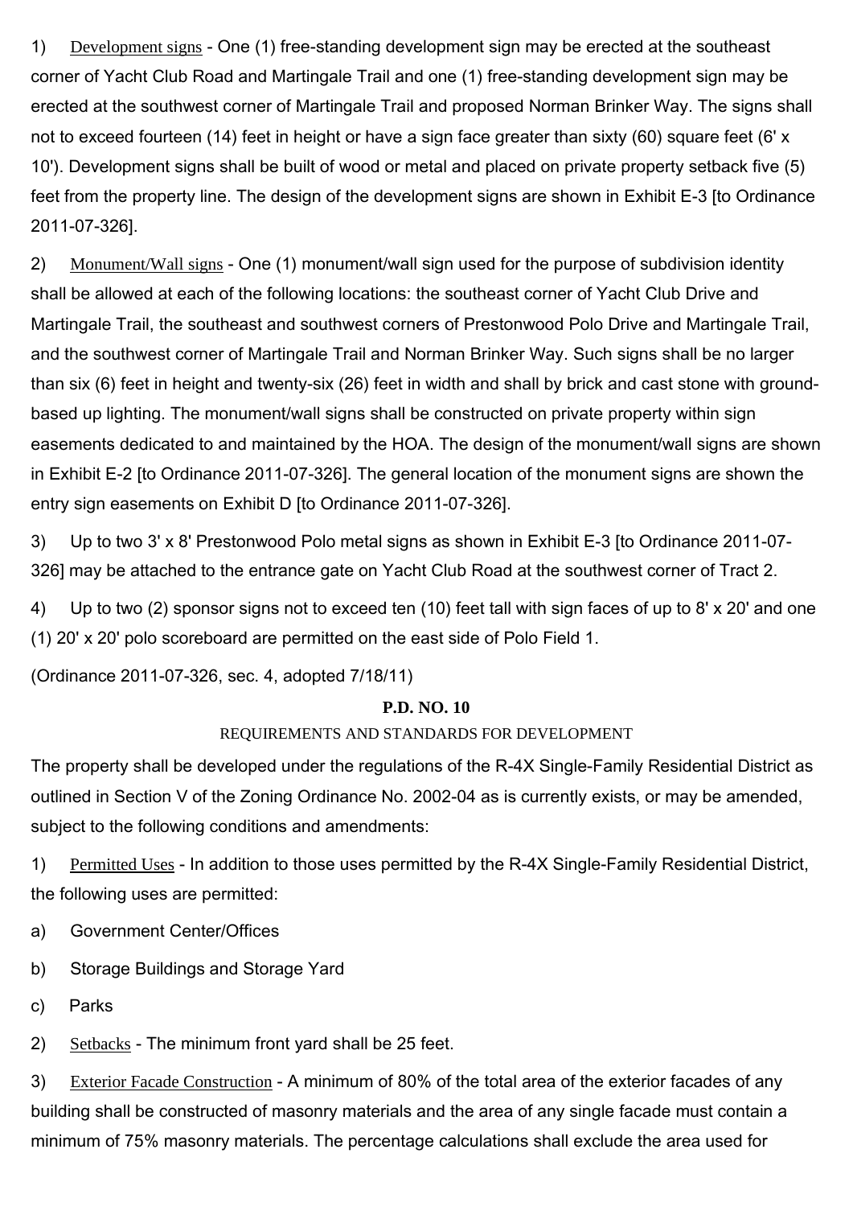1) Development signs - One (1) free-standing development sign may be erected at the southeast corner of Yacht Club Road and Martingale Trail and one (1) free-standing development sign may be erected at the southwest corner of Martingale Trail and proposed Norman Brinker Way. The signs shall not to exceed fourteen (14) feet in height or have a sign face greater than sixty (60) square feet (6' x 10'). Development signs shall be built of wood or metal and placed on private property setback five (5) feet from the property line. The design of the development signs are shown in Exhibit E-3 [to Ordinance 2011-07-326].

2) Monument/Wall signs - One (1) monument/wall sign used for the purpose of subdivision identity shall be allowed at each of the following locations: the southeast corner of Yacht Club Drive and Martingale Trail, the southeast and southwest corners of Prestonwood Polo Drive and Martingale Trail, and the southwest corner of Martingale Trail and Norman Brinker Way. Such signs shall be no larger than six (6) feet in height and twenty-six (26) feet in width and shall by brick and cast stone with ground-based up lighting. The monument/wall signs shall be constructed on private property within sign easements dedicated to and maintained by the HOA. The design of the monument/wall signs are shown in Exhibit E-2 [to Ordinance 2011-07-326]. The general location of the monument signs are shown the entry sign easements on Exhibit D [to Ordinance 2011-07-326].

3) Up to two 3' x 8' Prestonwood Polo metal signs as shown in Exhibit E-3 [to Ordinance 2011-07-326] may be attached to the entrance gate on Yacht Club Road at the southwest corner of Tract 2.

4) Up to two (2) sponsor signs not to exceed ten (10) feet tall with sign faces of up to 8' x 20' and one (1) 20' x 20' polo scoreboard are permitted on the east side of Polo Field 1.

(Ordinance 2011-07-326, sec. 4, adopted 7/18/11)

## P.D. NO. 10

### REQUIREMENTS AND STANDARDS FOR DEVELOPMENT

The property shall be developed under the regulations of the R-4X Single-Family Residential District as outlined in Section V of the Zoning Ordinance No. 2002-04 as is currently exists, or may be amended, subject to the following conditions and amendments:

1) Permitted Uses - In addition to those uses permitted by the R-4X Single-Family Residential District, the following uses are permitted:

a) Government Center/Offices

b) Storage Buildings and Storage Yard

c) Parks

2) Setbacks - The minimum front yard shall be 25 feet.

3) Exterior Facade Construction - A minimum of 80% of the total area of the exterior facades of any building shall be constructed of masonry materials and the area of any single facade must contain a minimum of 75% masonry materials. The percentage calculations shall exclude the area used for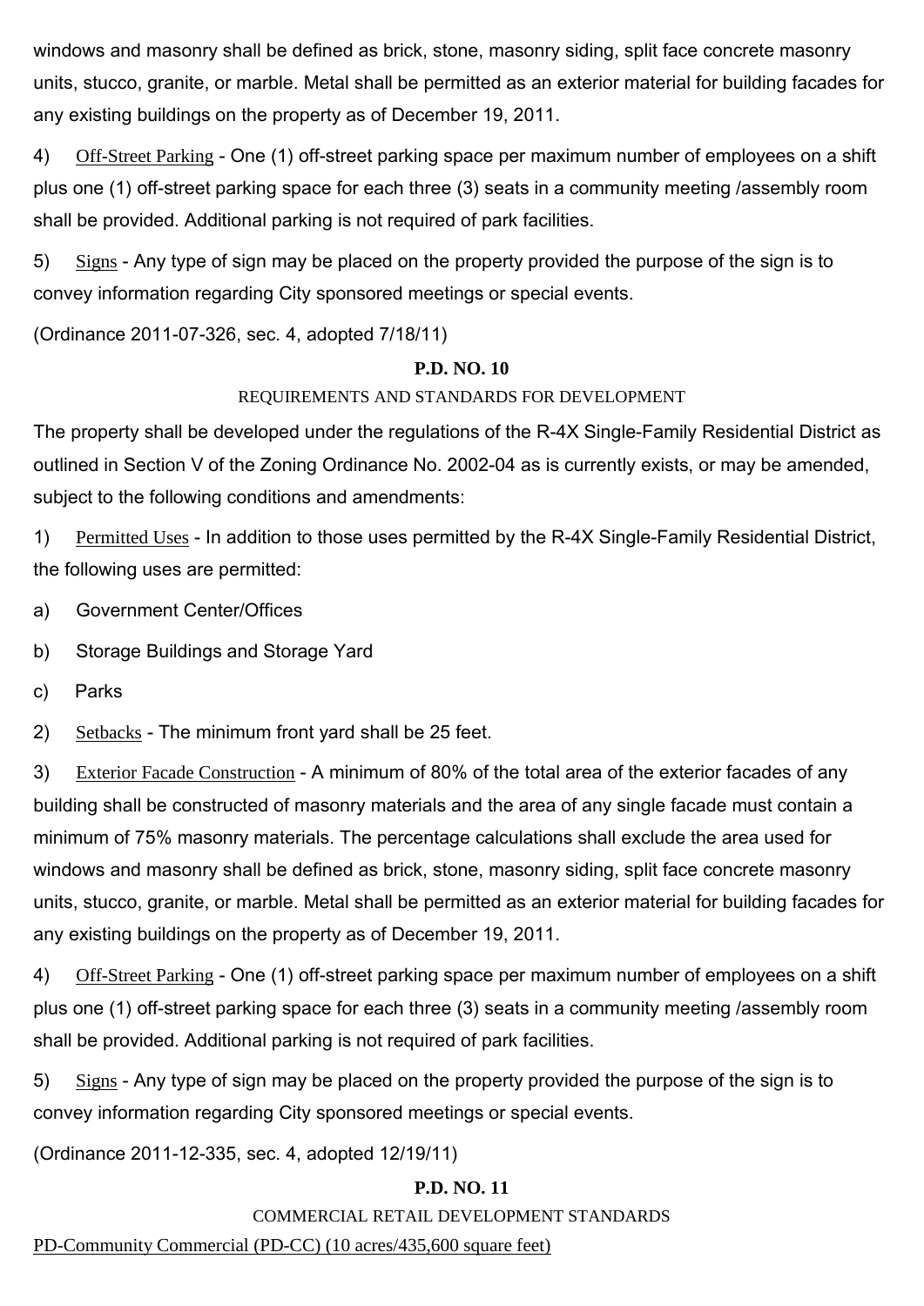windows and masonry shall be defined as brick, stone, masonry siding, split face concrete masonry units, stucco, granite, or marble. Metal shall be permitted as an exterior material for building facades for any existing buildings on the property as of December 19, 2011.

4) Off-Street Parking - One (1) off-street parking space per maximum number of employees on a shift plus one (1) off-street parking space for each three (3) seats in a community meeting /assembly room shall be provided. Additional parking is not required of park facilities.

5) Signs - Any type of sign may be placed on the property provided the purpose of the sign is to convey information regarding City sponsored meetings or special events.

(Ordinance 2011-07-326, sec. 4, adopted 7/18/11)

**P.D. NO. 10**

REQUIREMENTS AND STANDARDS FOR DEVELOPMENT

The property shall be developed under the regulations of the R-4X Single-Family Residential District as outlined in Section V of the Zoning Ordinance No. 2002-04 as is currently exists, or may be amended, subject to the following conditions and amendments:

1) Permitted Uses - In addition to those uses permitted by the R-4X Single-Family Residential District, the following uses are permitted:

a) Government Center/Offices

b) Storage Buildings and Storage Yard

c) Parks

2) Setbacks - The minimum front yard shall be 25 feet.

3) Exterior Facade Construction - A minimum of 80% of the total area of the exterior facades of any building shall be constructed of masonry materials and the area of any single facade must contain a minimum of 75% masonry materials. The percentage calculations shall exclude the area used for windows and masonry shall be defined as brick, stone, masonry siding, split face concrete masonry units, stucco, granite, or marble. Metal shall be permitted as an exterior material for building facades for any existing buildings on the property as of December 19, 2011.

4) Off-Street Parking - One (1) off-street parking space per maximum number of employees on a shift plus one (1) off-street parking space for each three (3) seats in a community meeting /assembly room shall be provided. Additional parking is not required of park facilities.

5) Signs - Any type of sign may be placed on the property provided the purpose of the sign is to convey information regarding City sponsored meetings or special events.

(Ordinance 2011-12-335, sec. 4, adopted 12/19/11)

**P.D. NO. 11**

COMMERCIAL RETAIL DEVELOPMENT STANDARDS

PD-Community Commercial (PD-CC) (10 acres/435,600 square feet)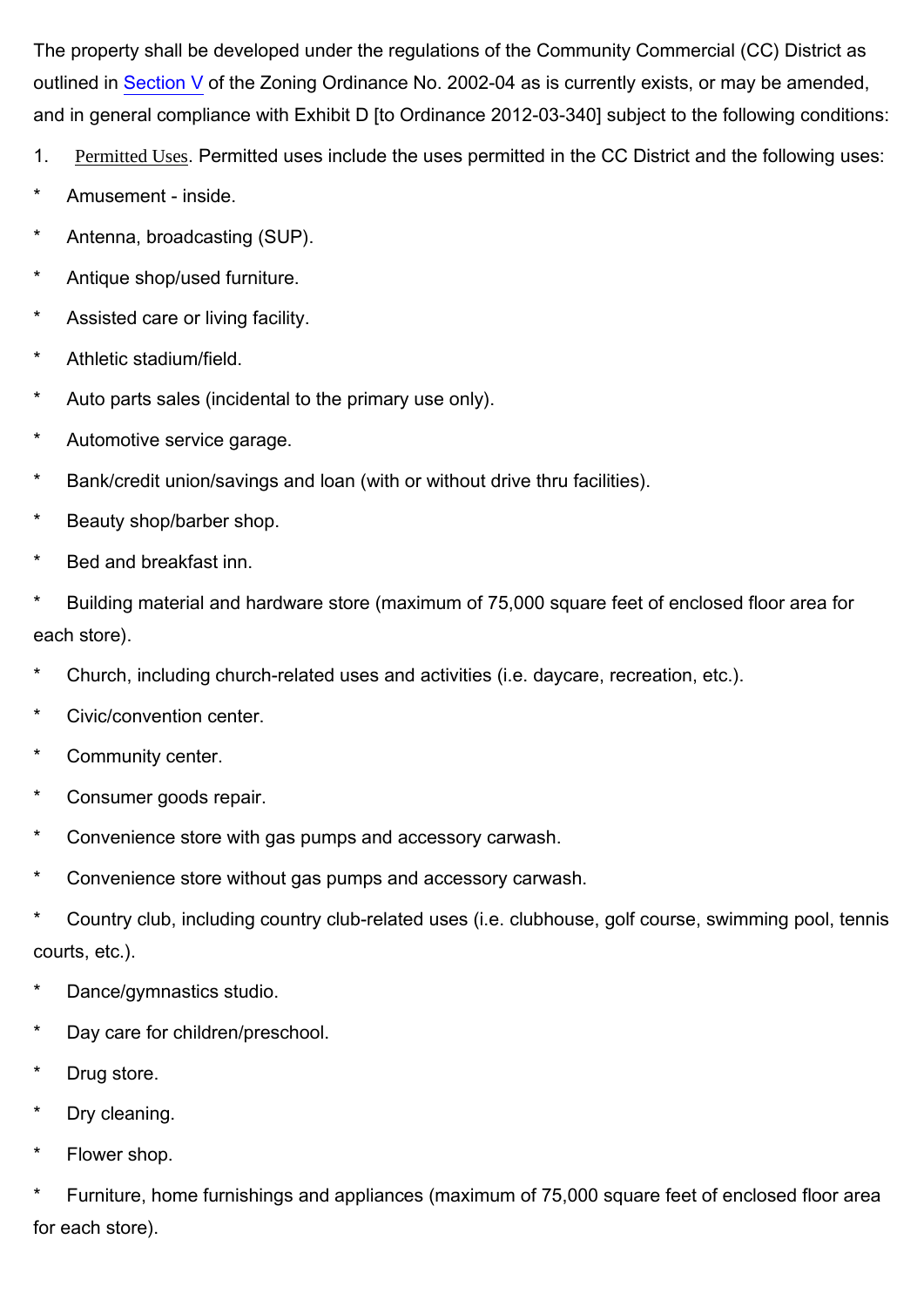The property shall be developed under the regulations of the Community Commercial (CC) District as outlined in Section V of the Zoning Ordinance No. 2002-04 as is currently exists, or may be amended, and in general compliance with Exhibit D [to Ordinance 2012-03-340] subject to the following conditions:

1. Permitted Uses. Permitted uses include the uses permitted in the CC District and the following uses:

* Amusement - inside.
* Antenna, broadcasting (SUP).
* Antique shop/used furniture.
* Assisted care or living facility.
* Athletic stadium/field.
* Auto parts sales (incidental to the primary use only).
* Automotive service garage.
* Bank/credit union/savings and loan (with or without drive thru facilities).
* Beauty shop/barber shop.
* Bed and breakfast inn.
* Building material and hardware store (maximum of 75,000 square feet of enclosed floor area for each store).
* Church, including church-related uses and activities (i.e. daycare, recreation, etc.).
* Civic/convention center.
* Community center.
* Consumer goods repair.
* Convenience store with gas pumps and accessory carwash.
* Convenience store without gas pumps and accessory carwash.
* Country club, including country club-related uses (i.e. clubhouse, golf course, swimming pool, tennis courts, etc.).
* Dance/gymnastics studio.
* Day care for children/preschool.
* Drug store.
* Dry cleaning.
* Flower shop.
* Furniture, home furnishings and appliances (maximum of 75,000 square feet of enclosed floor area for each store).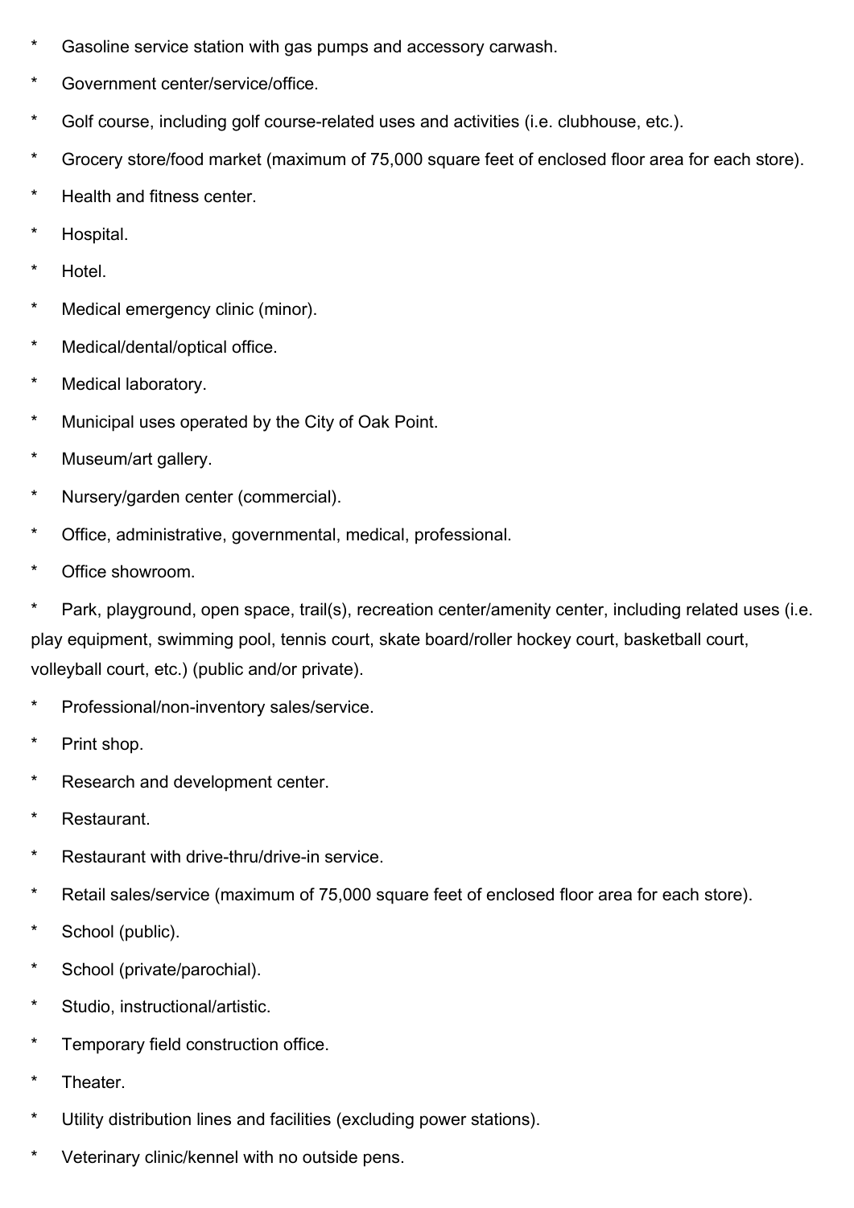* Gasoline service station with gas pumps and accessory carwash.
* Government center/service/office.
* Golf course, including golf course-related uses and activities (i.e. clubhouse, etc.).
* Grocery store/food market (maximum of 75,000 square feet of enclosed floor area for each store).
* Health and fitness center.
* Hospital.
* Hotel.
* Medical emergency clinic (minor).
* Medical/dental/optical office.
* Medical laboratory.
* Municipal uses operated by the City of Oak Point.
* Museum/art gallery.
* Nursery/garden center (commercial).
* Office, administrative, governmental, medical, professional.
* Office showroom.
* Park, playground, open space, trail(s), recreation center/amenity center, including related uses (i.e. play equipment, swimming pool, tennis court, skate board/roller hockey court, basketball court, volleyball court, etc.) (public and/or private).
* Professional/non-inventory sales/service.
* Print shop.
* Research and development center.
* Restaurant.
* Restaurant with drive-thru/drive-in service.
* Retail sales/service (maximum of 75,000 square feet of enclosed floor area for each store).
* School (public).
* School (private/parochial).
* Studio, instructional/artistic.
* Temporary field construction office.
* Theater.
* Utility distribution lines and facilities (excluding power stations).
* Veterinary clinic/kennel with no outside pens.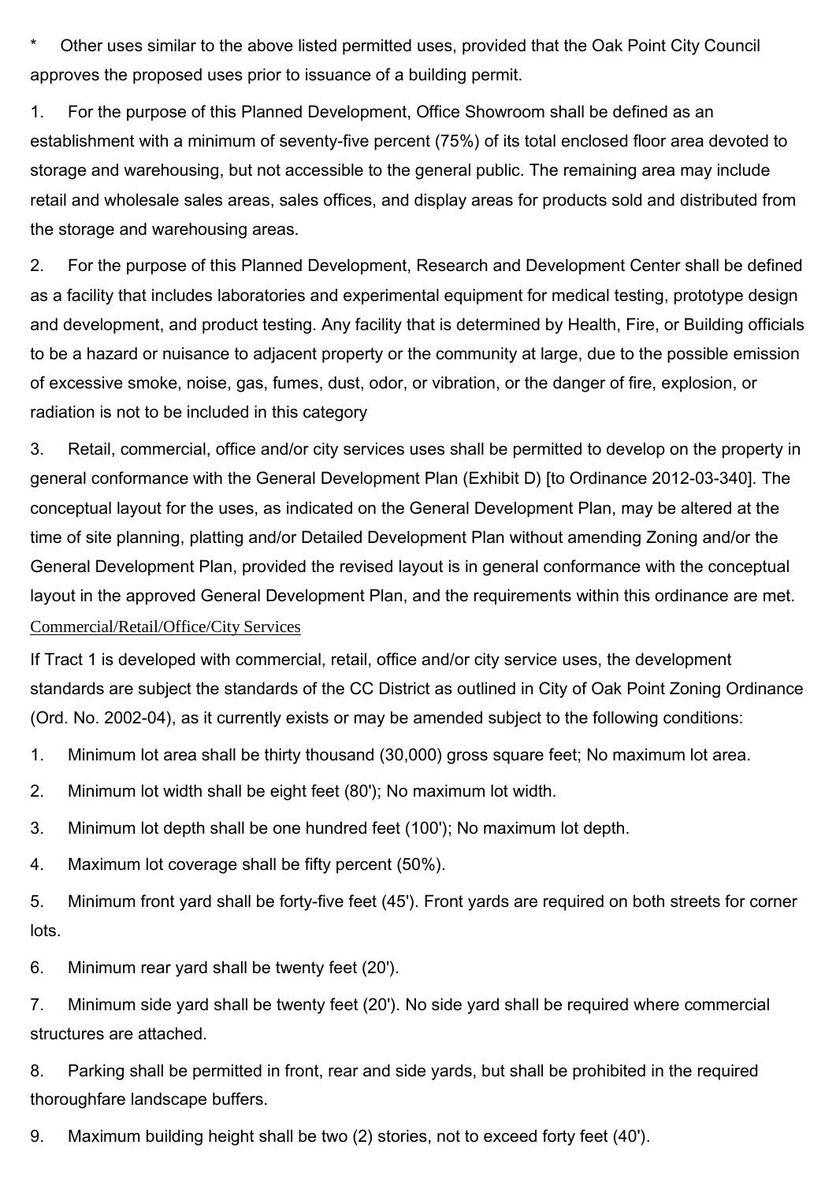\* Other uses similar to the above listed permitted uses, provided that the Oak Point City Council approves the proposed uses prior to issuance of a building permit.

1. For the purpose of this Planned Development, Office Showroom shall be defined as an establishment with a minimum of seventy-five percent (75%) of its total enclosed floor area devoted to storage and warehousing, but not accessible to the general public. The remaining area may include retail and wholesale sales areas, sales offices, and display areas for products sold and distributed from the storage and warehousing areas.

2. For the purpose of this Planned Development, Research and Development Center shall be defined as a facility that includes laboratories and experimental equipment for medical testing, prototype design and development, and product testing. Any facility that is determined by Health, Fire, or Building officials to be a hazard or nuisance to adjacent property or the community at large, due to the possible emission of excessive smoke, noise, gas, fumes, dust, odor, or vibration, or the danger of fire, explosion, or radiation is not to be included in this category

3. Retail, commercial, office and/or city services uses shall be permitted to develop on the property in general conformance with the General Development Plan (Exhibit D) [to Ordinance 2012-03-340]. The conceptual layout for the uses, as indicated on the General Development Plan, may be altered at the time of site planning, platting and/or Detailed Development Plan without amending Zoning and/or the General Development Plan, provided the revised layout is in general conformance with the conceptual layout in the approved General Development Plan, and the requirements within this ordinance are met.

Commercial/Retail/Office/City Services

If Tract 1 is developed with commercial, retail, office and/or city service uses, the development standards are subject the standards of the CC District as outlined in City of Oak Point Zoning Ordinance (Ord. No. 2002-04), as it currently exists or may be amended subject to the following conditions:

1. Minimum lot area shall be thirty thousand (30,000) gross square feet; No maximum lot area.

2. Minimum lot width shall be eight feet (80'); No maximum lot width.

3. Minimum lot depth shall be one hundred feet (100'); No maximum lot depth.

4. Maximum lot coverage shall be fifty percent (50%).

5. Minimum front yard shall be forty-five feet (45'). Front yards are required on both streets for corner lots.

6. Minimum rear yard shall be twenty feet (20').

7. Minimum side yard shall be twenty feet (20'). No side yard shall be required where commercial structures are attached.

8. Parking shall be permitted in front, rear and side yards, but shall be prohibited in the required thoroughfare landscape buffers.

9. Maximum building height shall be two (2) stories, not to exceed forty feet (40').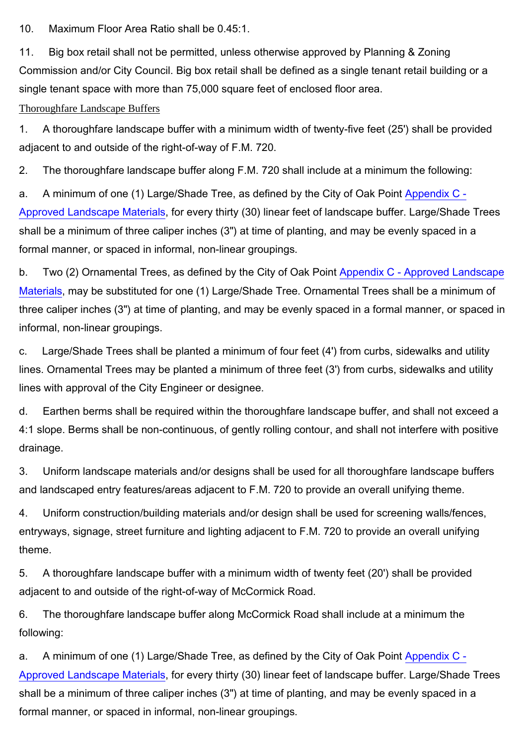10. Maximum Floor Area Ratio shall be 0.45:1.

11. Big box retail shall not be permitted, unless otherwise approved by Planning & Zoning Commission and/or City Council. Big box retail shall be defined as a single tenant retail building or a single tenant space with more than 75,000 square feet of enclosed floor area.

Thoroughfare Landscape Buffers

1. A thoroughfare landscape buffer with a minimum width of twenty-five feet (25') shall be provided adjacent to and outside of the right-of-way of F.M. 720.

2. The thoroughfare landscape buffer along F.M. 720 shall include at a minimum the following:

a. A minimum of one (1) Large/Shade Tree, as defined by the City of Oak Point Appendix C - Approved Landscape Materials, for every thirty (30) linear feet of landscape buffer. Large/Shade Trees shall be a minimum of three caliper inches (3") at time of planting, and may be evenly spaced in a formal manner, or spaced in informal, non-linear groupings.

b. Two (2) Ornamental Trees, as defined by the City of Oak Point Appendix C - Approved Landscape Materials, may be substituted for one (1) Large/Shade Tree. Ornamental Trees shall be a minimum of three caliper inches (3") at time of planting, and may be evenly spaced in a formal manner, or spaced in informal, non-linear groupings.

c. Large/Shade Trees shall be planted a minimum of four feet (4') from curbs, sidewalks and utility lines. Ornamental Trees may be planted a minimum of three feet (3') from curbs, sidewalks and utility lines with approval of the City Engineer or designee.

d. Earthen berms shall be required within the thoroughfare landscape buffer, and shall not exceed a 4:1 slope. Berms shall be non-continuous, of gently rolling contour, and shall not interfere with positive drainage.

3. Uniform landscape materials and/or designs shall be used for all thoroughfare landscape buffers and landscaped entry features/areas adjacent to F.M. 720 to provide an overall unifying theme.

4. Uniform construction/building materials and/or design shall be used for screening walls/fences, entryways, signage, street furniture and lighting adjacent to F.M. 720 to provide an overall unifying theme.

5. A thoroughfare landscape buffer with a minimum width of twenty feet (20') shall be provided adjacent to and outside of the right-of-way of McCormick Road.

6. The thoroughfare landscape buffer along McCormick Road shall include at a minimum the following:

a. A minimum of one (1) Large/Shade Tree, as defined by the City of Oak Point Appendix C - Approved Landscape Materials, for every thirty (30) linear feet of landscape buffer. Large/Shade Trees shall be a minimum of three caliper inches (3") at time of planting, and may be evenly spaced in a formal manner, or spaced in informal, non-linear groupings.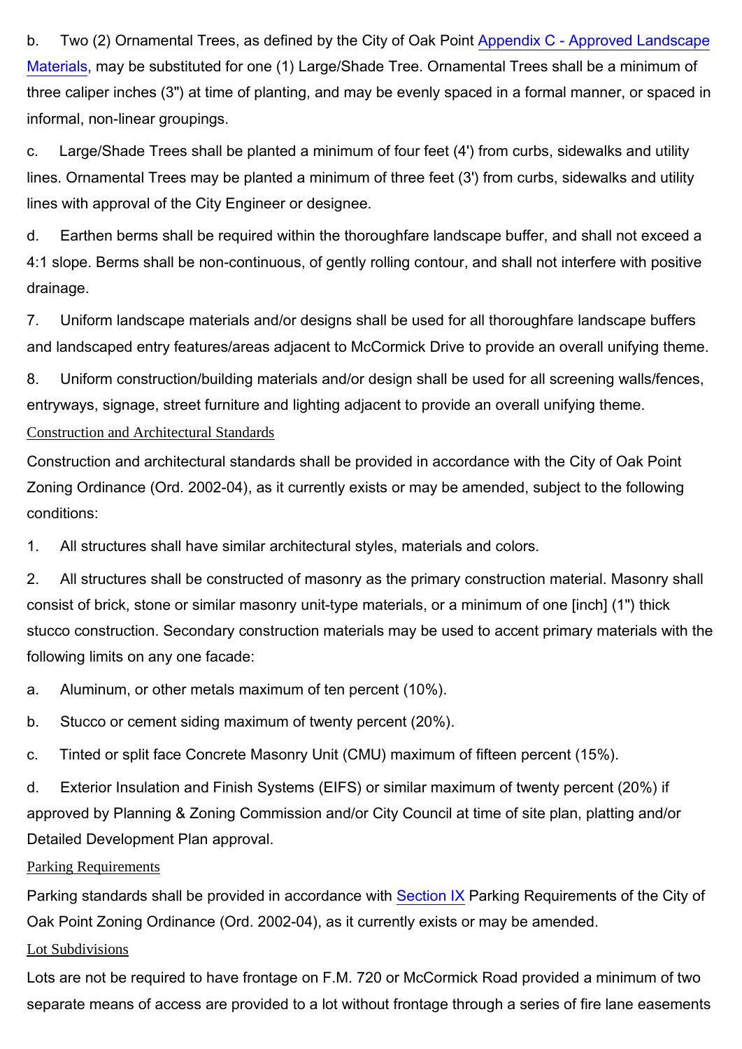b. Two (2) Ornamental Trees, as defined by the City of Oak Point Appendix C - Approved Landscape Materials, may be substituted for one (1) Large/Shade Tree. Ornamental Trees shall be a minimum of three caliper inches (3") at time of planting, and may be evenly spaced in a formal manner, or spaced in informal, non-linear groupings.

c. Large/Shade Trees shall be planted a minimum of four feet (4') from curbs, sidewalks and utility lines. Ornamental Trees may be planted a minimum of three feet (3') from curbs, sidewalks and utility lines with approval of the City Engineer or designee.

d. Earthen berms shall be required within the thoroughfare landscape buffer, and shall not exceed a 4:1 slope. Berms shall be non-continuous, of gently rolling contour, and shall not interfere with positive drainage.

7. Uniform landscape materials and/or designs shall be used for all thoroughfare landscape buffers and landscaped entry features/areas adjacent to McCormick Drive to provide an overall unifying theme.

8. Uniform construction/building materials and/or design shall be used for all screening walls/fences, entryways, signage, street furniture and lighting adjacent to provide an overall unifying theme.

Construction and Architectural Standards

Construction and architectural standards shall be provided in accordance with the City of Oak Point Zoning Ordinance (Ord. 2002-04), as it currently exists or may be amended, subject to the following conditions:

1. All structures shall have similar architectural styles, materials and colors.

2. All structures shall be constructed of masonry as the primary construction material. Masonry shall consist of brick, stone or similar masonry unit-type materials, or a minimum of one [inch] (1") thick stucco construction. Secondary construction materials may be used to accent primary materials with the following limits on any one facade:

a. Aluminum, or other metals maximum of ten percent (10%).

b. Stucco or cement siding maximum of twenty percent (20%).

c. Tinted or split face Concrete Masonry Unit (CMU) maximum of fifteen percent (15%).

d. Exterior Insulation and Finish Systems (EIFS) or similar maximum of twenty percent (20%) if approved by Planning & Zoning Commission and/or City Council at time of site plan, platting and/or Detailed Development Plan approval.

Parking Requirements

Parking standards shall be provided in accordance with Section IX Parking Requirements of the City of Oak Point Zoning Ordinance (Ord. 2002-04), as it currently exists or may be amended.

Lot Subdivisions

Lots are not be required to have frontage on F.M. 720 or McCormick Road provided a minimum of two separate means of access are provided to a lot without frontage through a series of fire lane easements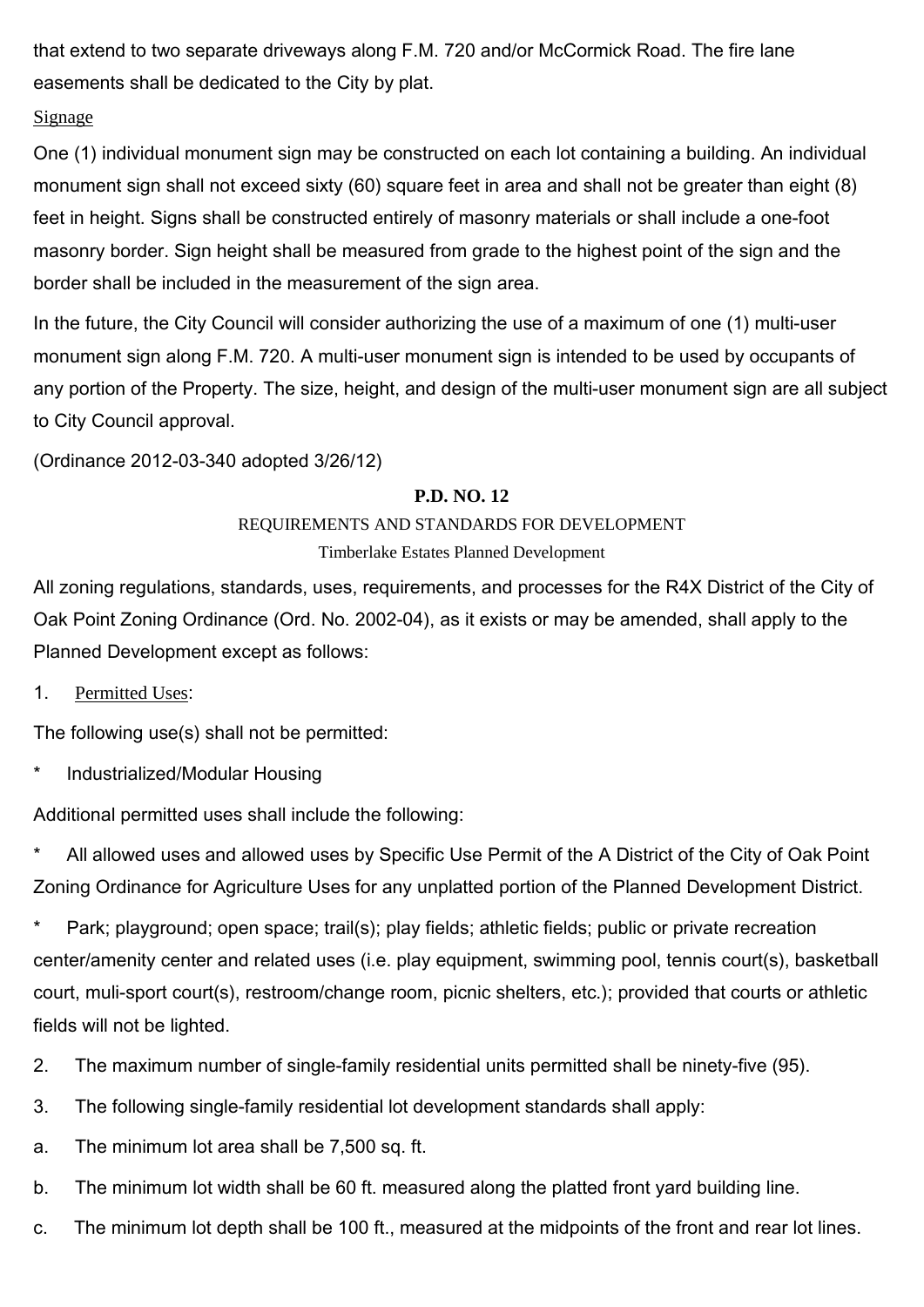that extend to two separate driveways along F.M. 720 and/or McCormick Road. The fire lane easements shall be dedicated to the City by plat.

Signage

One (1) individual monument sign may be constructed on each lot containing a building. An individual monument sign shall not exceed sixty (60) square feet in area and shall not be greater than eight (8) feet in height. Signs shall be constructed entirely of masonry materials or shall include a one-foot masonry border. Sign height shall be measured from grade to the highest point of the sign and the border shall be included in the measurement of the sign area.

In the future, the City Council will consider authorizing the use of a maximum of one (1) multi-user monument sign along F.M. 720. A multi-user monument sign is intended to be used by occupants of any portion of the Property. The size, height, and design of the multi-user monument sign are all subject to City Council approval.

(Ordinance 2012-03-340 adopted 3/26/12)

## P.D. NO. 12

REQUIREMENTS AND STANDARDS FOR DEVELOPMENT

Timberlake Estates Planned Development

All zoning regulations, standards, uses, requirements, and processes for the R4X District of the City of Oak Point Zoning Ordinance (Ord. No. 2002-04), as it exists or may be amended, shall apply to the Planned Development except as follows:

1. Permitted Uses:

The following use(s) shall not be permitted:

\* Industrialized/Modular Housing

Additional permitted uses shall include the following:

\* All allowed uses and allowed uses by Specific Use Permit of the A District of the City of Oak Point Zoning Ordinance for Agriculture Uses for any unplatted portion of the Planned Development District.

\* Park; playground; open space; trail(s); play fields; athletic fields; public or private recreation center/amenity center and related uses (i.e. play equipment, swimming pool, tennis court(s), basketball court, muli-sport court(s), restroom/change room, picnic shelters, etc.); provided that courts or athletic fields will not be lighted.

2. The maximum number of single-family residential units permitted shall be ninety-five (95).

3. The following single-family residential lot development standards shall apply:

a. The minimum lot area shall be 7,500 sq. ft.

b. The minimum lot width shall be 60 ft. measured along the platted front yard building line.

c. The minimum lot depth shall be 100 ft., measured at the midpoints of the front and rear lot lines.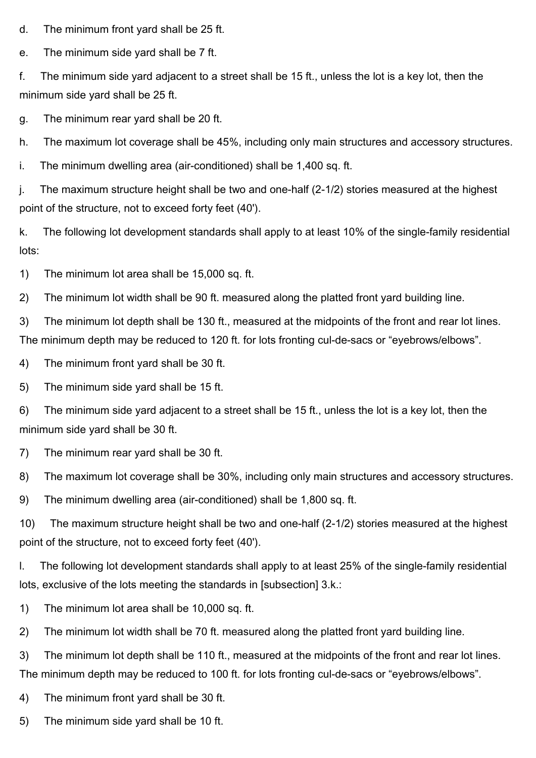d. The minimum front yard shall be 25 ft.

e. The minimum side yard shall be 7 ft.

f. The minimum side yard adjacent to a street shall be 15 ft., unless the lot is a key lot, then the minimum side yard shall be 25 ft.

g. The minimum rear yard shall be 20 ft.

h. The maximum lot coverage shall be 45%, including only main structures and accessory structures.

i. The minimum dwelling area (air-conditioned) shall be 1,400 sq. ft.

j. The maximum structure height shall be two and one-half (2-1/2) stories measured at the highest point of the structure, not to exceed forty feet (40').

k. The following lot development standards shall apply to at least 10% of the single-family residential lots:

1) The minimum lot area shall be 15,000 sq. ft.

2) The minimum lot width shall be 90 ft. measured along the platted front yard building line.

3) The minimum lot depth shall be 130 ft., measured at the midpoints of the front and rear lot lines. The minimum depth may be reduced to 120 ft. for lots fronting cul-de-sacs or "eyebrows/elbows".

4) The minimum front yard shall be 30 ft.

5) The minimum side yard shall be 15 ft.

6) The minimum side yard adjacent to a street shall be 15 ft., unless the lot is a key lot, then the minimum side yard shall be 30 ft.

7) The minimum rear yard shall be 30 ft.

8) The maximum lot coverage shall be 30%, including only main structures and accessory structures.

9) The minimum dwelling area (air-conditioned) shall be 1,800 sq. ft.

10) The maximum structure height shall be two and one-half (2-1/2) stories measured at the highest point of the structure, not to exceed forty feet (40').

l. The following lot development standards shall apply to at least 25% of the single-family residential lots, exclusive of the lots meeting the standards in [subsection] 3.k.:

1) The minimum lot area shall be 10,000 sq. ft.

2) The minimum lot width shall be 70 ft. measured along the platted front yard building line.

3) The minimum lot depth shall be 110 ft., measured at the midpoints of the front and rear lot lines. The minimum depth may be reduced to 100 ft. for lots fronting cul-de-sacs or "eyebrows/elbows".

4) The minimum front yard shall be 30 ft.

5) The minimum side yard shall be 10 ft.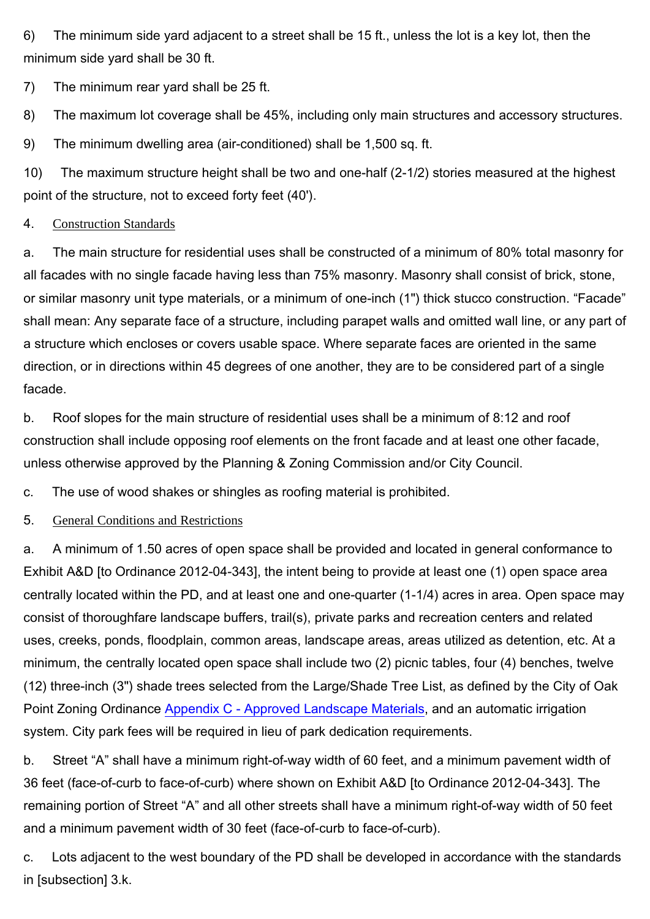6) The minimum side yard adjacent to a street shall be 15 ft., unless the lot is a key lot, then the minimum side yard shall be 30 ft.

7) The minimum rear yard shall be 25 ft.

8) The maximum lot coverage shall be 45%, including only main structures and accessory structures.

9) The minimum dwelling area (air-conditioned) shall be 1,500 sq. ft.

10) The maximum structure height shall be two and one-half (2-1/2) stories measured at the highest point of the structure, not to exceed forty feet (40').

4. Construction Standards

a. The main structure for residential uses shall be constructed of a minimum of 80% total masonry for all facades with no single facade having less than 75% masonry. Masonry shall consist of brick, stone, or similar masonry unit type materials, or a minimum of one-inch (1") thick stucco construction. "Facade" shall mean: Any separate face of a structure, including parapet walls and omitted wall line, or any part of a structure which encloses or covers usable space. Where separate faces are oriented in the same direction, or in directions within 45 degrees of one another, they are to be considered part of a single facade.

b. Roof slopes for the main structure of residential uses shall be a minimum of 8:12 and roof construction shall include opposing roof elements on the front facade and at least one other facade, unless otherwise approved by the Planning & Zoning Commission and/or City Council.

c. The use of wood shakes or shingles as roofing material is prohibited.

5. General Conditions and Restrictions

a. A minimum of 1.50 acres of open space shall be provided and located in general conformance to Exhibit A&D [to Ordinance 2012-04-343], the intent being to provide at least one (1) open space area centrally located within the PD, and at least one and one-quarter (1-1/4) acres in area. Open space may consist of thoroughfare landscape buffers, trail(s), private parks and recreation centers and related uses, creeks, ponds, floodplain, common areas, landscape areas, areas utilized as detention, etc. At a minimum, the centrally located open space shall include two (2) picnic tables, four (4) benches, twelve (12) three-inch (3") shade trees selected from the Large/Shade Tree List, as defined by the City of Oak Point Zoning Ordinance Appendix C - Approved Landscape Materials, and an automatic irrigation system. City park fees will be required in lieu of park dedication requirements.

b. Street "A" shall have a minimum right-of-way width of 60 feet, and a minimum pavement width of 36 feet (face-of-curb to face-of-curb) where shown on Exhibit A&D [to Ordinance 2012-04-343]. The remaining portion of Street "A" and all other streets shall have a minimum right-of-way width of 50 feet and a minimum pavement width of 30 feet (face-of-curb to face-of-curb).

c. Lots adjacent to the west boundary of the PD shall be developed in accordance with the standards in [subsection] 3.k.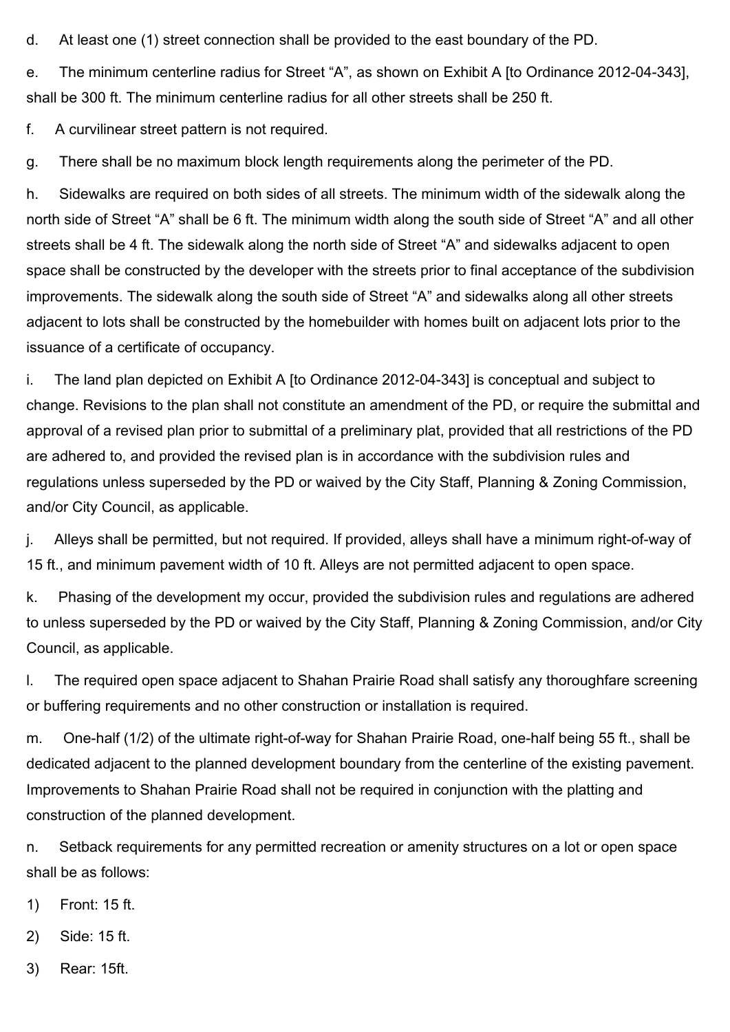d. At least one (1) street connection shall be provided to the east boundary of the PD.

e. The minimum centerline radius for Street "A", as shown on Exhibit A [to Ordinance 2012-04-343], shall be 300 ft. The minimum centerline radius for all other streets shall be 250 ft.

f. A curvilinear street pattern is not required.

g. There shall be no maximum block length requirements along the perimeter of the PD.

h. Sidewalks are required on both sides of all streets. The minimum width of the sidewalk along the north side of Street "A" shall be 6 ft. The minimum width along the south side of Street "A" and all other streets shall be 4 ft. The sidewalk along the north side of Street "A" and sidewalks adjacent to open space shall be constructed by the developer with the streets prior to final acceptance of the subdivision improvements. The sidewalk along the south side of Street "A" and sidewalks along all other streets adjacent to lots shall be constructed by the homebuilder with homes built on adjacent lots prior to the issuance of a certificate of occupancy.

i. The land plan depicted on Exhibit A [to Ordinance 2012-04-343] is conceptual and subject to change. Revisions to the plan shall not constitute an amendment of the PD, or require the submittal and approval of a revised plan prior to submittal of a preliminary plat, provided that all restrictions of the PD are adhered to, and provided the revised plan is in accordance with the subdivision rules and regulations unless superseded by the PD or waived by the City Staff, Planning & Zoning Commission, and/or City Council, as applicable.

j. Alleys shall be permitted, but not required. If provided, alleys shall have a minimum right-of-way of 15 ft., and minimum pavement width of 10 ft. Alleys are not permitted adjacent to open space.

k. Phasing of the development my occur, provided the subdivision rules and regulations are adhered to unless superseded by the PD or waived by the City Staff, Planning & Zoning Commission, and/or City Council, as applicable.

l. The required open space adjacent to Shahan Prairie Road shall satisfy any thoroughfare screening or buffering requirements and no other construction or installation is required.

m. One-half (1/2) of the ultimate right-of-way for Shahan Prairie Road, one-half being 55 ft., shall be dedicated adjacent to the planned development boundary from the centerline of the existing pavement. Improvements to Shahan Prairie Road shall not be required in conjunction with the platting and construction of the planned development.

n. Setback requirements for any permitted recreation or amenity structures on a lot or open space shall be as follows:

1) Front: 15 ft.

2) Side: 15 ft.

3) Rear: 15ft.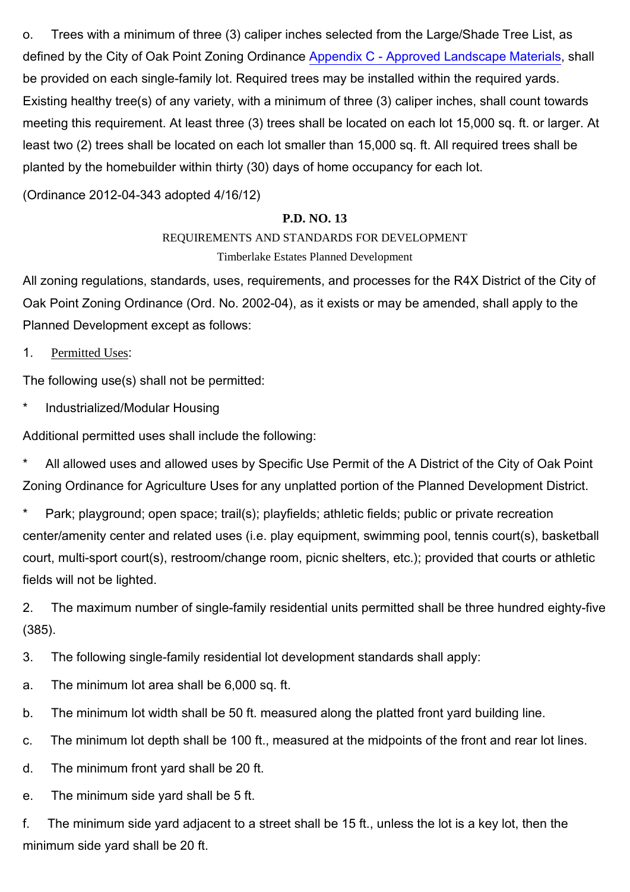o. Trees with a minimum of three (3) caliper inches selected from the Large/Shade Tree List, as defined by the City of Oak Point Zoning Ordinance Appendix C - Approved Landscape Materials, shall be provided on each single-family lot. Required trees may be installed within the required yards. Existing healthy tree(s) of any variety, with a minimum of three (3) caliper inches, shall count towards meeting this requirement. At least three (3) trees shall be located on each lot 15,000 sq. ft. or larger. At least two (2) trees shall be located on each lot smaller than 15,000 sq. ft. All required trees shall be planted by the homebuilder within thirty (30) days of home occupancy for each lot.

(Ordinance 2012-04-343 adopted 4/16/12)

## P.D. NO. 13

REQUIREMENTS AND STANDARDS FOR DEVELOPMENT

Timberlake Estates Planned Development

All zoning regulations, standards, uses, requirements, and processes for the R4X District of the City of Oak Point Zoning Ordinance (Ord. No. 2002-04), as it exists or may be amended, shall apply to the Planned Development except as follows:

1. Permitted Uses:

The following use(s) shall not be permitted:

* Industrialized/Modular Housing

Additional permitted uses shall include the following:

* All allowed uses and allowed uses by Specific Use Permit of the A District of the City of Oak Point Zoning Ordinance for Agriculture Uses for any unplatted portion of the Planned Development District.

* Park; playground; open space; trail(s); playfields; athletic fields; public or private recreation center/amenity center and related uses (i.e. play equipment, swimming pool, tennis court(s), basketball court, multi-sport court(s), restroom/change room, picnic shelters, etc.); provided that courts or athletic fields will not be lighted.

2. The maximum number of single-family residential units permitted shall be three hundred eighty-five (385).

3. The following single-family residential lot development standards shall apply:

a. The minimum lot area shall be 6,000 sq. ft.

b. The minimum lot width shall be 50 ft. measured along the platted front yard building line.

c. The minimum lot depth shall be 100 ft., measured at the midpoints of the front and rear lot lines.

d. The minimum front yard shall be 20 ft.

e. The minimum side yard shall be 5 ft.

f. The minimum side yard adjacent to a street shall be 15 ft., unless the lot is a key lot, then the minimum side yard shall be 20 ft.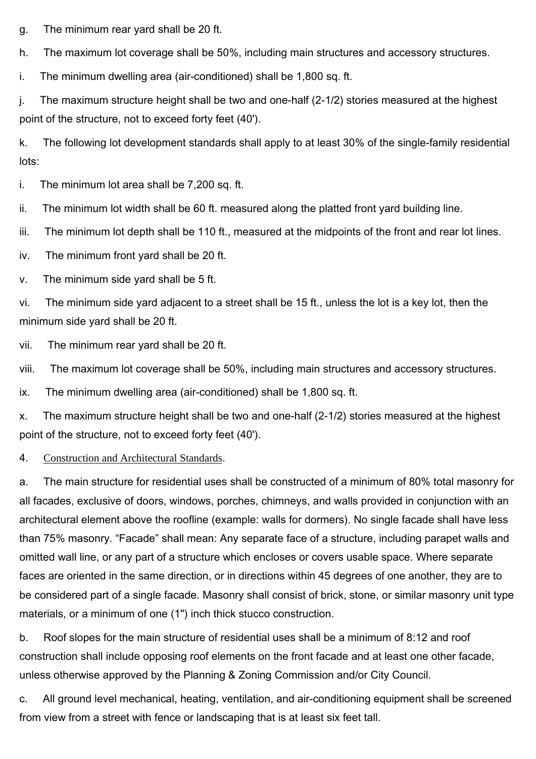g. The minimum rear yard shall be 20 ft.

h. The maximum lot coverage shall be 50%, including main structures and accessory structures.

i. The minimum dwelling area (air-conditioned) shall be 1,800 sq. ft.

j. The maximum structure height shall be two and one-half (2-1/2) stories measured at the highest point of the structure, not to exceed forty feet (40').

k. The following lot development standards shall apply to at least 30% of the single-family residential lots:

i. The minimum lot area shall be 7,200 sq. ft.

ii. The minimum lot width shall be 60 ft. measured along the platted front yard building line.

iii. The minimum lot depth shall be 110 ft., measured at the midpoints of the front and rear lot lines.

iv. The minimum front yard shall be 20 ft.

v. The minimum side yard shall be 5 ft.

vi. The minimum side yard adjacent to a street shall be 15 ft., unless the lot is a key lot, then the minimum side yard shall be 20 ft.

vii. The minimum rear yard shall be 20 ft.

viii. The maximum lot coverage shall be 50%, including main structures and accessory structures.

ix. The minimum dwelling area (air-conditioned) shall be 1,800 sq. ft.

x. The maximum structure height shall be two and one-half (2-1/2) stories measured at the highest point of the structure, not to exceed forty feet (40').

4. Construction and Architectural Standards.

a. The main structure for residential uses shall be constructed of a minimum of 80% total masonry for all facades, exclusive of doors, windows, porches, chimneys, and walls provided in conjunction with an architectural element above the roofline (example: walls for dormers). No single facade shall have less than 75% masonry. “Facade” shall mean: Any separate face of a structure, including parapet walls and omitted wall line, or any part of a structure which encloses or covers usable space. Where separate faces are oriented in the same direction, or in directions within 45 degrees of one another, they are to be considered part of a single facade. Masonry shall consist of brick, stone, or similar masonry unit type materials, or a minimum of one (1") inch thick stucco construction.

b. Roof slopes for the main structure of residential uses shall be a minimum of 8:12 and roof construction shall include opposing roof elements on the front facade and at least one other facade, unless otherwise approved by the Planning & Zoning Commission and/or City Council.

c. All ground level mechanical, heating, ventilation, and air-conditioning equipment shall be screened from view from a street with fence or landscaping that is at least six feet tall.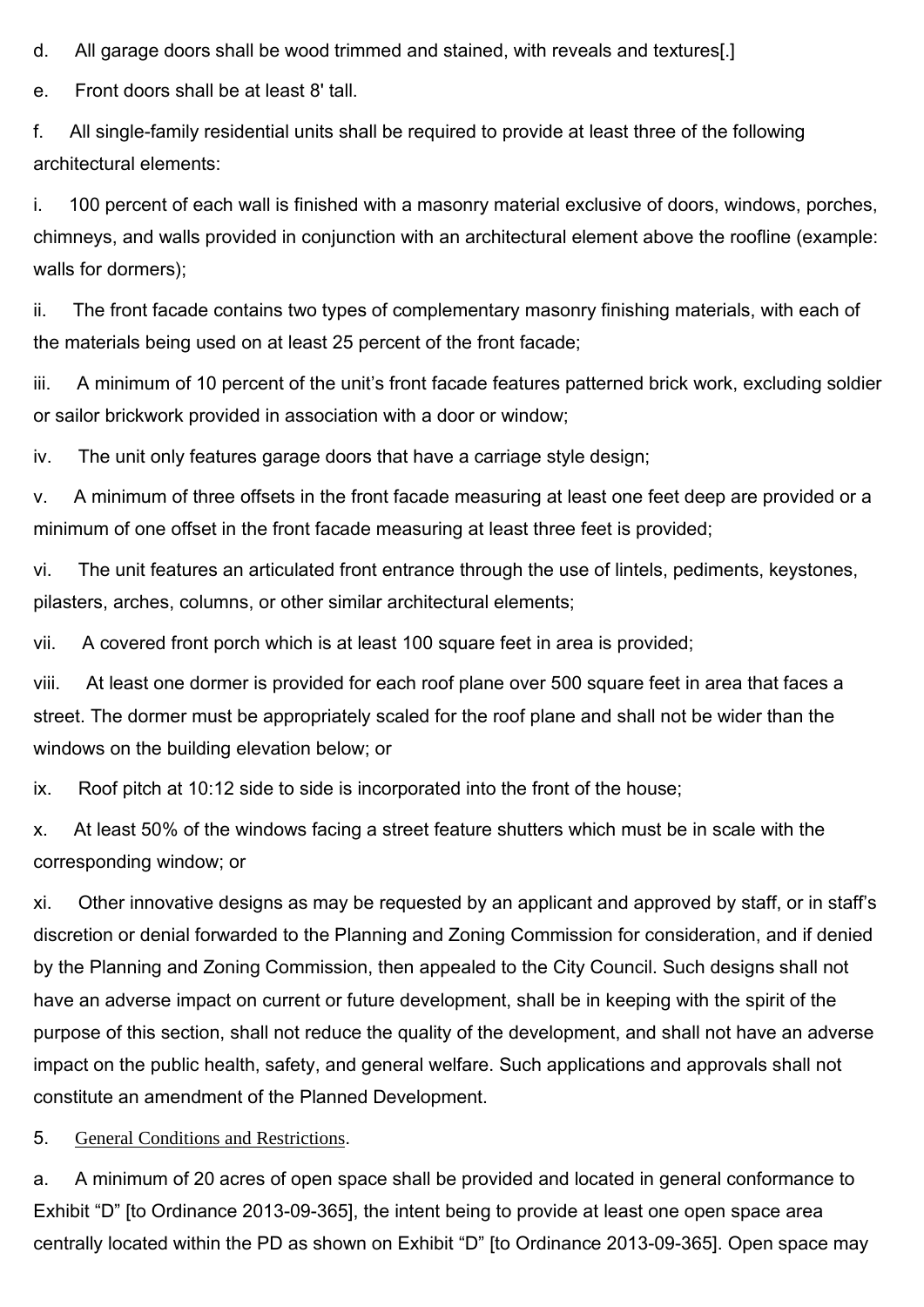d. All garage doors shall be wood trimmed and stained, with reveals and textures[.]

e. Front doors shall be at least 8' tall.

f. All single-family residential units shall be required to provide at least three of the following architectural elements:

i. 100 percent of each wall is finished with a masonry material exclusive of doors, windows, porches, chimneys, and walls provided in conjunction with an architectural element above the roofline (example: walls for dormers);

ii. The front facade contains two types of complementary masonry finishing materials, with each of the materials being used on at least 25 percent of the front facade;

iii. A minimum of 10 percent of the unit's front facade features patterned brick work, excluding soldier or sailor brickwork provided in association with a door or window;

iv. The unit only features garage doors that have a carriage style design;

v. A minimum of three offsets in the front facade measuring at least one feet deep are provided or a minimum of one offset in the front facade measuring at least three feet is provided;

vi. The unit features an articulated front entrance through the use of lintels, pediments, keystones, pilasters, arches, columns, or other similar architectural elements;

vii. A covered front porch which is at least 100 square feet in area is provided;

viii. At least one dormer is provided for each roof plane over 500 square feet in area that faces a street. The dormer must be appropriately scaled for the roof plane and shall not be wider than the windows on the building elevation below; or

ix. Roof pitch at 10:12 side to side is incorporated into the front of the house;

x. At least 50% of the windows facing a street feature shutters which must be in scale with the corresponding window; or

xi. Other innovative designs as may be requested by an applicant and approved by staff, or in staff's discretion or denial forwarded to the Planning and Zoning Commission for consideration, and if denied by the Planning and Zoning Commission, then appealed to the City Council. Such designs shall not have an adverse impact on current or future development, shall be in keeping with the spirit of the purpose of this section, shall not reduce the quality of the development, and shall not have an adverse impact on the public health, safety, and general welfare. Such applications and approvals shall not constitute an amendment of the Planned Development.

5. General Conditions and Restrictions.

a. A minimum of 20 acres of open space shall be provided and located in general conformance to Exhibit "D" [to Ordinance 2013-09-365], the intent being to provide at least one open space area centrally located within the PD as shown on Exhibit "D" [to Ordinance 2013-09-365]. Open space may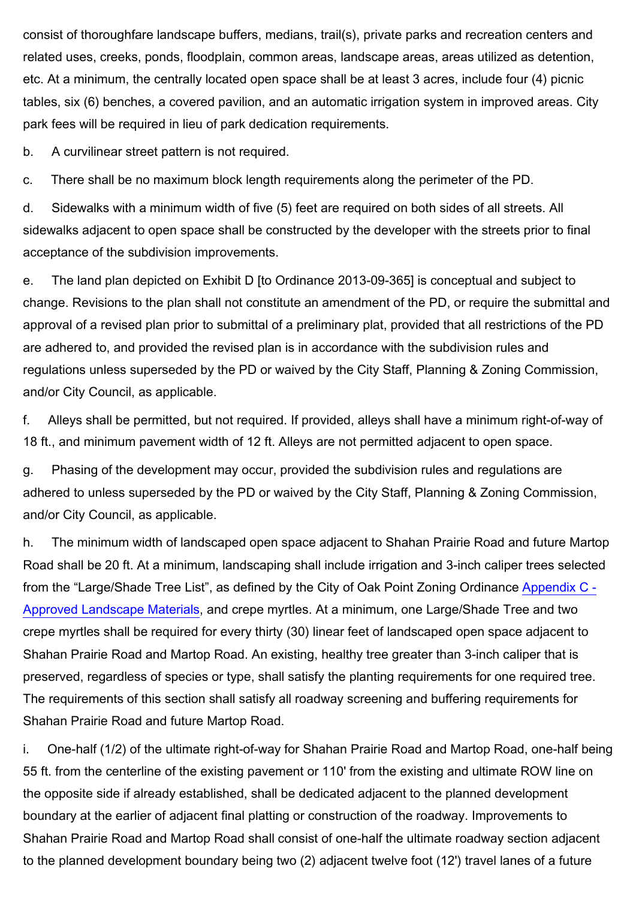consist of thoroughfare landscape buffers, medians, trail(s), private parks and recreation centers and related uses, creeks, ponds, floodplain, common areas, landscape areas, areas utilized as detention, etc. At a minimum, the centrally located open space shall be at least 3 acres, include four (4) picnic tables, six (6) benches, a covered pavilion, and an automatic irrigation system in improved areas. City park fees will be required in lieu of park dedication requirements.

b. A curvilinear street pattern is not required.

c. There shall be no maximum block length requirements along the perimeter of the PD.

d. Sidewalks with a minimum width of five (5) feet are required on both sides of all streets. All sidewalks adjacent to open space shall be constructed by the developer with the streets prior to final acceptance of the subdivision improvements.

e. The land plan depicted on Exhibit D [to Ordinance 2013-09-365] is conceptual and subject to change. Revisions to the plan shall not constitute an amendment of the PD, or require the submittal and approval of a revised plan prior to submittal of a preliminary plat, provided that all restrictions of the PD are adhered to, and provided the revised plan is in accordance with the subdivision rules and regulations unless superseded by the PD or waived by the City Staff, Planning & Zoning Commission, and/or City Council, as applicable.

f. Alleys shall be permitted, but not required. If provided, alleys shall have a minimum right-of-way of 18 ft., and minimum pavement width of 12 ft. Alleys are not permitted adjacent to open space.

g. Phasing of the development may occur, provided the subdivision rules and regulations are adhered to unless superseded by the PD or waived by the City Staff, Planning & Zoning Commission, and/or City Council, as applicable.

h. The minimum width of landscaped open space adjacent to Shahan Prairie Road and future Martop Road shall be 20 ft. At a minimum, landscaping shall include irrigation and 3-inch caliper trees selected from the "Large/Shade Tree List", as defined by the City of Oak Point Zoning Ordinance Appendix C - Approved Landscape Materials, and crepe myrtles. At a minimum, one Large/Shade Tree and two crepe myrtles shall be required for every thirty (30) linear feet of landscaped open space adjacent to Shahan Prairie Road and Martop Road. An existing, healthy tree greater than 3-inch caliper that is preserved, regardless of species or type, shall satisfy the planting requirements for one required tree. The requirements of this section shall satisfy all roadway screening and buffering requirements for Shahan Prairie Road and future Martop Road.

i. One-half (1/2) of the ultimate right-of-way for Shahan Prairie Road and Martop Road, one-half being 55 ft. from the centerline of the existing pavement or 110' from the existing and ultimate ROW line on the opposite side if already established, shall be dedicated adjacent to the planned development boundary at the earlier of adjacent final platting or construction of the roadway. Improvements to Shahan Prairie Road and Martop Road shall consist of one-half the ultimate roadway section adjacent to the planned development boundary being two (2) adjacent twelve foot (12') travel lanes of a future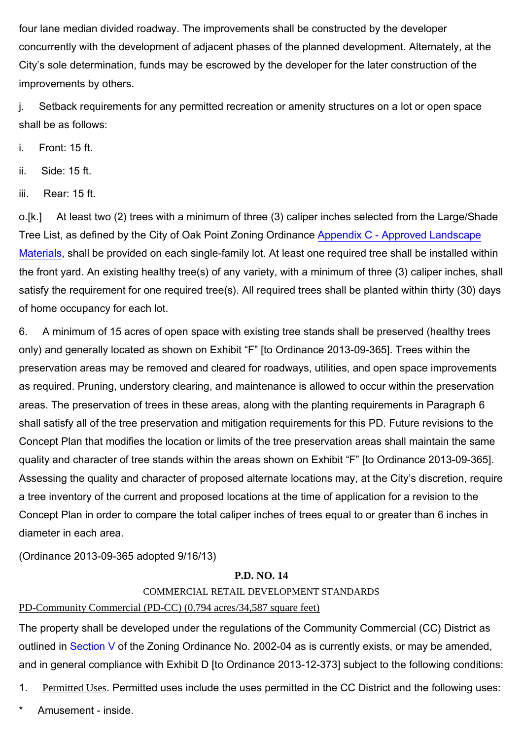four lane median divided roadway. The improvements shall be constructed by the developer concurrently with the development of adjacent phases of the planned development. Alternately, at the City's sole determination, funds may be escrowed by the developer for the later construction of the improvements by others.

j. Setback requirements for any permitted recreation or amenity structures on a lot or open space shall be as follows:

i. Front: 15 ft.

ii. Side: 15 ft.

iii. Rear: 15 ft.

o.[k.] At least two (2) trees with a minimum of three (3) caliper inches selected from the Large/Shade Tree List, as defined by the City of Oak Point Zoning Ordinance Appendix C - Approved Landscape Materials, shall be provided on each single-family lot. At least one required tree shall be installed within the front yard. An existing healthy tree(s) of any variety, with a minimum of three (3) caliper inches, shall satisfy the requirement for one required tree(s). All required trees shall be planted within thirty (30) days of home occupancy for each lot.

6. A minimum of 15 acres of open space with existing tree stands shall be preserved (healthy trees only) and generally located as shown on Exhibit "F" [to Ordinance 2013-09-365]. Trees within the preservation areas may be removed and cleared for roadways, utilities, and open space improvements as required. Pruning, understory clearing, and maintenance is allowed to occur within the preservation areas. The preservation of trees in these areas, along with the planting requirements in Paragraph 6 shall satisfy all of the tree preservation and mitigation requirements for this PD. Future revisions to the Concept Plan that modifies the location or limits of the tree preservation areas shall maintain the same quality and character of tree stands within the areas shown on Exhibit "F" [to Ordinance 2013-09-365]. Assessing the quality and character of proposed alternate locations may, at the City's discretion, require a tree inventory of the current and proposed locations at the time of application for a revision to the Concept Plan in order to compare the total caliper inches of trees equal to or greater than 6 inches in diameter in each area.

(Ordinance 2013-09-365 adopted 9/16/13)

## P.D. NO. 14

COMMERCIAL RETAIL DEVELOPMENT STANDARDS

PD-Community Commercial (PD-CC) (0.794 acres/34,587 square feet)

The property shall be developed under the regulations of the Community Commercial (CC) District as outlined in Section V of the Zoning Ordinance No. 2002-04 as is currently exists, or may be amended, and in general compliance with Exhibit D [to Ordinance 2013-12-373] subject to the following conditions:

1. Permitted Uses. Permitted uses include the uses permitted in the CC District and the following uses:

* Amusement - inside.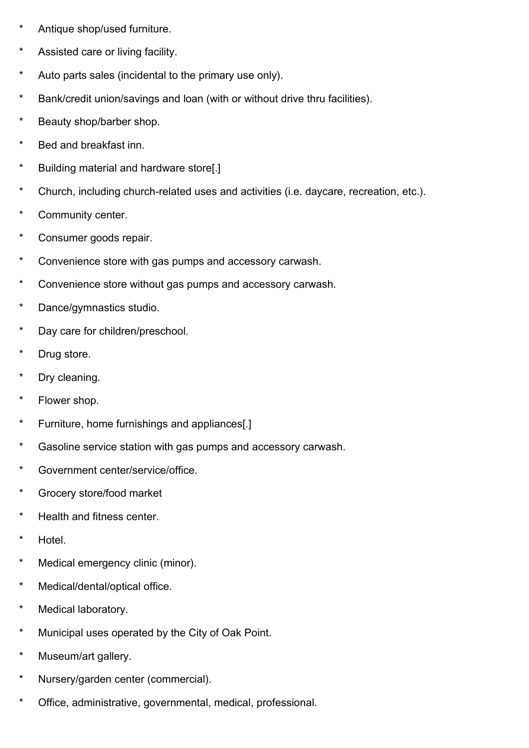* Antique shop/used furniture.
* Assisted care or living facility.
* Auto parts sales (incidental to the primary use only).
* Bank/credit union/savings and loan (with or without drive thru facilities).
* Beauty shop/barber shop.
* Bed and breakfast inn.
* Building material and hardware store[.]
* Church, including church-related uses and activities (i.e. daycare, recreation, etc.).
* Community center.
* Consumer goods repair.
* Convenience store with gas pumps and accessory carwash.
* Convenience store without gas pumps and accessory carwash.
* Dance/gymnastics studio.
* Day care for children/preschool.
* Drug store.
* Dry cleaning.
* Flower shop.
* Furniture, home furnishings and appliances[.]
* Gasoline service station with gas pumps and accessory carwash.
* Government center/service/office.
* Grocery store/food market
* Health and fitness center.
* Hotel.
* Medical emergency clinic (minor).
* Medical/dental/optical office.
* Medical laboratory.
* Municipal uses operated by the City of Oak Point.
* Museum/art gallery.
* Nursery/garden center (commercial).
* Office, administrative, governmental, medical, professional.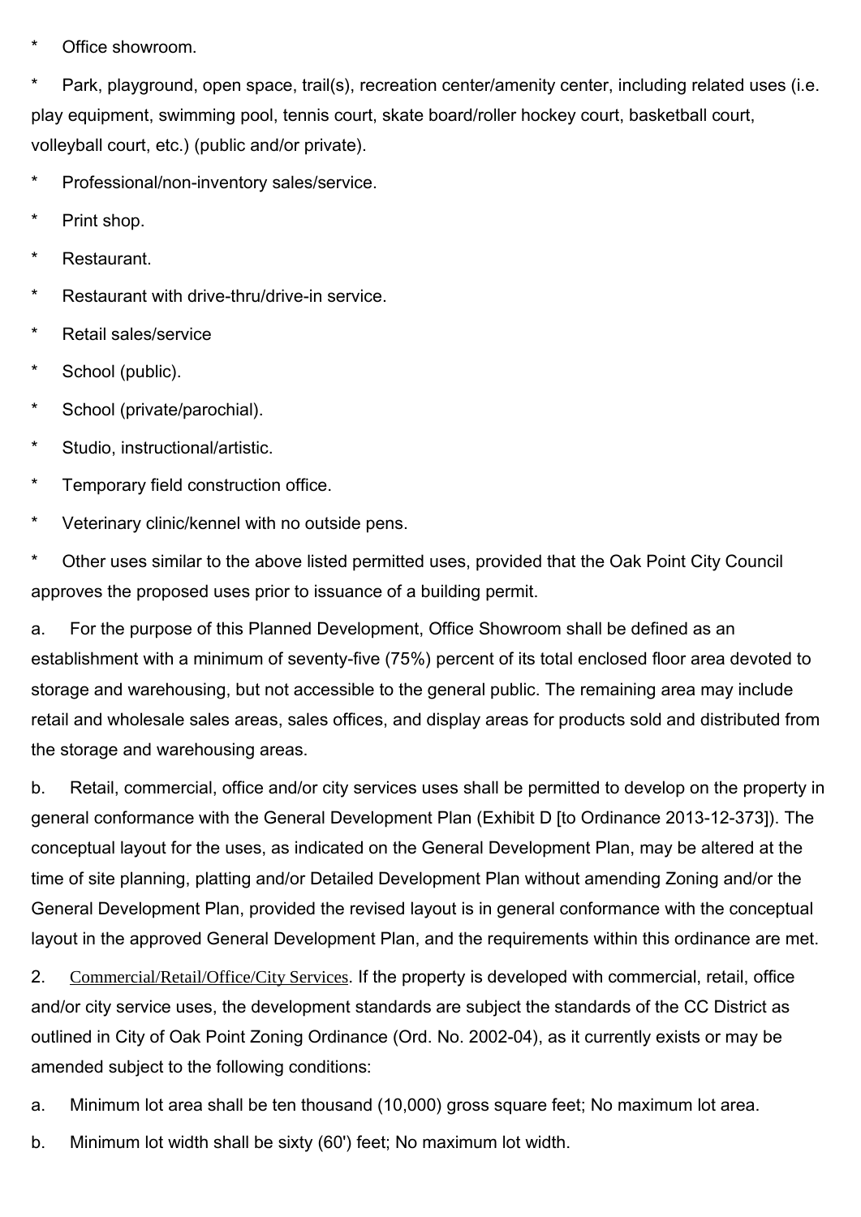* Office showroom.

* Park, playground, open space, trail(s), recreation center/amenity center, including related uses (i.e. play equipment, swimming pool, tennis court, skate board/roller hockey court, basketball court, volleyball court, etc.) (public and/or private).

* Professional/non-inventory sales/service.

* Print shop.

* Restaurant.

* Restaurant with drive-thru/drive-in service.

* Retail sales/service

* School (public).

* School (private/parochial).

* Studio, instructional/artistic.

* Temporary field construction office.

* Veterinary clinic/kennel with no outside pens.

* Other uses similar to the above listed permitted uses, provided that the Oak Point City Council approves the proposed uses prior to issuance of a building permit.

a. For the purpose of this Planned Development, Office Showroom shall be defined as an establishment with a minimum of seventy-five (75%) percent of its total enclosed floor area devoted to storage and warehousing, but not accessible to the general public. The remaining area may include retail and wholesale sales areas, sales offices, and display areas for products sold and distributed from the storage and warehousing areas.

b. Retail, commercial, office and/or city services uses shall be permitted to develop on the property in general conformance with the General Development Plan (Exhibit D [to Ordinance 2013-12-373]). The conceptual layout for the uses, as indicated on the General Development Plan, may be altered at the time of site planning, platting and/or Detailed Development Plan without amending Zoning and/or the General Development Plan, provided the revised layout is in general conformance with the conceptual layout in the approved General Development Plan, and the requirements within this ordinance are met.

2. Commercial/Retail/Office/City Services. If the property is developed with commercial, retail, office and/or city service uses, the development standards are subject the standards of the CC District as outlined in City of Oak Point Zoning Ordinance (Ord. No. 2002-04), as it currently exists or may be amended subject to the following conditions:

a. Minimum lot area shall be ten thousand (10,000) gross square feet; No maximum lot area.

b. Minimum lot width shall be sixty (60') feet; No maximum lot width.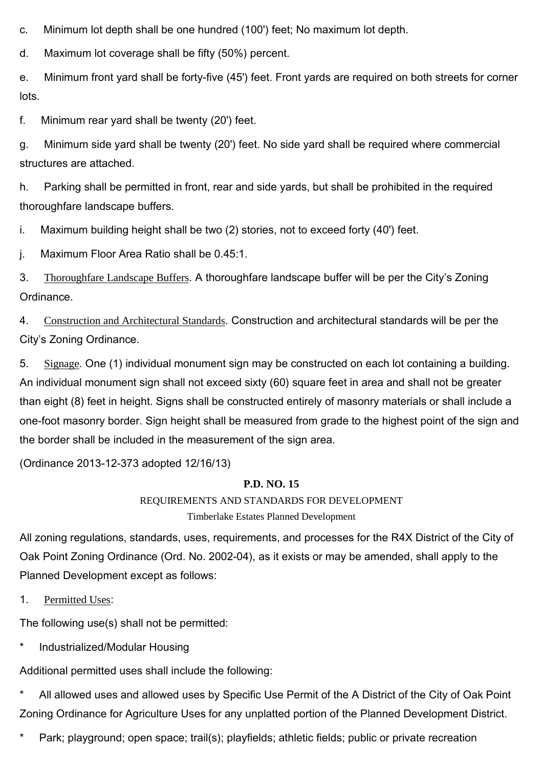c. Minimum lot depth shall be one hundred (100') feet; No maximum lot depth.

d. Maximum lot coverage shall be fifty (50%) percent.

e. Minimum front yard shall be forty-five (45') feet. Front yards are required on both streets for corner lots.

f. Minimum rear yard shall be twenty (20') feet.

g. Minimum side yard shall be twenty (20') feet. No side yard shall be required where commercial structures are attached.

h. Parking shall be permitted in front, rear and side yards, but shall be prohibited in the required thoroughfare landscape buffers.

i. Maximum building height shall be two (2) stories, not to exceed forty (40') feet.

j. Maximum Floor Area Ratio shall be 0.45:1.

3. Thoroughfare Landscape Buffers. A thoroughfare landscape buffer will be per the City's Zoning Ordinance.

4. Construction and Architectural Standards. Construction and architectural standards will be per the City's Zoning Ordinance.

5. Signage. One (1) individual monument sign may be constructed on each lot containing a building. An individual monument sign shall not exceed sixty (60) square feet in area and shall not be greater than eight (8) feet in height. Signs shall be constructed entirely of masonry materials or shall include a one-foot masonry border. Sign height shall be measured from grade to the highest point of the sign and the border shall be included in the measurement of the sign area.

(Ordinance 2013-12-373 adopted 12/16/13)

**P.D. NO. 15**

REQUIREMENTS AND STANDARDS FOR DEVELOPMENT

Timberlake Estates Planned Development

All zoning regulations, standards, uses, requirements, and processes for the R4X District of the City of Oak Point Zoning Ordinance (Ord. No. 2002-04), as it exists or may be amended, shall apply to the Planned Development except as follows:

1. Permitted Uses:

The following use(s) shall not be permitted:

* Industrialized/Modular Housing

Additional permitted uses shall include the following:

* All allowed uses and allowed uses by Specific Use Permit of the A District of the City of Oak Point Zoning Ordinance for Agriculture Uses for any unplatted portion of the Planned Development District.

* Park; playground; open space; trail(s); playfields; athletic fields; public or private recreation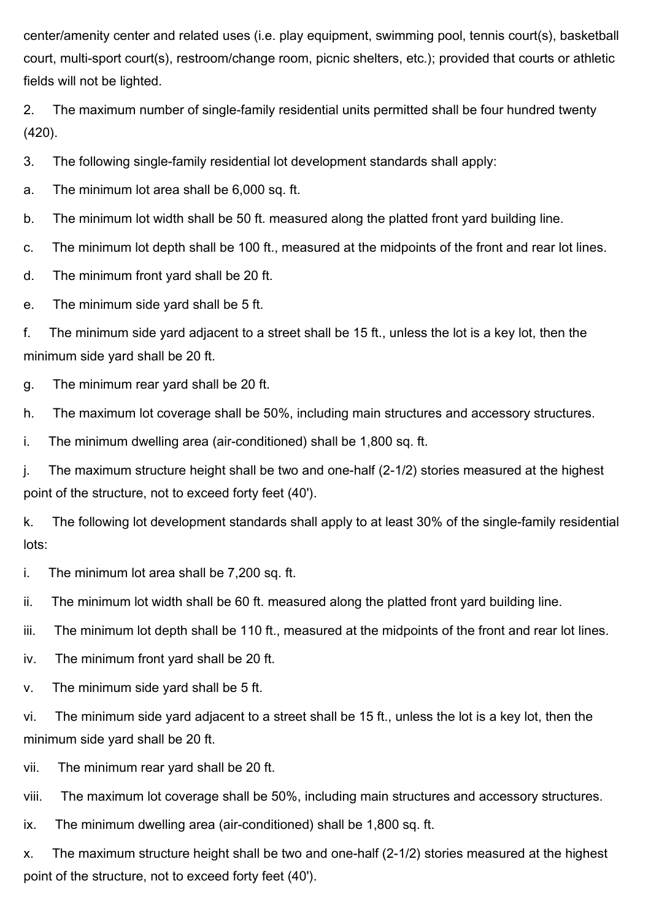center/amenity center and related uses (i.e. play equipment, swimming pool, tennis court(s), basketball court, multi-sport court(s), restroom/change room, picnic shelters, etc.); provided that courts or athletic fields will not be lighted.

2. The maximum number of single-family residential units permitted shall be four hundred twenty (420).

3. The following single-family residential lot development standards shall apply:

a. The minimum lot area shall be 6,000 sq. ft.

b. The minimum lot width shall be 50 ft. measured along the platted front yard building line.

c. The minimum lot depth shall be 100 ft., measured at the midpoints of the front and rear lot lines.

d. The minimum front yard shall be 20 ft.

e. The minimum side yard shall be 5 ft.

f. The minimum side yard adjacent to a street shall be 15 ft., unless the lot is a key lot, then the minimum side yard shall be 20 ft.

g. The minimum rear yard shall be 20 ft.

h. The maximum lot coverage shall be 50%, including main structures and accessory structures.

i. The minimum dwelling area (air-conditioned) shall be 1,800 sq. ft.

j. The maximum structure height shall be two and one-half (2-1/2) stories measured at the highest point of the structure, not to exceed forty feet (40').

k. The following lot development standards shall apply to at least 30% of the single-family residential lots:

i. The minimum lot area shall be 7,200 sq. ft.

ii. The minimum lot width shall be 60 ft. measured along the platted front yard building line.

iii. The minimum lot depth shall be 110 ft., measured at the midpoints of the front and rear lot lines.

iv. The minimum front yard shall be 20 ft.

v. The minimum side yard shall be 5 ft.

vi. The minimum side yard adjacent to a street shall be 15 ft., unless the lot is a key lot, then the minimum side yard shall be 20 ft.

vii. The minimum rear yard shall be 20 ft.

viii. The maximum lot coverage shall be 50%, including main structures and accessory structures.

ix. The minimum dwelling area (air-conditioned) shall be 1,800 sq. ft.

x. The maximum structure height shall be two and one-half (2-1/2) stories measured at the highest point of the structure, not to exceed forty feet (40').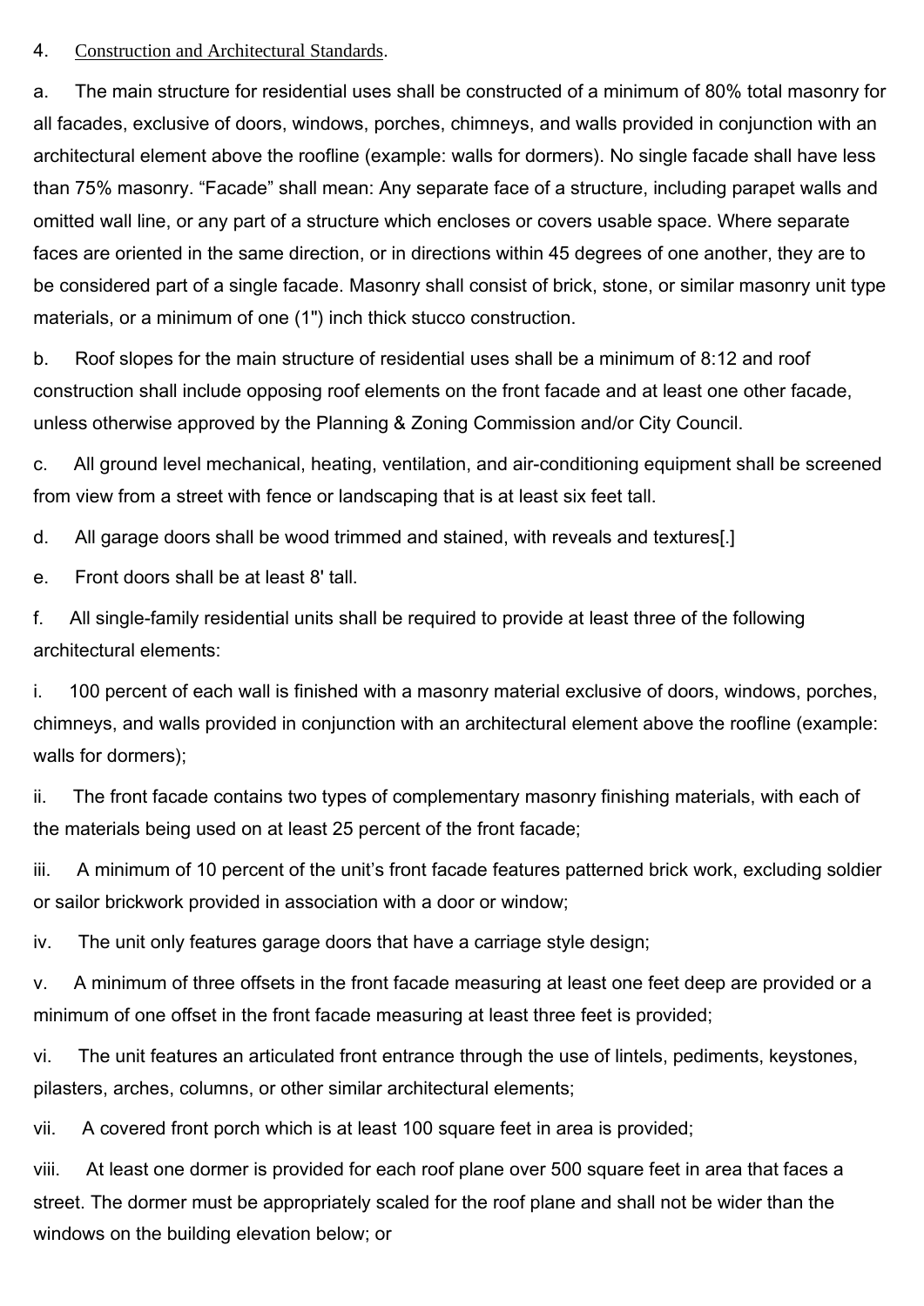4. Construction and Architectural Standards.

a. The main structure for residential uses shall be constructed of a minimum of 80% total masonry for all facades, exclusive of doors, windows, porches, chimneys, and walls provided in conjunction with an architectural element above the roofline (example: walls for dormers). No single facade shall have less than 75% masonry. "Facade" shall mean: Any separate face of a structure, including parapet walls and omitted wall line, or any part of a structure which encloses or covers usable space. Where separate faces are oriented in the same direction, or in directions within 45 degrees of one another, they are to be considered part of a single facade. Masonry shall consist of brick, stone, or similar masonry unit type materials, or a minimum of one (1") inch thick stucco construction.

b. Roof slopes for the main structure of residential uses shall be a minimum of 8:12 and roof construction shall include opposing roof elements on the front facade and at least one other facade, unless otherwise approved by the Planning & Zoning Commission and/or City Council.

c. All ground level mechanical, heating, ventilation, and air-conditioning equipment shall be screened from view from a street with fence or landscaping that is at least six feet tall.

d. All garage doors shall be wood trimmed and stained, with reveals and textures[.]

e. Front doors shall be at least 8' tall.

f. All single-family residential units shall be required to provide at least three of the following architectural elements:

i. 100 percent of each wall is finished with a masonry material exclusive of doors, windows, porches, chimneys, and walls provided in conjunction with an architectural element above the roofline (example: walls for dormers);

ii. The front facade contains two types of complementary masonry finishing materials, with each of the materials being used on at least 25 percent of the front facade;

iii. A minimum of 10 percent of the unit's front facade features patterned brick work, excluding soldier or sailor brickwork provided in association with a door or window;

iv. The unit only features garage doors that have a carriage style design;

v. A minimum of three offsets in the front facade measuring at least one feet deep are provided or a minimum of one offset in the front facade measuring at least three feet is provided;

vi. The unit features an articulated front entrance through the use of lintels, pediments, keystones, pilasters, arches, columns, or other similar architectural elements;

vii. A covered front porch which is at least 100 square feet in area is provided;

viii. At least one dormer is provided for each roof plane over 500 square feet in area that faces a street. The dormer must be appropriately scaled for the roof plane and shall not be wider than the windows on the building elevation below; or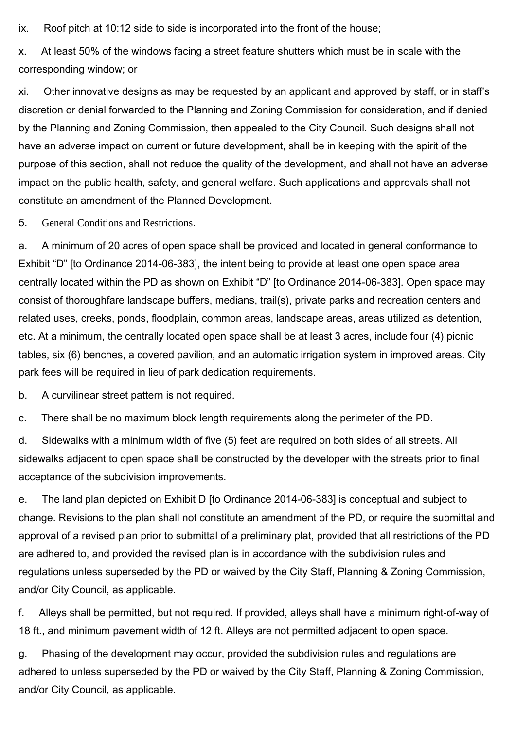ix. Roof pitch at 10:12 side to side is incorporated into the front of the house;

x. At least 50% of the windows facing a street feature shutters which must be in scale with the corresponding window; or

xi. Other innovative designs as may be requested by an applicant and approved by staff, or in staff's discretion or denial forwarded to the Planning and Zoning Commission for consideration, and if denied by the Planning and Zoning Commission, then appealed to the City Council. Such designs shall not have an adverse impact on current or future development, shall be in keeping with the spirit of the purpose of this section, shall not reduce the quality of the development, and shall not have an adverse impact on the public health, safety, and general welfare. Such applications and approvals shall not constitute an amendment of the Planned Development.

5. General Conditions and Restrictions.

a. A minimum of 20 acres of open space shall be provided and located in general conformance to Exhibit "D" [to Ordinance 2014-06-383], the intent being to provide at least one open space area centrally located within the PD as shown on Exhibit "D" [to Ordinance 2014-06-383]. Open space may consist of thoroughfare landscape buffers, medians, trail(s), private parks and recreation centers and related uses, creeks, ponds, floodplain, common areas, landscape areas, areas utilized as detention, etc. At a minimum, the centrally located open space shall be at least 3 acres, include four (4) picnic tables, six (6) benches, a covered pavilion, and an automatic irrigation system in improved areas. City park fees will be required in lieu of park dedication requirements.

b. A curvilinear street pattern is not required.

c. There shall be no maximum block length requirements along the perimeter of the PD.

d. Sidewalks with a minimum width of five (5) feet are required on both sides of all streets. All sidewalks adjacent to open space shall be constructed by the developer with the streets prior to final acceptance of the subdivision improvements.

e. The land plan depicted on Exhibit D [to Ordinance 2014-06-383] is conceptual and subject to change. Revisions to the plan shall not constitute an amendment of the PD, or require the submittal and approval of a revised plan prior to submittal of a preliminary plat, provided that all restrictions of the PD are adhered to, and provided the revised plan is in accordance with the subdivision rules and regulations unless superseded by the PD or waived by the City Staff, Planning & Zoning Commission, and/or City Council, as applicable.

f. Alleys shall be permitted, but not required. If provided, alleys shall have a minimum right-of-way of 18 ft., and minimum pavement width of 12 ft. Alleys are not permitted adjacent to open space.

g. Phasing of the development may occur, provided the subdivision rules and regulations are adhered to unless superseded by the PD or waived by the City Staff, Planning & Zoning Commission, and/or City Council, as applicable.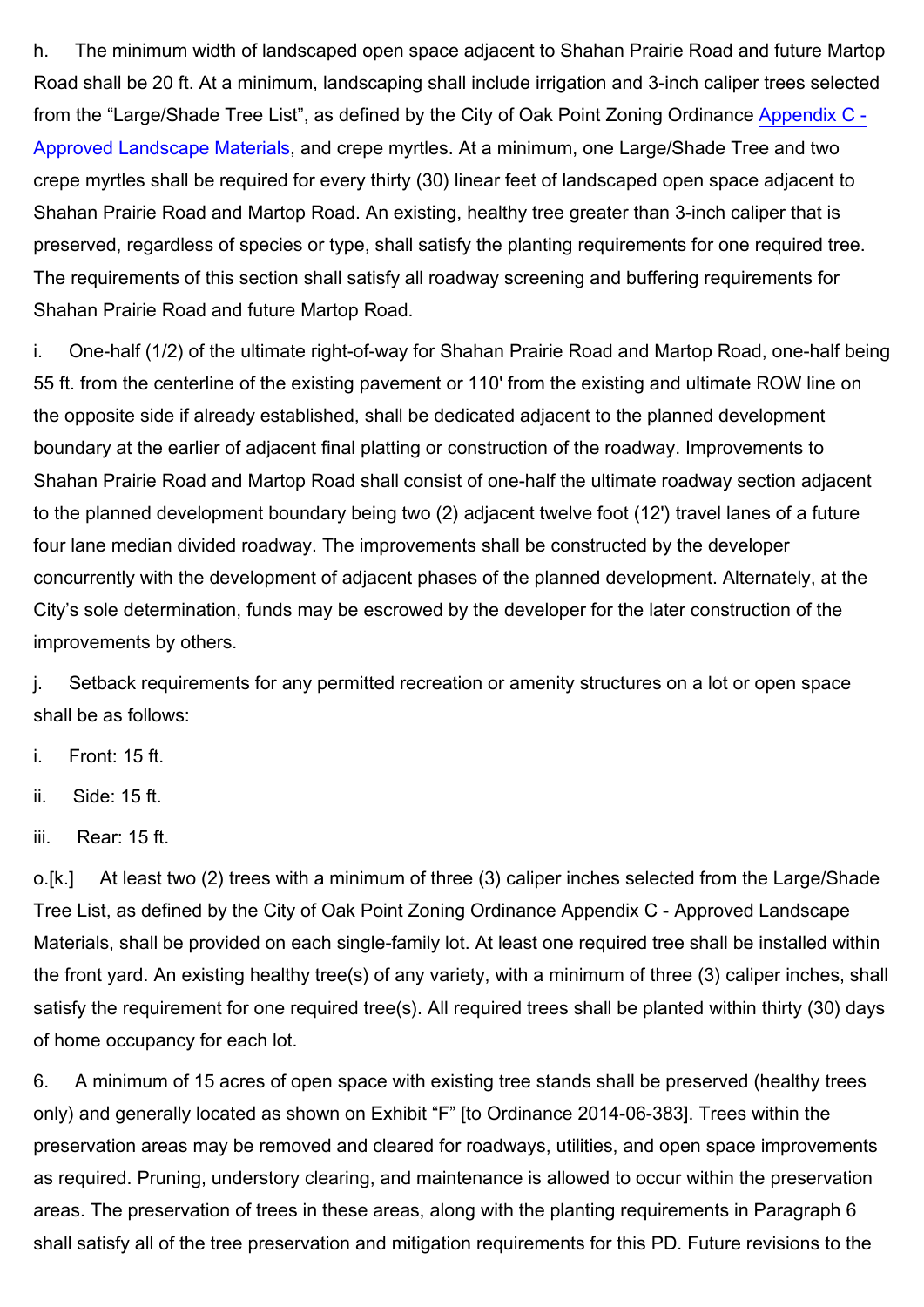h. The minimum width of landscaped open space adjacent to Shahan Prairie Road and future Martop Road shall be 20 ft. At a minimum, landscaping shall include irrigation and 3-inch caliper trees selected from the "Large/Shade Tree List", as defined by the City of Oak Point Zoning Ordinance Appendix C - Approved Landscape Materials, and crepe myrtles. At a minimum, one Large/Shade Tree and two crepe myrtles shall be required for every thirty (30) linear feet of landscaped open space adjacent to Shahan Prairie Road and Martop Road. An existing, healthy tree greater than 3-inch caliper that is preserved, regardless of species or type, shall satisfy the planting requirements for one required tree. The requirements of this section shall satisfy all roadway screening and buffering requirements for Shahan Prairie Road and future Martop Road.

i. One-half (1/2) of the ultimate right-of-way for Shahan Prairie Road and Martop Road, one-half being 55 ft. from the centerline of the existing pavement or 110' from the existing and ultimate ROW line on the opposite side if already established, shall be dedicated adjacent to the planned development boundary at the earlier of adjacent final platting or construction of the roadway. Improvements to Shahan Prairie Road and Martop Road shall consist of one-half the ultimate roadway section adjacent to the planned development boundary being two (2) adjacent twelve foot (12') travel lanes of a future four lane median divided roadway. The improvements shall be constructed by the developer concurrently with the development of adjacent phases of the planned development. Alternately, at the City's sole determination, funds may be escrowed by the developer for the later construction of the improvements by others.

j. Setback requirements for any permitted recreation or amenity structures on a lot or open space shall be as follows:

i. Front: 15 ft.

ii. Side: 15 ft.

iii. Rear: 15 ft.

o.[k.] At least two (2) trees with a minimum of three (3) caliper inches selected from the Large/Shade Tree List, as defined by the City of Oak Point Zoning Ordinance Appendix C - Approved Landscape Materials, shall be provided on each single-family lot. At least one required tree shall be installed within the front yard. An existing healthy tree(s) of any variety, with a minimum of three (3) caliper inches, shall satisfy the requirement for one required tree(s). All required trees shall be planted within thirty (30) days of home occupancy for each lot.

6. A minimum of 15 acres of open space with existing tree stands shall be preserved (healthy trees only) and generally located as shown on Exhibit "F" [to Ordinance 2014-06-383]. Trees within the preservation areas may be removed and cleared for roadways, utilities, and open space improvements as required. Pruning, understory clearing, and maintenance is allowed to occur within the preservation areas. The preservation of trees in these areas, along with the planting requirements in Paragraph 6 shall satisfy all of the tree preservation and mitigation requirements for this PD. Future revisions to the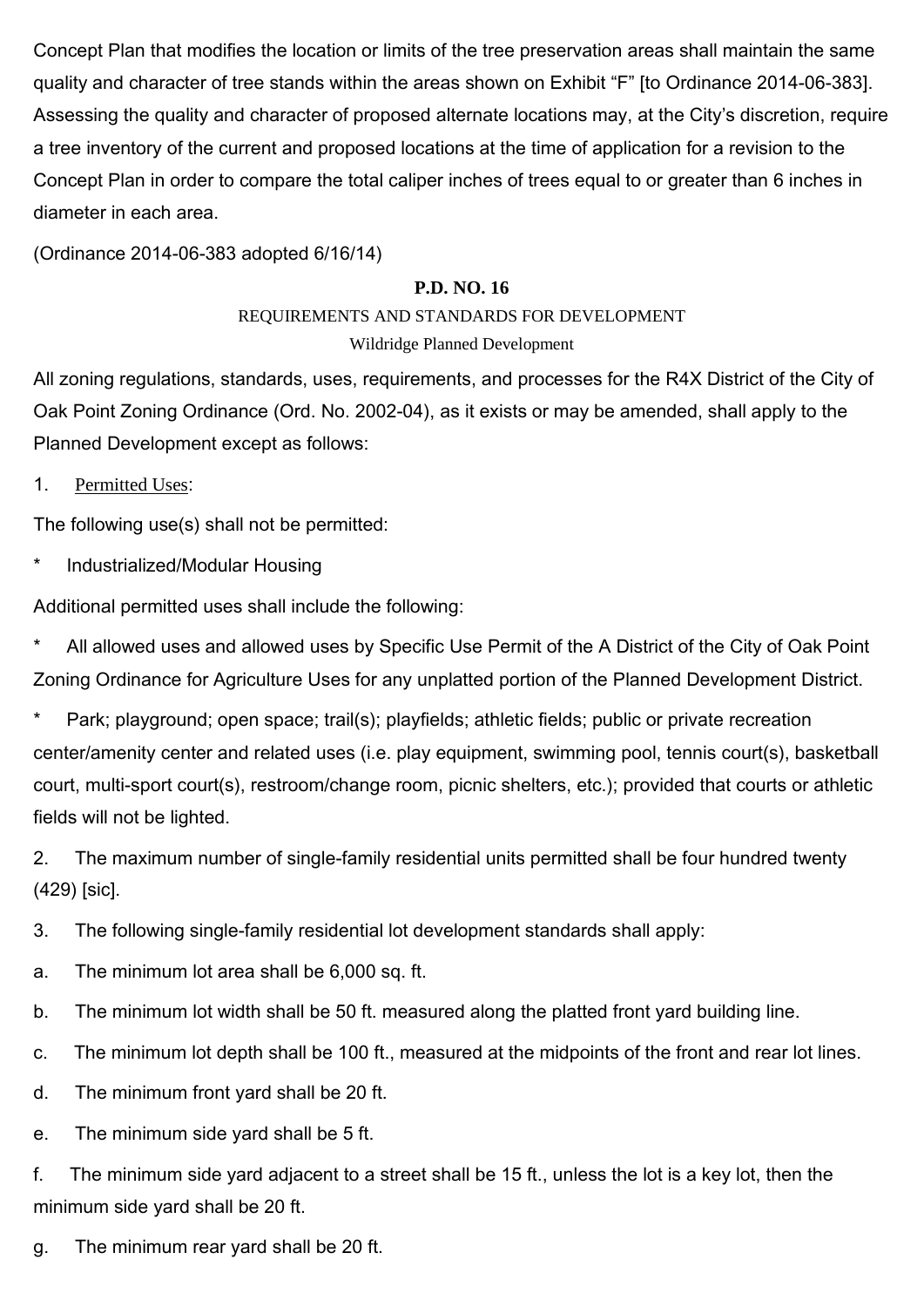Concept Plan that modifies the location or limits of the tree preservation areas shall maintain the same quality and character of tree stands within the areas shown on Exhibit “F” [to Ordinance 2014-06-383]. Assessing the quality and character of proposed alternate locations may, at the City’s discretion, require a tree inventory of the current and proposed locations at the time of application for a revision to the Concept Plan in order to compare the total caliper inches of trees equal to or greater than 6 inches in diameter in each area.

(Ordinance 2014-06-383 adopted 6/16/14)

**P.D. NO. 16**

REQUIREMENTS AND STANDARDS FOR DEVELOPMENT

Wildridge Planned Development

All zoning regulations, standards, uses, requirements, and processes for the R4X District of the City of Oak Point Zoning Ordinance (Ord. No. 2002-04), as it exists or may be amended, shall apply to the Planned Development except as follows:

1. Permitted Uses:

The following use(s) shall not be permitted:

* Industrialized/Modular Housing

Additional permitted uses shall include the following:

* All allowed uses and allowed uses by Specific Use Permit of the A District of the City of Oak Point Zoning Ordinance for Agriculture Uses for any unplatted portion of the Planned Development District.

* Park; playground; open space; trail(s); playfields; athletic fields; public or private recreation center/amenity center and related uses (i.e. play equipment, swimming pool, tennis court(s), basketball court, multi-sport court(s), restroom/change room, picnic shelters, etc.); provided that courts or athletic fields will not be lighted.

2. The maximum number of single-family residential units permitted shall be four hundred twenty (429) [sic].

3. The following single-family residential lot development standards shall apply:

a. The minimum lot area shall be 6,000 sq. ft.

b. The minimum lot width shall be 50 ft. measured along the platted front yard building line.

c. The minimum lot depth shall be 100 ft., measured at the midpoints of the front and rear lot lines.

d. The minimum front yard shall be 20 ft.

e. The minimum side yard shall be 5 ft.

f. The minimum side yard adjacent to a street shall be 15 ft., unless the lot is a key lot, then the minimum side yard shall be 20 ft.

g. The minimum rear yard shall be 20 ft.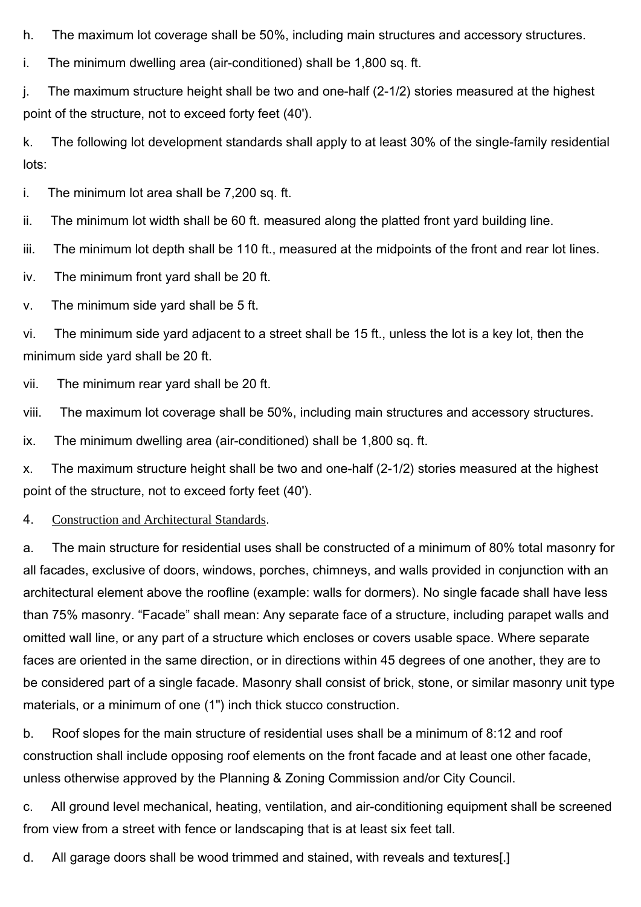h. The maximum lot coverage shall be 50%, including main structures and accessory structures.

i. The minimum dwelling area (air-conditioned) shall be 1,800 sq. ft.

j. The maximum structure height shall be two and one-half (2-1/2) stories measured at the highest point of the structure, not to exceed forty feet (40').

k. The following lot development standards shall apply to at least 30% of the single-family residential lots:

i. The minimum lot area shall be 7,200 sq. ft.

ii. The minimum lot width shall be 60 ft. measured along the platted front yard building line.

iii. The minimum lot depth shall be 110 ft., measured at the midpoints of the front and rear lot lines.

iv. The minimum front yard shall be 20 ft.

v. The minimum side yard shall be 5 ft.

vi. The minimum side yard adjacent to a street shall be 15 ft., unless the lot is a key lot, then the minimum side yard shall be 20 ft.

vii. The minimum rear yard shall be 20 ft.

viii. The maximum lot coverage shall be 50%, including main structures and accessory structures.

ix. The minimum dwelling area (air-conditioned) shall be 1,800 sq. ft.

x. The maximum structure height shall be two and one-half (2-1/2) stories measured at the highest point of the structure, not to exceed forty feet (40').

4. Construction and Architectural Standards.

a. The main structure for residential uses shall be constructed of a minimum of 80% total masonry for all facades, exclusive of doors, windows, porches, chimneys, and walls provided in conjunction with an architectural element above the roofline (example: walls for dormers). No single facade shall have less than 75% masonry. "Facade" shall mean: Any separate face of a structure, including parapet walls and omitted wall line, or any part of a structure which encloses or covers usable space. Where separate faces are oriented in the same direction, or in directions within 45 degrees of one another, they are to be considered part of a single facade. Masonry shall consist of brick, stone, or similar masonry unit type materials, or a minimum of one (1") inch thick stucco construction.

b. Roof slopes for the main structure of residential uses shall be a minimum of 8:12 and roof construction shall include opposing roof elements on the front facade and at least one other facade, unless otherwise approved by the Planning & Zoning Commission and/or City Council.

c. All ground level mechanical, heating, ventilation, and air-conditioning equipment shall be screened from view from a street with fence or landscaping that is at least six feet tall.

d. All garage doors shall be wood trimmed and stained, with reveals and textures[.]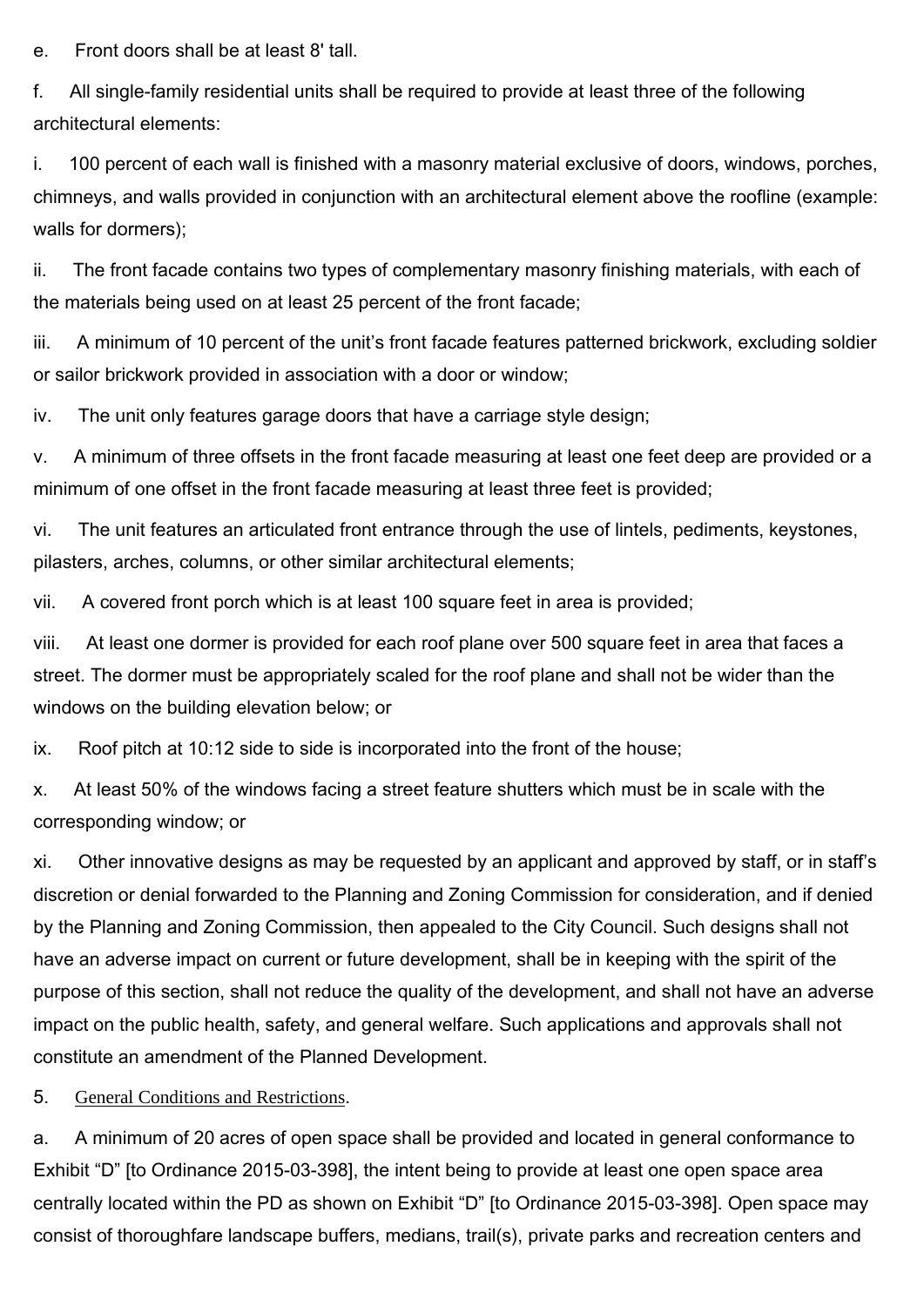e. Front doors shall be at least 8' tall.

f. All single-family residential units shall be required to provide at least three of the following architectural elements:

i. 100 percent of each wall is finished with a masonry material exclusive of doors, windows, porches, chimneys, and walls provided in conjunction with an architectural element above the roofline (example: walls for dormers);

ii. The front facade contains two types of complementary masonry finishing materials, with each of the materials being used on at least 25 percent of the front facade;

iii. A minimum of 10 percent of the unit's front facade features patterned brickwork, excluding soldier or sailor brickwork provided in association with a door or window;

iv. The unit only features garage doors that have a carriage style design;

v. A minimum of three offsets in the front facade measuring at least one feet deep are provided or a minimum of one offset in the front facade measuring at least three feet is provided;

vi. The unit features an articulated front entrance through the use of lintels, pediments, keystones, pilasters, arches, columns, or other similar architectural elements;

vii. A covered front porch which is at least 100 square feet in area is provided;

viii. At least one dormer is provided for each roof plane over 500 square feet in area that faces a street. The dormer must be appropriately scaled for the roof plane and shall not be wider than the windows on the building elevation below; or

ix. Roof pitch at 10:12 side to side is incorporated into the front of the house;

x. At least 50% of the windows facing a street feature shutters which must be in scale with the corresponding window; or

xi. Other innovative designs as may be requested by an applicant and approved by staff, or in staff's discretion or denial forwarded to the Planning and Zoning Commission for consideration, and if denied by the Planning and Zoning Commission, then appealed to the City Council. Such designs shall not have an adverse impact on current or future development, shall be in keeping with the spirit of the purpose of this section, shall not reduce the quality of the development, and shall not have an adverse impact on the public health, safety, and general welfare. Such applications and approvals shall not constitute an amendment of the Planned Development.

5. General Conditions and Restrictions.

a. A minimum of 20 acres of open space shall be provided and located in general conformance to Exhibit "D" [to Ordinance 2015-03-398], the intent being to provide at least one open space area centrally located within the PD as shown on Exhibit "D" [to Ordinance 2015-03-398]. Open space may consist of thoroughfare landscape buffers, medians, trail(s), private parks and recreation centers and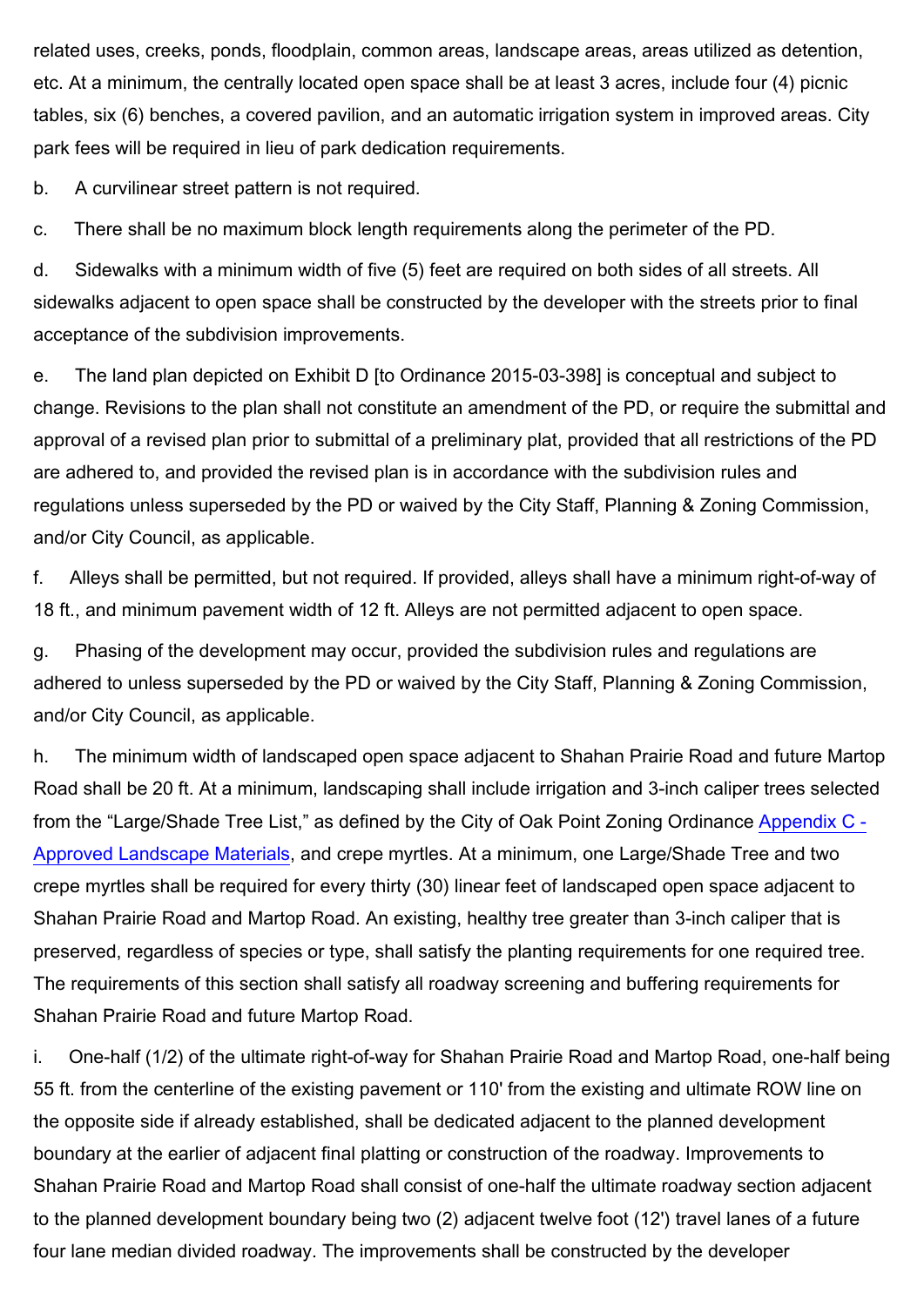related uses, creeks, ponds, floodplain, common areas, landscape areas, areas utilized as detention, etc. At a minimum, the centrally located open space shall be at least 3 acres, include four (4) picnic tables, six (6) benches, a covered pavilion, and an automatic irrigation system in improved areas. City park fees will be required in lieu of park dedication requirements.

b. A curvilinear street pattern is not required.

c. There shall be no maximum block length requirements along the perimeter of the PD.

d. Sidewalks with a minimum width of five (5) feet are required on both sides of all streets. All sidewalks adjacent to open space shall be constructed by the developer with the streets prior to final acceptance of the subdivision improvements.

e. The land plan depicted on Exhibit D [to Ordinance 2015-03-398] is conceptual and subject to change. Revisions to the plan shall not constitute an amendment of the PD, or require the submittal and approval of a revised plan prior to submittal of a preliminary plat, provided that all restrictions of the PD are adhered to, and provided the revised plan is in accordance with the subdivision rules and regulations unless superseded by the PD or waived by the City Staff, Planning & Zoning Commission, and/or City Council, as applicable.

f. Alleys shall be permitted, but not required. If provided, alleys shall have a minimum right-of-way of 18 ft., and minimum pavement width of 12 ft. Alleys are not permitted adjacent to open space.

g. Phasing of the development may occur, provided the subdivision rules and regulations are adhered to unless superseded by the PD or waived by the City Staff, Planning & Zoning Commission, and/or City Council, as applicable.

h. The minimum width of landscaped open space adjacent to Shahan Prairie Road and future Martop Road shall be 20 ft. At a minimum, landscaping shall include irrigation and 3-inch caliper trees selected from the "Large/Shade Tree List," as defined by the City of Oak Point Zoning Ordinance Appendix C - Approved Landscape Materials, and crepe myrtles. At a minimum, one Large/Shade Tree and two crepe myrtles shall be required for every thirty (30) linear feet of landscaped open space adjacent to Shahan Prairie Road and Martop Road. An existing, healthy tree greater than 3-inch caliper that is preserved, regardless of species or type, shall satisfy the planting requirements for one required tree. The requirements of this section shall satisfy all roadway screening and buffering requirements for Shahan Prairie Road and future Martop Road.

i. One-half (1/2) of the ultimate right-of-way for Shahan Prairie Road and Martop Road, one-half being 55 ft. from the centerline of the existing pavement or 110' from the existing and ultimate ROW line on the opposite side if already established, shall be dedicated adjacent to the planned development boundary at the earlier of adjacent final platting or construction of the roadway. Improvements to Shahan Prairie Road and Martop Road shall consist of one-half the ultimate roadway section adjacent to the planned development boundary being two (2) adjacent twelve foot (12') travel lanes of a future four lane median divided roadway. The improvements shall be constructed by the developer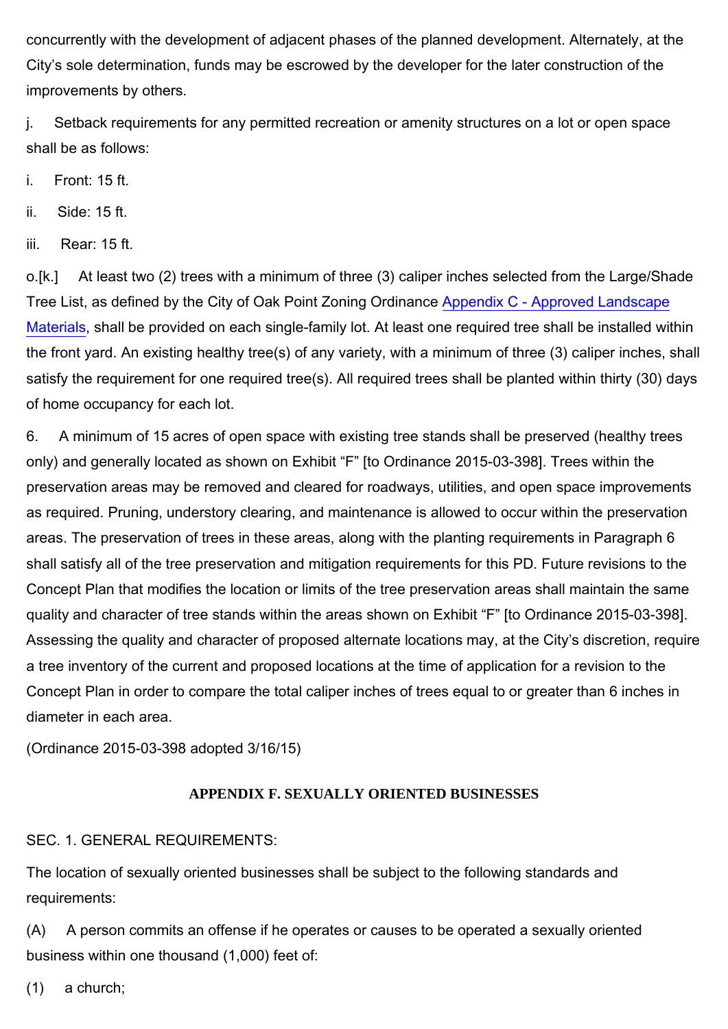concurrently with the development of adjacent phases of the planned development. Alternately, at the City's sole determination, funds may be escrowed by the developer for the later construction of the improvements by others.

j. Setback requirements for any permitted recreation or amenity structures on a lot or open space shall be as follows:

i. Front: 15 ft.

ii. Side: 15 ft.

iii. Rear: 15 ft.

o.[k.] At least two (2) trees with a minimum of three (3) caliper inches selected from the Large/Shade Tree List, as defined by the City of Oak Point Zoning Ordinance [Appendix C - Approved Landscape Materials](), shall be provided on each single-family lot. At least one required tree shall be installed within the front yard. An existing healthy tree(s) of any variety, with a minimum of three (3) caliper inches, shall satisfy the requirement for one required tree(s). All required trees shall be planted within thirty (30) days of home occupancy for each lot.

6. A minimum of 15 acres of open space with existing tree stands shall be preserved (healthy trees only) and generally located as shown on Exhibit "F" [to Ordinance 2015-03-398]. Trees within the preservation areas may be removed and cleared for roadways, utilities, and open space improvements as required. Pruning, understory clearing, and maintenance is allowed to occur within the preservation areas. The preservation of trees in these areas, along with the planting requirements in Paragraph 6 shall satisfy all of the tree preservation and mitigation requirements for this PD. Future revisions to the Concept Plan that modifies the location or limits of the tree preservation areas shall maintain the same quality and character of tree stands within the areas shown on Exhibit "F" [to Ordinance 2015-03-398]. Assessing the quality and character of proposed alternate locations may, at the City's discretion, require a tree inventory of the current and proposed locations at the time of application for a revision to the Concept Plan in order to compare the total caliper inches of trees equal to or greater than 6 inches in diameter in each area.

(Ordinance 2015-03-398 adopted 3/16/15)

## APPENDIX F. SEXUALLY ORIENTED BUSINESSES

SEC. 1. GENERAL REQUIREMENTS:

The location of sexually oriented businesses shall be subject to the following standards and requirements:

(A) A person commits an offense if he operates or causes to be operated a sexually oriented business within one thousand (1,000) feet of:

(1) a church;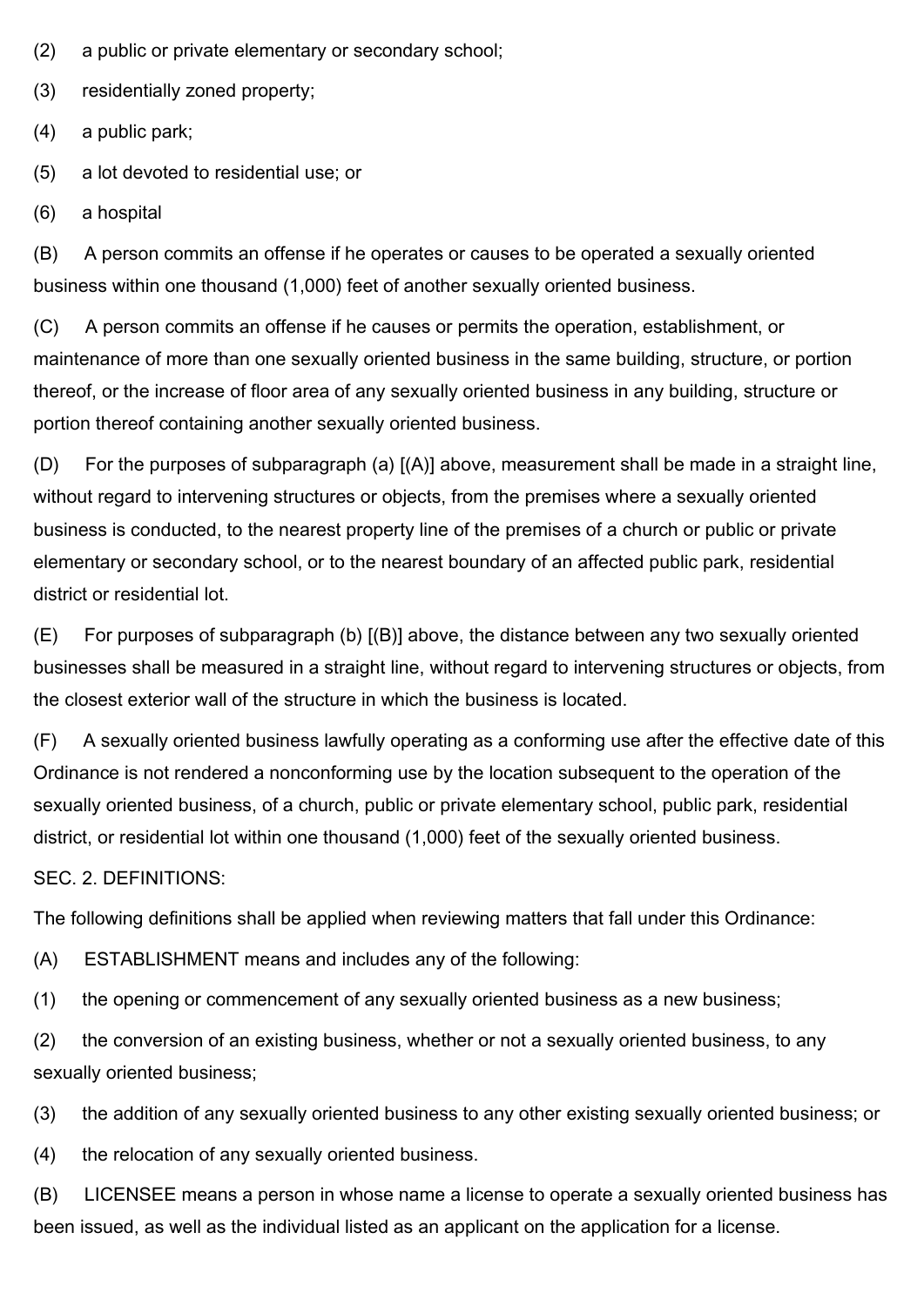(2) a public or private elementary or secondary school;

(3) residentially zoned property;

(4) a public park;

(5) a lot devoted to residential use; or

(6) a hospital

(B) A person commits an offense if he operates or causes to be operated a sexually oriented business within one thousand (1,000) feet of another sexually oriented business.

(C) A person commits an offense if he causes or permits the operation, establishment, or maintenance of more than one sexually oriented business in the same building, structure, or portion thereof, or the increase of floor area of any sexually oriented business in any building, structure or portion thereof containing another sexually oriented business.

(D) For the purposes of subparagraph (a) [(A)] above, measurement shall be made in a straight line, without regard to intervening structures or objects, from the premises where a sexually oriented business is conducted, to the nearest property line of the premises of a church or public or private elementary or secondary school, or to the nearest boundary of an affected public park, residential district or residential lot.

(E) For purposes of subparagraph (b) [(B)] above, the distance between any two sexually oriented businesses shall be measured in a straight line, without regard to intervening structures or objects, from the closest exterior wall of the structure in which the business is located.

(F) A sexually oriented business lawfully operating as a conforming use after the effective date of this Ordinance is not rendered a nonconforming use by the location subsequent to the operation of the sexually oriented business, of a church, public or private elementary school, public park, residential district, or residential lot within one thousand (1,000) feet of the sexually oriented business.

SEC. 2. DEFINITIONS:

The following definitions shall be applied when reviewing matters that fall under this Ordinance:

(A) ESTABLISHMENT means and includes any of the following:

(1) the opening or commencement of any sexually oriented business as a new business;

(2) the conversion of an existing business, whether or not a sexually oriented business, to any sexually oriented business;

(3) the addition of any sexually oriented business to any other existing sexually oriented business; or

(4) the relocation of any sexually oriented business.

(B) LICENSEE means a person in whose name a license to operate a sexually oriented business has been issued, as well as the individual listed as an applicant on the application for a license.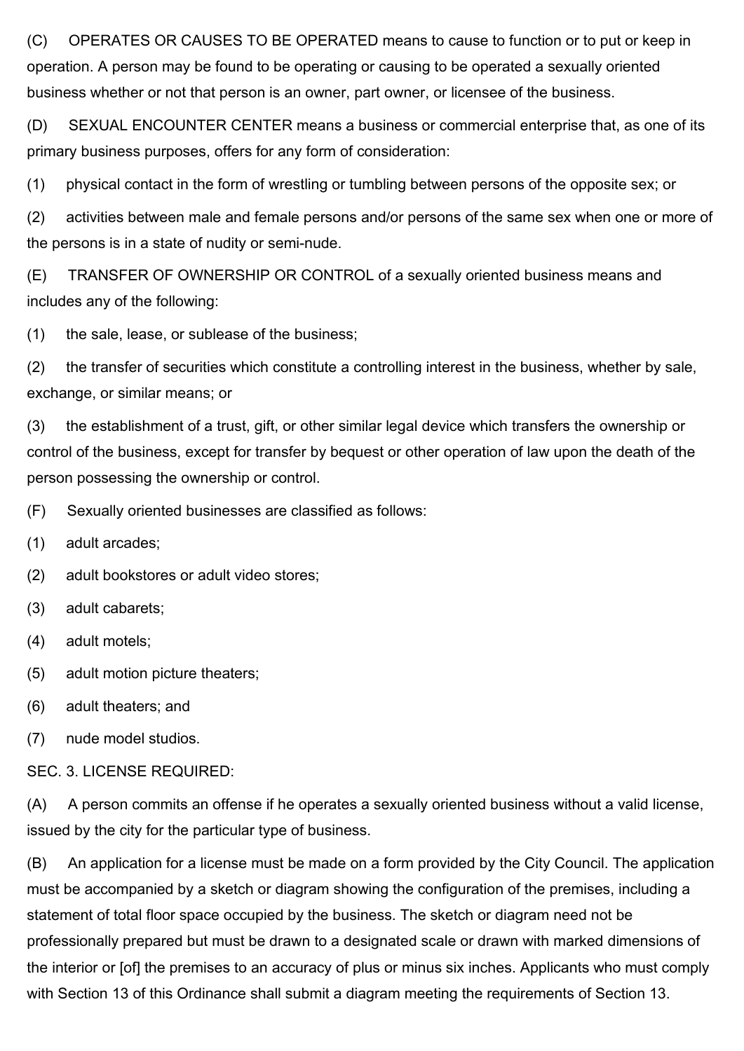(C) OPERATES OR CAUSES TO BE OPERATED means to cause to function or to put or keep in operation. A person may be found to be operating or causing to be operated a sexually oriented business whether or not that person is an owner, part owner, or licensee of the business.

(D) SEXUAL ENCOUNTER CENTER means a business or commercial enterprise that, as one of its primary business purposes, offers for any form of consideration:

(1) physical contact in the form of wrestling or tumbling between persons of the opposite sex; or

(2) activities between male and female persons and/or persons of the same sex when one or more of the persons is in a state of nudity or semi-nude.

(E) TRANSFER OF OWNERSHIP OR CONTROL of a sexually oriented business means and includes any of the following:

(1) the sale, lease, or sublease of the business;

(2) the transfer of securities which constitute a controlling interest in the business, whether by sale, exchange, or similar means; or

(3) the establishment of a trust, gift, or other similar legal device which transfers the ownership or control of the business, except for transfer by bequest or other operation of law upon the death of the person possessing the ownership or control.

(F) Sexually oriented businesses are classified as follows:

(1) adult arcades;

(2) adult bookstores or adult video stores;

(3) adult cabarets;

(4) adult motels;

(5) adult motion picture theaters;

(6) adult theaters; and

(7) nude model studios.

SEC. 3. LICENSE REQUIRED:

(A) A person commits an offense if he operates a sexually oriented business without a valid license, issued by the city for the particular type of business.

(B) An application for a license must be made on a form provided by the City Council. The application must be accompanied by a sketch or diagram showing the configuration of the premises, including a statement of total floor space occupied by the business. The sketch or diagram need not be professionally prepared but must be drawn to a designated scale or drawn with marked dimensions of the interior or [of] the premises to an accuracy of plus or minus six inches. Applicants who must comply with Section 13 of this Ordinance shall submit a diagram meeting the requirements of Section 13.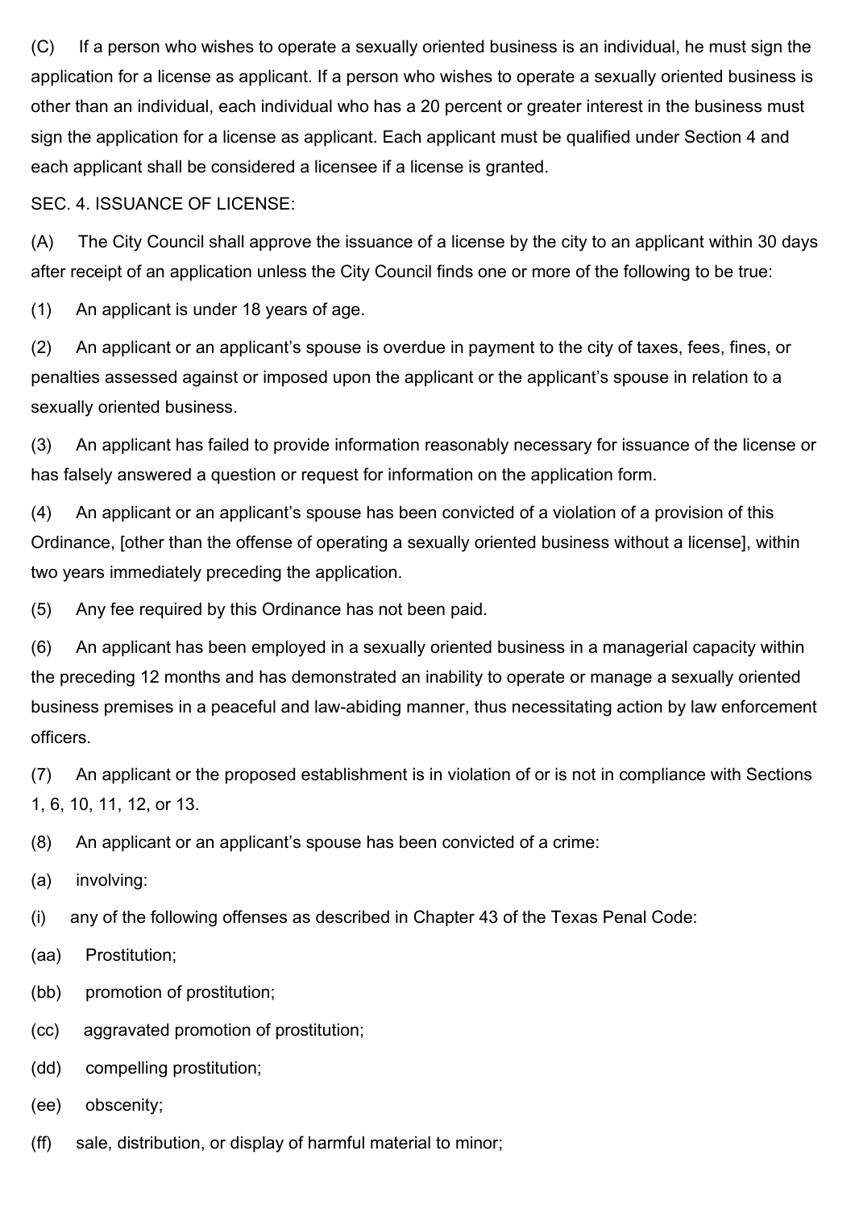(C) If a person who wishes to operate a sexually oriented business is an individual, he must sign the application for a license as applicant. If a person who wishes to operate a sexually oriented business is other than an individual, each individual who has a 20 percent or greater interest in the business must sign the application for a license as applicant. Each applicant must be qualified under Section 4 and each applicant shall be considered a licensee if a license is granted.

SEC. 4. ISSUANCE OF LICENSE:

(A) The City Council shall approve the issuance of a license by the city to an applicant within 30 days after receipt of an application unless the City Council finds one or more of the following to be true:

(1) An applicant is under 18 years of age.

(2) An applicant or an applicant's spouse is overdue in payment to the city of taxes, fees, fines, or penalties assessed against or imposed upon the applicant or the applicant's spouse in relation to a sexually oriented business.

(3) An applicant has failed to provide information reasonably necessary for issuance of the license or has falsely answered a question or request for information on the application form.

(4) An applicant or an applicant's spouse has been convicted of a violation of a provision of this Ordinance, [other than the offense of operating a sexually oriented business without a license], within two years immediately preceding the application.

(5) Any fee required by this Ordinance has not been paid.

(6) An applicant has been employed in a sexually oriented business in a managerial capacity within the preceding 12 months and has demonstrated an inability to operate or manage a sexually oriented business premises in a peaceful and law-abiding manner, thus necessitating action by law enforcement officers.

(7) An applicant or the proposed establishment is in violation of or is not in compliance with Sections 1, 6, 10, 11, 12, or 13.

(8) An applicant or an applicant's spouse has been convicted of a crime:

(a) involving:

(i) any of the following offenses as described in Chapter 43 of the Texas Penal Code:

(aa) Prostitution;

(bb) promotion of prostitution;

(cc) aggravated promotion of prostitution;

(dd) compelling prostitution;

(ee) obscenity;

(ff) sale, distribution, or display of harmful material to minor;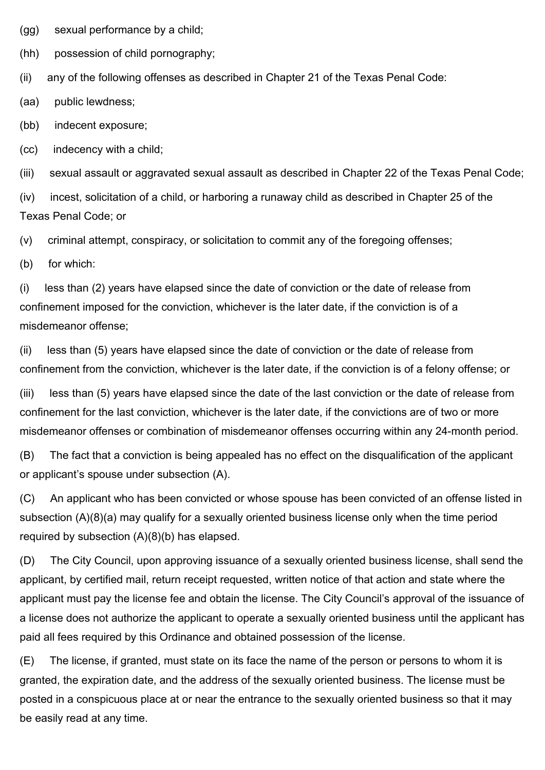(gg) sexual performance by a child;

(hh) possession of child pornography;

(ii) any of the following offenses as described in Chapter 21 of the Texas Penal Code:

(aa) public lewdness;

(bb) indecent exposure;

(cc) indecency with a child;

(iii) sexual assault or aggravated sexual assault as described in Chapter 22 of the Texas Penal Code;

(iv) incest, solicitation of a child, or harboring a runaway child as described in Chapter 25 of the Texas Penal Code; or

(v) criminal attempt, conspiracy, or solicitation to commit any of the foregoing offenses;

(b) for which:

(i) less than (2) years have elapsed since the date of conviction or the date of release from confinement imposed for the conviction, whichever is the later date, if the conviction is of a misdemeanor offense;

(ii) less than (5) years have elapsed since the date of conviction or the date of release from confinement from the conviction, whichever is the later date, if the conviction is of a felony offense; or

(iii) less than (5) years have elapsed since the date of the last conviction or the date of release from confinement for the last conviction, whichever is the later date, if the convictions are of two or more misdemeanor offenses or combination of misdemeanor offenses occurring within any 24-month period.

(B) The fact that a conviction is being appealed has no effect on the disqualification of the applicant or applicant's spouse under subsection (A).

(C) An applicant who has been convicted or whose spouse has been convicted of an offense listed in subsection (A)(8)(a) may qualify for a sexually oriented business license only when the time period required by subsection (A)(8)(b) has elapsed.

(D) The City Council, upon approving issuance of a sexually oriented business license, shall send the applicant, by certified mail, return receipt requested, written notice of that action and state where the applicant must pay the license fee and obtain the license. The City Council's approval of the issuance of a license does not authorize the applicant to operate a sexually oriented business until the applicant has paid all fees required by this Ordinance and obtained possession of the license.

(E) The license, if granted, must state on its face the name of the person or persons to whom it is granted, the expiration date, and the address of the sexually oriented business. The license must be posted in a conspicuous place at or near the entrance to the sexually oriented business so that it may be easily read at any time.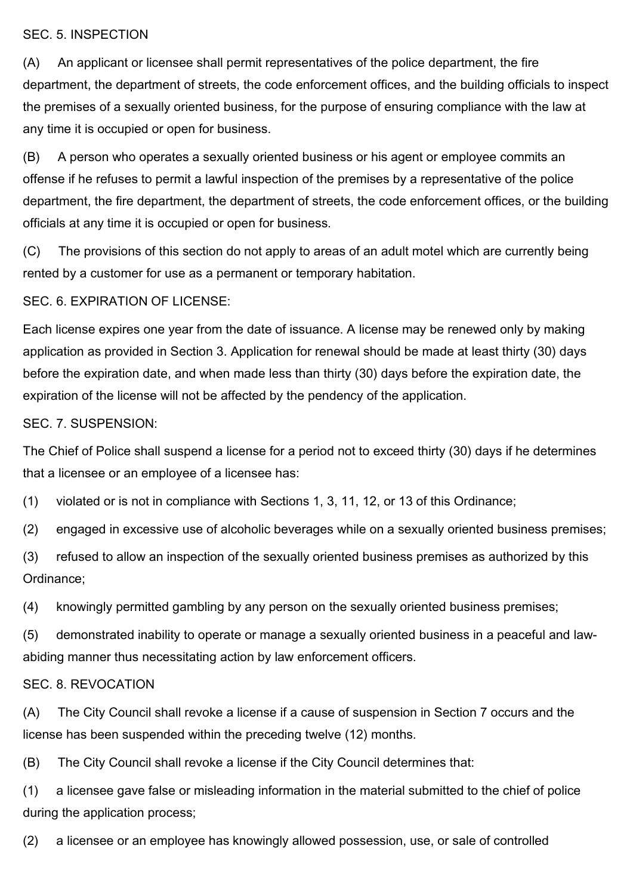SEC. 5. INSPECTION

(A) An applicant or licensee shall permit representatives of the police department, the fire department, the department of streets, the code enforcement offices, and the building officials to inspect the premises of a sexually oriented business, for the purpose of ensuring compliance with the law at any time it is occupied or open for business.

(B) A person who operates a sexually oriented business or his agent or employee commits an offense if he refuses to permit a lawful inspection of the premises by a representative of the police department, the fire department, the department of streets, the code enforcement offices, or the building officials at any time it is occupied or open for business.

(C) The provisions of this section do not apply to areas of an adult motel which are currently being rented by a customer for use as a permanent or temporary habitation.

SEC. 6. EXPIRATION OF LICENSE:

Each license expires one year from the date of issuance. A license may be renewed only by making application as provided in Section 3. Application for renewal should be made at least thirty (30) days before the expiration date, and when made less than thirty (30) days before the expiration date, the expiration of the license will not be affected by the pendency of the application.

SEC. 7. SUSPENSION:

The Chief of Police shall suspend a license for a period not to exceed thirty (30) days if he determines that a licensee or an employee of a licensee has:

(1) violated or is not in compliance with Sections 1, 3, 11, 12, or 13 of this Ordinance;

(2) engaged in excessive use of alcoholic beverages while on a sexually oriented business premises;

(3) refused to allow an inspection of the sexually oriented business premises as authorized by this Ordinance;

(4) knowingly permitted gambling by any person on the sexually oriented business premises;

(5) demonstrated inability to operate or manage a sexually oriented business in a peaceful and law-abiding manner thus necessitating action by law enforcement officers.

SEC. 8. REVOCATION

(A) The City Council shall revoke a license if a cause of suspension in Section 7 occurs and the license has been suspended within the preceding twelve (12) months.

(B) The City Council shall revoke a license if the City Council determines that:

(1) a licensee gave false or misleading information in the material submitted to the chief of police during the application process;

(2) a licensee or an employee has knowingly allowed possession, use, or sale of controlled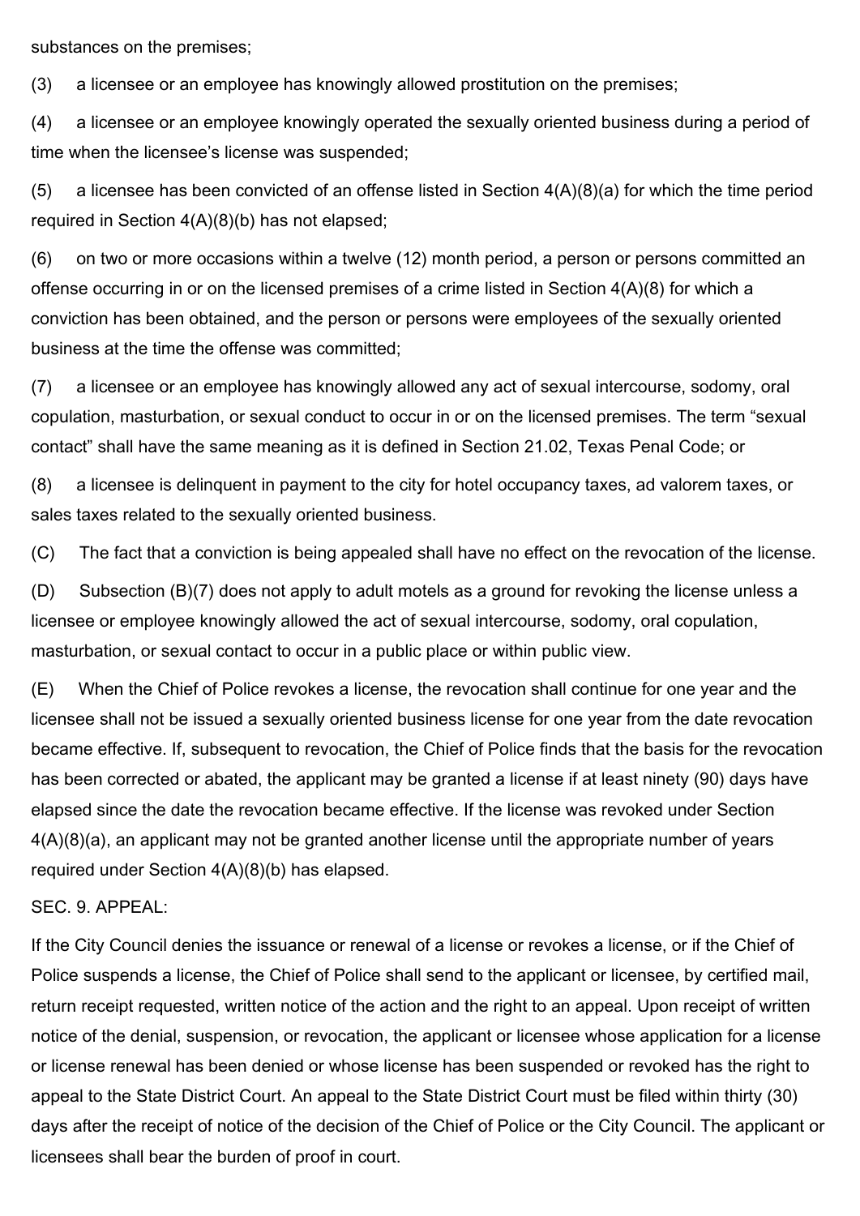substances on the premises;

(3) a licensee or an employee has knowingly allowed prostitution on the premises;

(4) a licensee or an employee knowingly operated the sexually oriented business during a period of time when the licensee's license was suspended;

(5) a licensee has been convicted of an offense listed in Section 4(A)(8)(a) for which the time period required in Section 4(A)(8)(b) has not elapsed;

(6) on two or more occasions within a twelve (12) month period, a person or persons committed an offense occurring in or on the licensed premises of a crime listed in Section 4(A)(8) for which a conviction has been obtained, and the person or persons were employees of the sexually oriented business at the time the offense was committed;

(7) a licensee or an employee has knowingly allowed any act of sexual intercourse, sodomy, oral copulation, masturbation, or sexual conduct to occur in or on the licensed premises. The term "sexual contact" shall have the same meaning as it is defined in Section 21.02, Texas Penal Code; or

(8) a licensee is delinquent in payment to the city for hotel occupancy taxes, ad valorem taxes, or sales taxes related to the sexually oriented business.

(C) The fact that a conviction is being appealed shall have no effect on the revocation of the license.

(D) Subsection (B)(7) does not apply to adult motels as a ground for revoking the license unless a licensee or employee knowingly allowed the act of sexual intercourse, sodomy, oral copulation, masturbation, or sexual contact to occur in a public place or within public view.

(E) When the Chief of Police revokes a license, the revocation shall continue for one year and the licensee shall not be issued a sexually oriented business license for one year from the date revocation became effective. If, subsequent to revocation, the Chief of Police finds that the basis for the revocation has been corrected or abated, the applicant may be granted a license if at least ninety (90) days have elapsed since the date the revocation became effective. If the license was revoked under Section 4(A)(8)(a), an applicant may not be granted another license until the appropriate number of years required under Section 4(A)(8)(b) has elapsed.

SEC. 9. APPEAL:

If the City Council denies the issuance or renewal of a license or revokes a license, or if the Chief of Police suspends a license, the Chief of Police shall send to the applicant or licensee, by certified mail, return receipt requested, written notice of the action and the right to an appeal. Upon receipt of written notice of the denial, suspension, or revocation, the applicant or licensee whose application for a license or license renewal has been denied or whose license has been suspended or revoked has the right to appeal to the State District Court. An appeal to the State District Court must be filed within thirty (30) days after the receipt of notice of the decision of the Chief of Police or the City Council. The applicant or licensees shall bear the burden of proof in court.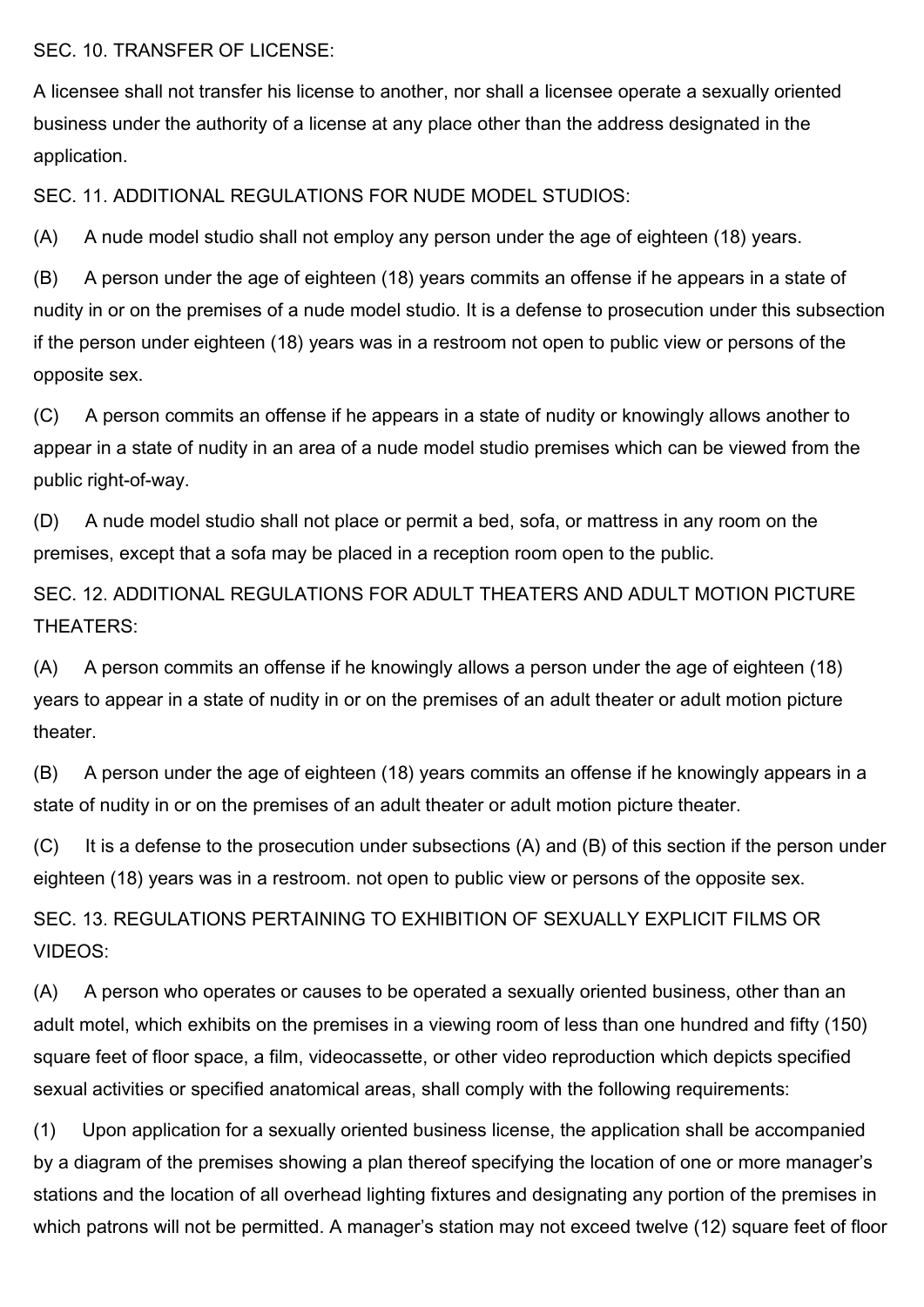SEC. 10. TRANSFER OF LICENSE:

A licensee shall not transfer his license to another, nor shall a licensee operate a sexually oriented business under the authority of a license at any place other than the address designated in the application.

SEC. 11. ADDITIONAL REGULATIONS FOR NUDE MODEL STUDIOS:

(A) A nude model studio shall not employ any person under the age of eighteen (18) years.

(B) A person under the age of eighteen (18) years commits an offense if he appears in a state of nudity in or on the premises of a nude model studio. It is a defense to prosecution under this subsection if the person under eighteen (18) years was in a restroom not open to public view or persons of the opposite sex.

(C) A person commits an offense if he appears in a state of nudity or knowingly allows another to appear in a state of nudity in an area of a nude model studio premises which can be viewed from the public right-of-way.

(D) A nude model studio shall not place or permit a bed, sofa, or mattress in any room on the premises, except that a sofa may be placed in a reception room open to the public.

SEC. 12. ADDITIONAL REGULATIONS FOR ADULT THEATERS AND ADULT MOTION PICTURE THEATERS:

(A) A person commits an offense if he knowingly allows a person under the age of eighteen (18) years to appear in a state of nudity in or on the premises of an adult theater or adult motion picture theater.

(B) A person under the age of eighteen (18) years commits an offense if he knowingly appears in a state of nudity in or on the premises of an adult theater or adult motion picture theater.

(C) It is a defense to the prosecution under subsections (A) and (B) of this section if the person under eighteen (18) years was in a restroom. not open to public view or persons of the opposite sex.

SEC. 13. REGULATIONS PERTAINING TO EXHIBITION OF SEXUALLY EXPLICIT FILMS OR VIDEOS:

(A) A person who operates or causes to be operated a sexually oriented business, other than an adult motel, which exhibits on the premises in a viewing room of less than one hundred and fifty (150) square feet of floor space, a film, videocassette, or other video reproduction which depicts specified sexual activities or specified anatomical areas, shall comply with the following requirements:

(1) Upon application for a sexually oriented business license, the application shall be accompanied by a diagram of the premises showing a plan thereof specifying the location of one or more manager's stations and the location of all overhead lighting fixtures and designating any portion of the premises in which patrons will not be permitted. A manager's station may not exceed twelve (12) square feet of floor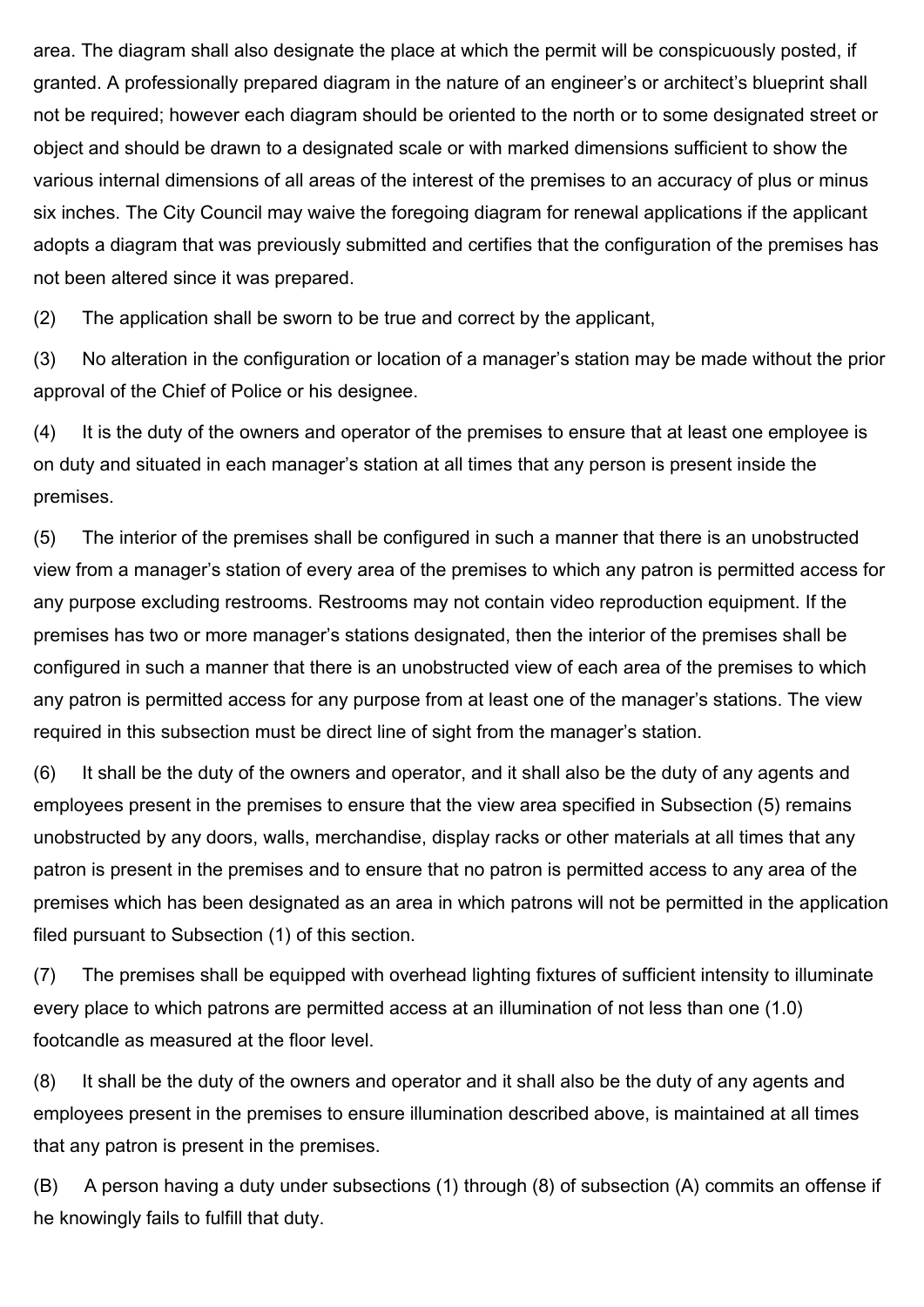area. The diagram shall also designate the place at which the permit will be conspicuously posted, if granted. A professionally prepared diagram in the nature of an engineer's or architect's blueprint shall not be required; however each diagram should be oriented to the north or to some designated street or object and should be drawn to a designated scale or with marked dimensions sufficient to show the various internal dimensions of all areas of the interest of the premises to an accuracy of plus or minus six inches. The City Council may waive the foregoing diagram for renewal applications if the applicant adopts a diagram that was previously submitted and certifies that the configuration of the premises has not been altered since it was prepared.

(2) The application shall be sworn to be true and correct by the applicant,

(3) No alteration in the configuration or location of a manager's station may be made without the prior approval of the Chief of Police or his designee.

(4) It is the duty of the owners and operator of the premises to ensure that at least one employee is on duty and situated in each manager's station at all times that any person is present inside the premises.

(5) The interior of the premises shall be configured in such a manner that there is an unobstructed view from a manager's station of every area of the premises to which any patron is permitted access for any purpose excluding restrooms. Restrooms may not contain video reproduction equipment. If the premises has two or more manager's stations designated, then the interior of the premises shall be configured in such a manner that there is an unobstructed view of each area of the premises to which any patron is permitted access for any purpose from at least one of the manager's stations. The view required in this subsection must be direct line of sight from the manager's station.

(6) It shall be the duty of the owners and operator, and it shall also be the duty of any agents and employees present in the premises to ensure that the view area specified in Subsection (5) remains unobstructed by any doors, walls, merchandise, display racks or other materials at all times that any patron is present in the premises and to ensure that no patron is permitted access to any area of the premises which has been designated as an area in which patrons will not be permitted in the application filed pursuant to Subsection (1) of this section.

(7) The premises shall be equipped with overhead lighting fixtures of sufficient intensity to illuminate every place to which patrons are permitted access at an illumination of not less than one (1.0) footcandle as measured at the floor level.

(8) It shall be the duty of the owners and operator and it shall also be the duty of any agents and employees present in the premises to ensure illumination described above, is maintained at all times that any patron is present in the premises.

(B) A person having a duty under subsections (1) through (8) of subsection (A) commits an offense if he knowingly fails to fulfill that duty.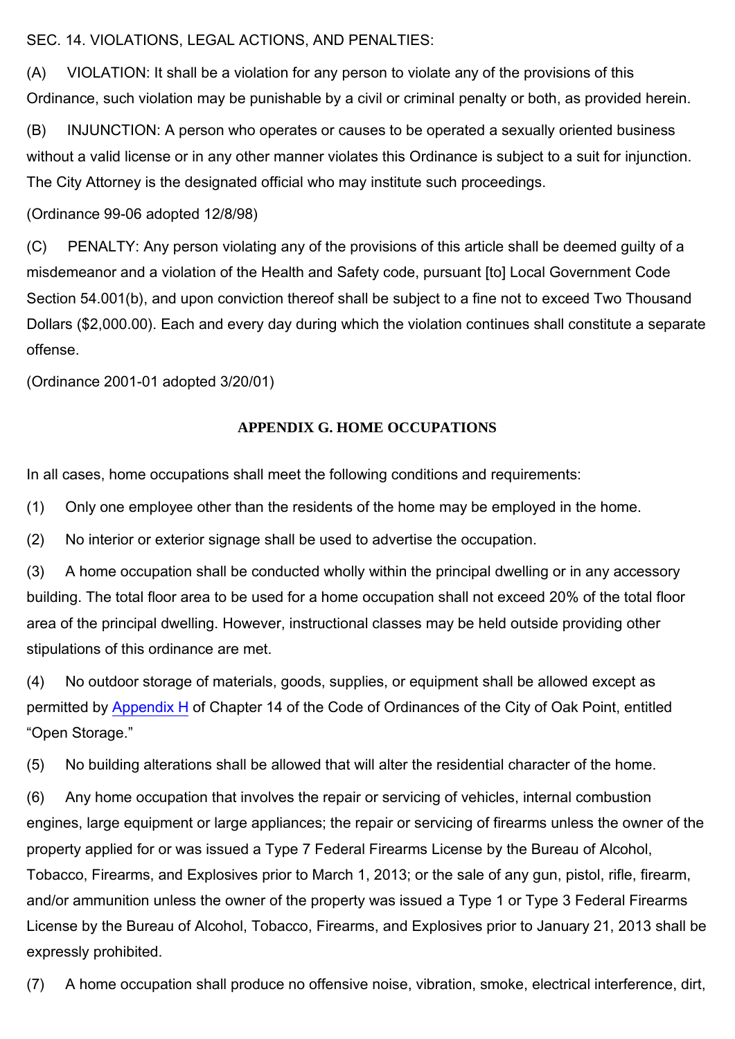SEC. 14. VIOLATIONS, LEGAL ACTIONS, AND PENALTIES:

(A) VIOLATION: It shall be a violation for any person to violate any of the provisions of this Ordinance, such violation may be punishable by a civil or criminal penalty or both, as provided herein.

(B) INJUNCTION: A person who operates or causes to be operated a sexually oriented business without a valid license or in any other manner violates this Ordinance is subject to a suit for injunction. The City Attorney is the designated official who may institute such proceedings.

(Ordinance 99-06 adopted 12/8/98)

(C) PENALTY: Any person violating any of the provisions of this article shall be deemed guilty of a misdemeanor and a violation of the Health and Safety code, pursuant [to] Local Government Code Section 54.001(b), and upon conviction thereof shall be subject to a fine not to exceed Two Thousand Dollars ($2,000.00). Each and every day during which the violation continues shall constitute a separate offense.

(Ordinance 2001-01 adopted 3/20/01)

## APPENDIX G. HOME OCCUPATIONS

In all cases, home occupations shall meet the following conditions and requirements:

(1) Only one employee other than the residents of the home may be employed in the home.

(2) No interior or exterior signage shall be used to advertise the occupation.

(3) A home occupation shall be conducted wholly within the principal dwelling or in any accessory building. The total floor area to be used for a home occupation shall not exceed 20% of the total floor area of the principal dwelling. However, instructional classes may be held outside providing other stipulations of this ordinance are met.

(4) No outdoor storage of materials, goods, supplies, or equipment shall be allowed except as permitted by Appendix H of Chapter 14 of the Code of Ordinances of the City of Oak Point, entitled "Open Storage."

(5) No building alterations shall be allowed that will alter the residential character of the home.

(6) Any home occupation that involves the repair or servicing of vehicles, internal combustion engines, large equipment or large appliances; the repair or servicing of firearms unless the owner of the property applied for or was issued a Type 7 Federal Firearms License by the Bureau of Alcohol, Tobacco, Firearms, and Explosives prior to March 1, 2013; or the sale of any gun, pistol, rifle, firearm, and/or ammunition unless the owner of the property was issued a Type 1 or Type 3 Federal Firearms License by the Bureau of Alcohol, Tobacco, Firearms, and Explosives prior to January 21, 2013 shall be expressly prohibited.

(7) A home occupation shall produce no offensive noise, vibration, smoke, electrical interference, dirt,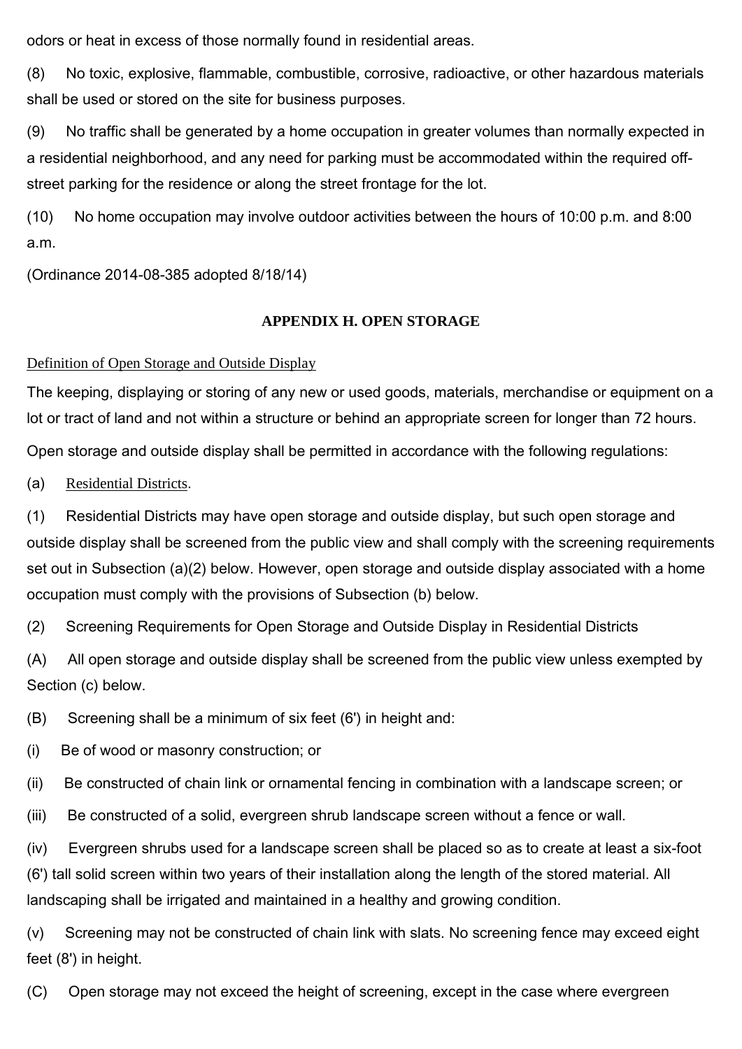odors or heat in excess of those normally found in residential areas.

(8) No toxic, explosive, flammable, combustible, corrosive, radioactive, or other hazardous materials shall be used or stored on the site for business purposes.

(9) No traffic shall be generated by a home occupation in greater volumes than normally expected in a residential neighborhood, and any need for parking must be accommodated within the required off-street parking for the residence or along the street frontage for the lot.

(10) No home occupation may involve outdoor activities between the hours of 10:00 p.m. and 8:00 a.m.

(Ordinance 2014-08-385 adopted 8/18/14)

## APPENDIX H. OPEN STORAGE

Definition of Open Storage and Outside Display

The keeping, displaying or storing of any new or used goods, materials, merchandise or equipment on a lot or tract of land and not within a structure or behind an appropriate screen for longer than 72 hours.

Open storage and outside display shall be permitted in accordance with the following regulations:

(a) Residential Districts.

(1) Residential Districts may have open storage and outside display, but such open storage and outside display shall be screened from the public view and shall comply with the screening requirements set out in Subsection (a)(2) below. However, open storage and outside display associated with a home occupation must comply with the provisions of Subsection (b) below.

(2) Screening Requirements for Open Storage and Outside Display in Residential Districts

(A) All open storage and outside display shall be screened from the public view unless exempted by Section (c) below.

(B) Screening shall be a minimum of six feet (6') in height and:

(i) Be of wood or masonry construction; or

(ii) Be constructed of chain link or ornamental fencing in combination with a landscape screen; or

(iii) Be constructed of a solid, evergreen shrub landscape screen without a fence or wall.

(iv) Evergreen shrubs used for a landscape screen shall be placed so as to create at least a six-foot (6') tall solid screen within two years of their installation along the length of the stored material. All landscaping shall be irrigated and maintained in a healthy and growing condition.

(v) Screening may not be constructed of chain link with slats. No screening fence may exceed eight feet (8') in height.

(C) Open storage may not exceed the height of screening, except in the case where evergreen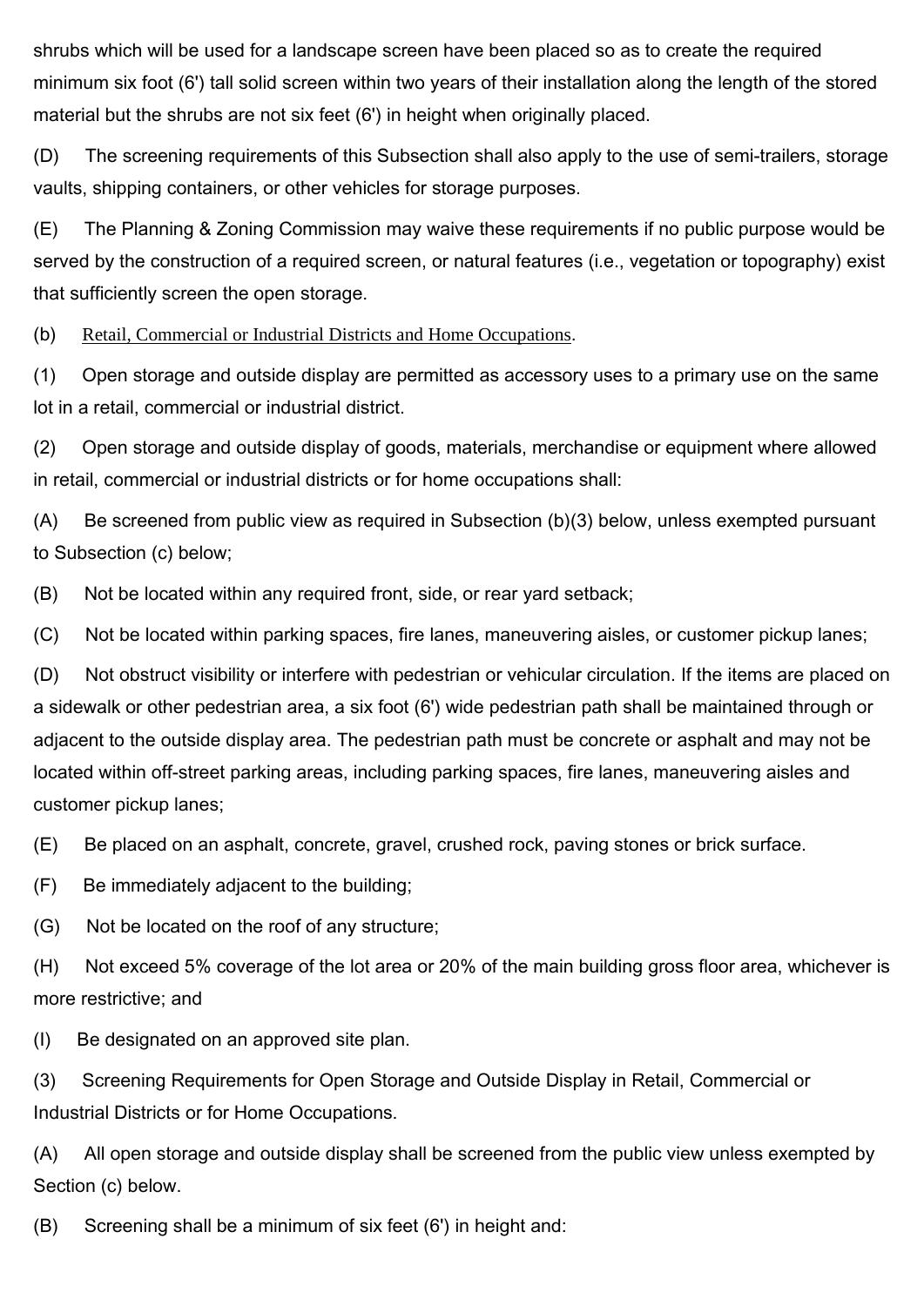shrubs which will be used for a landscape screen have been placed so as to create the required minimum six foot (6') tall solid screen within two years of their installation along the length of the stored material but the shrubs are not six feet (6') in height when originally placed.

(D) The screening requirements of this Subsection shall also apply to the use of semi-trailers, storage vaults, shipping containers, or other vehicles for storage purposes.

(E) The Planning & Zoning Commission may waive these requirements if no public purpose would be served by the construction of a required screen, or natural features (i.e., vegetation or topography) exist that sufficiently screen the open storage.

(b) Retail, Commercial or Industrial Districts and Home Occupations.

(1) Open storage and outside display are permitted as accessory uses to a primary use on the same lot in a retail, commercial or industrial district.

(2) Open storage and outside display of goods, materials, merchandise or equipment where allowed in retail, commercial or industrial districts or for home occupations shall:

(A) Be screened from public view as required in Subsection (b)(3) below, unless exempted pursuant to Subsection (c) below;

(B) Not be located within any required front, side, or rear yard setback;

(C) Not be located within parking spaces, fire lanes, maneuvering aisles, or customer pickup lanes;

(D) Not obstruct visibility or interfere with pedestrian or vehicular circulation. If the items are placed on a sidewalk or other pedestrian area, a six foot (6') wide pedestrian path shall be maintained through or adjacent to the outside display area. The pedestrian path must be concrete or asphalt and may not be located within off-street parking areas, including parking spaces, fire lanes, maneuvering aisles and customer pickup lanes;

(E) Be placed on an asphalt, concrete, gravel, crushed rock, paving stones or brick surface.

(F) Be immediately adjacent to the building;

(G) Not be located on the roof of any structure;

(H) Not exceed 5% coverage of the lot area or 20% of the main building gross floor area, whichever is more restrictive; and

(I) Be designated on an approved site plan.

(3) Screening Requirements for Open Storage and Outside Display in Retail, Commercial or Industrial Districts or for Home Occupations.

(A) All open storage and outside display shall be screened from the public view unless exempted by Section (c) below.

(B) Screening shall be a minimum of six feet (6') in height and: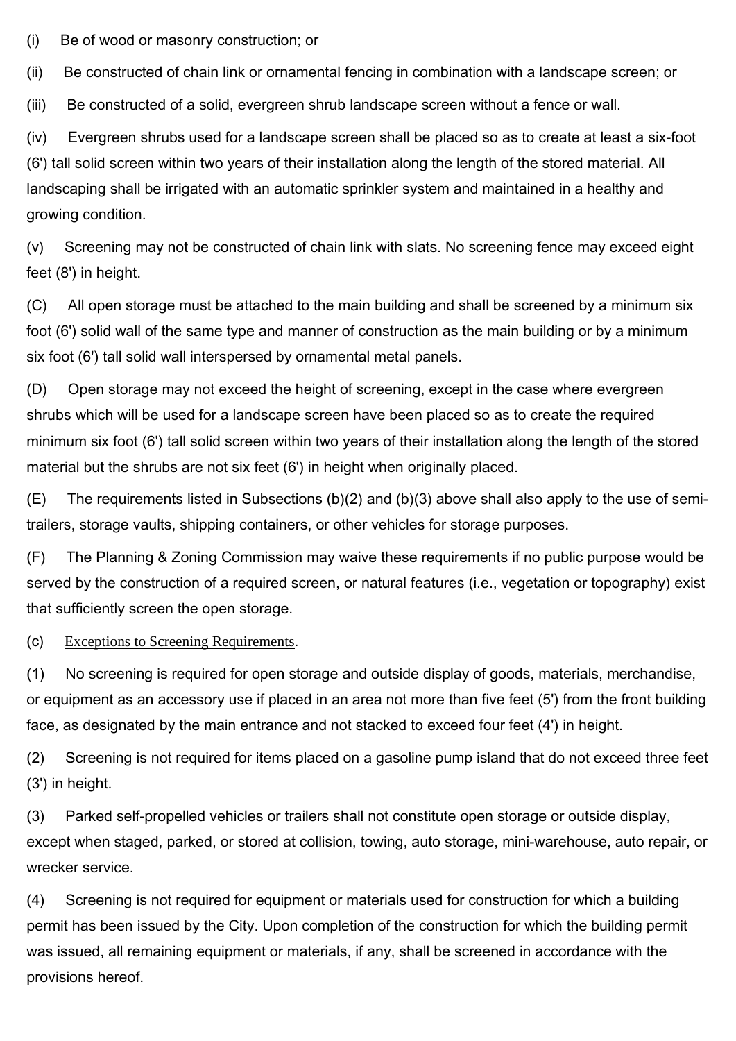(i) Be of wood or masonry construction; or

(ii) Be constructed of chain link or ornamental fencing in combination with a landscape screen; or

(iii) Be constructed of a solid, evergreen shrub landscape screen without a fence or wall.

(iv) Evergreen shrubs used for a landscape screen shall be placed so as to create at least a six-foot (6') tall solid screen within two years of their installation along the length of the stored material. All landscaping shall be irrigated with an automatic sprinkler system and maintained in a healthy and growing condition.

(v) Screening may not be constructed of chain link with slats. No screening fence may exceed eight feet (8') in height.

(C) All open storage must be attached to the main building and shall be screened by a minimum six foot (6') solid wall of the same type and manner of construction as the main building or by a minimum six foot (6') tall solid wall interspersed by ornamental metal panels.

(D) Open storage may not exceed the height of screening, except in the case where evergreen shrubs which will be used for a landscape screen have been placed so as to create the required minimum six foot (6') tall solid screen within two years of their installation along the length of the stored material but the shrubs are not six feet (6') in height when originally placed.

(E) The requirements listed in Subsections (b)(2) and (b)(3) above shall also apply to the use of semi-trailers, storage vaults, shipping containers, or other vehicles for storage purposes.

(F) The Planning & Zoning Commission may waive these requirements if no public purpose would be served by the construction of a required screen, or natural features (i.e., vegetation or topography) exist that sufficiently screen the open storage.

(c) Exceptions to Screening Requirements.

(1) No screening is required for open storage and outside display of goods, materials, merchandise, or equipment as an accessory use if placed in an area not more than five feet (5') from the front building face, as designated by the main entrance and not stacked to exceed four feet (4') in height.

(2) Screening is not required for items placed on a gasoline pump island that do not exceed three feet (3') in height.

(3) Parked self-propelled vehicles or trailers shall not constitute open storage or outside display, except when staged, parked, or stored at collision, towing, auto storage, mini-warehouse, auto repair, or wrecker service.

(4) Screening is not required for equipment or materials used for construction for which a building permit has been issued by the City. Upon completion of the construction for which the building permit was issued, all remaining equipment or materials, if any, shall be screened in accordance with the provisions hereof.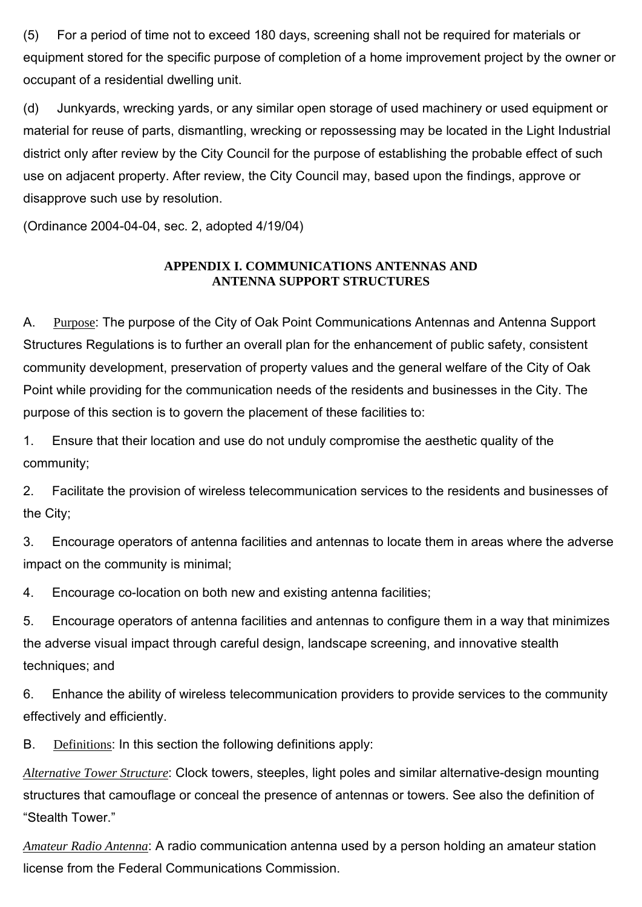(5) For a period of time not to exceed 180 days, screening shall not be required for materials or equipment stored for the specific purpose of completion of a home improvement project by the owner or occupant of a residential dwelling unit.

(d) Junkyards, wrecking yards, or any similar open storage of used machinery or used equipment or material for reuse of parts, dismantling, wrecking or repossessing may be located in the Light Industrial district only after review by the City Council for the purpose of establishing the probable effect of such use on adjacent property. After review, the City Council may, based upon the findings, approve or disapprove such use by resolution.

(Ordinance 2004-04-04, sec. 2, adopted 4/19/04)

## APPENDIX I. COMMUNICATIONS ANTENNAS AND ANTENNA SUPPORT STRUCTURES

A. Purpose: The purpose of the City of Oak Point Communications Antennas and Antenna Support Structures Regulations is to further an overall plan for the enhancement of public safety, consistent community development, preservation of property values and the general welfare of the City of Oak Point while providing for the communication needs of the residents and businesses in the City. The purpose of this section is to govern the placement of these facilities to:

1. Ensure that their location and use do not unduly compromise the aesthetic quality of the community;

2. Facilitate the provision of wireless telecommunication services to the residents and businesses of the City;

3. Encourage operators of antenna facilities and antennas to locate them in areas where the adverse impact on the community is minimal;

4. Encourage co-location on both new and existing antenna facilities;

5. Encourage operators of antenna facilities and antennas to configure them in a way that minimizes the adverse visual impact through careful design, landscape screening, and innovative stealth techniques; and

6. Enhance the ability of wireless telecommunication providers to provide services to the community effectively and efficiently.

B. Definitions: In this section the following definitions apply:

*Alternative Tower Structure*: Clock towers, steeples, light poles and similar alternative-design mounting structures that camouflage or conceal the presence of antennas or towers. See also the definition of "Stealth Tower."

*Amateur Radio Antenna*: A radio communication antenna used by a person holding an amateur station license from the Federal Communications Commission.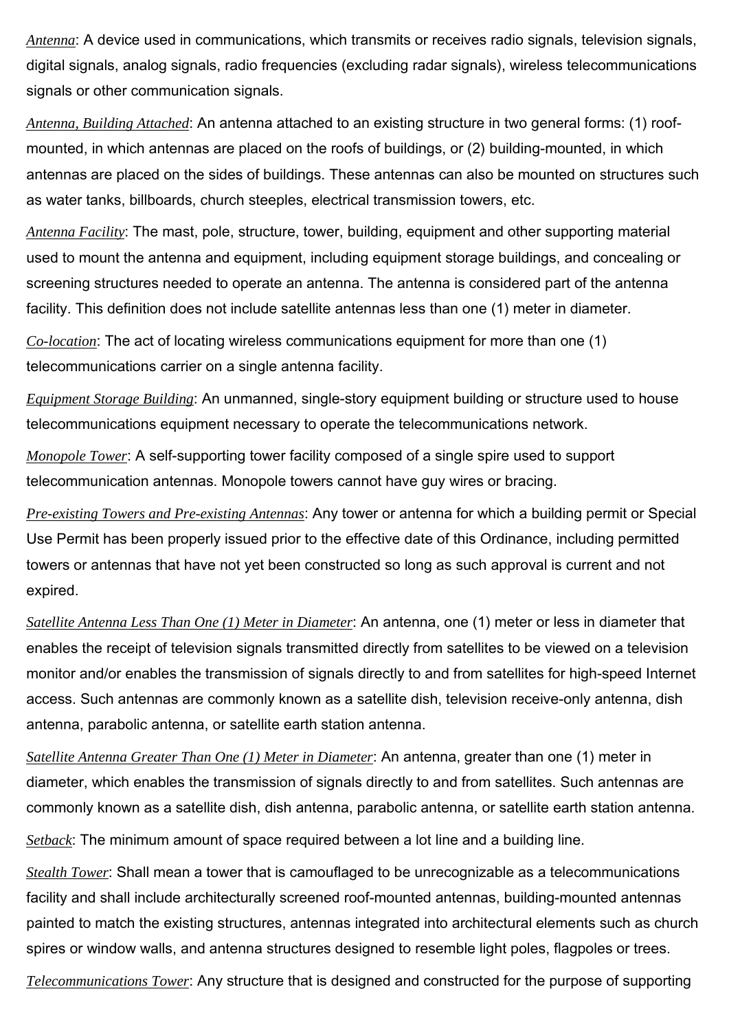*Antenna*: A device used in communications, which transmits or receives radio signals, television signals, digital signals, analog signals, radio frequencies (excluding radar signals), wireless telecommunications signals or other communication signals.

*Antenna, Building Attached*: An antenna attached to an existing structure in two general forms: (1) roof-mounted, in which antennas are placed on the roofs of buildings, or (2) building-mounted, in which antennas are placed on the sides of buildings. These antennas can also be mounted on structures such as water tanks, billboards, church steeples, electrical transmission towers, etc.

*Antenna Facility*: The mast, pole, structure, tower, building, equipment and other supporting material used to mount the antenna and equipment, including equipment storage buildings, and concealing or screening structures needed to operate an antenna. The antenna is considered part of the antenna facility. This definition does not include satellite antennas less than one (1) meter in diameter.

*Co-location*: The act of locating wireless communications equipment for more than one (1) telecommunications carrier on a single antenna facility.

*Equipment Storage Building*: An unmanned, single-story equipment building or structure used to house telecommunications equipment necessary to operate the telecommunications network.

*Monopole Tower*: A self-supporting tower facility composed of a single spire used to support telecommunication antennas. Monopole towers cannot have guy wires or bracing.

*Pre-existing Towers and Pre-existing Antennas*: Any tower or antenna for which a building permit or Special Use Permit has been properly issued prior to the effective date of this Ordinance, including permitted towers or antennas that have not yet been constructed so long as such approval is current and not expired.

*Satellite Antenna Less Than One (1) Meter in Diameter*: An antenna, one (1) meter or less in diameter that enables the receipt of television signals transmitted directly from satellites to be viewed on a television monitor and/or enables the transmission of signals directly to and from satellites for high-speed Internet access. Such antennas are commonly known as a satellite dish, television receive-only antenna, dish antenna, parabolic antenna, or satellite earth station antenna.

*Satellite Antenna Greater Than One (1) Meter in Diameter*: An antenna, greater than one (1) meter in diameter, which enables the transmission of signals directly to and from satellites. Such antennas are commonly known as a satellite dish, dish antenna, parabolic antenna, or satellite earth station antenna.

*Setback*: The minimum amount of space required between a lot line and a building line.

*Stealth Tower*: Shall mean a tower that is camouflaged to be unrecognizable as a telecommunications facility and shall include architecturally screened roof-mounted antennas, building-mounted antennas painted to match the existing structures, antennas integrated into architectural elements such as church spires or window walls, and antenna structures designed to resemble light poles, flagpoles or trees.

*Telecommunications Tower*: Any structure that is designed and constructed for the purpose of supporting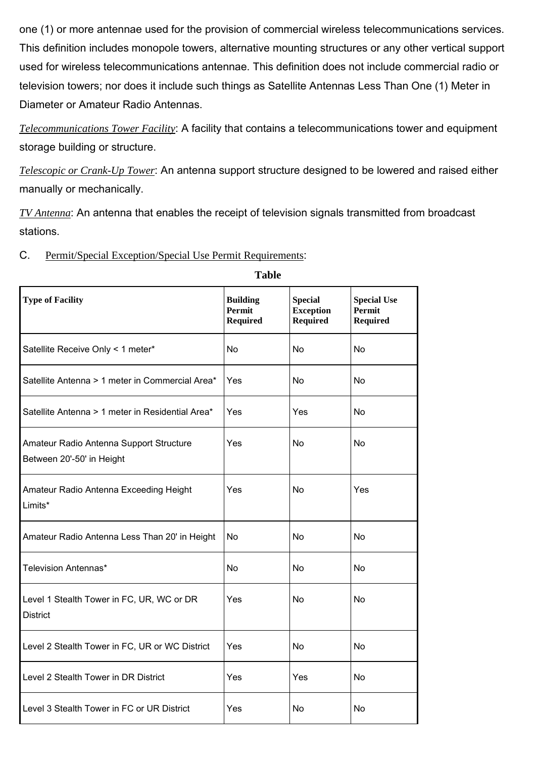one (1) or more antennae used for the provision of commercial wireless telecommunications services. This definition includes monopole towers, alternative mounting structures or any other vertical support used for wireless telecommunications antennae. This definition does not include commercial radio or television towers; nor does it include such things as Satellite Antennas Less Than One (1) Meter in Diameter or Amateur Radio Antennas.

*Telecommunications Tower Facility*: A facility that contains a telecommunications tower and equipment storage building or structure.

*Telescopic or Crank-Up Tower*: An antenna support structure designed to be lowered and raised either manually or mechanically.

*TV Antenna*: An antenna that enables the receipt of television signals transmitted from broadcast stations.

C. Permit/Special Exception/Special Use Permit Requirements:

**Table**

| Type of Facility | Building Permit Required | Special Exception Required | Special Use Permit Required |
|---|---|---|---|
| Satellite Receive Only < 1 meter* | No | No | No |
| Satellite Antenna > 1 meter in Commercial Area* | Yes | No | No |
| Satellite Antenna > 1 meter in Residential Area* | Yes | Yes | No |
| Amateur Radio Antenna Support Structure Between 20'-50' in Height | Yes | No | No |
| Amateur Radio Antenna Exceeding Height Limits* | Yes | No | Yes |
| Amateur Radio Antenna Less Than 20' in Height | No | No | No |
| Television Antennas* | No | No | No |
| Level 1 Stealth Tower in FC, UR, WC or DR District | Yes | No | No |
| Level 2 Stealth Tower in FC, UR or WC District | Yes | No | No |
| Level 2 Stealth Tower in DR District | Yes | Yes | No |
| Level 3 Stealth Tower in FC or UR District | Yes | No | No |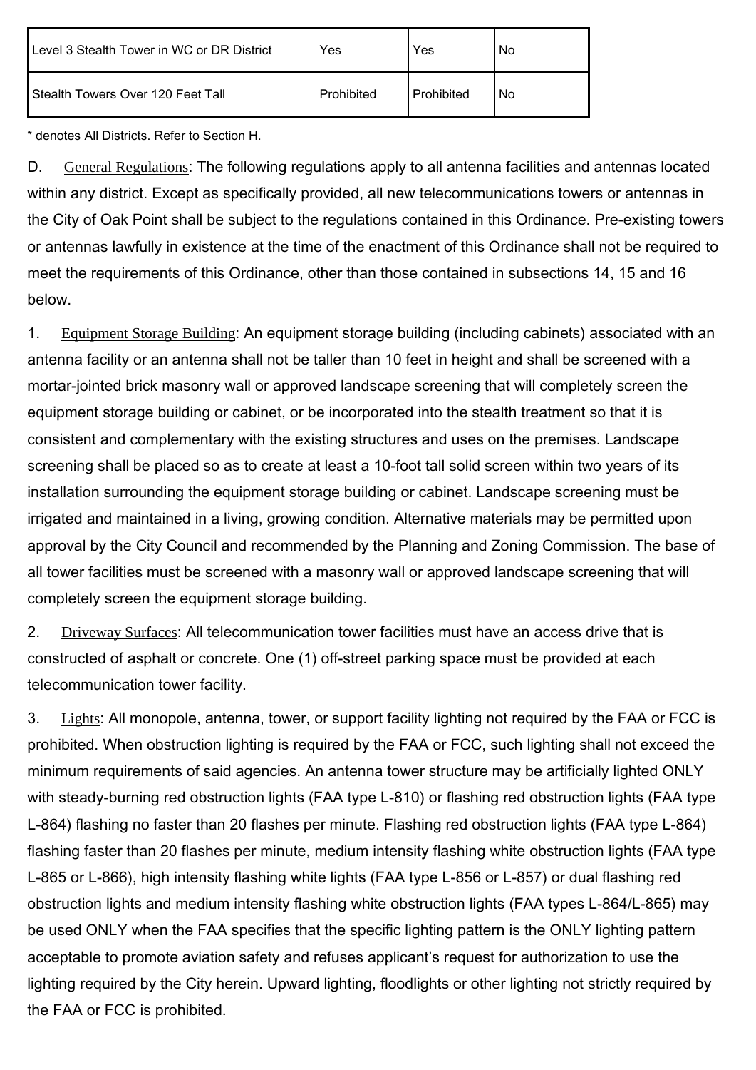| Level 3 Stealth Tower in WC or DR District | Yes | Yes | No |
|---|---|---|---|
| Stealth Towers Over 120 Feet Tall | Prohibited | Prohibited | No |

* denotes All Districts. Refer to Section H.

D. General Regulations: The following regulations apply to all antenna facilities and antennas located within any district. Except as specifically provided, all new telecommunications towers or antennas in the City of Oak Point shall be subject to the regulations contained in this Ordinance. Pre-existing towers or antennas lawfully in existence at the time of the enactment of this Ordinance shall not be required to meet the requirements of this Ordinance, other than those contained in subsections 14, 15 and 16 below.

1. Equipment Storage Building: An equipment storage building (including cabinets) associated with an antenna facility or an antenna shall not be taller than 10 feet in height and shall be screened with a mortar-jointed brick masonry wall or approved landscape screening that will completely screen the equipment storage building or cabinet, or be incorporated into the stealth treatment so that it is consistent and complementary with the existing structures and uses on the premises. Landscape screening shall be placed so as to create at least a 10-foot tall solid screen within two years of its installation surrounding the equipment storage building or cabinet. Landscape screening must be irrigated and maintained in a living, growing condition. Alternative materials may be permitted upon approval by the City Council and recommended by the Planning and Zoning Commission. The base of all tower facilities must be screened with a masonry wall or approved landscape screening that will completely screen the equipment storage building.

2. Driveway Surfaces: All telecommunication tower facilities must have an access drive that is constructed of asphalt or concrete. One (1) off-street parking space must be provided at each telecommunication tower facility.

3. Lights: All monopole, antenna, tower, or support facility lighting not required by the FAA or FCC is prohibited. When obstruction lighting is required by the FAA or FCC, such lighting shall not exceed the minimum requirements of said agencies. An antenna tower structure may be artificially lighted ONLY with steady-burning red obstruction lights (FAA type L-810) or flashing red obstruction lights (FAA type L-864) flashing no faster than 20 flashes per minute. Flashing red obstruction lights (FAA type L-864) flashing faster than 20 flashes per minute, medium intensity flashing white obstruction lights (FAA type L-865 or L-866), high intensity flashing white lights (FAA type L-856 or L-857) or dual flashing red obstruction lights and medium intensity flashing white obstruction lights (FAA types L-864/L-865) may be used ONLY when the FAA specifies that the specific lighting pattern is the ONLY lighting pattern acceptable to promote aviation safety and refuses applicant's request for authorization to use the lighting required by the City herein. Upward lighting, floodlights or other lighting not strictly required by the FAA or FCC is prohibited.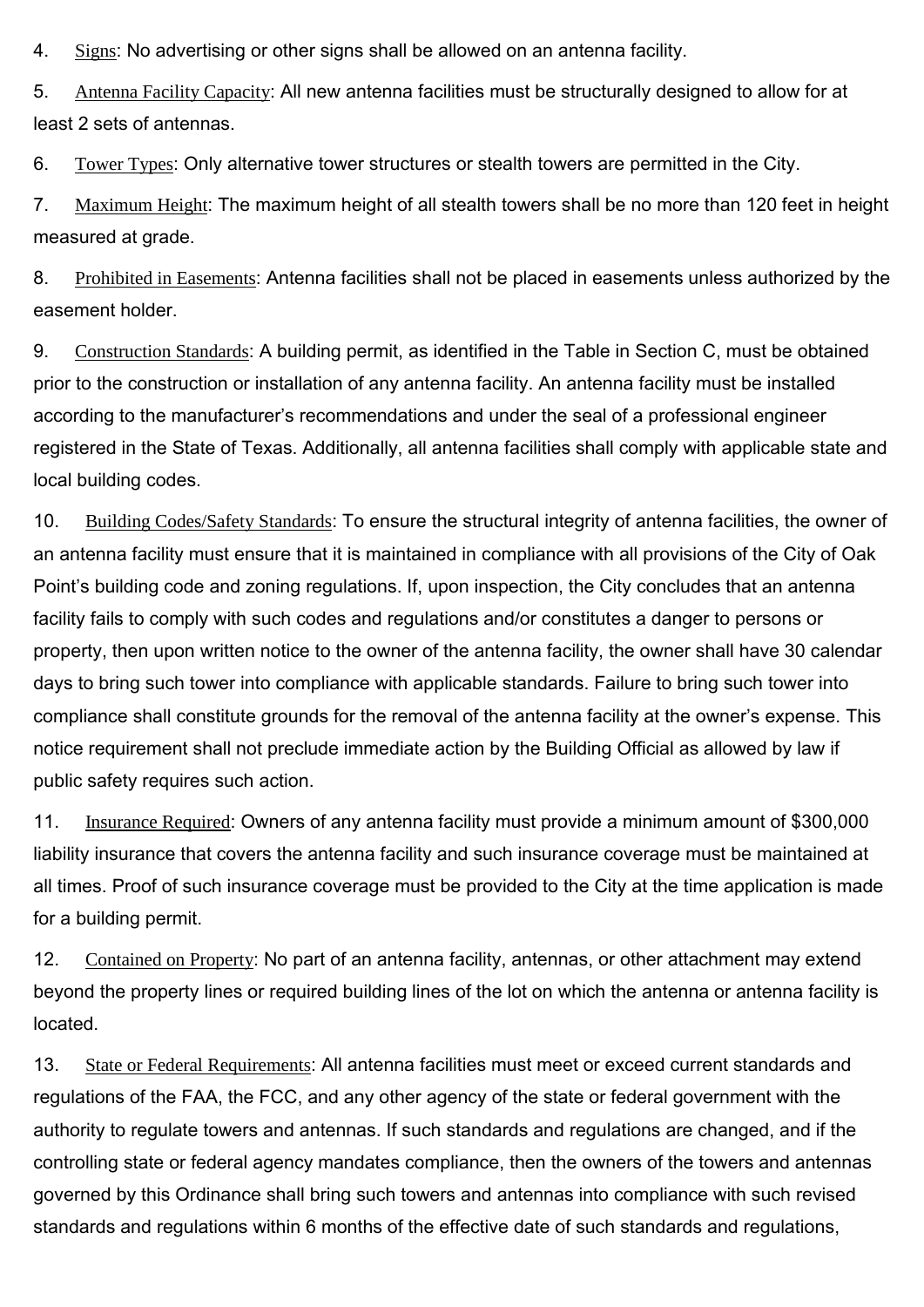4. Signs: No advertising or other signs shall be allowed on an antenna facility.

5. Antenna Facility Capacity: All new antenna facilities must be structurally designed to allow for at least 2 sets of antennas.

6. Tower Types: Only alternative tower structures or stealth towers are permitted in the City.

7. Maximum Height: The maximum height of all stealth towers shall be no more than 120 feet in height measured at grade.

8. Prohibited in Easements: Antenna facilities shall not be placed in easements unless authorized by the easement holder.

9. Construction Standards: A building permit, as identified in the Table in Section C, must be obtained prior to the construction or installation of any antenna facility. An antenna facility must be installed according to the manufacturer's recommendations and under the seal of a professional engineer registered in the State of Texas. Additionally, all antenna facilities shall comply with applicable state and local building codes.

10. Building Codes/Safety Standards: To ensure the structural integrity of antenna facilities, the owner of an antenna facility must ensure that it is maintained in compliance with all provisions of the City of Oak Point's building code and zoning regulations. If, upon inspection, the City concludes that an antenna facility fails to comply with such codes and regulations and/or constitutes a danger to persons or property, then upon written notice to the owner of the antenna facility, the owner shall have 30 calendar days to bring such tower into compliance with applicable standards. Failure to bring such tower into compliance shall constitute grounds for the removal of the antenna facility at the owner's expense. This notice requirement shall not preclude immediate action by the Building Official as allowed by law if public safety requires such action.

11. Insurance Required: Owners of any antenna facility must provide a minimum amount of $300,000 liability insurance that covers the antenna facility and such insurance coverage must be maintained at all times. Proof of such insurance coverage must be provided to the City at the time application is made for a building permit.

12. Contained on Property: No part of an antenna facility, antennas, or other attachment may extend beyond the property lines or required building lines of the lot on which the antenna or antenna facility is located.

13. State or Federal Requirements: All antenna facilities must meet or exceed current standards and regulations of the FAA, the FCC, and any other agency of the state or federal government with the authority to regulate towers and antennas. If such standards and regulations are changed, and if the controlling state or federal agency mandates compliance, then the owners of the towers and antennas governed by this Ordinance shall bring such towers and antennas into compliance with such revised standards and regulations within 6 months of the effective date of such standards and regulations,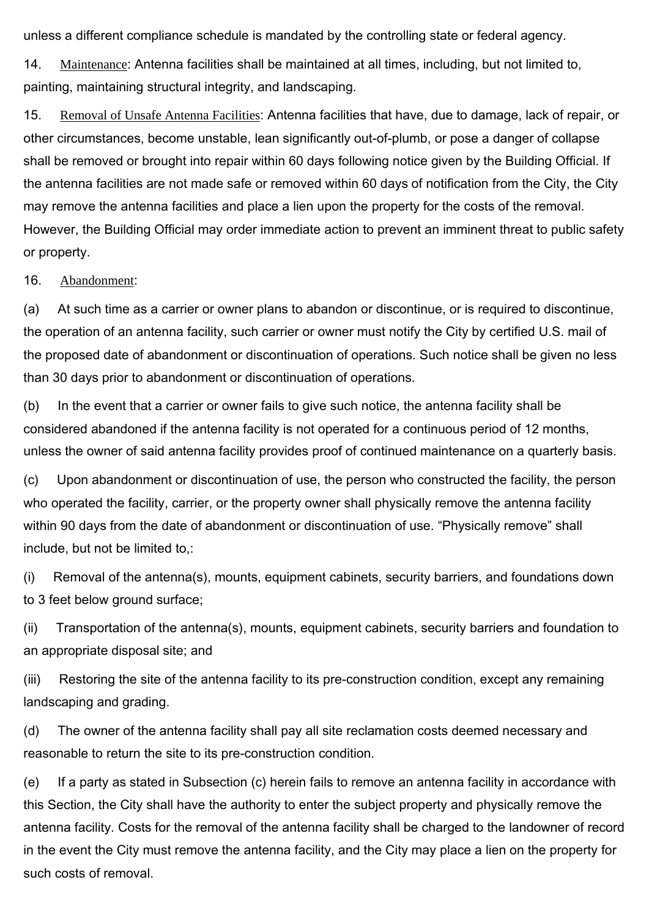unless a different compliance schedule is mandated by the controlling state or federal agency.

14. Maintenance: Antenna facilities shall be maintained at all times, including, but not limited to, painting, maintaining structural integrity, and landscaping.

15. Removal of Unsafe Antenna Facilities: Antenna facilities that have, due to damage, lack of repair, or other circumstances, become unstable, lean significantly out-of-plumb, or pose a danger of collapse shall be removed or brought into repair within 60 days following notice given by the Building Official. If the antenna facilities are not made safe or removed within 60 days of notification from the City, the City may remove the antenna facilities and place a lien upon the property for the costs of the removal. However, the Building Official may order immediate action to prevent an imminent threat to public safety or property.

16. Abandonment:

(a) At such time as a carrier or owner plans to abandon or discontinue, or is required to discontinue, the operation of an antenna facility, such carrier or owner must notify the City by certified U.S. mail of the proposed date of abandonment or discontinuation of operations. Such notice shall be given no less than 30 days prior to abandonment or discontinuation of operations.

(b) In the event that a carrier or owner fails to give such notice, the antenna facility shall be considered abandoned if the antenna facility is not operated for a continuous period of 12 months, unless the owner of said antenna facility provides proof of continued maintenance on a quarterly basis.

(c) Upon abandonment or discontinuation of use, the person who constructed the facility, the person who operated the facility, carrier, or the property owner shall physically remove the antenna facility within 90 days from the date of abandonment or discontinuation of use. "Physically remove" shall include, but not be limited to,:

(i) Removal of the antenna(s), mounts, equipment cabinets, security barriers, and foundations down to 3 feet below ground surface;

(ii) Transportation of the antenna(s), mounts, equipment cabinets, security barriers and foundation to an appropriate disposal site; and

(iii) Restoring the site of the antenna facility to its pre-construction condition, except any remaining landscaping and grading.

(d) The owner of the antenna facility shall pay all site reclamation costs deemed necessary and reasonable to return the site to its pre-construction condition.

(e) If a party as stated in Subsection (c) herein fails to remove an antenna facility in accordance with this Section, the City shall have the authority to enter the subject property and physically remove the antenna facility. Costs for the removal of the antenna facility shall be charged to the landowner of record in the event the City must remove the antenna facility, and the City may place a lien on the property for such costs of removal.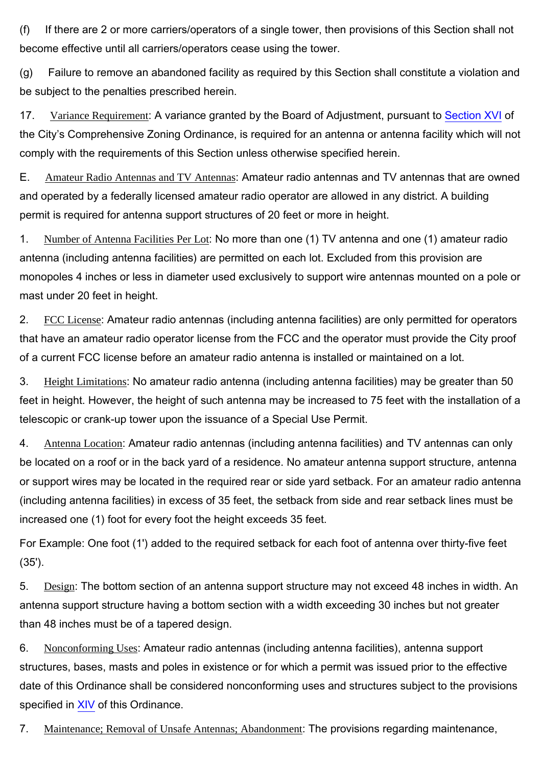(f) If there are 2 or more carriers/operators of a single tower, then provisions of this Section shall not become effective until all carriers/operators cease using the tower.

(g) Failure to remove an abandoned facility as required by this Section shall constitute a violation and be subject to the penalties prescribed herein.

17. Variance Requirement: A variance granted by the Board of Adjustment, pursuant to Section XVI of the City's Comprehensive Zoning Ordinance, is required for an antenna or antenna facility which will not comply with the requirements of this Section unless otherwise specified herein.

E. Amateur Radio Antennas and TV Antennas: Amateur radio antennas and TV antennas that are owned and operated by a federally licensed amateur radio operator are allowed in any district. A building permit is required for antenna support structures of 20 feet or more in height.

1. Number of Antenna Facilities Per Lot: No more than one (1) TV antenna and one (1) amateur radio antenna (including antenna facilities) are permitted on each lot. Excluded from this provision are monopoles 4 inches or less in diameter used exclusively to support wire antennas mounted on a pole or mast under 20 feet in height.

2. FCC License: Amateur radio antennas (including antenna facilities) are only permitted for operators that have an amateur radio operator license from the FCC and the operator must provide the City proof of a current FCC license before an amateur radio antenna is installed or maintained on a lot.

3. Height Limitations: No amateur radio antenna (including antenna facilities) may be greater than 50 feet in height. However, the height of such antenna may be increased to 75 feet with the installation of a telescopic or crank-up tower upon the issuance of a Special Use Permit.

4. Antenna Location: Amateur radio antennas (including antenna facilities) and TV antennas can only be located on a roof or in the back yard of a residence. No amateur antenna support structure, antenna or support wires may be located in the required rear or side yard setback. For an amateur radio antenna (including antenna facilities) in excess of 35 feet, the setback from side and rear setback lines must be increased one (1) foot for every foot the height exceeds 35 feet.

For Example: One foot (1') added to the required setback for each foot of antenna over thirty-five feet (35').

5. Design: The bottom section of an antenna support structure may not exceed 48 inches in width. An antenna support structure having a bottom section with a width exceeding 30 inches but not greater than 48 inches must be of a tapered design.

6. Nonconforming Uses: Amateur radio antennas (including antenna facilities), antenna support structures, bases, masts and poles in existence or for which a permit was issued prior to the effective date of this Ordinance shall be considered nonconforming uses and structures subject to the provisions specified in XIV of this Ordinance.

7. Maintenance; Removal of Unsafe Antennas; Abandonment: The provisions regarding maintenance,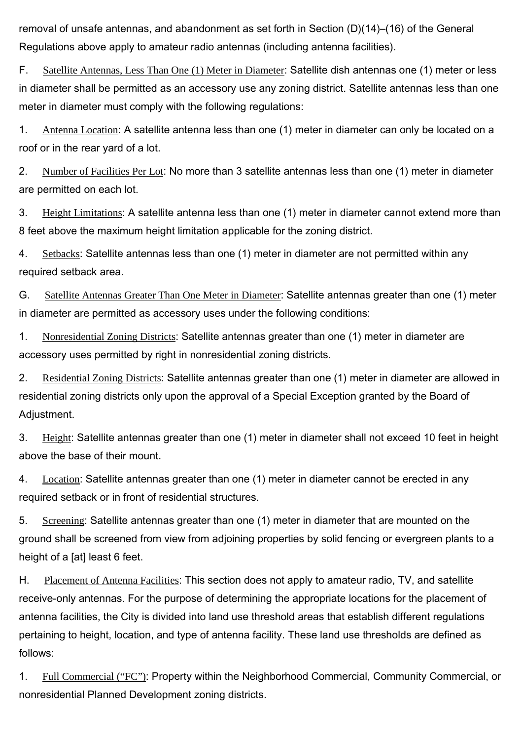removal of unsafe antennas, and abandonment as set forth in Section (D)(14)–(16) of the General Regulations above apply to amateur radio antennas (including antenna facilities).

F. Satellite Antennas, Less Than One (1) Meter in Diameter: Satellite dish antennas one (1) meter or less in diameter shall be permitted as an accessory use any zoning district. Satellite antennas less than one meter in diameter must comply with the following regulations:

1. Antenna Location: A satellite antenna less than one (1) meter in diameter can only be located on a roof or in the rear yard of a lot.

2. Number of Facilities Per Lot: No more than 3 satellite antennas less than one (1) meter in diameter are permitted on each lot.

3. Height Limitations: A satellite antenna less than one (1) meter in diameter cannot extend more than 8 feet above the maximum height limitation applicable for the zoning district.

4. Setbacks: Satellite antennas less than one (1) meter in diameter are not permitted within any required setback area.

G. Satellite Antennas Greater Than One Meter in Diameter: Satellite antennas greater than one (1) meter in diameter are permitted as accessory uses under the following conditions:

1. Nonresidential Zoning Districts: Satellite antennas greater than one (1) meter in diameter are accessory uses permitted by right in nonresidential zoning districts.

2. Residential Zoning Districts: Satellite antennas greater than one (1) meter in diameter are allowed in residential zoning districts only upon the approval of a Special Exception granted by the Board of Adjustment.

3. Height: Satellite antennas greater than one (1) meter in diameter shall not exceed 10 feet in height above the base of their mount.

4. Location: Satellite antennas greater than one (1) meter in diameter cannot be erected in any required setback or in front of residential structures.

5. Screening: Satellite antennas greater than one (1) meter in diameter that are mounted on the ground shall be screened from view from adjoining properties by solid fencing or evergreen plants to a height of a [at] least 6 feet.

H. Placement of Antenna Facilities: This section does not apply to amateur radio, TV, and satellite receive-only antennas. For the purpose of determining the appropriate locations for the placement of antenna facilities, the City is divided into land use threshold areas that establish different regulations pertaining to height, location, and type of antenna facility. These land use thresholds are defined as follows:

1. Full Commercial ("FC"): Property within the Neighborhood Commercial, Community Commercial, or nonresidential Planned Development zoning districts.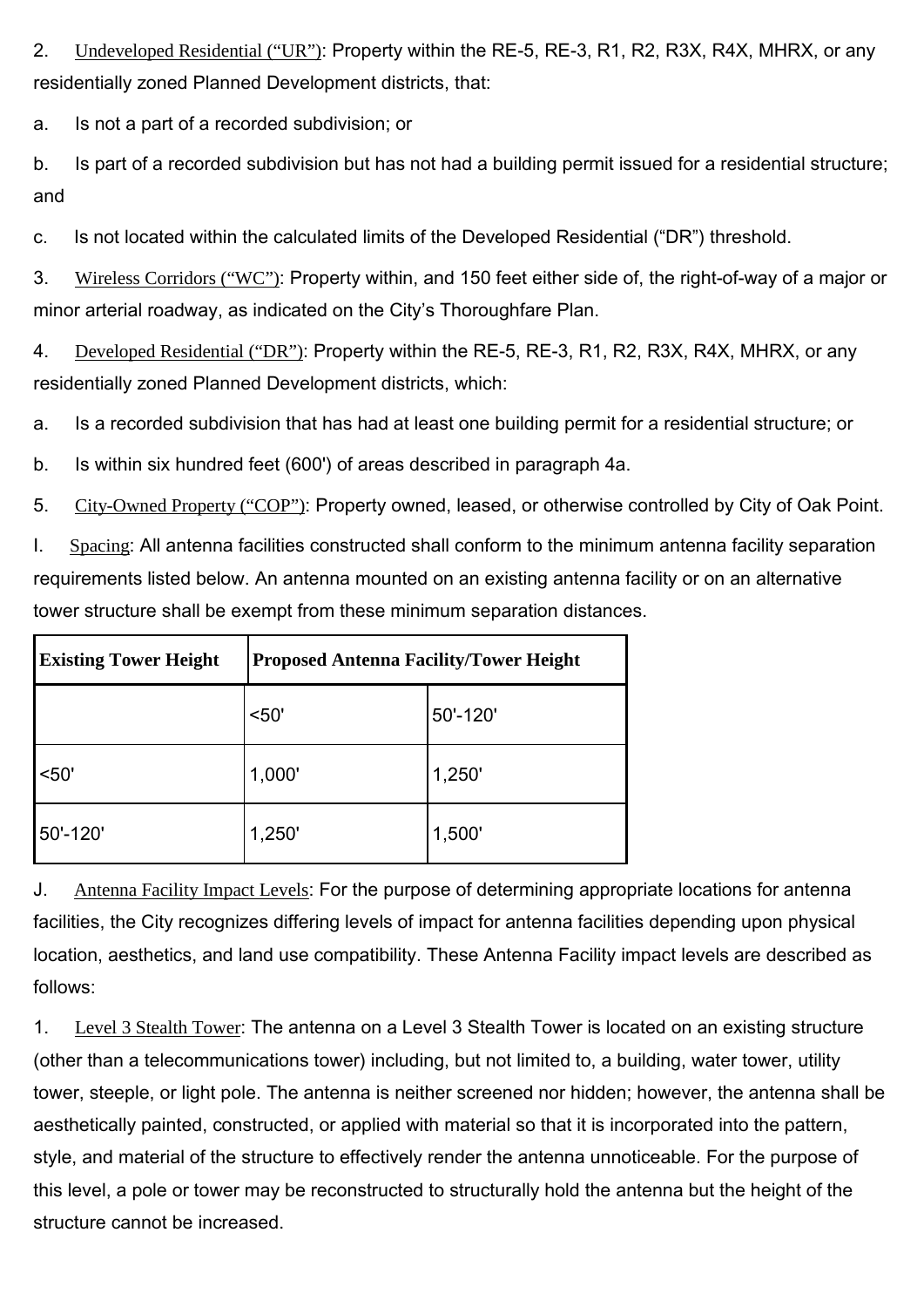2. Undeveloped Residential (“UR”): Property within the RE-5, RE-3, R1, R2, R3X, R4X, MHRX, or any residentially zoned Planned Development districts, that:

a. Is not a part of a recorded subdivision; or

b. Is part of a recorded subdivision but has not had a building permit issued for a residential structure; and

c. Is not located within the calculated limits of the Developed Residential (“DR”) threshold.

3. Wireless Corridors (“WC”): Property within, and 150 feet either side of, the right-of-way of a major or minor arterial roadway, as indicated on the City’s Thoroughfare Plan.

4. Developed Residential (“DR”): Property within the RE-5, RE-3, R1, R2, R3X, R4X, MHRX, or any residentially zoned Planned Development districts, which:

a. Is a recorded subdivision that has had at least one building permit for a residential structure; or

b. Is within six hundred feet (600') of areas described in paragraph 4a.

5. City-Owned Property (“COP”): Property owned, leased, or otherwise controlled by City of Oak Point.

I. Spacing: All antenna facilities constructed shall conform to the minimum antenna facility separation requirements listed below. An antenna mounted on an existing antenna facility or on an alternative tower structure shall be exempt from these minimum separation distances.

| **Existing Tower Height** | **Proposed Antenna Facility/Tower Height** | |
|---|---|---|
| | <50' | 50'-120' |
| <50' | 1,000' | 1,250' |
| 50'-120' | 1,250' | 1,500' |

J. Antenna Facility Impact Levels: For the purpose of determining appropriate locations for antenna facilities, the City recognizes differing levels of impact for antenna facilities depending upon physical location, aesthetics, and land use compatibility. These Antenna Facility impact levels are described as follows:

1. Level 3 Stealth Tower: The antenna on a Level 3 Stealth Tower is located on an existing structure (other than a telecommunications tower) including, but not limited to, a building, water tower, utility tower, steeple, or light pole. The antenna is neither screened nor hidden; however, the antenna shall be aesthetically painted, constructed, or applied with material so that it is incorporated into the pattern, style, and material of the structure to effectively render the antenna unnoticeable. For the purpose of this level, a pole or tower may be reconstructed to structurally hold the antenna but the height of the structure cannot be increased.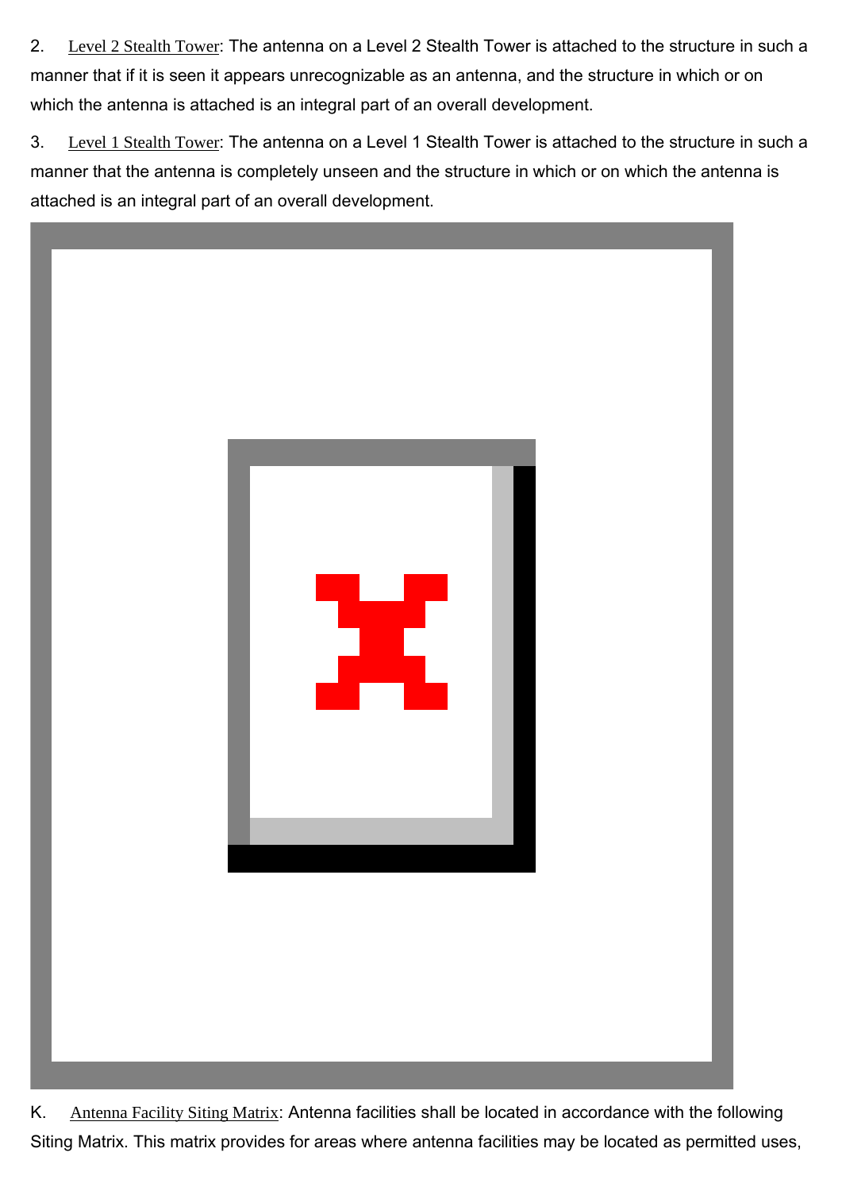2. Level 2 Stealth Tower: The antenna on a Level 2 Stealth Tower is attached to the structure in such a manner that if it is seen it appears unrecognizable as an antenna, and the structure in which or on which the antenna is attached is an integral part of an overall development.

3. Level 1 Stealth Tower: The antenna on a Level 1 Stealth Tower is attached to the structure in such a manner that the antenna is completely unseen and the structure in which or on which the antenna is attached is an integral part of an overall development.

K. Antenna Facility Siting Matrix: Antenna facilities shall be located in accordance with the following Siting Matrix. This matrix provides for areas where antenna facilities may be located as permitted uses,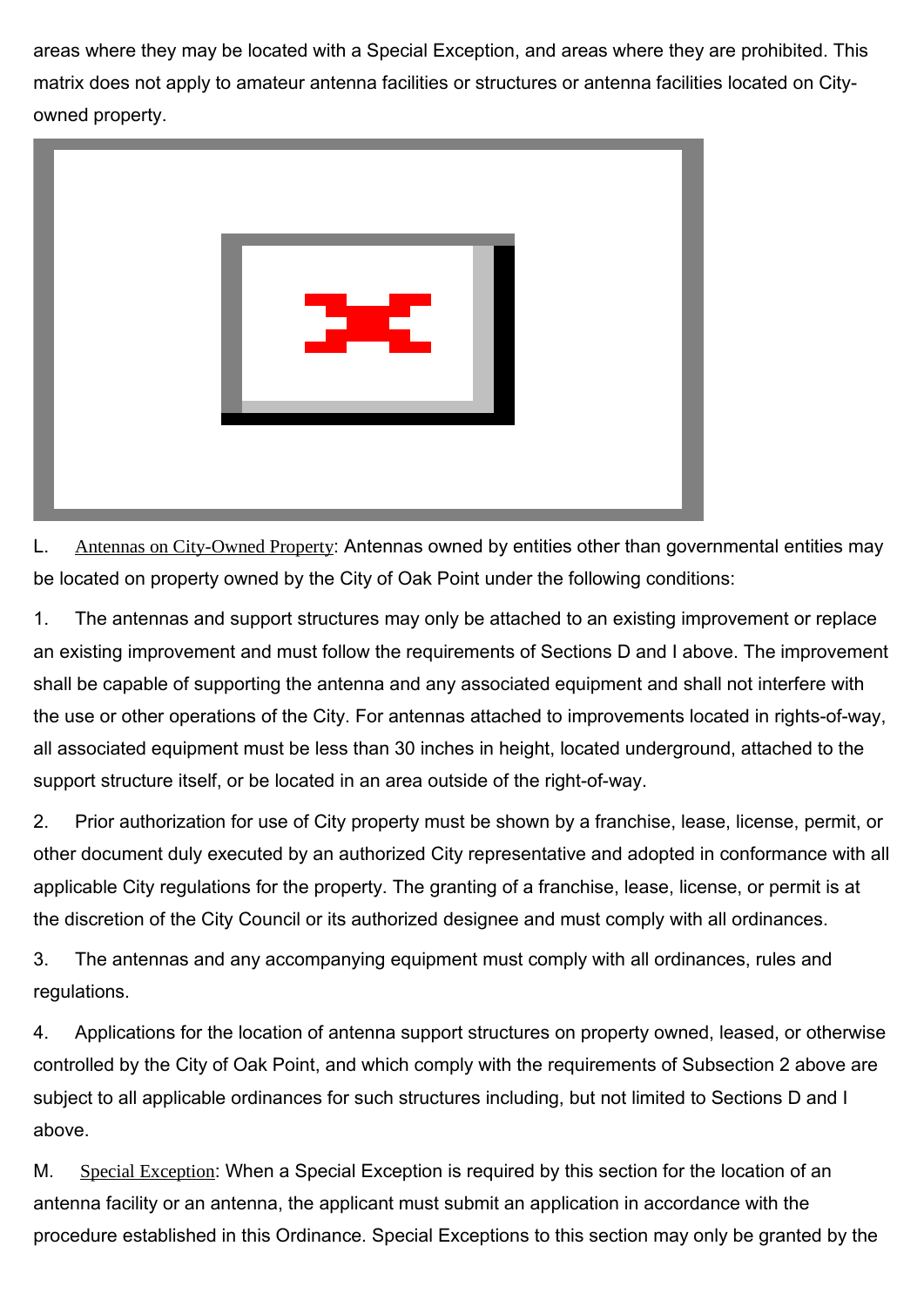areas where they may be located with a Special Exception, and areas where they are prohibited. This matrix does not apply to amateur antenna facilities or structures or antenna facilities located on City-owned property.

L. Antennas on City-Owned Property: Antennas owned by entities other than governmental entities may be located on property owned by the City of Oak Point under the following conditions:

1. The antennas and support structures may only be attached to an existing improvement or replace an existing improvement and must follow the requirements of Sections D and I above. The improvement shall be capable of supporting the antenna and any associated equipment and shall not interfere with the use or other operations of the City. For antennas attached to improvements located in rights-of-way, all associated equipment must be less than 30 inches in height, located underground, attached to the support structure itself, or be located in an area outside of the right-of-way.

2. Prior authorization for use of City property must be shown by a franchise, lease, license, permit, or other document duly executed by an authorized City representative and adopted in conformance with all applicable City regulations for the property. The granting of a franchise, lease, license, or permit is at the discretion of the City Council or its authorized designee and must comply with all ordinances.

3. The antennas and any accompanying equipment must comply with all ordinances, rules and regulations.

4. Applications for the location of antenna support structures on property owned, leased, or otherwise controlled by the City of Oak Point, and which comply with the requirements of Subsection 2 above are subject to all applicable ordinances for such structures including, but not limited to Sections D and I above.

M. Special Exception: When a Special Exception is required by this section for the location of an antenna facility or an antenna, the applicant must submit an application in accordance with the procedure established in this Ordinance. Special Exceptions to this section may only be granted by the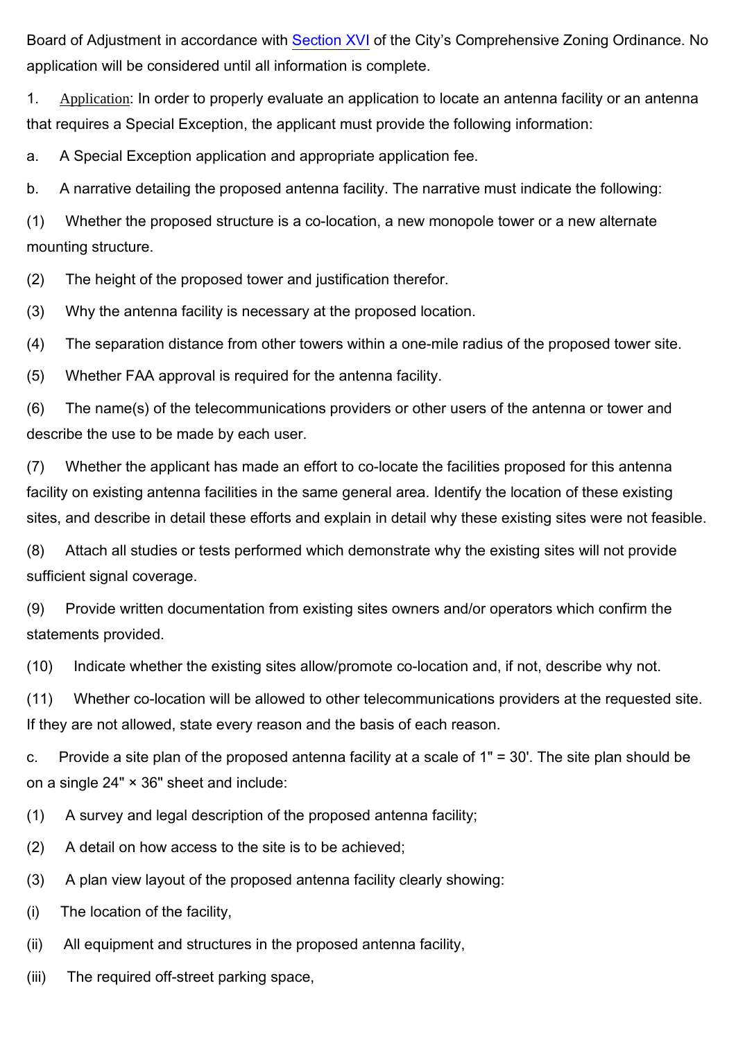Board of Adjustment in accordance with Section XVI of the City's Comprehensive Zoning Ordinance. No application will be considered until all information is complete.

1. Application: In order to properly evaluate an application to locate an antenna facility or an antenna that requires a Special Exception, the applicant must provide the following information:

a. A Special Exception application and appropriate application fee.

b. A narrative detailing the proposed antenna facility. The narrative must indicate the following:

(1) Whether the proposed structure is a co-location, a new monopole tower or a new alternate mounting structure.

(2) The height of the proposed tower and justification therefor.

(3) Why the antenna facility is necessary at the proposed location.

(4) The separation distance from other towers within a one-mile radius of the proposed tower site.

(5) Whether FAA approval is required for the antenna facility.

(6) The name(s) of the telecommunications providers or other users of the antenna or tower and describe the use to be made by each user.

(7) Whether the applicant has made an effort to co-locate the facilities proposed for this antenna facility on existing antenna facilities in the same general area. Identify the location of these existing sites, and describe in detail these efforts and explain in detail why these existing sites were not feasible.

(8) Attach all studies or tests performed which demonstrate why the existing sites will not provide sufficient signal coverage.

(9) Provide written documentation from existing sites owners and/or operators which confirm the statements provided.

(10) Indicate whether the existing sites allow/promote co-location and, if not, describe why not.

(11) Whether co-location will be allowed to other telecommunications providers at the requested site. If they are not allowed, state every reason and the basis of each reason.

c. Provide a site plan of the proposed antenna facility at a scale of 1" = 30'. The site plan should be on a single 24" × 36" sheet and include:

(1) A survey and legal description of the proposed antenna facility;

(2) A detail on how access to the site is to be achieved;

(3) A plan view layout of the proposed antenna facility clearly showing:

(i) The location of the facility,

(ii) All equipment and structures in the proposed antenna facility,

(iii) The required off-street parking space,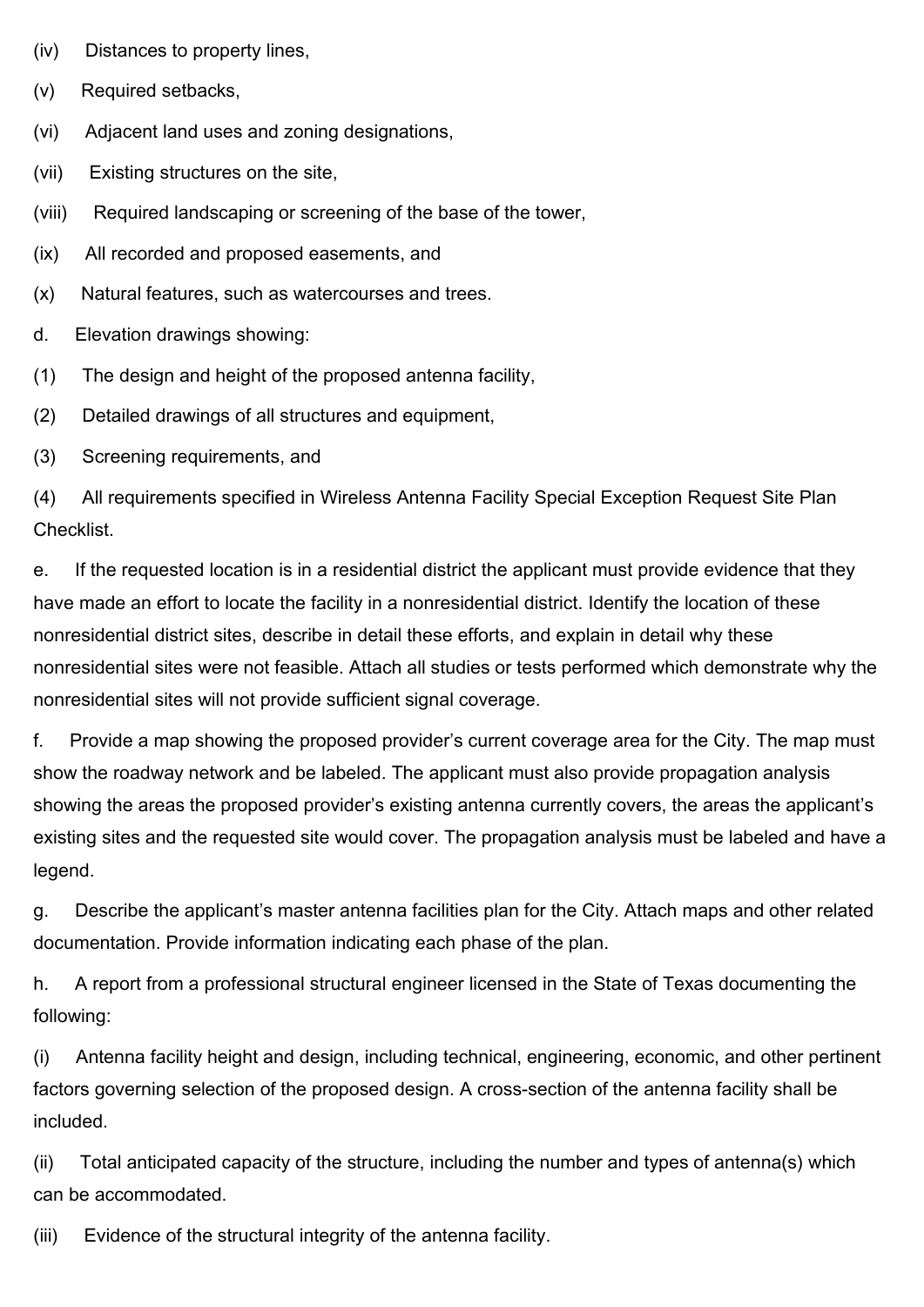(iv) Distances to property lines,

(v) Required setbacks,

(vi) Adjacent land uses and zoning designations,

(vii) Existing structures on the site,

(viii) Required landscaping or screening of the base of the tower,

(ix) All recorded and proposed easements, and

(x) Natural features, such as watercourses and trees.

d. Elevation drawings showing:

(1) The design and height of the proposed antenna facility,

(2) Detailed drawings of all structures and equipment,

(3) Screening requirements, and

(4) All requirements specified in Wireless Antenna Facility Special Exception Request Site Plan Checklist.

e. If the requested location is in a residential district the applicant must provide evidence that they have made an effort to locate the facility in a nonresidential district. Identify the location of these nonresidential district sites, describe in detail these efforts, and explain in detail why these nonresidential sites were not feasible. Attach all studies or tests performed which demonstrate why the nonresidential sites will not provide sufficient signal coverage.

f. Provide a map showing the proposed provider's current coverage area for the City. The map must show the roadway network and be labeled. The applicant must also provide propagation analysis showing the areas the proposed provider's existing antenna currently covers, the areas the applicant's existing sites and the requested site would cover. The propagation analysis must be labeled and have a legend.

g. Describe the applicant's master antenna facilities plan for the City. Attach maps and other related documentation. Provide information indicating each phase of the plan.

h. A report from a professional structural engineer licensed in the State of Texas documenting the following:

(i) Antenna facility height and design, including technical, engineering, economic, and other pertinent factors governing selection of the proposed design. A cross-section of the antenna facility shall be included.

(ii) Total anticipated capacity of the structure, including the number and types of antenna(s) which can be accommodated.

(iii) Evidence of the structural integrity of the antenna facility.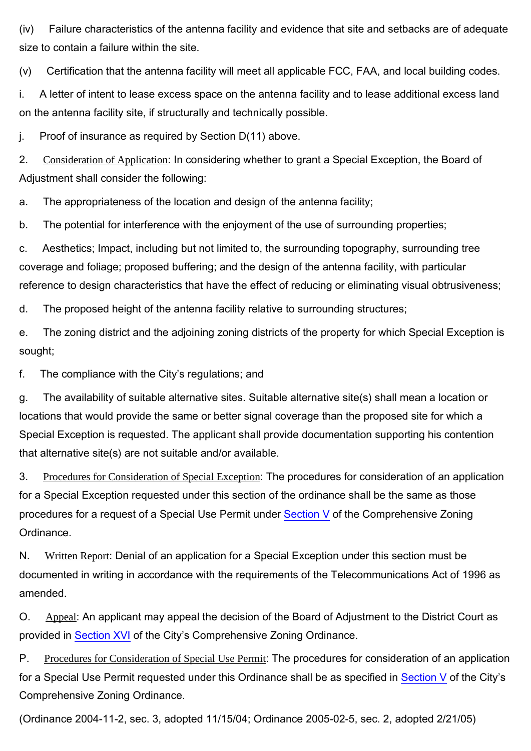(iv) Failure characteristics of the antenna facility and evidence that site and setbacks are of adequate size to contain a failure within the site.

(v) Certification that the antenna facility will meet all applicable FCC, FAA, and local building codes.

i. A letter of intent to lease excess space on the antenna facility and to lease additional excess land on the antenna facility site, if structurally and technically possible.

j. Proof of insurance as required by Section D(11) above.

2. Consideration of Application: In considering whether to grant a Special Exception, the Board of Adjustment shall consider the following:

a. The appropriateness of the location and design of the antenna facility;

b. The potential for interference with the enjoyment of the use of surrounding properties;

c. Aesthetics; Impact, including but not limited to, the surrounding topography, surrounding tree coverage and foliage; proposed buffering; and the design of the antenna facility, with particular reference to design characteristics that have the effect of reducing or eliminating visual obtrusiveness;

d. The proposed height of the antenna facility relative to surrounding structures;

e. The zoning district and the adjoining zoning districts of the property for which Special Exception is sought;

f. The compliance with the City's regulations; and

g. The availability of suitable alternative sites. Suitable alternative site(s) shall mean a location or locations that would provide the same or better signal coverage than the proposed site for which a Special Exception is requested. The applicant shall provide documentation supporting his contention that alternative site(s) are not suitable and/or available.

3. Procedures for Consideration of Special Exception: The procedures for consideration of an application for a Special Exception requested under this section of the ordinance shall be the same as those procedures for a request of a Special Use Permit under Section V of the Comprehensive Zoning Ordinance.

N. Written Report: Denial of an application for a Special Exception under this section must be documented in writing in accordance with the requirements of the Telecommunications Act of 1996 as amended.

O. Appeal: An applicant may appeal the decision of the Board of Adjustment to the District Court as provided in Section XVI of the City's Comprehensive Zoning Ordinance.

P. Procedures for Consideration of Special Use Permit: The procedures for consideration of an application for a Special Use Permit requested under this Ordinance shall be as specified in Section V of the City's Comprehensive Zoning Ordinance.

(Ordinance 2004-11-2, sec. 3, adopted 11/15/04; Ordinance 2005-02-5, sec. 2, adopted 2/21/05)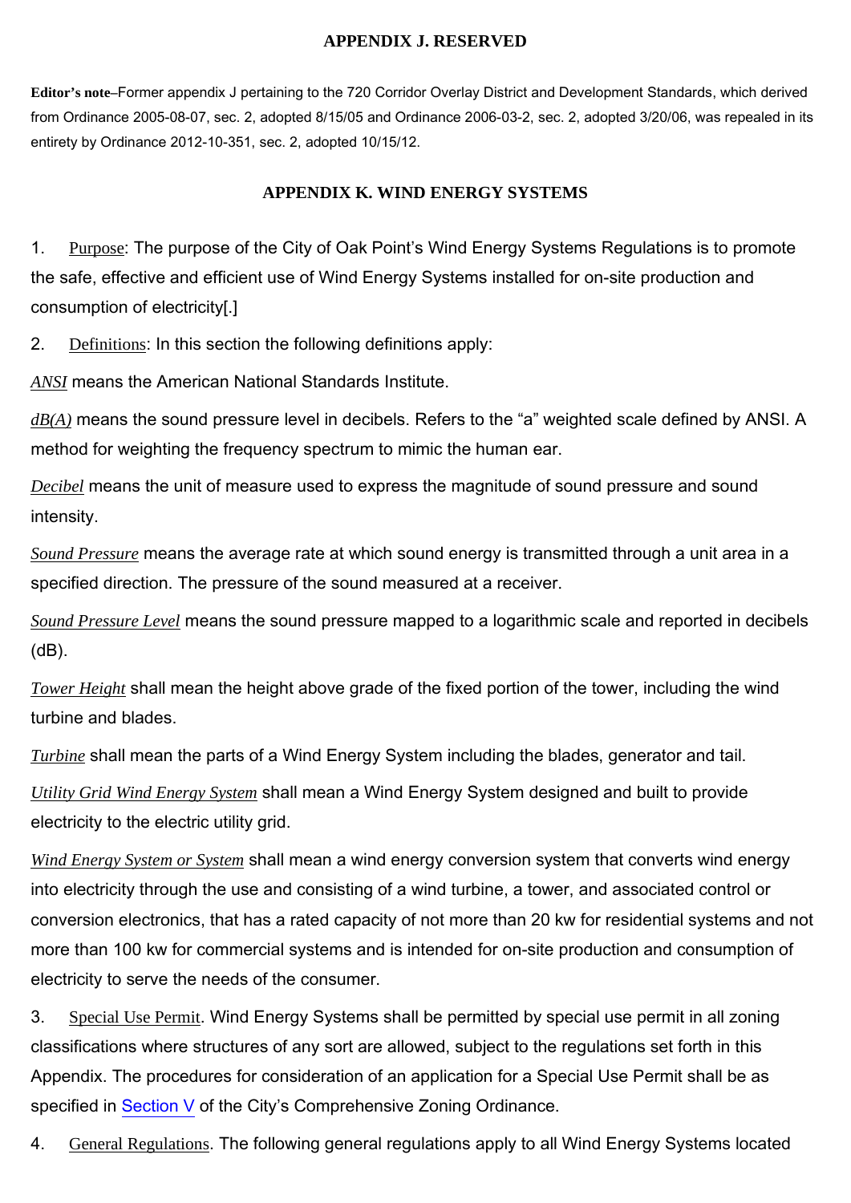## APPENDIX J. RESERVED

**Editor's note**–Former appendix J pertaining to the 720 Corridor Overlay District and Development Standards, which derived from Ordinance 2005-08-07, sec. 2, adopted 8/15/05 and Ordinance 2006-03-2, sec. 2, adopted 3/20/06, was repealed in its entirety by Ordinance 2012-10-351, sec. 2, adopted 10/15/12.

## APPENDIX K. WIND ENERGY SYSTEMS

1. Purpose: The purpose of the City of Oak Point's Wind Energy Systems Regulations is to promote the safe, effective and efficient use of Wind Energy Systems installed for on-site production and consumption of electricity[.]

2. Definitions: In this section the following definitions apply:

*ANSI* means the American National Standards Institute.

*dB(A)* means the sound pressure level in decibels. Refers to the "a" weighted scale defined by ANSI. A method for weighting the frequency spectrum to mimic the human ear.

*Decibel* means the unit of measure used to express the magnitude of sound pressure and sound intensity.

*Sound Pressure* means the average rate at which sound energy is transmitted through a unit area in a specified direction. The pressure of the sound measured at a receiver.

*Sound Pressure Level* means the sound pressure mapped to a logarithmic scale and reported in decibels (dB).

*Tower Height* shall mean the height above grade of the fixed portion of the tower, including the wind turbine and blades.

*Turbine* shall mean the parts of a Wind Energy System including the blades, generator and tail.

*Utility Grid Wind Energy System* shall mean a Wind Energy System designed and built to provide electricity to the electric utility grid.

*Wind Energy System or System* shall mean a wind energy conversion system that converts wind energy into electricity through the use and consisting of a wind turbine, a tower, and associated control or conversion electronics, that has a rated capacity of not more than 20 kw for residential systems and not more than 100 kw for commercial systems and is intended for on-site production and consumption of electricity to serve the needs of the consumer.

3. Special Use Permit. Wind Energy Systems shall be permitted by special use permit in all zoning classifications where structures of any sort are allowed, subject to the regulations set forth in this Appendix. The procedures for consideration of an application for a Special Use Permit shall be as specified in Section V of the City's Comprehensive Zoning Ordinance.

4. General Regulations. The following general regulations apply to all Wind Energy Systems located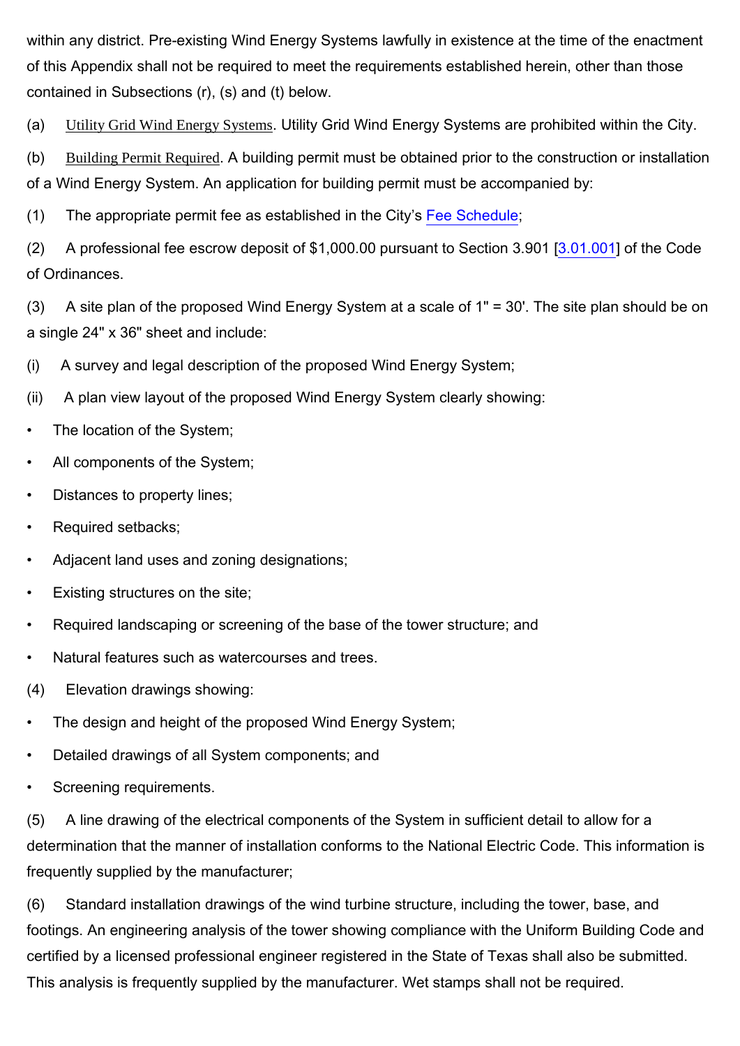within any district. Pre-existing Wind Energy Systems lawfully in existence at the time of the enactment of this Appendix shall not be required to meet the requirements established herein, other than those contained in Subsections (r), (s) and (t) below.

(a) Utility Grid Wind Energy Systems. Utility Grid Wind Energy Systems are prohibited within the City.

(b) Building Permit Required. A building permit must be obtained prior to the construction or installation of a Wind Energy System. An application for building permit must be accompanied by:

(1) The appropriate permit fee as established in the City's Fee Schedule;

(2) A professional fee escrow deposit of $1,000.00 pursuant to Section 3.901 [3.01.001] of the Code of Ordinances.

(3) A site plan of the proposed Wind Energy System at a scale of 1" = 30'. The site plan should be on a single 24" x 36" sheet and include:

(i) A survey and legal description of the proposed Wind Energy System;

(ii) A plan view layout of the proposed Wind Energy System clearly showing:

- The location of the System;
- All components of the System;
- Distances to property lines;
- Required setbacks;
- Adjacent land uses and zoning designations;
- Existing structures on the site;
- Required landscaping or screening of the base of the tower structure; and
- Natural features such as watercourses and trees.

(4) Elevation drawings showing:

- The design and height of the proposed Wind Energy System;
- Detailed drawings of all System components; and
- Screening requirements.

(5) A line drawing of the electrical components of the System in sufficient detail to allow for a determination that the manner of installation conforms to the National Electric Code. This information is frequently supplied by the manufacturer;

(6) Standard installation drawings of the wind turbine structure, including the tower, base, and footings. An engineering analysis of the tower showing compliance with the Uniform Building Code and certified by a licensed professional engineer registered in the State of Texas shall also be submitted. This analysis is frequently supplied by the manufacturer. Wet stamps shall not be required.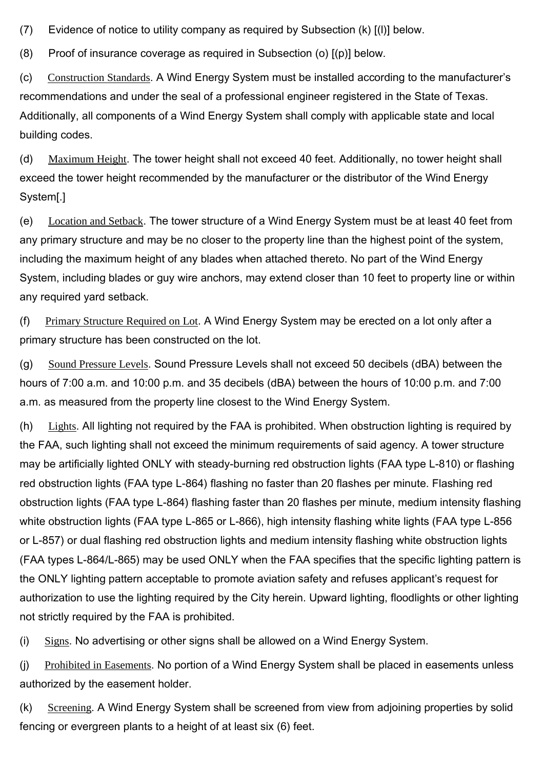(7) Evidence of notice to utility company as required by Subsection (k) [(l)] below.

(8) Proof of insurance coverage as required in Subsection (o) [(p)] below.

(c) Construction Standards. A Wind Energy System must be installed according to the manufacturer's recommendations and under the seal of a professional engineer registered in the State of Texas. Additionally, all components of a Wind Energy System shall comply with applicable state and local building codes.

(d) Maximum Height. The tower height shall not exceed 40 feet. Additionally, no tower height shall exceed the tower height recommended by the manufacturer or the distributor of the Wind Energy System[.]

(e) Location and Setback. The tower structure of a Wind Energy System must be at least 40 feet from any primary structure and may be no closer to the property line than the highest point of the system, including the maximum height of any blades when attached thereto. No part of the Wind Energy System, including blades or guy wire anchors, may extend closer than 10 feet to property line or within any required yard setback.

(f) Primary Structure Required on Lot. A Wind Energy System may be erected on a lot only after a primary structure has been constructed on the lot.

(g) Sound Pressure Levels. Sound Pressure Levels shall not exceed 50 decibels (dBA) between the hours of 7:00 a.m. and 10:00 p.m. and 35 decibels (dBA) between the hours of 10:00 p.m. and 7:00 a.m. as measured from the property line closest to the Wind Energy System.

(h) Lights. All lighting not required by the FAA is prohibited. When obstruction lighting is required by the FAA, such lighting shall not exceed the minimum requirements of said agency. A tower structure may be artificially lighted ONLY with steady-burning red obstruction lights (FAA type L-810) or flashing red obstruction lights (FAA type L-864) flashing no faster than 20 flashes per minute. Flashing red obstruction lights (FAA type L-864) flashing faster than 20 flashes per minute, medium intensity flashing white obstruction lights (FAA type L-865 or L-866), high intensity flashing white lights (FAA type L-856 or L-857) or dual flashing red obstruction lights and medium intensity flashing white obstruction lights (FAA types L-864/L-865) may be used ONLY when the FAA specifies that the specific lighting pattern is the ONLY lighting pattern acceptable to promote aviation safety and refuses applicant's request for authorization to use the lighting required by the City herein. Upward lighting, floodlights or other lighting not strictly required by the FAA is prohibited.

(i) Signs. No advertising or other signs shall be allowed on a Wind Energy System.

(j) Prohibited in Easements. No portion of a Wind Energy System shall be placed in easements unless authorized by the easement holder.

(k) Screening. A Wind Energy System shall be screened from view from adjoining properties by solid fencing or evergreen plants to a height of at least six (6) feet.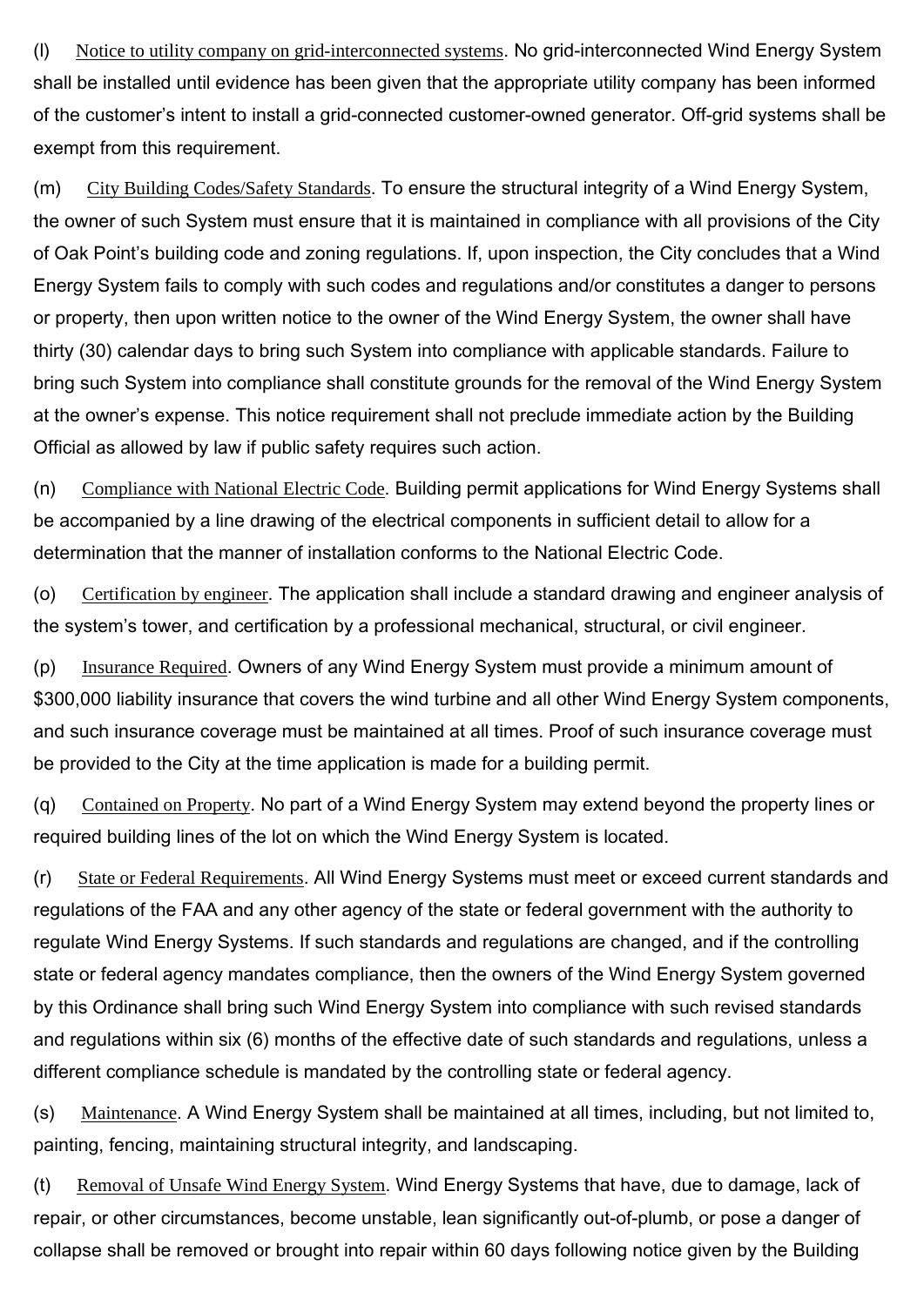(l) Notice to utility company on grid-interconnected systems. No grid-interconnected Wind Energy System shall be installed until evidence has been given that the appropriate utility company has been informed of the customer's intent to install a grid-connected customer-owned generator. Off-grid systems shall be exempt from this requirement.

(m) City Building Codes/Safety Standards. To ensure the structural integrity of a Wind Energy System, the owner of such System must ensure that it is maintained in compliance with all provisions of the City of Oak Point's building code and zoning regulations. If, upon inspection, the City concludes that a Wind Energy System fails to comply with such codes and regulations and/or constitutes a danger to persons or property, then upon written notice to the owner of the Wind Energy System, the owner shall have thirty (30) calendar days to bring such System into compliance with applicable standards. Failure to bring such System into compliance shall constitute grounds for the removal of the Wind Energy System at the owner's expense. This notice requirement shall not preclude immediate action by the Building Official as allowed by law if public safety requires such action.

(n) Compliance with National Electric Code. Building permit applications for Wind Energy Systems shall be accompanied by a line drawing of the electrical components in sufficient detail to allow for a determination that the manner of installation conforms to the National Electric Code.

(o) Certification by engineer. The application shall include a standard drawing and engineer analysis of the system's tower, and certification by a professional mechanical, structural, or civil engineer.

(p) Insurance Required. Owners of any Wind Energy System must provide a minimum amount of $300,000 liability insurance that covers the wind turbine and all other Wind Energy System components, and such insurance coverage must be maintained at all times. Proof of such insurance coverage must be provided to the City at the time application is made for a building permit.

(q) Contained on Property. No part of a Wind Energy System may extend beyond the property lines or required building lines of the lot on which the Wind Energy System is located.

(r) State or Federal Requirements. All Wind Energy Systems must meet or exceed current standards and regulations of the FAA and any other agency of the state or federal government with the authority to regulate Wind Energy Systems. If such standards and regulations are changed, and if the controlling state or federal agency mandates compliance, then the owners of the Wind Energy System governed by this Ordinance shall bring such Wind Energy System into compliance with such revised standards and regulations within six (6) months of the effective date of such standards and regulations, unless a different compliance schedule is mandated by the controlling state or federal agency.

(s) Maintenance. A Wind Energy System shall be maintained at all times, including, but not limited to, painting, fencing, maintaining structural integrity, and landscaping.

(t) Removal of Unsafe Wind Energy System. Wind Energy Systems that have, due to damage, lack of repair, or other circumstances, become unstable, lean significantly out-of-plumb, or pose a danger of collapse shall be removed or brought into repair within 60 days following notice given by the Building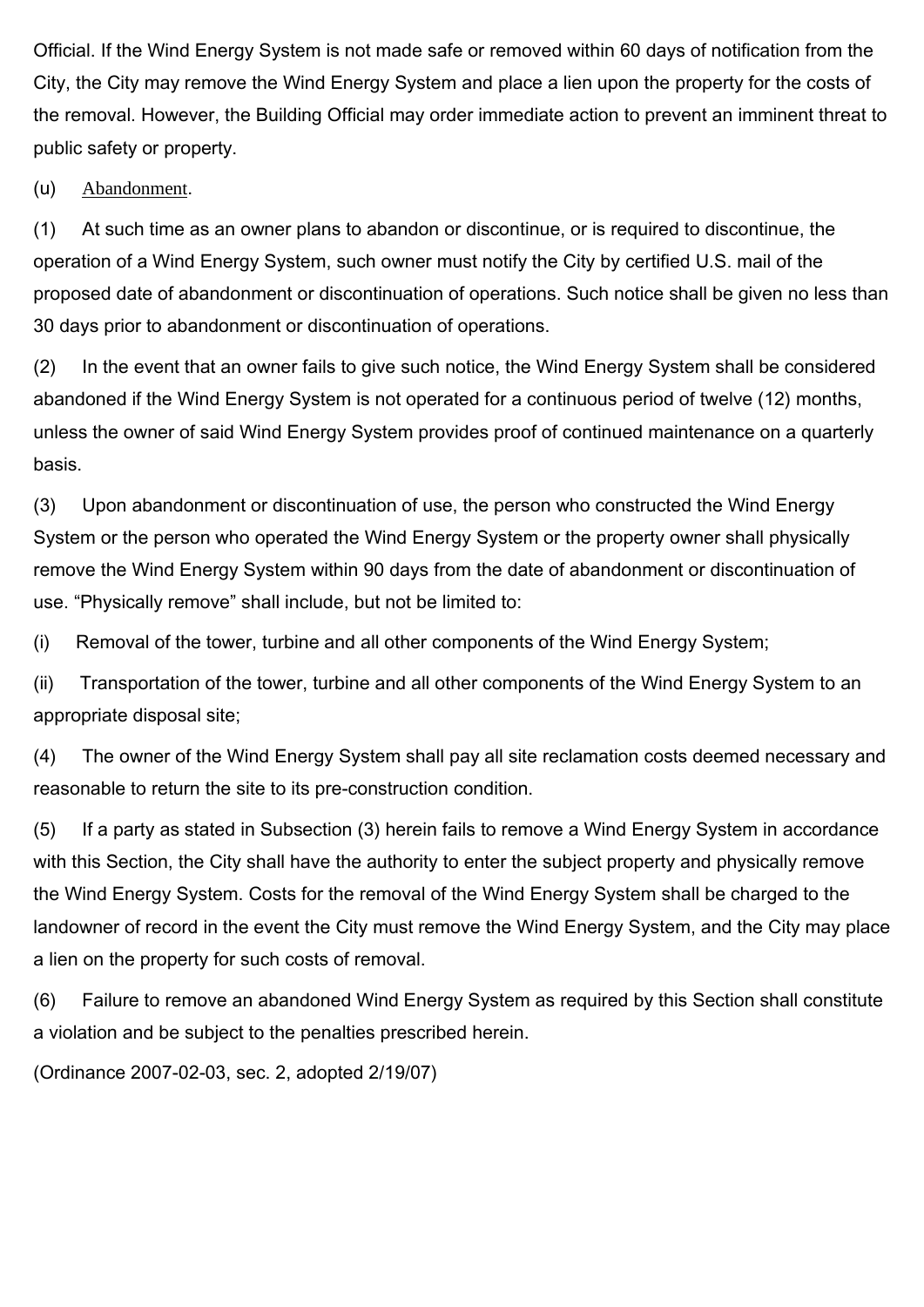Official. If the Wind Energy System is not made safe or removed within 60 days of notification from the City, the City may remove the Wind Energy System and place a lien upon the property for the costs of the removal. However, the Building Official may order immediate action to prevent an imminent threat to public safety or property.

(u) Abandonment.

(1) At such time as an owner plans to abandon or discontinue, or is required to discontinue, the operation of a Wind Energy System, such owner must notify the City by certified U.S. mail of the proposed date of abandonment or discontinuation of operations. Such notice shall be given no less than 30 days prior to abandonment or discontinuation of operations.

(2) In the event that an owner fails to give such notice, the Wind Energy System shall be considered abandoned if the Wind Energy System is not operated for a continuous period of twelve (12) months, unless the owner of said Wind Energy System provides proof of continued maintenance on a quarterly basis.

(3) Upon abandonment or discontinuation of use, the person who constructed the Wind Energy System or the person who operated the Wind Energy System or the property owner shall physically remove the Wind Energy System within 90 days from the date of abandonment or discontinuation of use. “Physically remove” shall include, but not be limited to:

(i) Removal of the tower, turbine and all other components of the Wind Energy System;

(ii) Transportation of the tower, turbine and all other components of the Wind Energy System to an appropriate disposal site;

(4) The owner of the Wind Energy System shall pay all site reclamation costs deemed necessary and reasonable to return the site to its pre-construction condition.

(5) If a party as stated in Subsection (3) herein fails to remove a Wind Energy System in accordance with this Section, the City shall have the authority to enter the subject property and physically remove the Wind Energy System. Costs for the removal of the Wind Energy System shall be charged to the landowner of record in the event the City must remove the Wind Energy System, and the City may place a lien on the property for such costs of removal.

(6) Failure to remove an abandoned Wind Energy System as required by this Section shall constitute a violation and be subject to the penalties prescribed herein.

(Ordinance 2007-02-03, sec. 2, adopted 2/19/07)